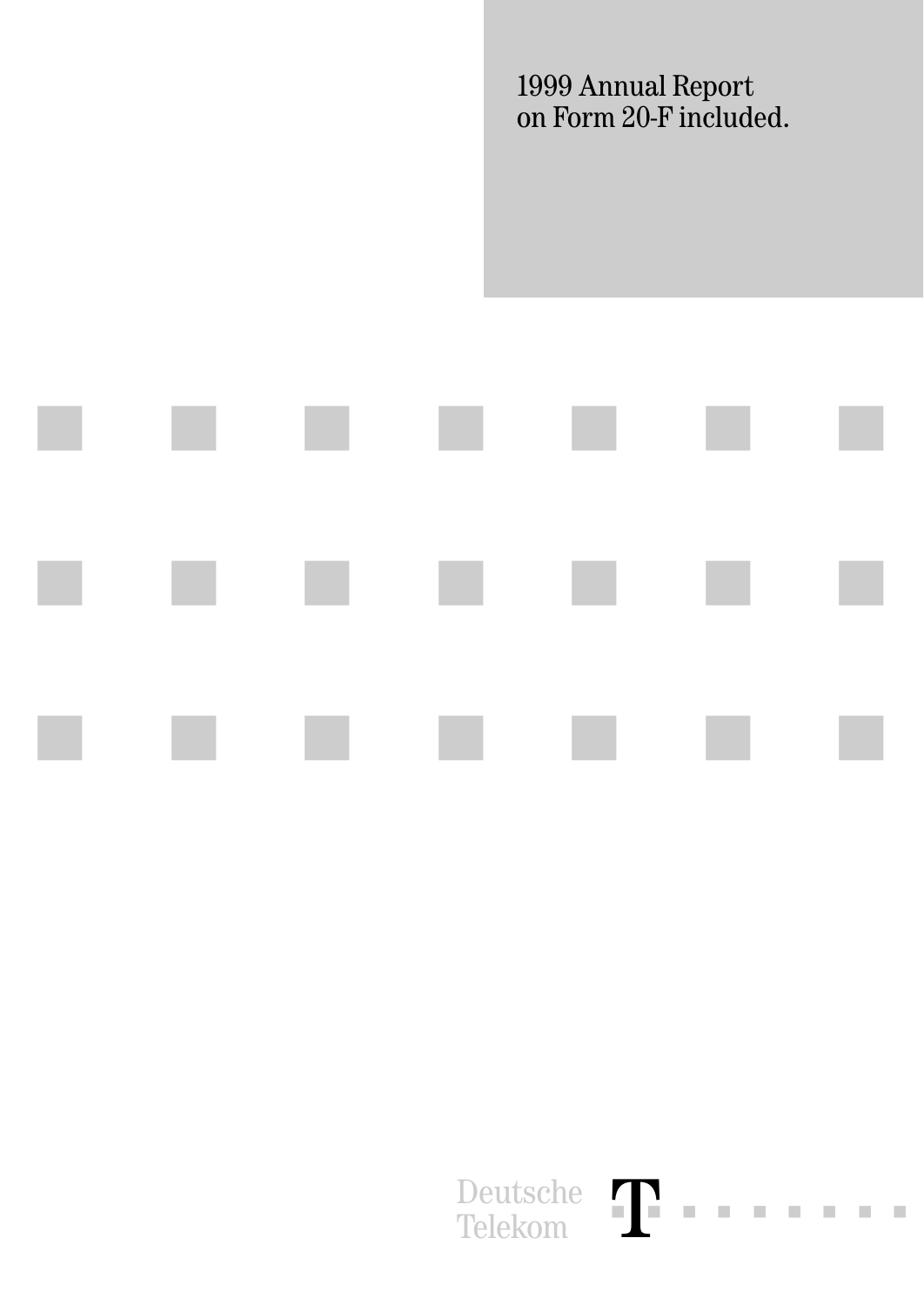1999 Annual Report
on Form 20-F included.

Deutsche
Telekom

T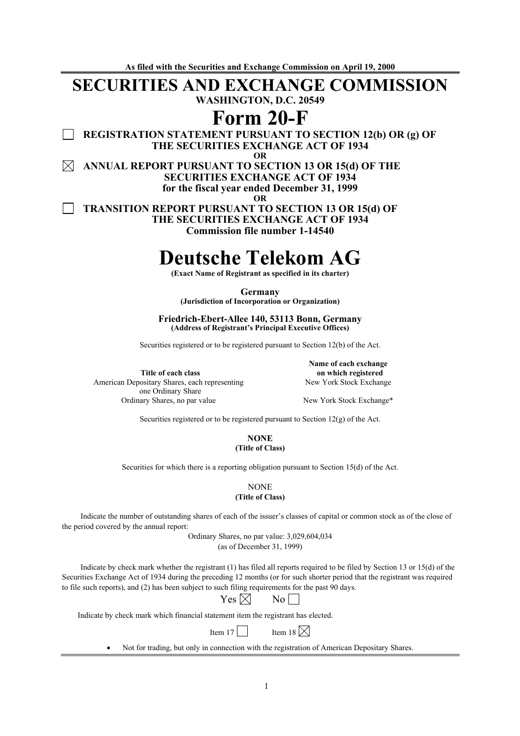**As filed with the Securities and Exchange Commission on April 19, 2000**

# SECURITIES AND EXCHANGE COMMISSION

**WASHINGTON, D.C. 20549**

# Form 20-F

☐ **REGISTRATION STATEMENT PURSUANT TO SECTION 12(b) OR (g) OF THE SECURITIES EXCHANGE ACT OF 1934**

**OR**

☒ **ANNUAL REPORT PURSUANT TO SECTION 13 OR 15(d) OF THE SECURITIES EXCHANGE ACT OF 1934**
**for the fiscal year ended December 31, 1999**

**OR**

☐ **TRANSITION REPORT PURSUANT TO SECTION 13 OR 15(d) OF THE SECURITIES EXCHANGE ACT OF 1934**

**Commission file number 1-14540**

# Deutsche Telekom AG

**(Exact Name of Registrant as specified in its charter)**

**Germany**
**(Jurisdiction of Incorporation or Organization)**

**Friedrich-Ebert-Allee 140, 53113 Bonn, Germany**
**(Address of Registrant's Principal Executive Offices)**

Securities registered or to be registered pursuant to Section 12(b) of the Act.

| Title of each class | Name of each exchange on which registered |
|---|---|
| American Depositary Shares, each representing one Ordinary Share | New York Stock Exchange |
| Ordinary Shares, no par value | New York Stock Exchange* |

Securities registered or to be registered pursuant to Section 12(g) of the Act.

**NONE**
**(Title of Class)**

Securities for which there is a reporting obligation pursuant to Section 15(d) of the Act.

NONE
**(Title of Class)**

Indicate the number of outstanding shares of each of the issuer's classes of capital or common stock as of the close of the period covered by the annual report:

Ordinary Shares, no par value: 3,029,604,034
(as of December 31, 1999)

Indicate by check mark whether the registrant (1) has filed all reports required to be filed by Section 13 or 15(d) of the Securities Exchange Act of 1934 during the preceding 12 months (or for such shorter period that the registrant was required to file such reports), and (2) has been subject to such filing requirements for the past 90 days.

Yes ☒ No ☐

Indicate by check mark which financial statement item the registrant has elected.

Item 17 ☐ Item 18 ☒

- Not for trading, but only in connection with the registration of American Depositary Shares.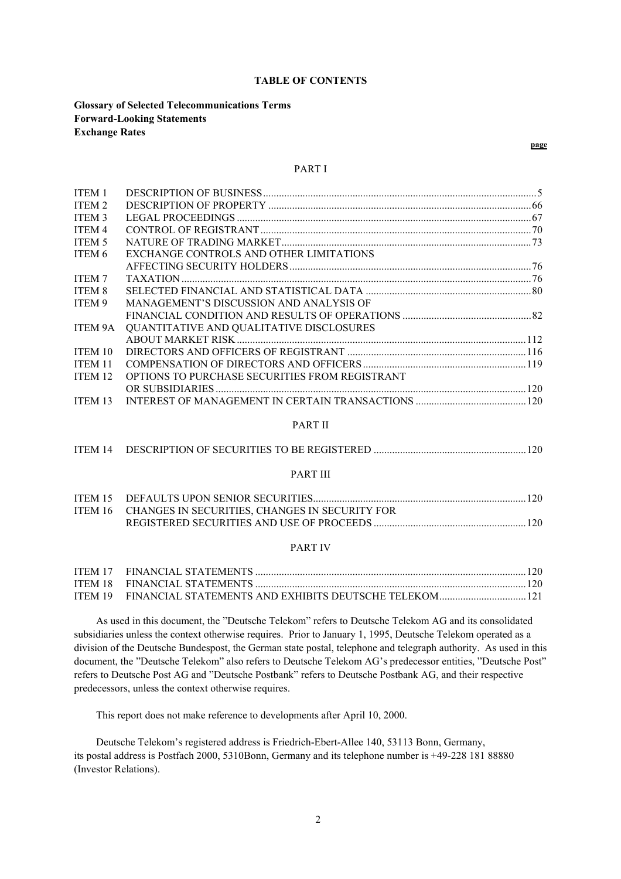# TABLE OF CONTENTS

**Glossary of Selected Telecommunications Terms**
**Forward-Looking Statements**
**Exchange Rates**

| | | page |
|---|---|---|
| | **PART I** | |
| ITEM 1 | DESCRIPTION OF BUSINESS | 5 |
| ITEM 2 | DESCRIPTION OF PROPERTY | 66 |
| ITEM 3 | LEGAL PROCEEDINGS | 67 |
| ITEM 4 | CONTROL OF REGISTRANT | 70 |
| ITEM 5 | NATURE OF TRADING MARKET | 73 |
| ITEM 6 | EXCHANGE CONTROLS AND OTHER LIMITATIONS AFFECTING SECURITY HOLDERS | 76 |
| ITEM 7 | TAXATION | 76 |
| ITEM 8 | SELECTED FINANCIAL AND STATISTICAL DATA | 80 |
| ITEM 9 | MANAGEMENT'S DISCUSSION AND ANALYSIS OF FINANCIAL CONDITION AND RESULTS OF OPERATIONS | 82 |
| ITEM 9A | QUANTITATIVE AND QUALITATIVE DISCLOSURES ABOUT MARKET RISK | 112 |
| ITEM 10 | DIRECTORS AND OFFICERS OF REGISTRANT | 116 |
| ITEM 11 | COMPENSATION OF DIRECTORS AND OFFICERS | 119 |
| ITEM 12 | OPTIONS TO PURCHASE SECURITIES FROM REGISTRANT OR SUBSIDIARIES | 120 |
| ITEM 13 | INTEREST OF MANAGEMENT IN CERTAIN TRANSACTIONS | 120 |
| | **PART II** | |
| ITEM 14 | DESCRIPTION OF SECURITIES TO BE REGISTERED | 120 |
| | **PART III** | |
| ITEM 15 | DEFAULTS UPON SENIOR SECURITIES | 120 |
| ITEM 16 | CHANGES IN SECURITIES, CHANGES IN SECURITY FOR REGISTERED SECURITIES AND USE OF PROCEEDS | 120 |
| | **PART IV** | |
| ITEM 17 | FINANCIAL STATEMENTS | 120 |
| ITEM 18 | FINANCIAL STATEMENTS | 120 |
| ITEM 19 | FINANCIAL STATEMENTS AND EXHIBITS DEUTSCHE TELEKOM | 121 |

As used in this document, the "Deutsche Telekom" refers to Deutsche Telekom AG and its consolidated subsidiaries unless the context otherwise requires. Prior to January 1, 1995, Deutsche Telekom operated as a division of the Deutsche Bundespost, the German state postal, telephone and telegraph authority. As used in this document, the "Deutsche Telekom" also refers to Deutsche Telekom AG's predecessor entities, "Deutsche Post" refers to Deutsche Post AG and "Deutsche Postbank" refers to Deutsche Postbank AG, and their respective predecessors, unless the context otherwise requires.

This report does not make reference to developments after April 10, 2000.

Deutsche Telekom's registered address is Friedrich-Ebert-Allee 140, 53113 Bonn, Germany, its postal address is Postfach 2000, 5310Bonn, Germany and its telephone number is +49-228 181 88880 (Investor Relations).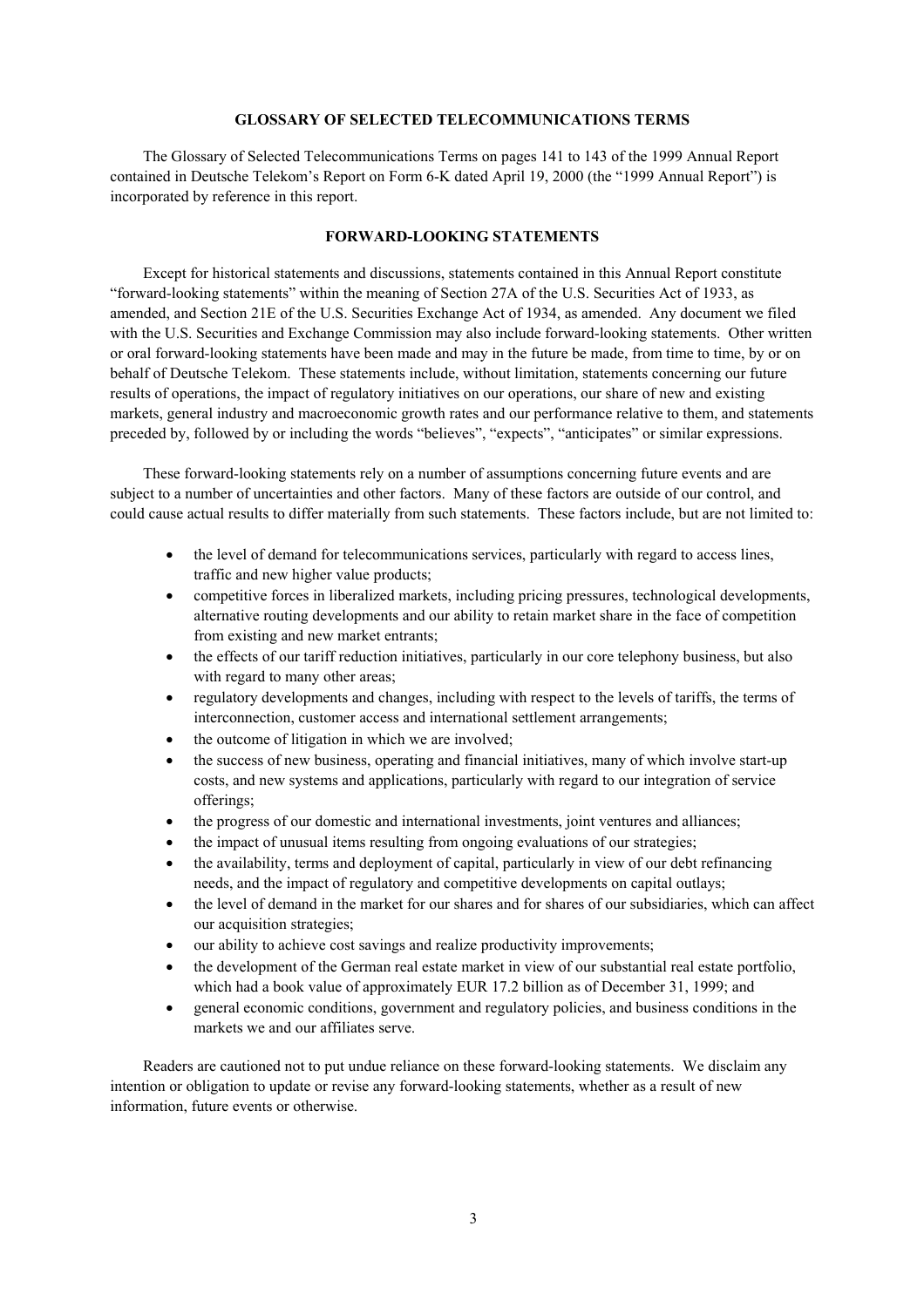## GLOSSARY OF SELECTED TELECOMMUNICATIONS TERMS

The Glossary of Selected Telecommunications Terms on pages 141 to 143 of the 1999 Annual Report contained in Deutsche Telekom's Report on Form 6-K dated April 19, 2000 (the "1999 Annual Report") is incorporated by reference in this report.

## FORWARD-LOOKING STATEMENTS

Except for historical statements and discussions, statements contained in this Annual Report constitute "forward-looking statements" within the meaning of Section 27A of the U.S. Securities Act of 1933, as amended, and Section 21E of the U.S. Securities Exchange Act of 1934, as amended. Any document we filed with the U.S. Securities and Exchange Commission may also include forward-looking statements. Other written or oral forward-looking statements have been made and may in the future be made, from time to time, by or on behalf of Deutsche Telekom. These statements include, without limitation, statements concerning our future results of operations, the impact of regulatory initiatives on our operations, our share of new and existing markets, general industry and macroeconomic growth rates and our performance relative to them, and statements preceded by, followed by or including the words "believes", "expects", "anticipates" or similar expressions.

These forward-looking statements rely on a number of assumptions concerning future events and are subject to a number of uncertainties and other factors. Many of these factors are outside of our control, and could cause actual results to differ materially from such statements. These factors include, but are not limited to:

- the level of demand for telecommunications services, particularly with regard to access lines, traffic and new higher value products;
- competitive forces in liberalized markets, including pricing pressures, technological developments, alternative routing developments and our ability to retain market share in the face of competition from existing and new market entrants;
- the effects of our tariff reduction initiatives, particularly in our core telephony business, but also with regard to many other areas;
- regulatory developments and changes, including with respect to the levels of tariffs, the terms of interconnection, customer access and international settlement arrangements;
- the outcome of litigation in which we are involved;
- the success of new business, operating and financial initiatives, many of which involve start-up costs, and new systems and applications, particularly with regard to our integration of service offerings;
- the progress of our domestic and international investments, joint ventures and alliances;
- the impact of unusual items resulting from ongoing evaluations of our strategies;
- the availability, terms and deployment of capital, particularly in view of our debt refinancing needs, and the impact of regulatory and competitive developments on capital outlays;
- the level of demand in the market for our shares and for shares of our subsidiaries, which can affect our acquisition strategies;
- our ability to achieve cost savings and realize productivity improvements;
- the development of the German real estate market in view of our substantial real estate portfolio, which had a book value of approximately EUR 17.2 billion as of December 31, 1999; and
- general economic conditions, government and regulatory policies, and business conditions in the markets we and our affiliates serve.

Readers are cautioned not to put undue reliance on these forward-looking statements. We disclaim any intention or obligation to update or revise any forward-looking statements, whether as a result of new information, future events or otherwise.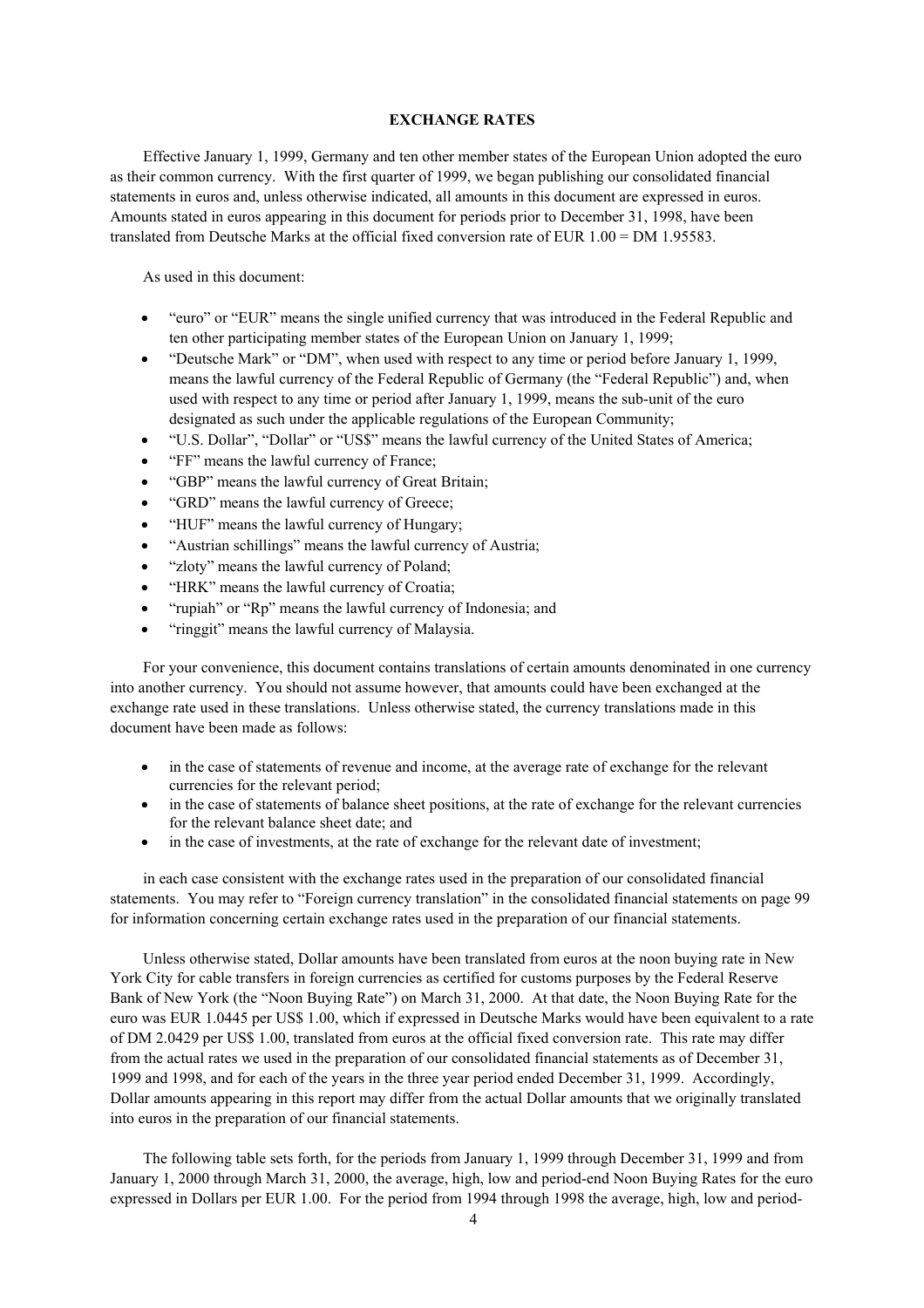## EXCHANGE RATES

Effective January 1, 1999, Germany and ten other member states of the European Union adopted the euro as their common currency. With the first quarter of 1999, we began publishing our consolidated financial statements in euros and, unless otherwise indicated, all amounts in this document are expressed in euros. Amounts stated in euros appearing in this document for periods prior to December 31, 1998, have been translated from Deutsche Marks at the official fixed conversion rate of EUR 1.00 = DM 1.95583.

As used in this document:

- "euro" or "EUR" means the single unified currency that was introduced in the Federal Republic and ten other participating member states of the European Union on January 1, 1999;
- "Deutsche Mark" or "DM", when used with respect to any time or period before January 1, 1999, means the lawful currency of the Federal Republic of Germany (the "Federal Republic") and, when used with respect to any time or period after January 1, 1999, means the sub-unit of the euro designated as such under the applicable regulations of the European Community;
- "U.S. Dollar", "Dollar" or "US$" means the lawful currency of the United States of America;
- "FF" means the lawful currency of France;
- "GBP" means the lawful currency of Great Britain;
- "GRD" means the lawful currency of Greece;
- "HUF" means the lawful currency of Hungary;
- "Austrian schillings" means the lawful currency of Austria;
- "zloty" means the lawful currency of Poland;
- "HRK" means the lawful currency of Croatia;
- "rupiah" or "Rp" means the lawful currency of Indonesia; and
- "ringgit" means the lawful currency of Malaysia.

For your convenience, this document contains translations of certain amounts denominated in one currency into another currency. You should not assume however, that amounts could have been exchanged at the exchange rate used in these translations. Unless otherwise stated, the currency translations made in this document have been made as follows:

- in the case of statements of revenue and income, at the average rate of exchange for the relevant currencies for the relevant period;
- in the case of statements of balance sheet positions, at the rate of exchange for the relevant currencies for the relevant balance sheet date; and
- in the case of investments, at the rate of exchange for the relevant date of investment;

in each case consistent with the exchange rates used in the preparation of our consolidated financial statements. You may refer to "Foreign currency translation" in the consolidated financial statements on page 99 for information concerning certain exchange rates used in the preparation of our financial statements.

Unless otherwise stated, Dollar amounts have been translated from euros at the noon buying rate in New York City for cable transfers in foreign currencies as certified for customs purposes by the Federal Reserve Bank of New York (the "Noon Buying Rate") on March 31, 2000. At that date, the Noon Buying Rate for the euro was EUR 1.0445 per US$ 1.00, which if expressed in Deutsche Marks would have been equivalent to a rate of DM 2.0429 per US$ 1.00, translated from euros at the official fixed conversion rate. This rate may differ from the actual rates we used in the preparation of our consolidated financial statements as of December 31, 1999 and 1998, and for each of the years in the three year period ended December 31, 1999. Accordingly, Dollar amounts appearing in this report may differ from the actual Dollar amounts that we originally translated into euros in the preparation of our financial statements.

The following table sets forth, for the periods from January 1, 1999 through December 31, 1999 and from January 1, 2000 through March 31, 2000, the average, high, low and period-end Noon Buying Rates for the euro expressed in Dollars per EUR 1.00. For the period from 1994 through 1998 the average, high, low and period-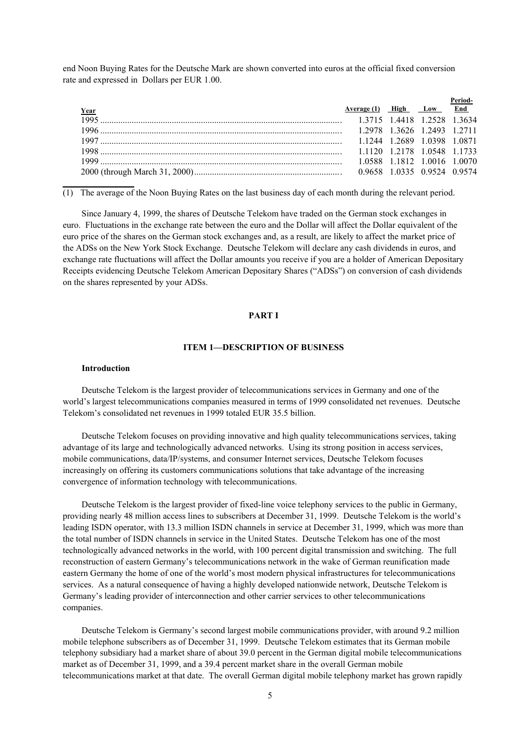end Noon Buying Rates for the Deutsche Mark are shown converted into euros at the official fixed conversion rate and expressed in Dollars per EUR 1.00.

| Year | Average (1) | High | Low | Period-End |
|---|---|---|---|---|
| 1995 | 1.3715 | 1.4418 | 1.2528 | 1.3634 |
| 1996 | 1.2978 | 1.3626 | 1.2493 | 1.2711 |
| 1997 | 1.1244 | 1.2689 | 1.0398 | 1.0871 |
| 1998 | 1.1120 | 1.2178 | 1.0548 | 1.1733 |
| 1999 | 1.0588 | 1.1812 | 1.0016 | 1.0070 |
| 2000 (through March 31, 2000) | 0.9658 | 1.0335 | 0.9524 | 0.9574 |

(1) The average of the Noon Buying Rates on the last business day of each month during the relevant period.

Since January 4, 1999, the shares of Deutsche Telekom have traded on the German stock exchanges in euro. Fluctuations in the exchange rate between the euro and the Dollar will affect the Dollar equivalent of the euro price of the shares on the German stock exchanges and, as a result, are likely to affect the market price of the ADSs on the New York Stock Exchange. Deutsche Telekom will declare any cash dividends in euros, and exchange rate fluctuations will affect the Dollar amounts you receive if you are a holder of American Depositary Receipts evidencing Deutsche Telekom American Depositary Shares ("ADSs") on conversion of cash dividends on the shares represented by your ADSs.

# PART I

## ITEM 1—DESCRIPTION OF BUSINESS

### Introduction

Deutsche Telekom is the largest provider of telecommunications services in Germany and one of the world's largest telecommunications companies measured in terms of 1999 consolidated net revenues. Deutsche Telekom's consolidated net revenues in 1999 totaled EUR 35.5 billion.

Deutsche Telekom focuses on providing innovative and high quality telecommunications services, taking advantage of its large and technologically advanced networks. Using its strong position in access services, mobile communications, data/IP/systems, and consumer Internet services, Deutsche Telekom focuses increasingly on offering its customers communications solutions that take advantage of the increasing convergence of information technology with telecommunications.

Deutsche Telekom is the largest provider of fixed-line voice telephony services to the public in Germany, providing nearly 48 million access lines to subscribers at December 31, 1999. Deutsche Telekom is the world's leading ISDN operator, with 13.3 million ISDN channels in service at December 31, 1999, which was more than the total number of ISDN channels in service in the United States. Deutsche Telekom has one of the most technologically advanced networks in the world, with 100 percent digital transmission and switching. The full reconstruction of eastern Germany's telecommunications network in the wake of German reunification made eastern Germany the home of one of the world's most modern physical infrastructures for telecommunications services. As a natural consequence of having a highly developed nationwide network, Deutsche Telekom is Germany's leading provider of interconnection and other carrier services to other telecommunications companies.

Deutsche Telekom is Germany's second largest mobile communications provider, with around 9.2 million mobile telephone subscribers as of December 31, 1999. Deutsche Telekom estimates that its German mobile telephony subsidiary had a market share of about 39.0 percent in the German digital mobile telecommunications market as of December 31, 1999, and a 39.4 percent market share in the overall German mobile telecommunications market at that date. The overall German digital mobile telephony market has grown rapidly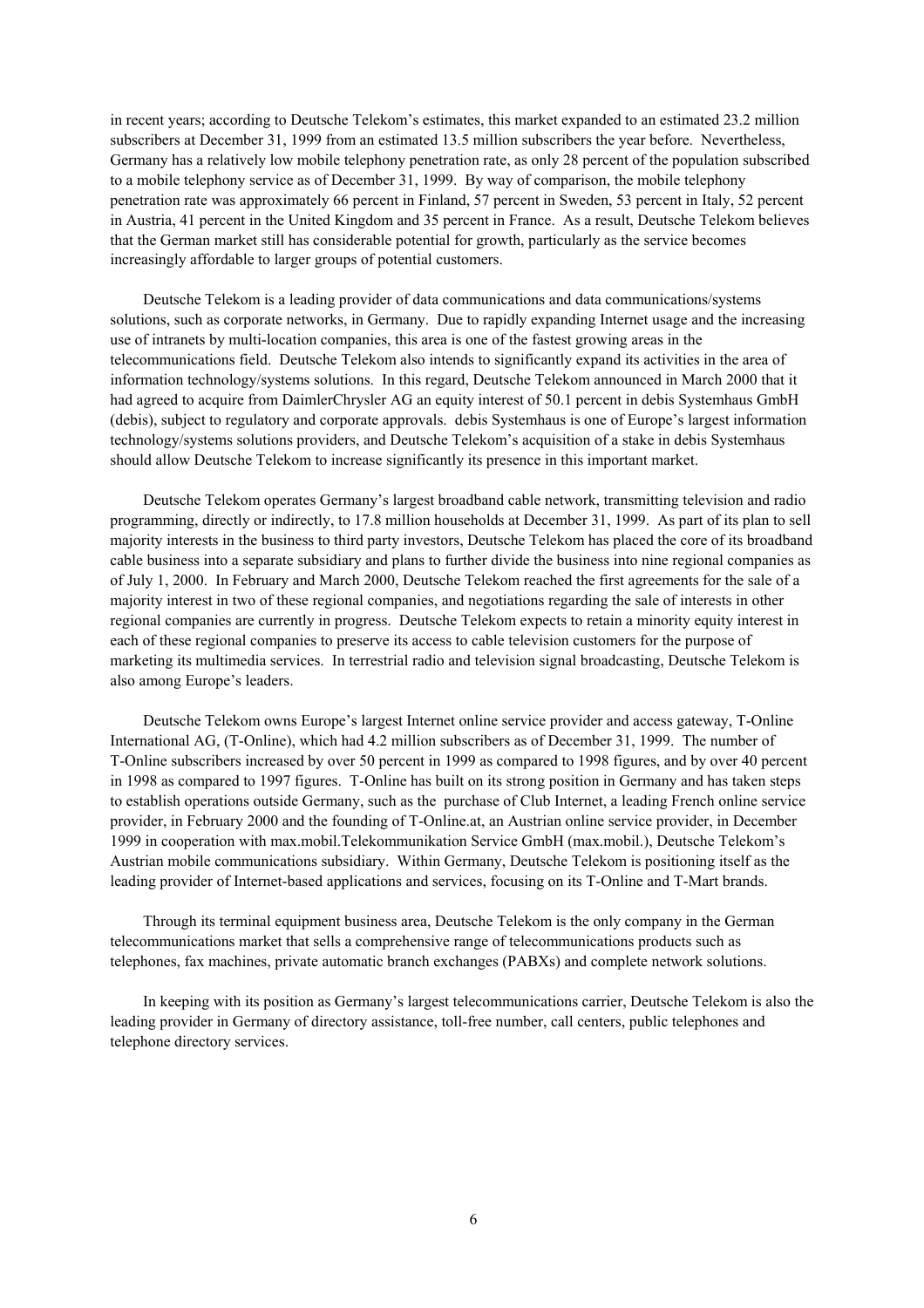in recent years; according to Deutsche Telekom's estimates, this market expanded to an estimated 23.2 million subscribers at December 31, 1999 from an estimated 13.5 million subscribers the year before. Nevertheless, Germany has a relatively low mobile telephony penetration rate, as only 28 percent of the population subscribed to a mobile telephony service as of December 31, 1999. By way of comparison, the mobile telephony penetration rate was approximately 66 percent in Finland, 57 percent in Sweden, 53 percent in Italy, 52 percent in Austria, 41 percent in the United Kingdom and 35 percent in France. As a result, Deutsche Telekom believes that the German market still has considerable potential for growth, particularly as the service becomes increasingly affordable to larger groups of potential customers.

Deutsche Telekom is a leading provider of data communications and data communications/systems solutions, such as corporate networks, in Germany. Due to rapidly expanding Internet usage and the increasing use of intranets by multi-location companies, this area is one of the fastest growing areas in the telecommunications field. Deutsche Telekom also intends to significantly expand its activities in the area of information technology/systems solutions. In this regard, Deutsche Telekom announced in March 2000 that it had agreed to acquire from DaimlerChrysler AG an equity interest of 50.1 percent in debis Systemhaus GmbH (debis), subject to regulatory and corporate approvals. debis Systemhaus is one of Europe's largest information technology/systems solutions providers, and Deutsche Telekom's acquisition of a stake in debis Systemhaus should allow Deutsche Telekom to increase significantly its presence in this important market.

Deutsche Telekom operates Germany's largest broadband cable network, transmitting television and radio programming, directly or indirectly, to 17.8 million households at December 31, 1999. As part of its plan to sell majority interests in the business to third party investors, Deutsche Telekom has placed the core of its broadband cable business into a separate subsidiary and plans to further divide the business into nine regional companies as of July 1, 2000. In February and March 2000, Deutsche Telekom reached the first agreements for the sale of a majority interest in two of these regional companies, and negotiations regarding the sale of interests in other regional companies are currently in progress. Deutsche Telekom expects to retain a minority equity interest in each of these regional companies to preserve its access to cable television customers for the purpose of marketing its multimedia services. In terrestrial radio and television signal broadcasting, Deutsche Telekom is also among Europe's leaders.

Deutsche Telekom owns Europe's largest Internet online service provider and access gateway, T-Online International AG, (T-Online), which had 4.2 million subscribers as of December 31, 1999. The number of T-Online subscribers increased by over 50 percent in 1999 as compared to 1998 figures, and by over 40 percent in 1998 as compared to 1997 figures. T-Online has built on its strong position in Germany and has taken steps to establish operations outside Germany, such as the purchase of Club Internet, a leading French online service provider, in February 2000 and the founding of T-Online.at, an Austrian online service provider, in December 1999 in cooperation with max.mobil.Telekommunikation Service GmbH (max.mobil.), Deutsche Telekom's Austrian mobile communications subsidiary. Within Germany, Deutsche Telekom is positioning itself as the leading provider of Internet-based applications and services, focusing on its T-Online and T-Mart brands.

Through its terminal equipment business area, Deutsche Telekom is the only company in the German telecommunications market that sells a comprehensive range of telecommunications products such as telephones, fax machines, private automatic branch exchanges (PABXs) and complete network solutions.

In keeping with its position as Germany's largest telecommunications carrier, Deutsche Telekom is also the leading provider in Germany of directory assistance, toll-free number, call centers, public telephones and telephone directory services.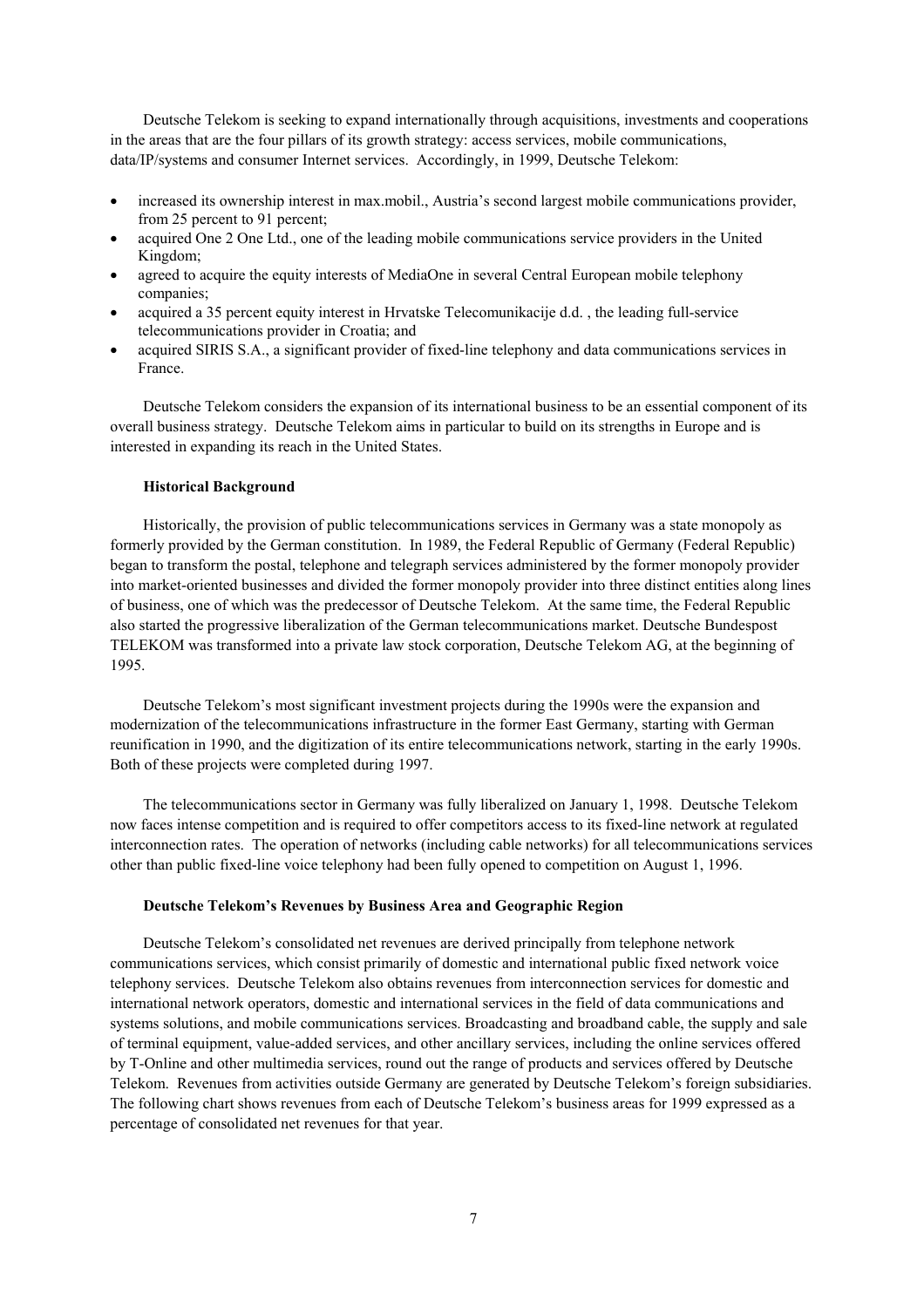Deutsche Telekom is seeking to expand internationally through acquisitions, investments and cooperations in the areas that are the four pillars of its growth strategy: access services, mobile communications, data/IP/systems and consumer Internet services. Accordingly, in 1999, Deutsche Telekom:

- increased its ownership interest in max.mobil., Austria's second largest mobile communications provider, from 25 percent to 91 percent;
- acquired One 2 One Ltd., one of the leading mobile communications service providers in the United Kingdom;
- agreed to acquire the equity interests of MediaOne in several Central European mobile telephony companies;
- acquired a 35 percent equity interest in Hrvatske Telecomunikacije d.d. , the leading full-service telecommunications provider in Croatia; and
- acquired SIRIS S.A., a significant provider of fixed-line telephony and data communications services in France.

Deutsche Telekom considers the expansion of its international business to be an essential component of its overall business strategy. Deutsche Telekom aims in particular to build on its strengths in Europe and is interested in expanding its reach in the United States.

### Historical Background

Historically, the provision of public telecommunications services in Germany was a state monopoly as formerly provided by the German constitution. In 1989, the Federal Republic of Germany (Federal Republic) began to transform the postal, telephone and telegraph services administered by the former monopoly provider into market-oriented businesses and divided the former monopoly provider into three distinct entities along lines of business, one of which was the predecessor of Deutsche Telekom. At the same time, the Federal Republic also started the progressive liberalization of the German telecommunications market. Deutsche Bundespost TELEKOM was transformed into a private law stock corporation, Deutsche Telekom AG, at the beginning of 1995.

Deutsche Telekom's most significant investment projects during the 1990s were the expansion and modernization of the telecommunications infrastructure in the former East Germany, starting with German reunification in 1990, and the digitization of its entire telecommunications network, starting in the early 1990s. Both of these projects were completed during 1997.

The telecommunications sector in Germany was fully liberalized on January 1, 1998. Deutsche Telekom now faces intense competition and is required to offer competitors access to its fixed-line network at regulated interconnection rates. The operation of networks (including cable networks) for all telecommunications services other than public fixed-line voice telephony had been fully opened to competition on August 1, 1996.

### Deutsche Telekom's Revenues by Business Area and Geographic Region

Deutsche Telekom's consolidated net revenues are derived principally from telephone network communications services, which consist primarily of domestic and international public fixed network voice telephony services. Deutsche Telekom also obtains revenues from interconnection services for domestic and international network operators, domestic and international services in the field of data communications and systems solutions, and mobile communications services. Broadcasting and broadband cable, the supply and sale of terminal equipment, value-added services, and other ancillary services, including the online services offered by T-Online and other multimedia services, round out the range of products and services offered by Deutsche Telekom. Revenues from activities outside Germany are generated by Deutsche Telekom's foreign subsidiaries. The following chart shows revenues from each of Deutsche Telekom's business areas for 1999 expressed as a percentage of consolidated net revenues for that year.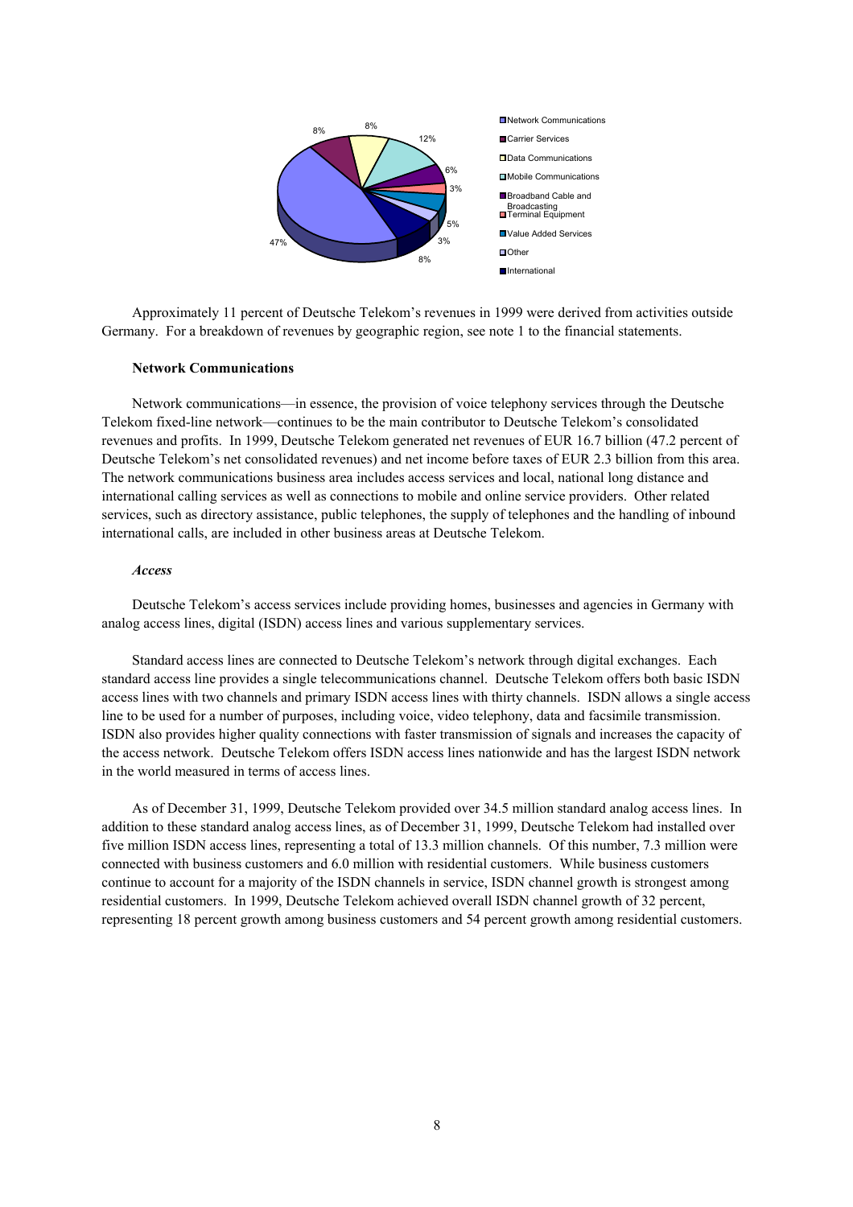Approximately 11 percent of Deutsche Telekom's revenues in 1999 were derived from activities outside Germany. For a breakdown of revenues by geographic region, see note 1 to the financial statements.

**Network Communications**

Network communications—in essence, the provision of voice telephony services through the Deutsche Telekom fixed-line network—continues to be the main contributor to Deutsche Telekom's consolidated revenues and profits. In 1999, Deutsche Telekom generated net revenues of EUR 16.7 billion (47.2 percent of Deutsche Telekom's net consolidated revenues) and net income before taxes of EUR 2.3 billion from this area. The network communications business area includes access services and local, national long distance and international calling services as well as connections to mobile and online service providers. Other related services, such as directory assistance, public telephones, the supply of telephones and the handling of inbound international calls, are included in other business areas at Deutsche Telekom.

***Access***

Deutsche Telekom's access services include providing homes, businesses and agencies in Germany with analog access lines, digital (ISDN) access lines and various supplementary services.

Standard access lines are connected to Deutsche Telekom's network through digital exchanges. Each standard access line provides a single telecommunications channel. Deutsche Telekom offers both basic ISDN access lines with two channels and primary ISDN access lines with thirty channels. ISDN allows a single access line to be used for a number of purposes, including voice, video telephony, data and facsimile transmission. ISDN also provides higher quality connections with faster transmission of signals and increases the capacity of the access network. Deutsche Telekom offers ISDN access lines nationwide and has the largest ISDN network in the world measured in terms of access lines.

As of December 31, 1999, Deutsche Telekom provided over 34.5 million standard analog access lines. In addition to these standard analog access lines, as of December 31, 1999, Deutsche Telekom had installed over five million ISDN access lines, representing a total of 13.3 million channels. Of this number, 7.3 million were connected with business customers and 6.0 million with residential customers. While business customers continue to account for a majority of the ISDN channels in service, ISDN channel growth is strongest among residential customers. In 1999, Deutsche Telekom achieved overall ISDN channel growth of 32 percent, representing 18 percent growth among business customers and 54 percent growth among residential customers.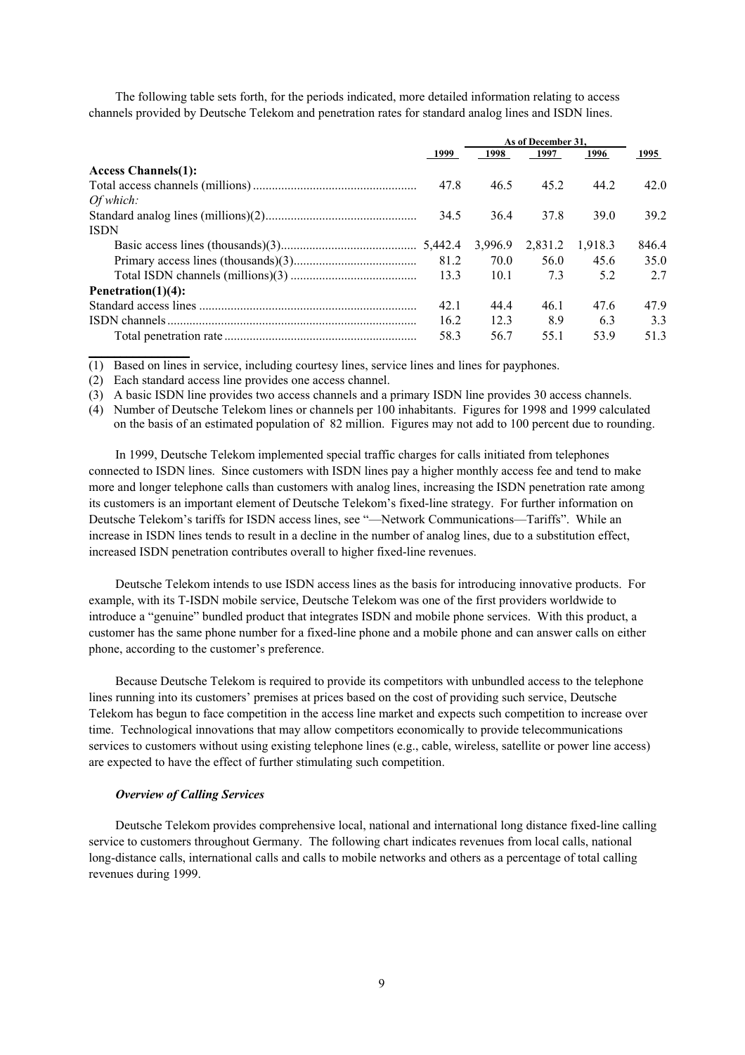The following table sets forth, for the periods indicated, more detailed information relating to access channels provided by Deutsche Telekom and penetration rates for standard analog lines and ISDN lines.

| | As of December 31, | | | | |
|---|---|---|---|---|---|
| | 1999 | 1998 | 1997 | 1996 | 1995 |
| **Access Channels(1):** | | | | | |
| Total access channels (millions) | 47.8 | 46.5 | 45.2 | 44.2 | 42.0 |
| *Of which:* | | | | | |
| Standard analog lines (millions)(2) | 34.5 | 36.4 | 37.8 | 39.0 | 39.2 |
| ISDN | | | | | |
| Basic access lines (thousands)(3) | 5,442.4 | 3,996.9 | 2,831.2 | 1,918.3 | 846.4 |
| Primary access lines (thousands)(3) | 81.2 | 70.0 | 56.0 | 45.6 | 35.0 |
| Total ISDN channels (millions)(3) | 13.3 | 10.1 | 7.3 | 5.2 | 2.7 |
| **Penetration(1)(4):** | | | | | |
| Standard access lines | 42.1 | 44.4 | 46.1 | 47.6 | 47.9 |
| ISDN channels | 16.2 | 12.3 | 8.9 | 6.3 | 3.3 |
| Total penetration rate | 58.3 | 56.7 | 55.1 | 53.9 | 51.3 |

(1) Based on lines in service, including courtesy lines, service lines and lines for payphones.

(2) Each standard access line provides one access channel.

(3) A basic ISDN line provides two access channels and a primary ISDN line provides 30 access channels.

(4) Number of Deutsche Telekom lines or channels per 100 inhabitants. Figures for 1998 and 1999 calculated on the basis of an estimated population of 82 million. Figures may not add to 100 percent due to rounding.

In 1999, Deutsche Telekom implemented special traffic charges for calls initiated from telephones connected to ISDN lines. Since customers with ISDN lines pay a higher monthly access fee and tend to make more and longer telephone calls than customers with analog lines, increasing the ISDN penetration rate among its customers is an important element of Deutsche Telekom's fixed-line strategy. For further information on Deutsche Telekom's tariffs for ISDN access lines, see "—Network Communications—Tariffs". While an increase in ISDN lines tends to result in a decline in the number of analog lines, due to a substitution effect, increased ISDN penetration contributes overall to higher fixed-line revenues.

Deutsche Telekom intends to use ISDN access lines as the basis for introducing innovative products. For example, with its T-ISDN mobile service, Deutsche Telekom was one of the first providers worldwide to introduce a "genuine" bundled product that integrates ISDN and mobile phone services. With this product, a customer has the same phone number for a fixed-line phone and a mobile phone and can answer calls on either phone, according to the customer's preference.

Because Deutsche Telekom is required to provide its competitors with unbundled access to the telephone lines running into its customers' premises at prices based on the cost of providing such service, Deutsche Telekom has begun to face competition in the access line market and expects such competition to increase over time. Technological innovations that may allow competitors economically to provide telecommunications services to customers without using existing telephone lines (e.g., cable, wireless, satellite or power line access) are expected to have the effect of further stimulating such competition.

### *Overview of Calling Services*

Deutsche Telekom provides comprehensive local, national and international long distance fixed-line calling service to customers throughout Germany. The following chart indicates revenues from local calls, national long-distance calls, international calls and calls to mobile networks and others as a percentage of total calling revenues during 1999.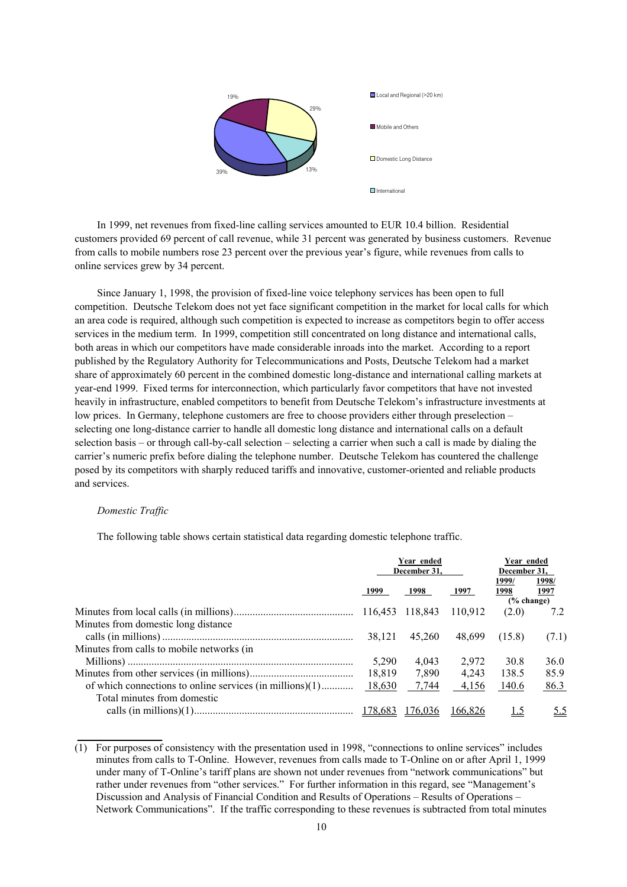In 1999, net revenues from fixed-line calling services amounted to EUR 10.4 billion. Residential customers provided 69 percent of call revenue, while 31 percent was generated by business customers. Revenue from calls to mobile numbers rose 23 percent over the previous year's figure, while revenues from calls to online services grew by 34 percent.

Since January 1, 1998, the provision of fixed-line voice telephony services has been open to full competition. Deutsche Telekom does not yet face significant competition in the market for local calls for which an area code is required, although such competition is expected to increase as competitors begin to offer access services in the medium term. In 1999, competition still concentrated on long distance and international calls, both areas in which our competitors have made considerable inroads into the market. According to a report published by the Regulatory Authority for Telecommunications and Posts, Deutsche Telekom had a market share of approximately 60 percent in the combined domestic long-distance and international calling markets at year-end 1999. Fixed terms for interconnection, which particularly favor competitors that have not invested heavily in infrastructure, enabled competitors to benefit from Deutsche Telekom's infrastructure investments at low prices. In Germany, telephone customers are free to choose providers either through preselection – selecting one long-distance carrier to handle all domestic long distance and international calls on a default selection basis – or through call-by-call selection – selecting a carrier when such a call is made by dialing the carrier's numeric prefix before dialing the telephone number. Deutsche Telekom has countered the challenge posed by its competitors with sharply reduced tariffs and innovative, customer-oriented and reliable products and services.

*Domestic Traffic*

The following table shows certain statistical data regarding domestic telephone traffic.

| | Year ended December 31, | | | Year ended December 31, | |
|---|---|---|---|---|---|
| | 1999 | 1998 | 1997 | 1999/ 1998 | 1998/ 1997 |
| | | | | (% change) | |
| Minutes from local calls (in millions) | 116,453 | 118,843 | 110,912 | (2.0) | 7.2 |
| Minutes from domestic long distance calls (in millions) | 38,121 | 45,260 | 48,699 | (15.8) | (7.1) |
| Minutes from calls to mobile networks (in Millions) | 5,290 | 4,043 | 2,972 | 30.8 | 36.0 |
| Minutes from other services (in millions) | 18,819 | 7,890 | 4,243 | 138.5 | 85.9 |
| of which connections to online services (in millions)(1) | 18,630 | 7,744 | 4,156 | 140.6 | 86.3 |
| Total minutes from domestic calls (in millions)(1) | 178,683 | 176,036 | 166,826 | 1.5 | 5.5 |

(1) For purposes of consistency with the presentation used in 1998, "connections to online services" includes minutes from calls to T-Online. However, revenues from calls made to T-Online on or after April 1, 1999 under many of T-Online's tariff plans are shown not under revenues from "network communications" but rather under revenues from "other services." For further information in this regard, see "Management's Discussion and Analysis of Financial Condition and Results of Operations – Results of Operations – Network Communications". If the traffic corresponding to these revenues is subtracted from total minutes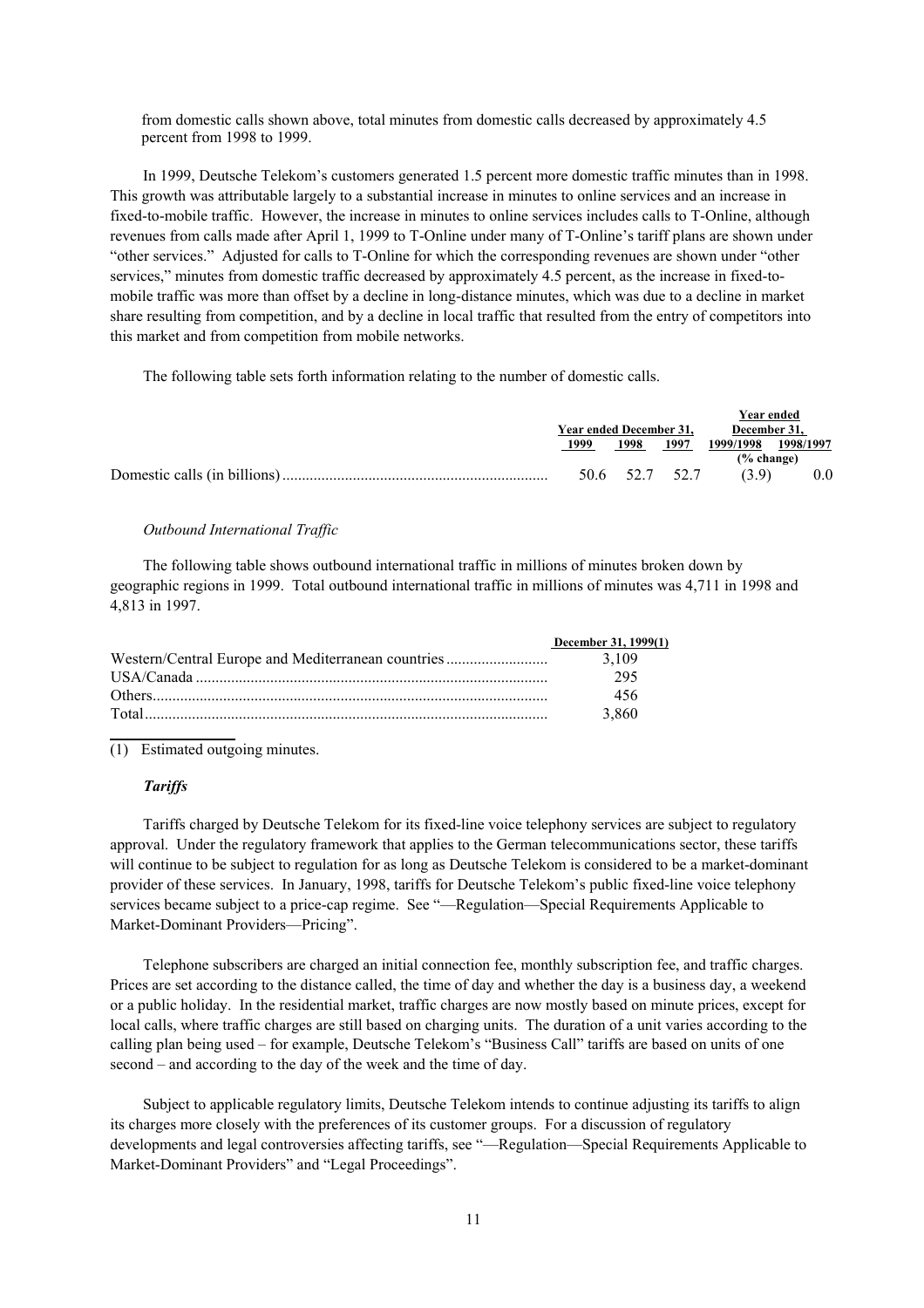from domestic calls shown above, total minutes from domestic calls decreased by approximately 4.5 percent from 1998 to 1999.

In 1999, Deutsche Telekom's customers generated 1.5 percent more domestic traffic minutes than in 1998. This growth was attributable largely to a substantial increase in minutes to online services and an increase in fixed-to-mobile traffic. However, the increase in minutes to online services includes calls to T-Online, although revenues from calls made after April 1, 1999 to T-Online under many of T-Online's tariff plans are shown under "other services." Adjusted for calls to T-Online for which the corresponding revenues are shown under "other services," minutes from domestic traffic decreased by approximately 4.5 percent, as the increase in fixed-to-mobile traffic was more than offset by a decline in long-distance minutes, which was due to a decline in market share resulting from competition, and by a decline in local traffic that resulted from the entry of competitors into this market and from competition from mobile networks.

The following table sets forth information relating to the number of domestic calls.

| | Year ended December 31, | | | Year ended December 31, | |
|---|---|---|---|---|---|
| | 1999 | 1998 | 1997 | 1999/1998 | 1998/1997 |
| | | | | (% change) | |
| Domestic calls (in billions) | 50.6 | 52.7 | 52.7 | (3.9) | 0.0 |

*Outbound International Traffic*

The following table shows outbound international traffic in millions of minutes broken down by geographic regions in 1999. Total outbound international traffic in millions of minutes was 4,711 in 1998 and 4,813 in 1997.

| | December 31, 1999(1) |
|---|---|
| Western/Central Europe and Mediterranean countries | 3,109 |
| USA/Canada | 295 |
| Others | 456 |
| Total | 3,860 |

(1) Estimated outgoing minutes.

***Tariffs***

Tariffs charged by Deutsche Telekom for its fixed-line voice telephony services are subject to regulatory approval. Under the regulatory framework that applies to the German telecommunications sector, these tariffs will continue to be subject to regulation for as long as Deutsche Telekom is considered to be a market-dominant provider of these services. In January, 1998, tariffs for Deutsche Telekom's public fixed-line voice telephony services became subject to a price-cap regime. See "—Regulation—Special Requirements Applicable to Market-Dominant Providers—Pricing".

Telephone subscribers are charged an initial connection fee, monthly subscription fee, and traffic charges. Prices are set according to the distance called, the time of day and whether the day is a business day, a weekend or a public holiday. In the residential market, traffic charges are now mostly based on minute prices, except for local calls, where traffic charges are still based on charging units. The duration of a unit varies according to the calling plan being used – for example, Deutsche Telekom's "Business Call" tariffs are based on units of one second – and according to the day of the week and the time of day.

Subject to applicable regulatory limits, Deutsche Telekom intends to continue adjusting its tariffs to align its charges more closely with the preferences of its customer groups. For a discussion of regulatory developments and legal controversies affecting tariffs, see "—Regulation—Special Requirements Applicable to Market-Dominant Providers" and "Legal Proceedings".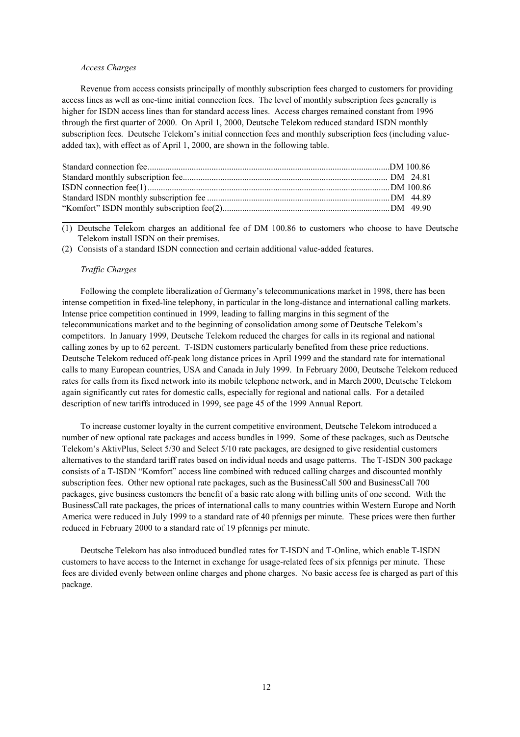*Access Charges*

Revenue from access consists principally of monthly subscription fees charged to customers for providing access lines as well as one-time initial connection fees. The level of monthly subscription fees generally is higher for ISDN access lines than for standard access lines. Access charges remained constant from 1996 through the first quarter of 2000. On April 1, 2000, Deutsche Telekom reduced standard ISDN monthly subscription fees. Deutsche Telekom's initial connection fees and monthly subscription fees (including value-added tax), with effect as of April 1, 2000, are shown in the following table.

| | |
|---|---|
| Standard connection fee | DM 100.86 |
| Standard monthly subscription fee | DM 24.81 |
| ISDN connection fee(1) | DM 100.86 |
| Standard ISDN monthly subscription fee | DM 44.89 |
| "Komfort" ISDN monthly subscription fee(2) | DM 49.90 |

(1) Deutsche Telekom charges an additional fee of DM 100.86 to customers who choose to have Deutsche Telekom install ISDN on their premises.

(2) Consists of a standard ISDN connection and certain additional value-added features.

*Traffic Charges*

Following the complete liberalization of Germany's telecommunications market in 1998, there has been intense competition in fixed-line telephony, in particular in the long-distance and international calling markets. Intense price competition continued in 1999, leading to falling margins in this segment of the telecommunications market and to the beginning of consolidation among some of Deutsche Telekom's competitors. In January 1999, Deutsche Telekom reduced the charges for calls in its regional and national calling zones by up to 62 percent. T-ISDN customers particularly benefited from these price reductions. Deutsche Telekom reduced off-peak long distance prices in April 1999 and the standard rate for international calls to many European countries, USA and Canada in July 1999. In February 2000, Deutsche Telekom reduced rates for calls from its fixed network into its mobile telephone network, and in March 2000, Deutsche Telekom again significantly cut rates for domestic calls, especially for regional and national calls. For a detailed description of new tariffs introduced in 1999, see page 45 of the 1999 Annual Report.

To increase customer loyalty in the current competitive environment, Deutsche Telekom introduced a number of new optional rate packages and access bundles in 1999. Some of these packages, such as Deutsche Telekom's AktivPlus, Select 5/30 and Select 5/10 rate packages, are designed to give residential customers alternatives to the standard tariff rates based on individual needs and usage patterns. The T-ISDN 300 package consists of a T-ISDN "Komfort" access line combined with reduced calling charges and discounted monthly subscription fees. Other new optional rate packages, such as the BusinessCall 500 and BusinessCall 700 packages, give business customers the benefit of a basic rate along with billing units of one second. With the BusinessCall rate packages, the prices of international calls to many countries within Western Europe and North America were reduced in July 1999 to a standard rate of 40 pfennigs per minute. These prices were then further reduced in February 2000 to a standard rate of 19 pfennigs per minute.

Deutsche Telekom has also introduced bundled rates for T-ISDN and T-Online, which enable T-ISDN customers to have access to the Internet in exchange for usage-related fees of six pfennigs per minute. These fees are divided evenly between online charges and phone charges. No basic access fee is charged as part of this package.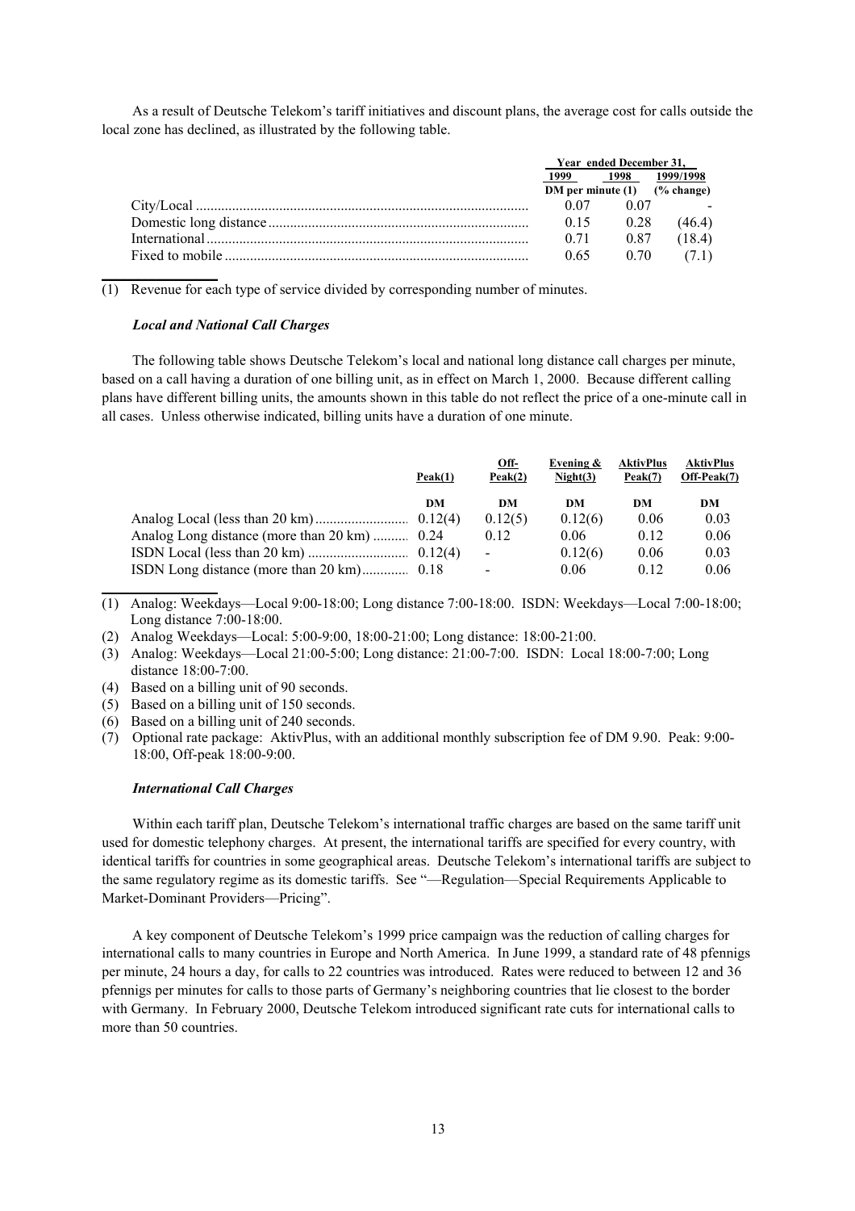As a result of Deutsche Telekom's tariff initiatives and discount plans, the average cost for calls outside the local zone has declined, as illustrated by the following table.

| | Year ended December 31, | | |
|---|---|---|---|
| | 1999 | 1998 | 1999/1998 |
| | DM per minute (1) | | (% change) |
| City/Local | 0.07 | 0.07 | - |
| Domestic long distance | 0.15 | 0.28 | (46.4) |
| International | 0.71 | 0.87 | (18.4) |
| Fixed to mobile | 0.65 | 0.70 | (7.1) |

(1) Revenue for each type of service divided by corresponding number of minutes.

### *Local and National Call Charges*

The following table shows Deutsche Telekom's local and national long distance call charges per minute, based on a call having a duration of one billing unit, as in effect on March 1, 2000. Because different calling plans have different billing units, the amounts shown in this table do not reflect the price of a one-minute call in all cases. Unless otherwise indicated, billing units have a duration of one minute.

| | Peak(1) | Off-Peak(2) | Evening & Night(3) | AktivPlus Peak(7) | AktivPlus Off-Peak(7) |
|---|---|---|---|---|---|
| | DM | DM | DM | DM | DM |
| Analog Local (less than 20 km) | 0.12(4) | 0.12(5) | 0.12(6) | 0.06 | 0.03 |
| Analog Long distance (more than 20 km) | 0.24 | 0.12 | 0.06 | 0.12 | 0.06 |
| ISDN Local (less than 20 km) | 0.12(4) | - | 0.12(6) | 0.06 | 0.03 |
| ISDN Long distance (more than 20 km) | 0.18 | - | 0.06 | 0.12 | 0.06 |

(1) Analog: Weekdays—Local 9:00-18:00; Long distance 7:00-18:00. ISDN: Weekdays—Local 7:00-18:00; Long distance 7:00-18:00.

(2) Analog Weekdays—Local: 5:00-9:00, 18:00-21:00; Long distance: 18:00-21:00.

(3) Analog: Weekdays—Local 21:00-5:00; Long distance: 21:00-7:00. ISDN: Local 18:00-7:00; Long distance 18:00-7:00.

(4) Based on a billing unit of 90 seconds.

(5) Based on a billing unit of 150 seconds.

(6) Based on a billing unit of 240 seconds.

(7) Optional rate package: AktivPlus, with an additional monthly subscription fee of DM 9.90. Peak: 9:00-18:00, Off-peak 18:00-9:00.

### *International Call Charges*

Within each tariff plan, Deutsche Telekom's international traffic charges are based on the same tariff unit used for domestic telephony charges. At present, the international tariffs are specified for every country, with identical tariffs for countries in some geographical areas. Deutsche Telekom's international tariffs are subject to the same regulatory regime as its domestic tariffs. See "—Regulation—Special Requirements Applicable to Market-Dominant Providers—Pricing".

A key component of Deutsche Telekom's 1999 price campaign was the reduction of calling charges for international calls to many countries in Europe and North America. In June 1999, a standard rate of 48 pfennigs per minute, 24 hours a day, for calls to 22 countries was introduced. Rates were reduced to between 12 and 36 pfennigs per minutes for calls to those parts of Germany's neighboring countries that lie closest to the border with Germany. In February 2000, Deutsche Telekom introduced significant rate cuts for international calls to more than 50 countries.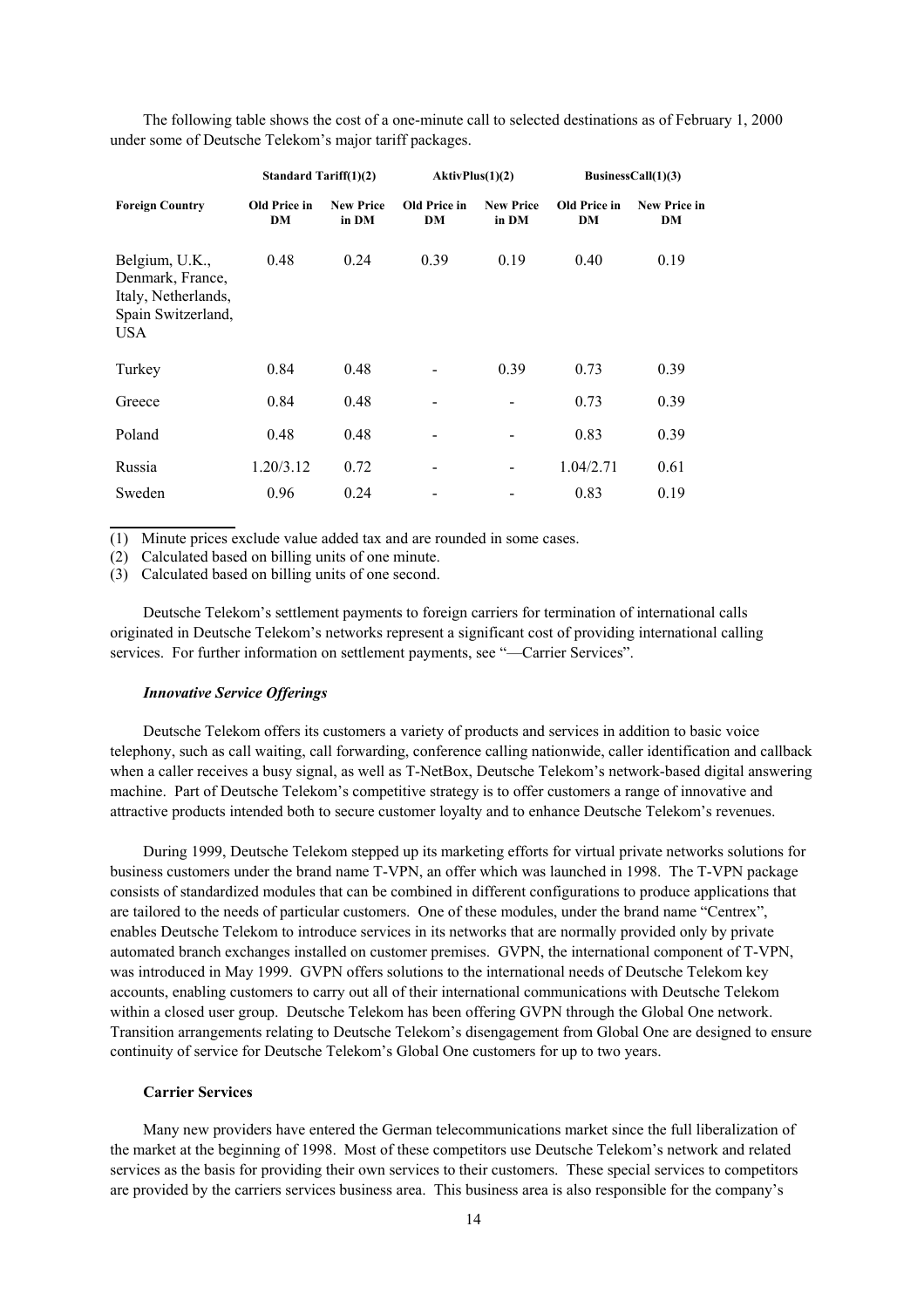The following table shows the cost of a one-minute call to selected destinations as of February 1, 2000 under some of Deutsche Telekom's major tariff packages.

| | Standard Tariff(1)(2) | | AktivPlus(1)(2) | | BusinessCall(1)(3) | |
|---|---|---|---|---|---|---|
| **Foreign Country** | **Old Price in DM** | **New Price in DM** | **Old Price in DM** | **New Price in DM** | **Old Price in DM** | **New Price in DM** |
| Belgium, U.K., Denmark, France, Italy, Netherlands, Spain Switzerland, USA | 0.48 | 0.24 | 0.39 | 0.19 | 0.40 | 0.19 |
| Turkey | 0.84 | 0.48 | - | 0.39 | 0.73 | 0.39 |
| Greece | 0.84 | 0.48 | - | - | 0.73 | 0.39 |
| Poland | 0.48 | 0.48 | - | - | 0.83 | 0.39 |
| Russia | 1.20/3.12 | 0.72 | - | - | 1.04/2.71 | 0.61 |
| Sweden | 0.96 | 0.24 | - | - | 0.83 | 0.19 |

(1) Minute prices exclude value added tax and are rounded in some cases.

(2) Calculated based on billing units of one minute.

(3) Calculated based on billing units of one second.

Deutsche Telekom's settlement payments to foreign carriers for termination of international calls originated in Deutsche Telekom's networks represent a significant cost of providing international calling services. For further information on settlement payments, see "—Carrier Services".

#### *Innovative Service Offerings*

Deutsche Telekom offers its customers a variety of products and services in addition to basic voice telephony, such as call waiting, call forwarding, conference calling nationwide, caller identification and callback when a caller receives a busy signal, as well as T-NetBox, Deutsche Telekom's network-based digital answering machine. Part of Deutsche Telekom's competitive strategy is to offer customers a range of innovative and attractive products intended both to secure customer loyalty and to enhance Deutsche Telekom's revenues.

During 1999, Deutsche Telekom stepped up its marketing efforts for virtual private networks solutions for business customers under the brand name T-VPN, an offer which was launched in 1998. The T-VPN package consists of standardized modules that can be combined in different configurations to produce applications that are tailored to the needs of particular customers. One of these modules, under the brand name "Centrex", enables Deutsche Telekom to introduce services in its networks that are normally provided only by private automated branch exchanges installed on customer premises. GVPN, the international component of T-VPN, was introduced in May 1999. GVPN offers solutions to the international needs of Deutsche Telekom key accounts, enabling customers to carry out all of their international communications with Deutsche Telekom within a closed user group. Deutsche Telekom has been offering GVPN through the Global One network. Transition arrangements relating to Deutsche Telekom's disengagement from Global One are designed to ensure continuity of service for Deutsche Telekom's Global One customers for up to two years.

### Carrier Services

Many new providers have entered the German telecommunications market since the full liberalization of the market at the beginning of 1998. Most of these competitors use Deutsche Telekom's network and related services as the basis for providing their own services to their customers. These special services to competitors are provided by the carriers services business area. This business area is also responsible for the company's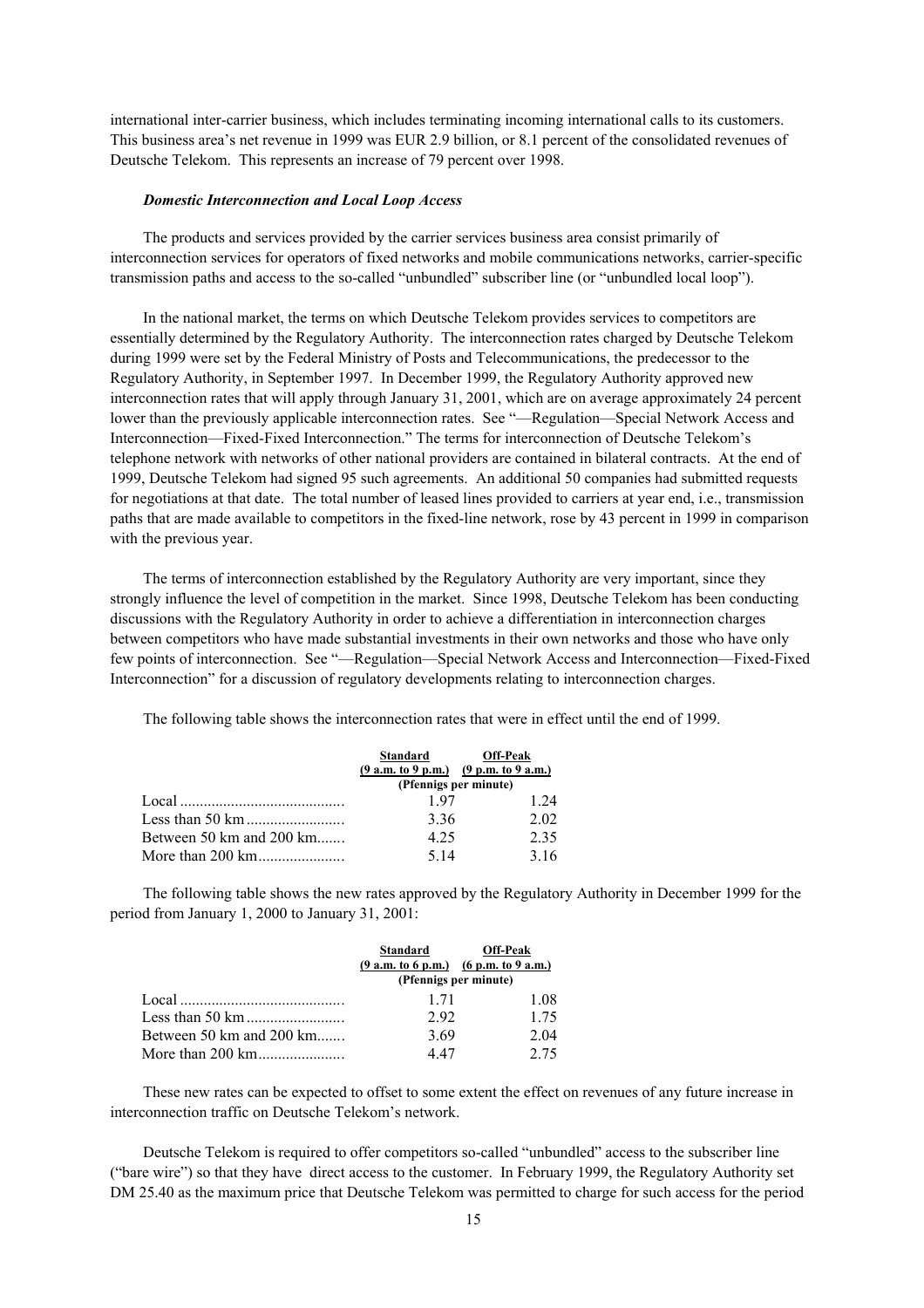international inter-carrier business, which includes terminating incoming international calls to its customers. This business area's net revenue in 1999 was EUR 2.9 billion, or 8.1 percent of the consolidated revenues of Deutsche Telekom. This represents an increase of 79 percent over 1998.

***Domestic Interconnection and Local Loop Access***

The products and services provided by the carrier services business area consist primarily of interconnection services for operators of fixed networks and mobile communications networks, carrier-specific transmission paths and access to the so-called "unbundled" subscriber line (or "unbundled local loop").

In the national market, the terms on which Deutsche Telekom provides services to competitors are essentially determined by the Regulatory Authority. The interconnection rates charged by Deutsche Telekom during 1999 were set by the Federal Ministry of Posts and Telecommunications, the predecessor to the Regulatory Authority, in September 1997. In December 1999, the Regulatory Authority approved new interconnection rates that will apply through January 31, 2001, which are on average approximately 24 percent lower than the previously applicable interconnection rates. See "—Regulation—Special Network Access and Interconnection—Fixed-Fixed Interconnection." The terms for interconnection of Deutsche Telekom's telephone network with networks of other national providers are contained in bilateral contracts. At the end of 1999, Deutsche Telekom had signed 95 such agreements. An additional 50 companies had submitted requests for negotiations at that date. The total number of leased lines provided to carriers at year end, i.e., transmission paths that are made available to competitors in the fixed-line network, rose by 43 percent in 1999 in comparison with the previous year.

The terms of interconnection established by the Regulatory Authority are very important, since they strongly influence the level of competition in the market. Since 1998, Deutsche Telekom has been conducting discussions with the Regulatory Authority in order to achieve a differentiation in interconnection charges between competitors who have made substantial investments in their own networks and those who have only few points of interconnection. See "—Regulation—Special Network Access and Interconnection—Fixed-Fixed Interconnection" for a discussion of regulatory developments relating to interconnection charges.

The following table shows the interconnection rates that were in effect until the end of 1999.

| | Standard (9 a.m. to 9 p.m.) | Off-Peak (9 p.m. to 9 a.m.) |
|---|---|---|
| | (Pfennigs per minute) | |
| Local | 1.97 | 1.24 |
| Less than 50 km | 3.36 | 2.02 |
| Between 50 km and 200 km | 4.25 | 2.35 |
| More than 200 km | 5.14 | 3.16 |

The following table shows the new rates approved by the Regulatory Authority in December 1999 for the period from January 1, 2000 to January 31, 2001:

| | Standard (9 a.m. to 6 p.m.) | Off-Peak (6 p.m. to 9 a.m.) |
|---|---|---|
| | (Pfennigs per minute) | |
| Local | 1.71 | 1.08 |
| Less than 50 km | 2.92 | 1.75 |
| Between 50 km and 200 km | 3.69 | 2.04 |
| More than 200 km | 4.47 | 2.75 |

These new rates can be expected to offset to some extent the effect on revenues of any future increase in interconnection traffic on Deutsche Telekom's network.

Deutsche Telekom is required to offer competitors so-called "unbundled" access to the subscriber line ("bare wire") so that they have direct access to the customer. In February 1999, the Regulatory Authority set DM 25.40 as the maximum price that Deutsche Telekom was permitted to charge for such access for the period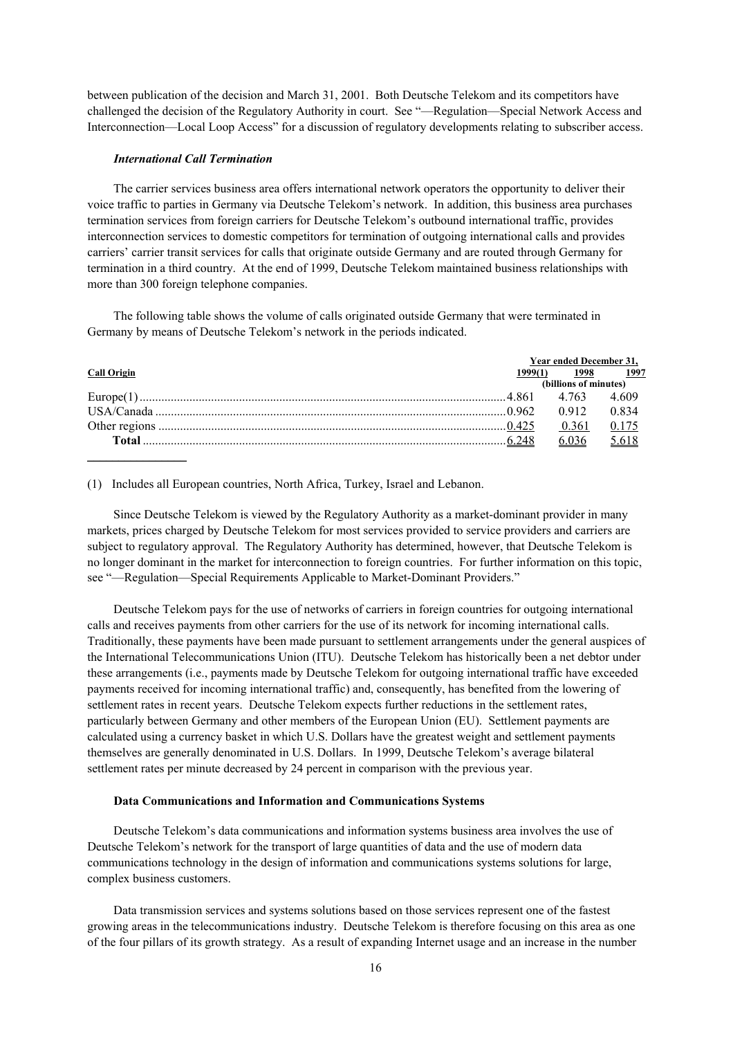between publication of the decision and March 31, 2001. Both Deutsche Telekom and its competitors have challenged the decision of the Regulatory Authority in court. See "—Regulation—Special Network Access and Interconnection—Local Loop Access" for a discussion of regulatory developments relating to subscriber access.

#### *International Call Termination*

The carrier services business area offers international network operators the opportunity to deliver their voice traffic to parties in Germany via Deutsche Telekom's network. In addition, this business area purchases termination services from foreign carriers for Deutsche Telekom's outbound international traffic, provides interconnection services to domestic competitors for termination of outgoing international calls and provides carriers' carrier transit services for calls that originate outside Germany and are routed through Germany for termination in a third country. At the end of 1999, Deutsche Telekom maintained business relationships with more than 300 foreign telephone companies.

The following table shows the volume of calls originated outside Germany that were terminated in Germany by means of Deutsche Telekom's network in the periods indicated.

| Call Origin | Year ended December 31, | | |
|---|---|---|---|
| | 1999(1) | 1998 | 1997 |
| | (billions of minutes) | | |
| Europe(1) | 4.861 | 4.763 | 4.609 |
| USA/Canada | 0.962 | 0.912 | 0.834 |
| Other regions | 0.425 | 0.361 | 0.175 |
| **Total** | 6.248 | 6.036 | 5.618 |

(1) Includes all European countries, North Africa, Turkey, Israel and Lebanon.

Since Deutsche Telekom is viewed by the Regulatory Authority as a market-dominant provider in many markets, prices charged by Deutsche Telekom for most services provided to service providers and carriers are subject to regulatory approval. The Regulatory Authority has determined, however, that Deutsche Telekom is no longer dominant in the market for interconnection to foreign countries. For further information on this topic, see "—Regulation—Special Requirements Applicable to Market-Dominant Providers."

Deutsche Telekom pays for the use of networks of carriers in foreign countries for outgoing international calls and receives payments from other carriers for the use of its network for incoming international calls. Traditionally, these payments have been made pursuant to settlement arrangements under the general auspices of the International Telecommunications Union (ITU). Deutsche Telekom has historically been a net debtor under these arrangements (i.e., payments made by Deutsche Telekom for outgoing international traffic have exceeded payments received for incoming international traffic) and, consequently, has benefited from the lowering of settlement rates in recent years. Deutsche Telekom expects further reductions in the settlement rates, particularly between Germany and other members of the European Union (EU). Settlement payments are calculated using a currency basket in which U.S. Dollars have the greatest weight and settlement payments themselves are generally denominated in U.S. Dollars. In 1999, Deutsche Telekom's average bilateral settlement rates per minute decreased by 24 percent in comparison with the previous year.

### Data Communications and Information and Communications Systems

Deutsche Telekom's data communications and information systems business area involves the use of Deutsche Telekom's network for the transport of large quantities of data and the use of modern data communications technology in the design of information and communications systems solutions for large, complex business customers.

Data transmission services and systems solutions based on those services represent one of the fastest growing areas in the telecommunications industry. Deutsche Telekom is therefore focusing on this area as one of the four pillars of its growth strategy. As a result of expanding Internet usage and an increase in the number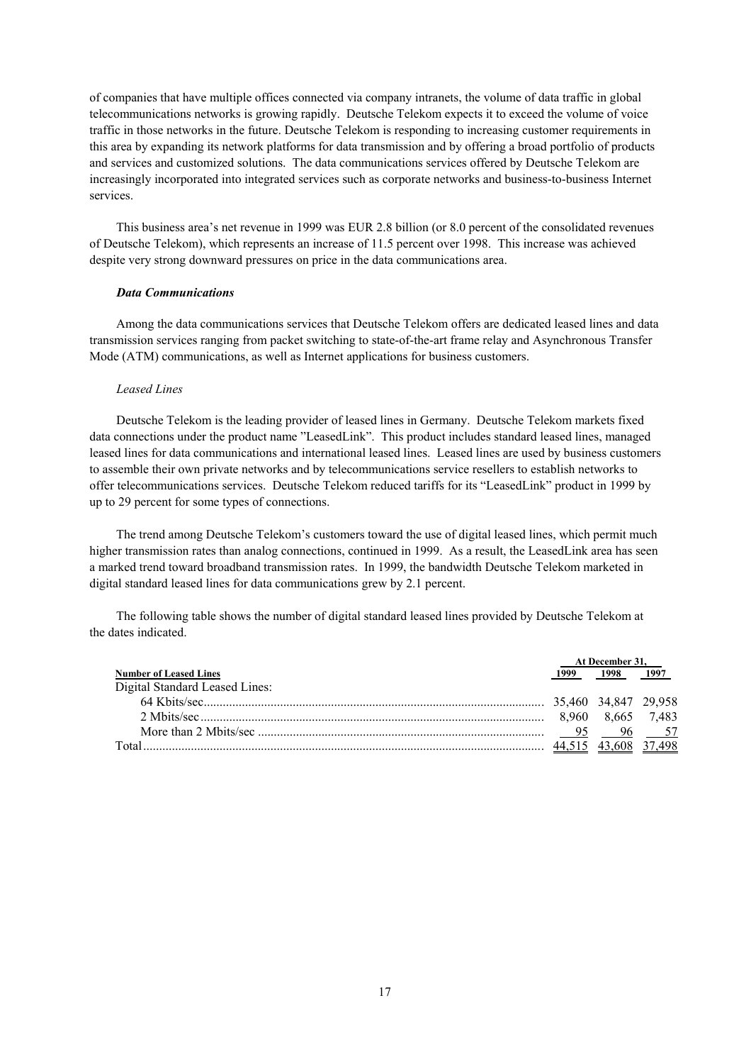of companies that have multiple offices connected via company intranets, the volume of data traffic in global telecommunications networks is growing rapidly. Deutsche Telekom expects it to exceed the volume of voice traffic in those networks in the future. Deutsche Telekom is responding to increasing customer requirements in this area by expanding its network platforms for data transmission and by offering a broad portfolio of products and services and customized solutions. The data communications services offered by Deutsche Telekom are increasingly incorporated into integrated services such as corporate networks and business-to-business Internet services.

This business area's net revenue in 1999 was EUR 2.8 billion (or 8.0 percent of the consolidated revenues of Deutsche Telekom), which represents an increase of 11.5 percent over 1998. This increase was achieved despite very strong downward pressures on price in the data communications area.

***Data Communications***

Among the data communications services that Deutsche Telekom offers are dedicated leased lines and data transmission services ranging from packet switching to state-of-the-art frame relay and Asynchronous Transfer Mode (ATM) communications, as well as Internet applications for business customers.

*Leased Lines*

Deutsche Telekom is the leading provider of leased lines in Germany. Deutsche Telekom markets fixed data connections under the product name "LeasedLink". This product includes standard leased lines, managed leased lines for data communications and international leased lines. Leased lines are used by business customers to assemble their own private networks and by telecommunications service resellers to establish networks to offer telecommunications services. Deutsche Telekom reduced tariffs for its "LeasedLink" product in 1999 by up to 29 percent for some types of connections.

The trend among Deutsche Telekom's customers toward the use of digital leased lines, which permit much higher transmission rates than analog connections, continued in 1999. As a result, the LeasedLink area has seen a marked trend toward broadband transmission rates. In 1999, the bandwidth Deutsche Telekom marketed in digital standard leased lines for data communications grew by 2.1 percent.

The following table shows the number of digital standard leased lines provided by Deutsche Telekom at the dates indicated.

| | At December 31, | | |
|---|---|---|---|
| **Number of Leased Lines** | **1999** | **1998** | **1997** |
| Digital Standard Leased Lines: | | | |
| 64 Kbits/sec | 35,460 | 34,847 | 29,958 |
| 2 Mbits/sec | 8,960 | 8,665 | 7,483 |
| More than 2 Mbits/sec | 95 | 96 | 57 |
| Total | 44,515 | 43,608 | 37,498 |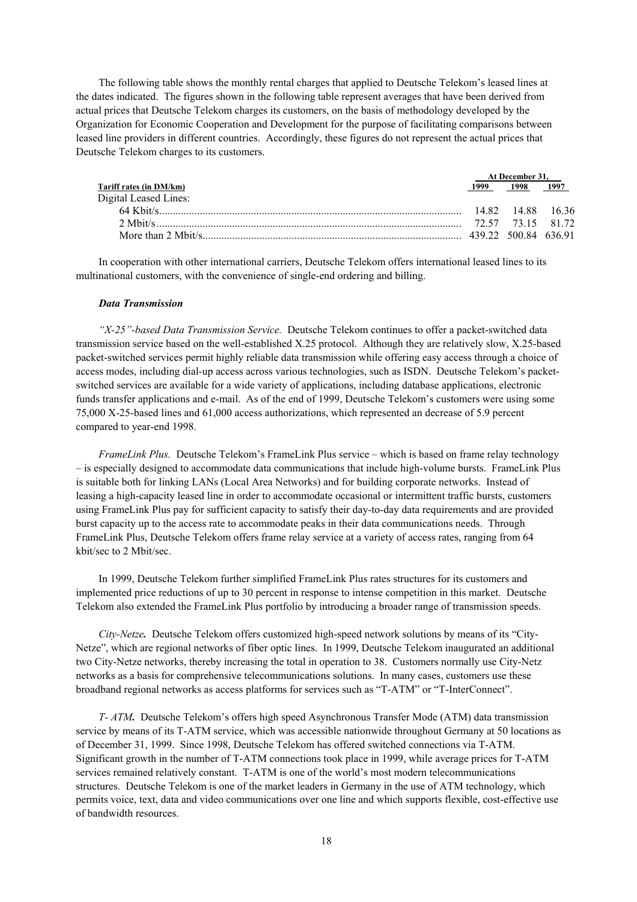The following table shows the monthly rental charges that applied to Deutsche Telekom's leased lines at the dates indicated. The figures shown in the following table represent averages that have been derived from actual prices that Deutsche Telekom charges its customers, on the basis of methodology developed by the Organization for Economic Cooperation and Development for the purpose of facilitating comparisons between leased line providers in different countries. Accordingly, these figures do not represent the actual prices that Deutsche Telekom charges to its customers.

| Tariff rates (in DM/km) | At December 31, | | |
|---|---|---|---|
| | 1999 | 1998 | 1997 |
| Digital Leased Lines: | | | |
| 64 Kbit/s | 14.82 | 14.88 | 16.36 |
| 2 Mbit/s | 72.57 | 73.15 | 81.72 |
| More than 2 Mbit/s | 439.22 | 500.84 | 636.91 |

In cooperation with other international carriers, Deutsche Telekom offers international leased lines to its multinational customers, with the convenience of single-end ordering and billing.

### *Data Transmission*

*"X-25"-based Data Transmission Service.* Deutsche Telekom continues to offer a packet-switched data transmission service based on the well-established X.25 protocol. Although they are relatively slow, X.25-based packet-switched services permit highly reliable data transmission while offering easy access through a choice of access modes, including dial-up access across various technologies, such as ISDN. Deutsche Telekom's packet-switched services are available for a wide variety of applications, including database applications, electronic funds transfer applications and e-mail. As of the end of 1999, Deutsche Telekom's customers were using some 75,000 X-25-based lines and 61,000 access authorizations, which represented an decrease of 5.9 percent compared to year-end 1998.

*FrameLink Plus.* Deutsche Telekom's FrameLink Plus service – which is based on frame relay technology – is especially designed to accommodate data communications that include high-volume bursts. FrameLink Plus is suitable both for linking LANs (Local Area Networks) and for building corporate networks. Instead of leasing a high-capacity leased line in order to accommodate occasional or intermittent traffic bursts, customers using FrameLink Plus pay for sufficient capacity to satisfy their day-to-day data requirements and are provided burst capacity up to the access rate to accommodate peaks in their data communications needs. Through FrameLink Plus, Deutsche Telekom offers frame relay service at a variety of access rates, ranging from 64 kbit/sec to 2 Mbit/sec.

In 1999, Deutsche Telekom further simplified FrameLink Plus rates structures for its customers and implemented price reductions of up to 30 percent in response to intense competition in this market. Deutsche Telekom also extended the FrameLink Plus portfolio by introducing a broader range of transmission speeds.

*City-Netze****.*** Deutsche Telekom offers customized high-speed network solutions by means of its "City-Netze", which are regional networks of fiber optic lines. In 1999, Deutsche Telekom inaugurated an additional two City-Netze networks, thereby increasing the total in operation to 38. Customers normally use City-Netz networks as a basis for comprehensive telecommunications solutions. In many cases, customers use these broadband regional networks as access platforms for services such as "T-ATM" or "T-InterConnect".

*T- ATM****.*** Deutsche Telekom's offers high speed Asynchronous Transfer Mode (ATM) data transmission service by means of its T-ATM service, which was accessible nationwide throughout Germany at 50 locations as of December 31, 1999. Since 1998, Deutsche Telekom has offered switched connections via T-ATM. Significant growth in the number of T-ATM connections took place in 1999, while average prices for T-ATM services remained relatively constant. T-ATM is one of the world's most modern telecommunications structures. Deutsche Telekom is one of the market leaders in Germany in the use of ATM technology, which permits voice, text, data and video communications over one line and which supports flexible, cost-effective use of bandwidth resources.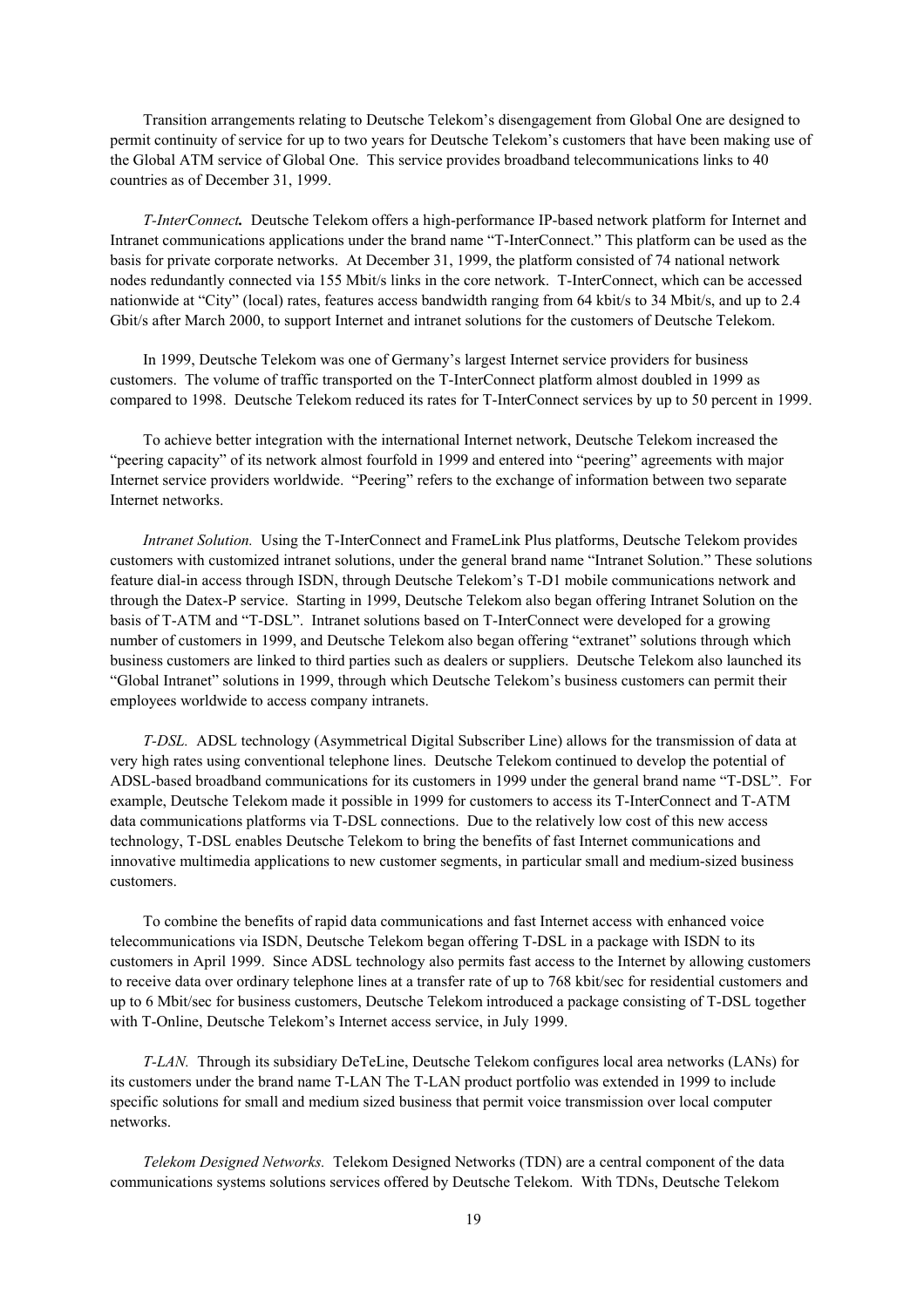Transition arrangements relating to Deutsche Telekom's disengagement from Global One are designed to permit continuity of service for up to two years for Deutsche Telekom's customers that have been making use of the Global ATM service of Global One. This service provides broadband telecommunications links to 40 countries as of December 31, 1999.

*T-InterConnect.* Deutsche Telekom offers a high-performance IP-based network platform for Internet and Intranet communications applications under the brand name "T-InterConnect." This platform can be used as the basis for private corporate networks. At December 31, 1999, the platform consisted of 74 national network nodes redundantly connected via 155 Mbit/s links in the core network. T-InterConnect, which can be accessed nationwide at "City" (local) rates, features access bandwidth ranging from 64 kbit/s to 34 Mbit/s, and up to 2.4 Gbit/s after March 2000, to support Internet and intranet solutions for the customers of Deutsche Telekom.

In 1999, Deutsche Telekom was one of Germany's largest Internet service providers for business customers. The volume of traffic transported on the T-InterConnect platform almost doubled in 1999 as compared to 1998. Deutsche Telekom reduced its rates for T-InterConnect services by up to 50 percent in 1999.

To achieve better integration with the international Internet network, Deutsche Telekom increased the "peering capacity" of its network almost fourfold in 1999 and entered into "peering" agreements with major Internet service providers worldwide. "Peering" refers to the exchange of information between two separate Internet networks.

*Intranet Solution.* Using the T-InterConnect and FrameLink Plus platforms, Deutsche Telekom provides customers with customized intranet solutions, under the general brand name "Intranet Solution." These solutions feature dial-in access through ISDN, through Deutsche Telekom's T-D1 mobile communications network and through the Datex-P service. Starting in 1999, Deutsche Telekom also began offering Intranet Solution on the basis of T-ATM and "T-DSL". Intranet solutions based on T-InterConnect were developed for a growing number of customers in 1999, and Deutsche Telekom also began offering "extranet" solutions through which business customers are linked to third parties such as dealers or suppliers. Deutsche Telekom also launched its "Global Intranet" solutions in 1999, through which Deutsche Telekom's business customers can permit their employees worldwide to access company intranets.

*T-DSL.* ADSL technology (Asymmetrical Digital Subscriber Line) allows for the transmission of data at very high rates using conventional telephone lines. Deutsche Telekom continued to develop the potential of ADSL-based broadband communications for its customers in 1999 under the general brand name "T-DSL". For example, Deutsche Telekom made it possible in 1999 for customers to access its T-InterConnect and T-ATM data communications platforms via T-DSL connections. Due to the relatively low cost of this new access technology, T-DSL enables Deutsche Telekom to bring the benefits of fast Internet communications and innovative multimedia applications to new customer segments, in particular small and medium-sized business customers.

To combine the benefits of rapid data communications and fast Internet access with enhanced voice telecommunications via ISDN, Deutsche Telekom began offering T-DSL in a package with ISDN to its customers in April 1999. Since ADSL technology also permits fast access to the Internet by allowing customers to receive data over ordinary telephone lines at a transfer rate of up to 768 kbit/sec for residential customers and up to 6 Mbit/sec for business customers, Deutsche Telekom introduced a package consisting of T-DSL together with T-Online, Deutsche Telekom's Internet access service, in July 1999.

*T-LAN.* Through its subsidiary DeTeLine, Deutsche Telekom configures local area networks (LANs) for its customers under the brand name T-LAN The T-LAN product portfolio was extended in 1999 to include specific solutions for small and medium sized business that permit voice transmission over local computer networks.

*Telekom Designed Networks.* Telekom Designed Networks (TDN) are a central component of the data communications systems solutions services offered by Deutsche Telekom. With TDNs, Deutsche Telekom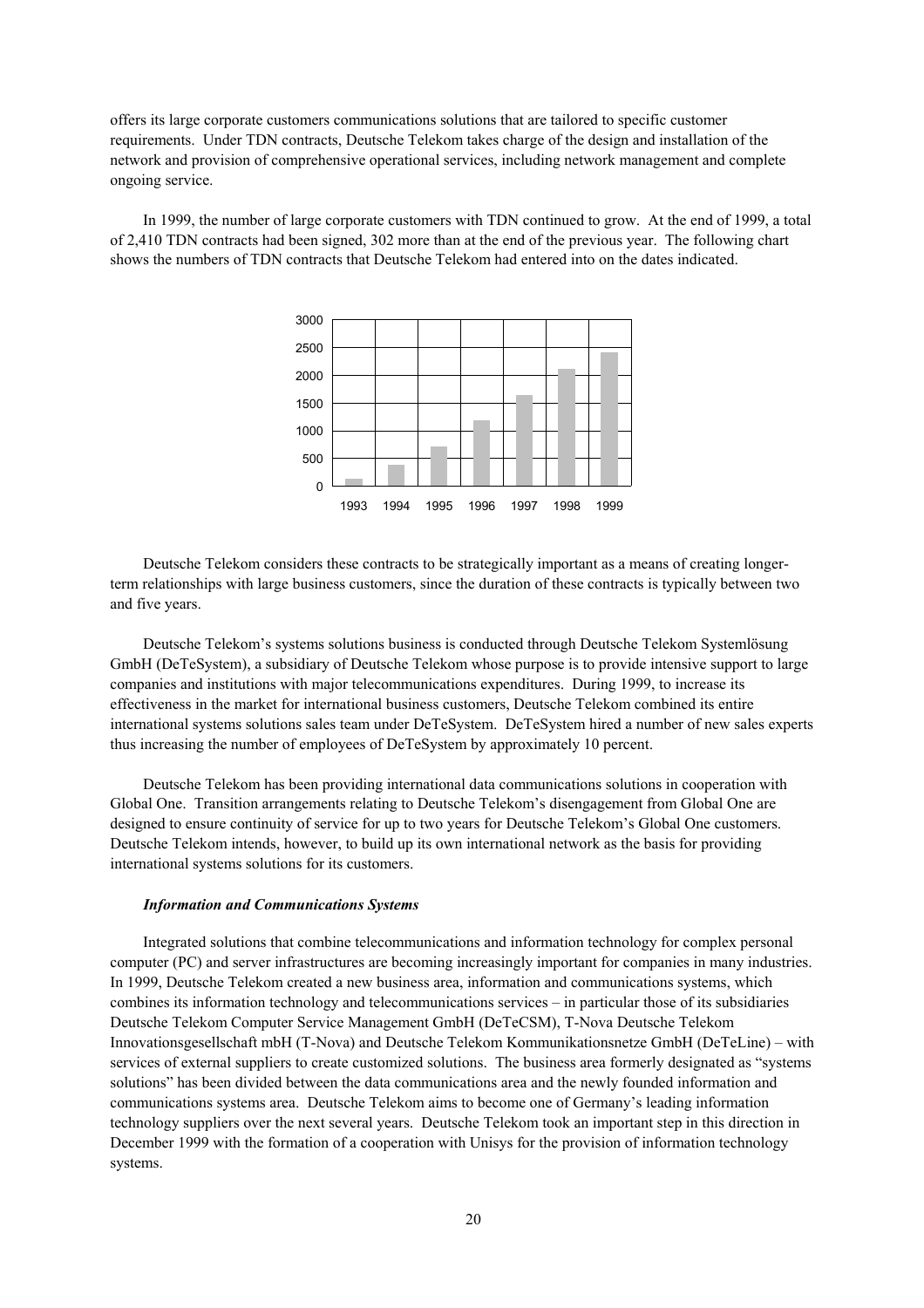offers its large corporate customers communications solutions that are tailored to specific customer requirements. Under TDN contracts, Deutsche Telekom takes charge of the design and installation of the network and provision of comprehensive operational services, including network management and complete ongoing service.

In 1999, the number of large corporate customers with TDN continued to grow. At the end of 1999, a total of 2,410 TDN contracts had been signed, 302 more than at the end of the previous year. The following chart shows the numbers of TDN contracts that Deutsche Telekom had entered into on the dates indicated.

Deutsche Telekom considers these contracts to be strategically important as a means of creating longer-term relationships with large business customers, since the duration of these contracts is typically between two and five years.

Deutsche Telekom's systems solutions business is conducted through Deutsche Telekom Systemlösung GmbH (DeTeSystem), a subsidiary of Deutsche Telekom whose purpose is to provide intensive support to large companies and institutions with major telecommunications expenditures. During 1999, to increase its effectiveness in the market for international business customers, Deutsche Telekom combined its entire international systems solutions sales team under DeTeSystem. DeTeSystem hired a number of new sales experts thus increasing the number of employees of DeTeSystem by approximately 10 percent.

Deutsche Telekom has been providing international data communications solutions in cooperation with Global One. Transition arrangements relating to Deutsche Telekom's disengagement from Global One are designed to ensure continuity of service for up to two years for Deutsche Telekom's Global One customers. Deutsche Telekom intends, however, to build up its own international network as the basis for providing international systems solutions for its customers.

***Information and Communications Systems***

Integrated solutions that combine telecommunications and information technology for complex personal computer (PC) and server infrastructures are becoming increasingly important for companies in many industries. In 1999, Deutsche Telekom created a new business area, information and communications systems, which combines its information technology and telecommunications services – in particular those of its subsidiaries Deutsche Telekom Computer Service Management GmbH (DeTeCSM), T-Nova Deutsche Telekom Innovationsgesellschaft mbH (T-Nova) and Deutsche Telekom Kommunikationsnetze GmbH (DeTeLine) – with services of external suppliers to create customized solutions. The business area formerly designated as "systems solutions" has been divided between the data communications area and the newly founded information and communications systems area. Deutsche Telekom aims to become one of Germany's leading information technology suppliers over the next several years. Deutsche Telekom took an important step in this direction in December 1999 with the formation of a cooperation with Unisys for the provision of information technology systems.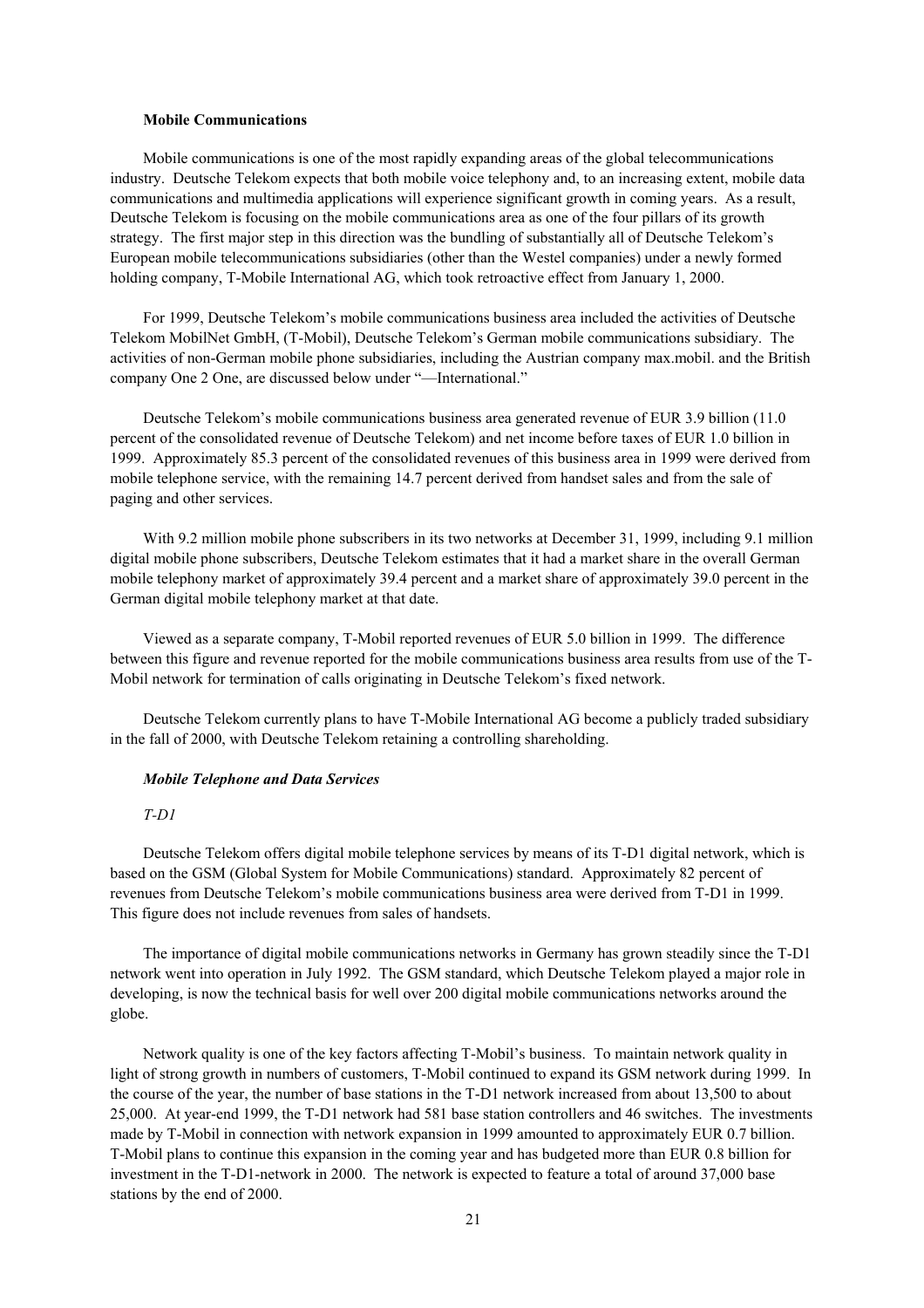**Mobile Communications**

Mobile communications is one of the most rapidly expanding areas of the global telecommunications industry. Deutsche Telekom expects that both mobile voice telephony and, to an increasing extent, mobile data communications and multimedia applications will experience significant growth in coming years. As a result, Deutsche Telekom is focusing on the mobile communications area as one of the four pillars of its growth strategy. The first major step in this direction was the bundling of substantially all of Deutsche Telekom's European mobile telecommunications subsidiaries (other than the Westel companies) under a newly formed holding company, T-Mobile International AG, which took retroactive effect from January 1, 2000.

For 1999, Deutsche Telekom's mobile communications business area included the activities of Deutsche Telekom MobilNet GmbH, (T-Mobil), Deutsche Telekom's German mobile communications subsidiary. The activities of non-German mobile phone subsidiaries, including the Austrian company max.mobil. and the British company One 2 One, are discussed below under "—International."

Deutsche Telekom's mobile communications business area generated revenue of EUR 3.9 billion (11.0 percent of the consolidated revenue of Deutsche Telekom) and net income before taxes of EUR 1.0 billion in 1999. Approximately 85.3 percent of the consolidated revenues of this business area in 1999 were derived from mobile telephone service, with the remaining 14.7 percent derived from handset sales and from the sale of paging and other services.

With 9.2 million mobile phone subscribers in its two networks at December 31, 1999, including 9.1 million digital mobile phone subscribers, Deutsche Telekom estimates that it had a market share in the overall German mobile telephony market of approximately 39.4 percent and a market share of approximately 39.0 percent in the German digital mobile telephony market at that date.

Viewed as a separate company, T-Mobil reported revenues of EUR 5.0 billion in 1999. The difference between this figure and revenue reported for the mobile communications business area results from use of the T-Mobil network for termination of calls originating in Deutsche Telekom's fixed network.

Deutsche Telekom currently plans to have T-Mobile International AG become a publicly traded subsidiary in the fall of 2000, with Deutsche Telekom retaining a controlling shareholding.

***Mobile Telephone and Data Services***

*T-D1*

Deutsche Telekom offers digital mobile telephone services by means of its T-D1 digital network, which is based on the GSM (Global System for Mobile Communications) standard. Approximately 82 percent of revenues from Deutsche Telekom's mobile communications business area were derived from T-D1 in 1999. This figure does not include revenues from sales of handsets.

The importance of digital mobile communications networks in Germany has grown steadily since the T-D1 network went into operation in July 1992. The GSM standard, which Deutsche Telekom played a major role in developing, is now the technical basis for well over 200 digital mobile communications networks around the globe.

Network quality is one of the key factors affecting T-Mobil's business. To maintain network quality in light of strong growth in numbers of customers, T-Mobil continued to expand its GSM network during 1999. In the course of the year, the number of base stations in the T-D1 network increased from about 13,500 to about 25,000. At year-end 1999, the T-D1 network had 581 base station controllers and 46 switches. The investments made by T-Mobil in connection with network expansion in 1999 amounted to approximately EUR 0.7 billion. T-Mobil plans to continue this expansion in the coming year and has budgeted more than EUR 0.8 billion for investment in the T-D1-network in 2000. The network is expected to feature a total of around 37,000 base stations by the end of 2000.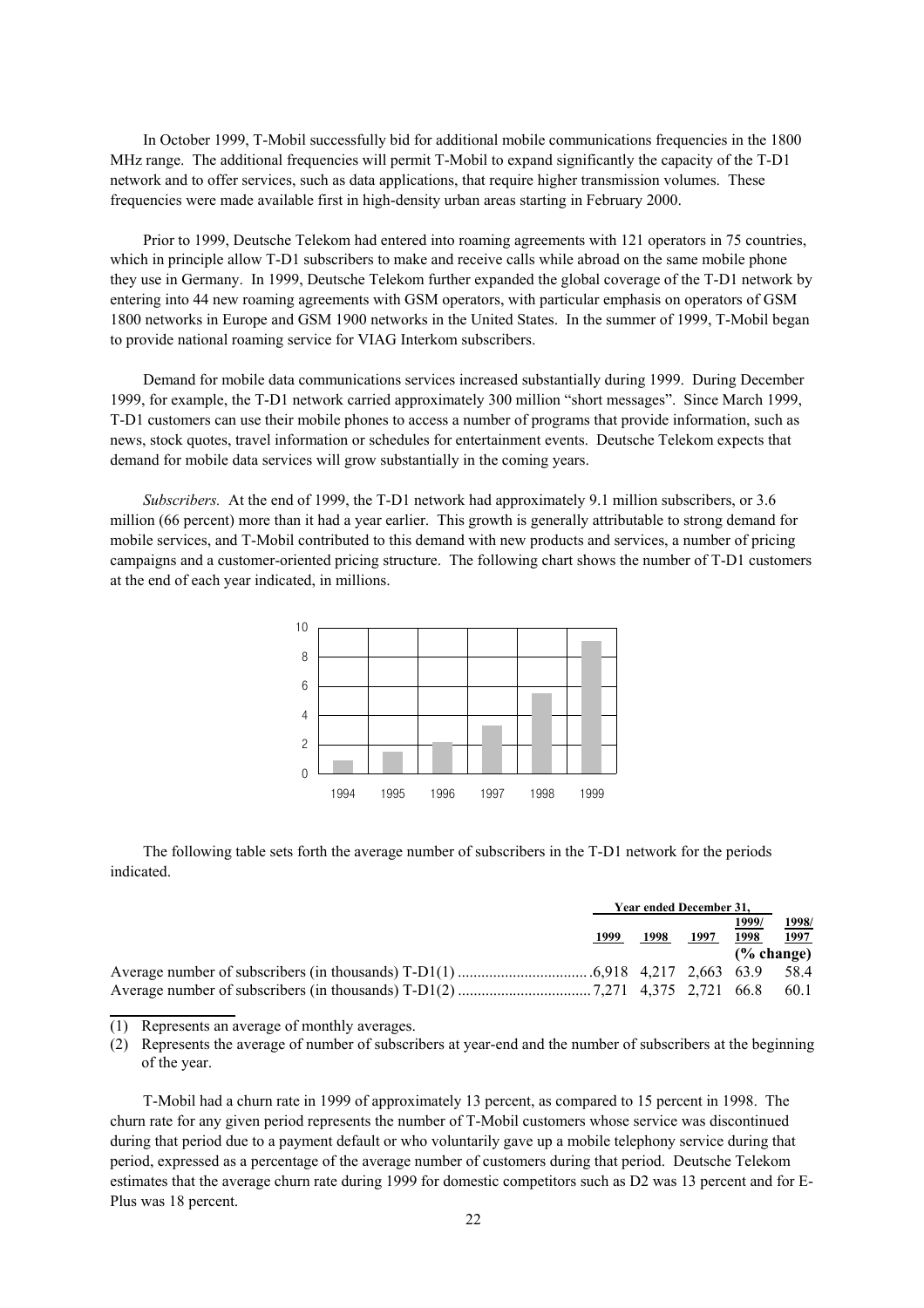In October 1999, T-Mobil successfully bid for additional mobile communications frequencies in the 1800 MHz range. The additional frequencies will permit T-Mobil to expand significantly the capacity of the T-D1 network and to offer services, such as data applications, that require higher transmission volumes. These frequencies were made available first in high-density urban areas starting in February 2000.

Prior to 1999, Deutsche Telekom had entered into roaming agreements with 121 operators in 75 countries, which in principle allow T-D1 subscribers to make and receive calls while abroad on the same mobile phone they use in Germany. In 1999, Deutsche Telekom further expanded the global coverage of the T-D1 network by entering into 44 new roaming agreements with GSM operators, with particular emphasis on operators of GSM 1800 networks in Europe and GSM 1900 networks in the United States. In the summer of 1999, T-Mobil began to provide national roaming service for VIAG Interkom subscribers.

Demand for mobile data communications services increased substantially during 1999. During December 1999, for example, the T-D1 network carried approximately 300 million "short messages". Since March 1999, T-D1 customers can use their mobile phones to access a number of programs that provide information, such as news, stock quotes, travel information or schedules for entertainment events. Deutsche Telekom expects that demand for mobile data services will grow substantially in the coming years.

*Subscribers.* At the end of 1999, the T-D1 network had approximately 9.1 million subscribers, or 3.6 million (66 percent) more than it had a year earlier. This growth is generally attributable to strong demand for mobile services, and T-Mobil contributed to this demand with new products and services, a number of pricing campaigns and a customer-oriented pricing structure. The following chart shows the number of T-D1 customers at the end of each year indicated, in millions.

The following table sets forth the average number of subscribers in the T-D1 network for the periods indicated.

| | Year ended December 31, | | | | |
|---|---|---|---|---|---|
| | 1999 | 1998 | 1997 | 1999/ 1998 | 1998/ 1997 |
| | | | | (% change) | |
| Average number of subscribers (in thousands) T-D1(1) | 6,918 | 4,217 | 2,663 | 63.9 | 58.4 |
| Average number of subscribers (in thousands) T-D1(2) | 7,271 | 4,375 | 2,721 | 66.8 | 60.1 |

(1) Represents an average of monthly averages.

(2) Represents the average of number of subscribers at year-end and the number of subscribers at the beginning of the year.

T-Mobil had a churn rate in 1999 of approximately 13 percent, as compared to 15 percent in 1998. The churn rate for any given period represents the number of T-Mobil customers whose service was discontinued during that period due to a payment default or who voluntarily gave up a mobile telephony service during that period, expressed as a percentage of the average number of customers during that period. Deutsche Telekom estimates that the average churn rate during 1999 for domestic competitors such as D2 was 13 percent and for E-Plus was 18 percent.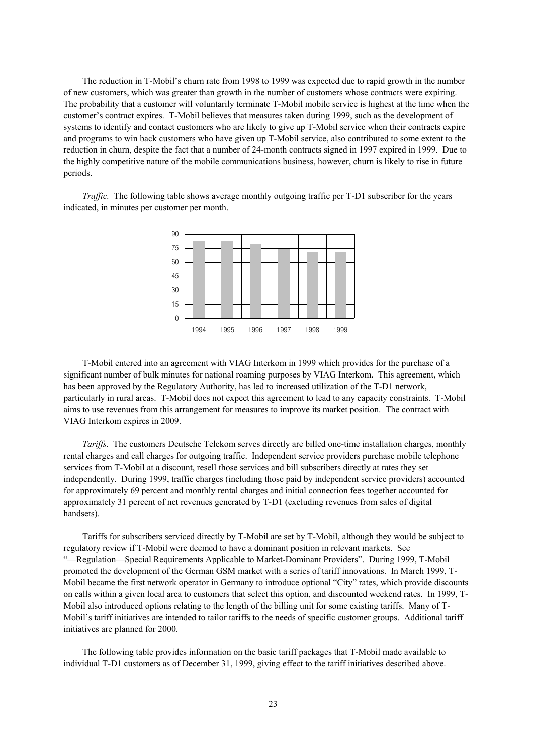The reduction in T-Mobil's churn rate from 1998 to 1999 was expected due to rapid growth in the number of new customers, which was greater than growth in the number of customers whose contracts were expiring. The probability that a customer will voluntarily terminate T-Mobil mobile service is highest at the time when the customer's contract expires. T-Mobil believes that measures taken during 1999, such as the development of systems to identify and contact customers who are likely to give up T-Mobil service when their contracts expire and programs to win back customers who have given up T-Mobil service, also contributed to some extent to the reduction in churn, despite the fact that a number of 24-month contracts signed in 1997 expired in 1999. Due to the highly competitive nature of the mobile communications business, however, churn is likely to rise in future periods.

*Traffic.* The following table shows average monthly outgoing traffic per T-D1 subscriber for the years indicated, in minutes per customer per month.

T-Mobil entered into an agreement with VIAG Interkom in 1999 which provides for the purchase of a significant number of bulk minutes for national roaming purposes by VIAG Interkom. This agreement, which has been approved by the Regulatory Authority, has led to increased utilization of the T-D1 network, particularly in rural areas. T-Mobil does not expect this agreement to lead to any capacity constraints. T-Mobil aims to use revenues from this arrangement for measures to improve its market position. The contract with VIAG Interkom expires in 2009.

*Tariffs.* The customers Deutsche Telekom serves directly are billed one-time installation charges, monthly rental charges and call charges for outgoing traffic. Independent service providers purchase mobile telephone services from T-Mobil at a discount, resell those services and bill subscribers directly at rates they set independently. During 1999, traffic charges (including those paid by independent service providers) accounted for approximately 69 percent and monthly rental charges and initial connection fees together accounted for approximately 31 percent of net revenues generated by T-D1 (excluding revenues from sales of digital handsets).

Tariffs for subscribers serviced directly by T-Mobil are set by T-Mobil, although they would be subject to regulatory review if T-Mobil were deemed to have a dominant position in relevant markets. See "—Regulation—Special Requirements Applicable to Market-Dominant Providers". During 1999, T-Mobil promoted the development of the German GSM market with a series of tariff innovations. In March 1999, T-Mobil became the first network operator in Germany to introduce optional "City" rates, which provide discounts on calls within a given local area to customers that select this option, and discounted weekend rates. In 1999, T-Mobil also introduced options relating to the length of the billing unit for some existing tariffs. Many of T-Mobil's tariff initiatives are intended to tailor tariffs to the needs of specific customer groups. Additional tariff initiatives are planned for 2000.

The following table provides information on the basic tariff packages that T-Mobil made available to individual T-D1 customers as of December 31, 1999, giving effect to the tariff initiatives described above.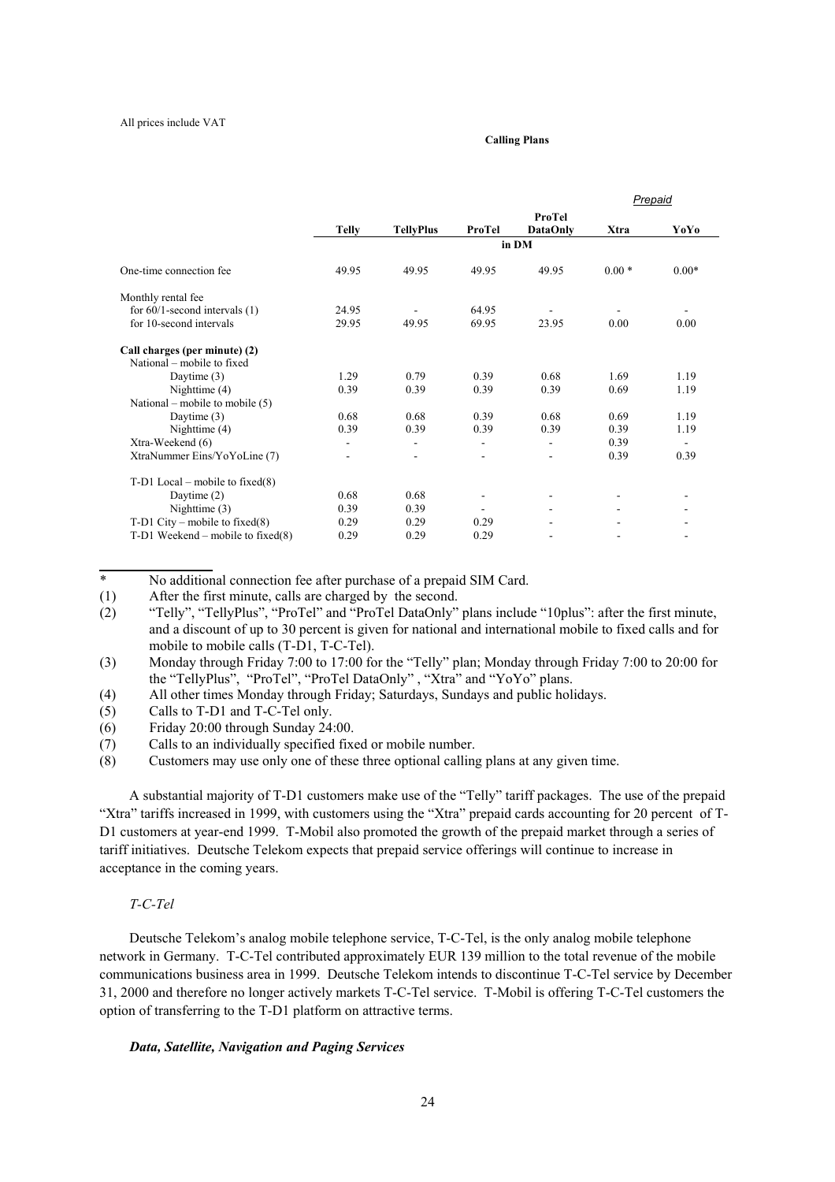All prices include VAT

**Calling Plans**

| | Telly | TellyPlus | ProTel | ProTel DataOnly | *Prepaid* Xtra | *Prepaid* YoYo |
|---|---|---|---|---|---|---|
| | | | in DM | | | |
| One-time connection fee | 49.95 | 49.95 | 49.95 | 49.95 | 0.00 * | 0.00* |
| Monthly rental fee | | | | | | |
| for 60/1-second intervals (1) | 24.95 | - | 64.95 | - | - | - |
| for 10-second intervals | 29.95 | 49.95 | 69.95 | 23.95 | 0.00 | 0.00 |
| **Call charges (per minute) (2)** | | | | | | |
| National – mobile to fixed | | | | | | |
| Daytime (3) | 1.29 | 0.79 | 0.39 | 0.68 | 1.69 | 1.19 |
| Nighttime (4) | 0.39 | 0.39 | 0.39 | 0.39 | 0.69 | 1.19 |
| National – mobile to mobile (5) | | | | | | |
| Daytime (3) | 0.68 | 0.68 | 0.39 | 0.68 | 0.69 | 1.19 |
| Nighttime (4) | 0.39 | 0.39 | 0.39 | 0.39 | 0.39 | 1.19 |
| Xtra-Weekend (6) | - | - | - | - | 0.39 | - |
| XtraNummer Eins/YoYoLine (7) | - | - | - | - | 0.39 | 0.39 |
| T-D1 Local – mobile to fixed(8) | | | | | | |
| Daytime (2) | 0.68 | 0.68 | - | - | - | - |
| Nighttime (3) | 0.39 | 0.39 | - | - | - | - |
| T-D1 City – mobile to fixed(8) | 0.29 | 0.29 | 0.29 | - | - | - |
| T-D1 Weekend – mobile to fixed(8) | 0.29 | 0.29 | 0.29 | - | - | - |

\* No additional connection fee after purchase of a prepaid SIM Card.

(1) After the first minute, calls are charged by the second.

(2) "Telly", "TellyPlus", "ProTel" and "ProTel DataOnly" plans include "10plus": after the first minute, and a discount of up to 30 percent is given for national and international mobile to fixed calls and for mobile to mobile calls (T-D1, T-C-Tel).

(3) Monday through Friday 7:00 to 17:00 for the "Telly" plan; Monday through Friday 7:00 to 20:00 for the "TellyPlus", "ProTel", "ProTel DataOnly" , "Xtra" and "YoYo" plans.

(4) All other times Monday through Friday; Saturdays, Sundays and public holidays.

(5) Calls to T-D1 and T-C-Tel only.

(6) Friday 20:00 through Sunday 24:00.

(7) Calls to an individually specified fixed or mobile number.

(8) Customers may use only one of these three optional calling plans at any given time.

A substantial majority of T-D1 customers make use of the "Telly" tariff packages. The use of the prepaid "Xtra" tariffs increased in 1999, with customers using the "Xtra" prepaid cards accounting for 20 percent of T-D1 customers at year-end 1999. T-Mobil also promoted the growth of the prepaid market through a series of tariff initiatives. Deutsche Telekom expects that prepaid service offerings will continue to increase in acceptance in the coming years.

*T-C-Tel*

Deutsche Telekom's analog mobile telephone service, T-C-Tel, is the only analog mobile telephone network in Germany. T-C-Tel contributed approximately EUR 139 million to the total revenue of the mobile communications business area in 1999. Deutsche Telekom intends to discontinue T-C-Tel service by December 31, 2000 and therefore no longer actively markets T-C-Tel service. T-Mobil is offering T-C-Tel customers the option of transferring to the T-D1 platform on attractive terms.

***Data, Satellite, Navigation and Paging Services***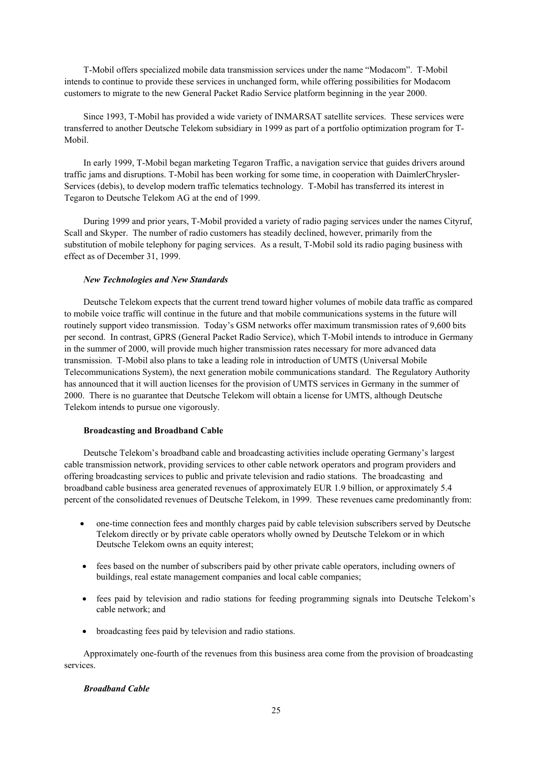T-Mobil offers specialized mobile data transmission services under the name "Modacom". T-Mobil intends to continue to provide these services in unchanged form, while offering possibilities for Modacom customers to migrate to the new General Packet Radio Service platform beginning in the year 2000.

Since 1993, T-Mobil has provided a wide variety of INMARSAT satellite services. These services were transferred to another Deutsche Telekom subsidiary in 1999 as part of a portfolio optimization program for T-Mobil.

In early 1999, T-Mobil began marketing Tegaron Traffic, a navigation service that guides drivers around traffic jams and disruptions. T-Mobil has been working for some time, in cooperation with DaimlerChrysler-Services (debis), to develop modern traffic telematics technology. T-Mobil has transferred its interest in Tegaron to Deutsche Telekom AG at the end of 1999.

During 1999 and prior years, T-Mobil provided a variety of radio paging services under the names Cityruf, Scall and Skyper. The number of radio customers has steadily declined, however, primarily from the substitution of mobile telephony for paging services. As a result, T-Mobil sold its radio paging business with effect as of December 31, 1999.

***New Technologies and New Standards***

Deutsche Telekom expects that the current trend toward higher volumes of mobile data traffic as compared to mobile voice traffic will continue in the future and that mobile communications systems in the future will routinely support video transmission. Today's GSM networks offer maximum transmission rates of 9,600 bits per second. In contrast, GPRS (General Packet Radio Service), which T-Mobil intends to introduce in Germany in the summer of 2000, will provide much higher transmission rates necessary for more advanced data transmission. T-Mobil also plans to take a leading role in introduction of UMTS (Universal Mobile Telecommunications System), the next generation mobile communications standard. The Regulatory Authority has announced that it will auction licenses for the provision of UMTS services in Germany in the summer of 2000. There is no guarantee that Deutsche Telekom will obtain a license for UMTS, although Deutsche Telekom intends to pursue one vigorously.

**Broadcasting and Broadband Cable**

Deutsche Telekom's broadband cable and broadcasting activities include operating Germany's largest cable transmission network, providing services to other cable network operators and program providers and offering broadcasting services to public and private television and radio stations. The broadcasting and broadband cable business area generated revenues of approximately EUR 1.9 billion, or approximately 5.4 percent of the consolidated revenues of Deutsche Telekom, in 1999. These revenues came predominantly from:

- one-time connection fees and monthly charges paid by cable television subscribers served by Deutsche Telekom directly or by private cable operators wholly owned by Deutsche Telekom or in which Deutsche Telekom owns an equity interest;
- fees based on the number of subscribers paid by other private cable operators, including owners of buildings, real estate management companies and local cable companies;
- fees paid by television and radio stations for feeding programming signals into Deutsche Telekom's cable network; and
- broadcasting fees paid by television and radio stations.

Approximately one-fourth of the revenues from this business area come from the provision of broadcasting services.

***Broadband Cable***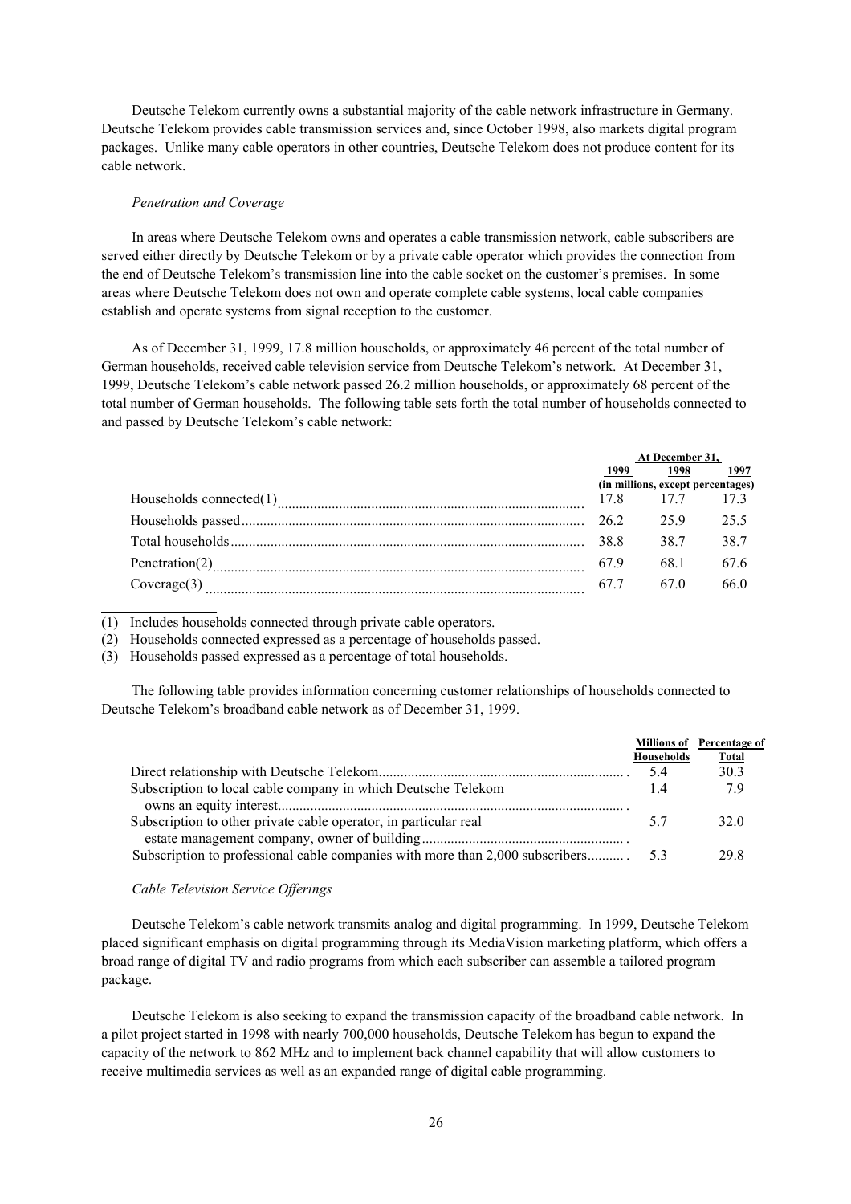Deutsche Telekom currently owns a substantial majority of the cable network infrastructure in Germany. Deutsche Telekom provides cable transmission services and, since October 1998, also markets digital program packages. Unlike many cable operators in other countries, Deutsche Telekom does not produce content for its cable network.

*Penetration and Coverage*

In areas where Deutsche Telekom owns and operates a cable transmission network, cable subscribers are served either directly by Deutsche Telekom or by a private cable operator which provides the connection from the end of Deutsche Telekom's transmission line into the cable socket on the customer's premises. In some areas where Deutsche Telekom does not own and operate complete cable systems, local cable companies establish and operate systems from signal reception to the customer.

As of December 31, 1999, 17.8 million households, or approximately 46 percent of the total number of German households, received cable television service from Deutsche Telekom's network. At December 31, 1999, Deutsche Telekom's cable network passed 26.2 million households, or approximately 68 percent of the total number of German households. The following table sets forth the total number of households connected to and passed by Deutsche Telekom's cable network:

| | At December 31, | | |
|---|---|---|---|
| | 1999 | 1998 | 1997 |
| | (in millions, except percentages) | | |
| Households connected(1) | 17.8 | 17.7 | 17.3 |
| Households passed | 26.2 | 25.9 | 25.5 |
| Total households | 38.8 | 38.7 | 38.7 |
| Penetration(2) | 67.9 | 68.1 | 67.6 |
| Coverage(3) | 67.7 | 67.0 | 66.0 |

(1) Includes households connected through private cable operators.

(2) Households connected expressed as a percentage of households passed.

(3) Households passed expressed as a percentage of total households.

The following table provides information concerning customer relationships of households connected to Deutsche Telekom's broadband cable network as of December 31, 1999.

| | Millions of Households | Percentage of Total |
|---|---|---|
| Direct relationship with Deutsche Telekom | 5.4 | 30.3 |
| Subscription to local cable company in which Deutsche Telekom owns an equity interest | 1.4 | 7.9 |
| Subscription to other private cable operator, in particular real estate management company, owner of building | 5.7 | 32.0 |
| Subscription to professional cable companies with more than 2,000 subscribers | 5.3 | 29.8 |

*Cable Television Service Offerings*

Deutsche Telekom's cable network transmits analog and digital programming. In 1999, Deutsche Telekom placed significant emphasis on digital programming through its MediaVision marketing platform, which offers a broad range of digital TV and radio programs from which each subscriber can assemble a tailored program package.

Deutsche Telekom is also seeking to expand the transmission capacity of the broadband cable network. In a pilot project started in 1998 with nearly 700,000 households, Deutsche Telekom has begun to expand the capacity of the network to 862 MHz and to implement back channel capability that will allow customers to receive multimedia services as well as an expanded range of digital cable programming.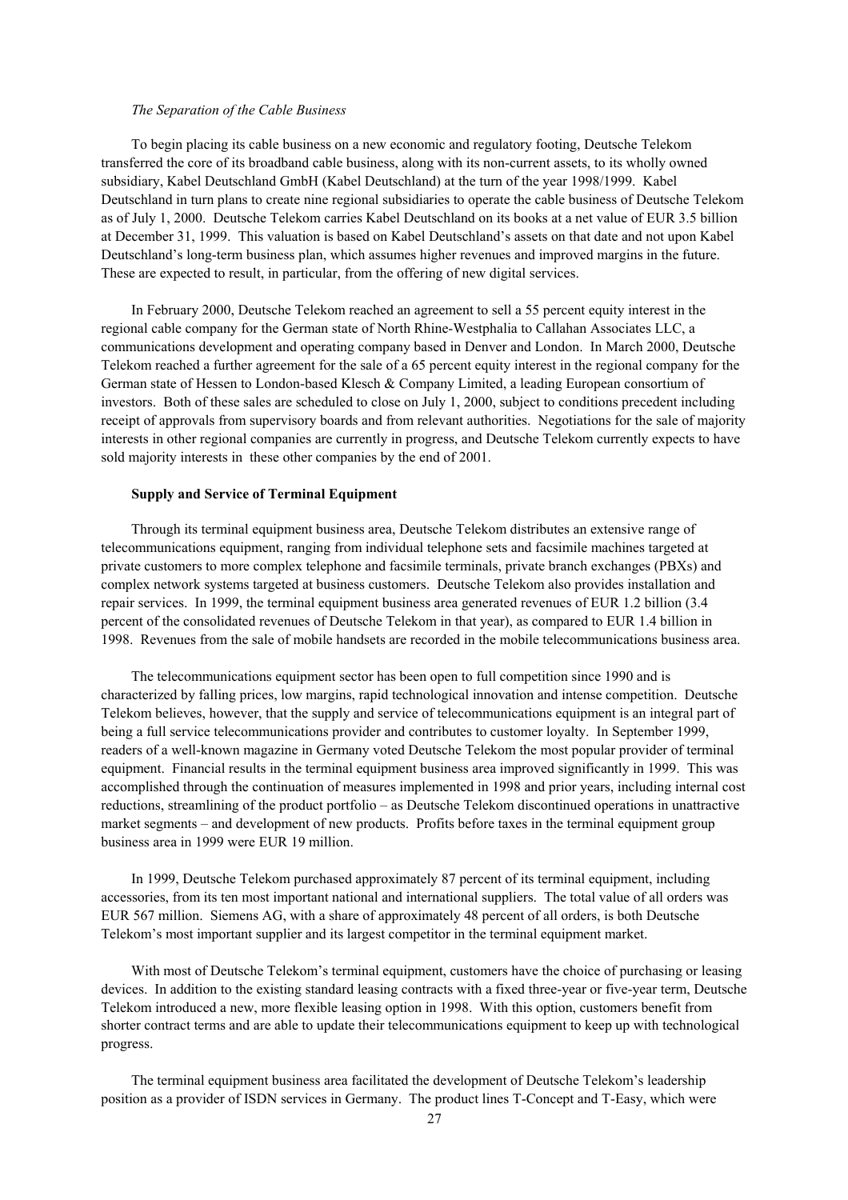*The Separation of the Cable Business*

To begin placing its cable business on a new economic and regulatory footing, Deutsche Telekom transferred the core of its broadband cable business, along with its non-current assets, to its wholly owned subsidiary, Kabel Deutschland GmbH (Kabel Deutschland) at the turn of the year 1998/1999. Kabel Deutschland in turn plans to create nine regional subsidiaries to operate the cable business of Deutsche Telekom as of July 1, 2000. Deutsche Telekom carries Kabel Deutschland on its books at a net value of EUR 3.5 billion at December 31, 1999. This valuation is based on Kabel Deutschland's assets on that date and not upon Kabel Deutschland's long-term business plan, which assumes higher revenues and improved margins in the future. These are expected to result, in particular, from the offering of new digital services.

In February 2000, Deutsche Telekom reached an agreement to sell a 55 percent equity interest in the regional cable company for the German state of North Rhine-Westphalia to Callahan Associates LLC, a communications development and operating company based in Denver and London. In March 2000, Deutsche Telekom reached a further agreement for the sale of a 65 percent equity interest in the regional company for the German state of Hessen to London-based Klesch & Company Limited, a leading European consortium of investors. Both of these sales are scheduled to close on July 1, 2000, subject to conditions precedent including receipt of approvals from supervisory boards and from relevant authorities. Negotiations for the sale of majority interests in other regional companies are currently in progress, and Deutsche Telekom currently expects to have sold majority interests in these other companies by the end of 2001.

**Supply and Service of Terminal Equipment**

Through its terminal equipment business area, Deutsche Telekom distributes an extensive range of telecommunications equipment, ranging from individual telephone sets and facsimile machines targeted at private customers to more complex telephone and facsimile terminals, private branch exchanges (PBXs) and complex network systems targeted at business customers. Deutsche Telekom also provides installation and repair services. In 1999, the terminal equipment business area generated revenues of EUR 1.2 billion (3.4 percent of the consolidated revenues of Deutsche Telekom in that year), as compared to EUR 1.4 billion in 1998. Revenues from the sale of mobile handsets are recorded in the mobile telecommunications business area.

The telecommunications equipment sector has been open to full competition since 1990 and is characterized by falling prices, low margins, rapid technological innovation and intense competition. Deutsche Telekom believes, however, that the supply and service of telecommunications equipment is an integral part of being a full service telecommunications provider and contributes to customer loyalty. In September 1999, readers of a well-known magazine in Germany voted Deutsche Telekom the most popular provider of terminal equipment. Financial results in the terminal equipment business area improved significantly in 1999. This was accomplished through the continuation of measures implemented in 1998 and prior years, including internal cost reductions, streamlining of the product portfolio – as Deutsche Telekom discontinued operations in unattractive market segments – and development of new products. Profits before taxes in the terminal equipment group business area in 1999 were EUR 19 million.

In 1999, Deutsche Telekom purchased approximately 87 percent of its terminal equipment, including accessories, from its ten most important national and international suppliers. The total value of all orders was EUR 567 million. Siemens AG, with a share of approximately 48 percent of all orders, is both Deutsche Telekom's most important supplier and its largest competitor in the terminal equipment market.

With most of Deutsche Telekom's terminal equipment, customers have the choice of purchasing or leasing devices. In addition to the existing standard leasing contracts with a fixed three-year or five-year term, Deutsche Telekom introduced a new, more flexible leasing option in 1998. With this option, customers benefit from shorter contract terms and are able to update their telecommunications equipment to keep up with technological progress.

The terminal equipment business area facilitated the development of Deutsche Telekom's leadership position as a provider of ISDN services in Germany. The product lines T-Concept and T-Easy, which were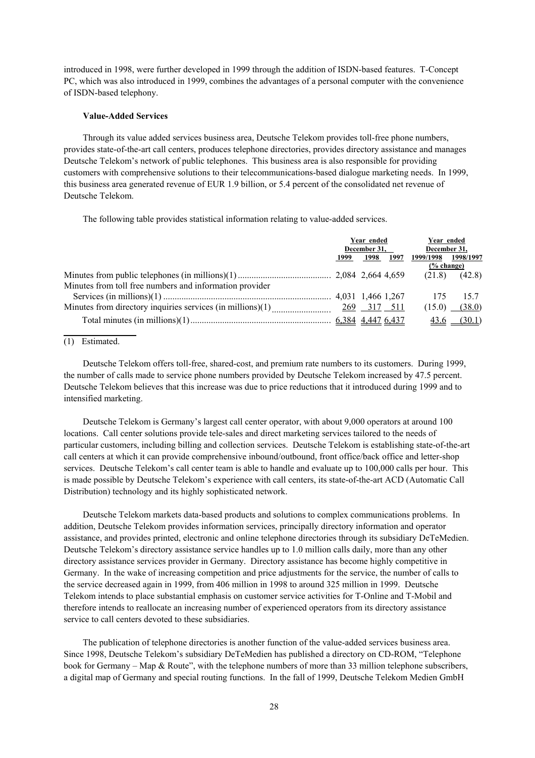introduced in 1998, were further developed in 1999 through the addition of ISDN-based features. T-Concept PC, which was also introduced in 1999, combines the advantages of a personal computer with the convenience of ISDN-based telephony.

**Value-Added Services**

Through its value added services business area, Deutsche Telekom provides toll-free phone numbers, provides state-of-the-art call centers, produces telephone directories, provides directory assistance and manages Deutsche Telekom's network of public telephones. This business area is also responsible for providing customers with comprehensive solutions to their telecommunications-based dialogue marketing needs. In 1999, this business area generated revenue of EUR 1.9 billion, or 5.4 percent of the consolidated net revenue of Deutsche Telekom.

The following table provides statistical information relating to value-added services.

| | Year ended December 31, | | | Year ended December 31, | |
|---|---|---|---|---|---|
| | 1999 | 1998 | 1997 | 1999/1998 | 1998/1997 |
| | | | | (% change) | |
| Minutes from public telephones (in millions)(1) | 2,084 | 2,664 | 4,659 | (21.8) | (42.8) |
| Minutes from toll free numbers and information provider Services (in millions)(1) | 4,031 | 1,466 | 1,267 | 175 | 15.7 |
| Minutes from directory inquiries services (in millions)(1) | 269 | 317 | 511 | (15.0) | (38.0) |
| Total minutes (in millions)(1) | 6,384 | 4,447 | 6,437 | 43.6 | (30.1) |

(1) Estimated.

Deutsche Telekom offers toll-free, shared-cost, and premium rate numbers to its customers. During 1999, the number of calls made to service phone numbers provided by Deutsche Telekom increased by 47.5 percent. Deutsche Telekom believes that this increase was due to price reductions that it introduced during 1999 and to intensified marketing.

Deutsche Telekom is Germany's largest call center operator, with about 9,000 operators at around 100 locations. Call center solutions provide tele-sales and direct marketing services tailored to the needs of particular customers, including billing and collection services. Deutsche Telekom is establishing state-of-the-art call centers at which it can provide comprehensive inbound/outbound, front office/back office and letter-shop services. Deutsche Telekom's call center team is able to handle and evaluate up to 100,000 calls per hour. This is made possible by Deutsche Telekom's experience with call centers, its state-of-the-art ACD (Automatic Call Distribution) technology and its highly sophisticated network.

Deutsche Telekom markets data-based products and solutions to complex communications problems. In addition, Deutsche Telekom provides information services, principally directory information and operator assistance, and provides printed, electronic and online telephone directories through its subsidiary DeTeMedien. Deutsche Telekom's directory assistance service handles up to 1.0 million calls daily, more than any other directory assistance services provider in Germany. Directory assistance has become highly competitive in Germany. In the wake of increasing competition and price adjustments for the service, the number of calls to the service decreased again in 1999, from 406 million in 1998 to around 325 million in 1999. Deutsche Telekom intends to place substantial emphasis on customer service activities for T-Online and T-Mobil and therefore intends to reallocate an increasing number of experienced operators from its directory assistance service to call centers devoted to these subsidiaries.

The publication of telephone directories is another function of the value-added services business area. Since 1998, Deutsche Telekom's subsidiary DeTeMedien has published a directory on CD-ROM, "Telephone book for Germany – Map & Route", with the telephone numbers of more than 33 million telephone subscribers, a digital map of Germany and special routing functions. In the fall of 1999, Deutsche Telekom Medien GmbH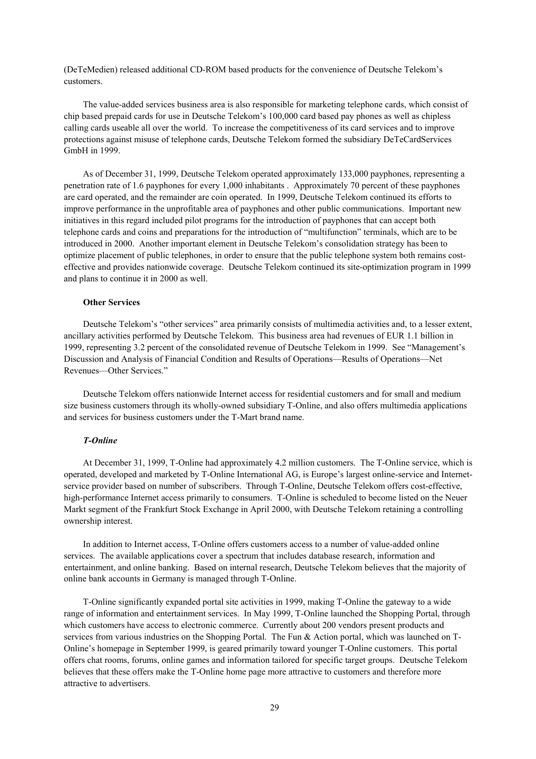(DeTeMedien) released additional CD-ROM based products for the convenience of Deutsche Telekom's customers.

The value-added services business area is also responsible for marketing telephone cards, which consist of chip based prepaid cards for use in Deutsche Telekom's 100,000 card based pay phones as well as chipless calling cards useable all over the world. To increase the competitiveness of its card services and to improve protections against misuse of telephone cards, Deutsche Telekom formed the subsidiary DeTeCardServices GmbH in 1999.

As of December 31, 1999, Deutsche Telekom operated approximately 133,000 payphones, representing a penetration rate of 1.6 payphones for every 1,000 inhabitants . Approximately 70 percent of these payphones are card operated, and the remainder are coin operated. In 1999, Deutsche Telekom continued its efforts to improve performance in the unprofitable area of payphones and other public communications. Important new initiatives in this regard included pilot programs for the introduction of payphones that can accept both telephone cards and coins and preparations for the introduction of "multifunction" terminals, which are to be introduced in 2000. Another important element in Deutsche Telekom's consolidation strategy has been to optimize placement of public telephones, in order to ensure that the public telephone system both remains cost-effective and provides nationwide coverage. Deutsche Telekom continued its site-optimization program in 1999 and plans to continue it in 2000 as well.

**Other Services**

Deutsche Telekom's "other services" area primarily consists of multimedia activities and, to a lesser extent, ancillary activities performed by Deutsche Telekom. This business area had revenues of EUR 1.1 billion in 1999, representing 3.2 percent of the consolidated revenue of Deutsche Telekom in 1999. See "Management's Discussion and Analysis of Financial Condition and Results of Operations—Results of Operations—Net Revenues—Other Services."

Deutsche Telekom offers nationwide Internet access for residential customers and for small and medium size business customers through its wholly-owned subsidiary T-Online, and also offers multimedia applications and services for business customers under the T-Mart brand name.

***T-Online***

At December 31, 1999, T-Online had approximately 4.2 million customers. The T-Online service, which is operated, developed and marketed by T-Online International AG, is Europe's largest online-service and Internet-service provider based on number of subscribers. Through T-Online, Deutsche Telekom offers cost-effective, high-performance Internet access primarily to consumers. T-Online is scheduled to become listed on the Neuer Markt segment of the Frankfurt Stock Exchange in April 2000, with Deutsche Telekom retaining a controlling ownership interest.

In addition to Internet access, T-Online offers customers access to a number of value-added online services. The available applications cover a spectrum that includes database research, information and entertainment, and online banking. Based on internal research, Deutsche Telekom believes that the majority of online bank accounts in Germany is managed through T-Online.

T-Online significantly expanded portal site activities in 1999, making T-Online the gateway to a wide range of information and entertainment services. In May 1999, T-Online launched the Shopping Portal, through which customers have access to electronic commerce. Currently about 200 vendors present products and services from various industries on the Shopping Portal. The Fun & Action portal, which was launched on T-Online's homepage in September 1999, is geared primarily toward younger T-Online customers. This portal offers chat rooms, forums, online games and information tailored for specific target groups. Deutsche Telekom believes that these offers make the T-Online home page more attractive to customers and therefore more attractive to advertisers.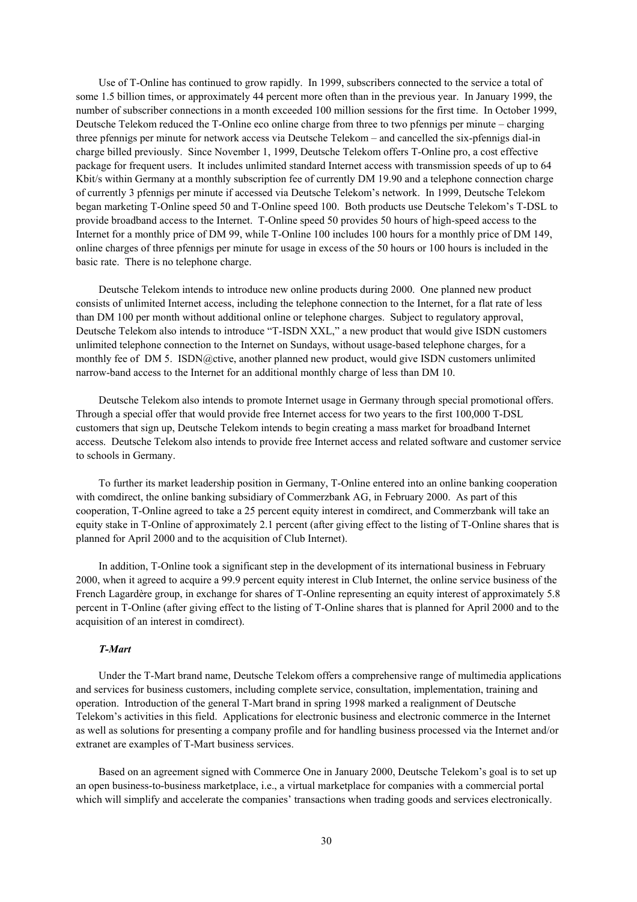Use of T-Online has continued to grow rapidly. In 1999, subscribers connected to the service a total of some 1.5 billion times, or approximately 44 percent more often than in the previous year. In January 1999, the number of subscriber connections in a month exceeded 100 million sessions for the first time. In October 1999, Deutsche Telekom reduced the T-Online eco online charge from three to two pfennigs per minute – charging three pfennigs per minute for network access via Deutsche Telekom – and cancelled the six-pfennigs dial-in charge billed previously. Since November 1, 1999, Deutsche Telekom offers T-Online pro, a cost effective package for frequent users. It includes unlimited standard Internet access with transmission speeds of up to 64 Kbit/s within Germany at a monthly subscription fee of currently DM 19.90 and a telephone connection charge of currently 3 pfennigs per minute if accessed via Deutsche Telekom's network. In 1999, Deutsche Telekom began marketing T-Online speed 50 and T-Online speed 100. Both products use Deutsche Telekom's T-DSL to provide broadband access to the Internet. T-Online speed 50 provides 50 hours of high-speed access to the Internet for a monthly price of DM 99, while T-Online 100 includes 100 hours for a monthly price of DM 149, online charges of three pfennigs per minute for usage in excess of the 50 hours or 100 hours is included in the basic rate. There is no telephone charge.

Deutsche Telekom intends to introduce new online products during 2000. One planned new product consists of unlimited Internet access, including the telephone connection to the Internet, for a flat rate of less than DM 100 per month without additional online or telephone charges. Subject to regulatory approval, Deutsche Telekom also intends to introduce "T-ISDN XXL," a new product that would give ISDN customers unlimited telephone connection to the Internet on Sundays, without usage-based telephone charges, for a monthly fee of DM 5. ISDN@ctive, another planned new product, would give ISDN customers unlimited narrow-band access to the Internet for an additional monthly charge of less than DM 10.

Deutsche Telekom also intends to promote Internet usage in Germany through special promotional offers. Through a special offer that would provide free Internet access for two years to the first 100,000 T-DSL customers that sign up, Deutsche Telekom intends to begin creating a mass market for broadband Internet access. Deutsche Telekom also intends to provide free Internet access and related software and customer service to schools in Germany.

To further its market leadership position in Germany, T-Online entered into an online banking cooperation with comdirect, the online banking subsidiary of Commerzbank AG, in February 2000. As part of this cooperation, T-Online agreed to take a 25 percent equity interest in comdirect, and Commerzbank will take an equity stake in T-Online of approximately 2.1 percent (after giving effect to the listing of T-Online shares that is planned for April 2000 and to the acquisition of Club Internet).

In addition, T-Online took a significant step in the development of its international business in February 2000, when it agreed to acquire a 99.9 percent equity interest in Club Internet, the online service business of the French Lagardère group, in exchange for shares of T-Online representing an equity interest of approximately 5.8 percent in T-Online (after giving effect to the listing of T-Online shares that is planned for April 2000 and to the acquisition of an interest in comdirect).

***T-Mart***

Under the T-Mart brand name, Deutsche Telekom offers a comprehensive range of multimedia applications and services for business customers, including complete service, consultation, implementation, training and operation. Introduction of the general T-Mart brand in spring 1998 marked a realignment of Deutsche Telekom's activities in this field. Applications for electronic business and electronic commerce in the Internet as well as solutions for presenting a company profile and for handling business processed via the Internet and/or extranet are examples of T-Mart business services.

Based on an agreement signed with Commerce One in January 2000, Deutsche Telekom's goal is to set up an open business-to-business marketplace, i.e., a virtual marketplace for companies with a commercial portal which will simplify and accelerate the companies' transactions when trading goods and services electronically.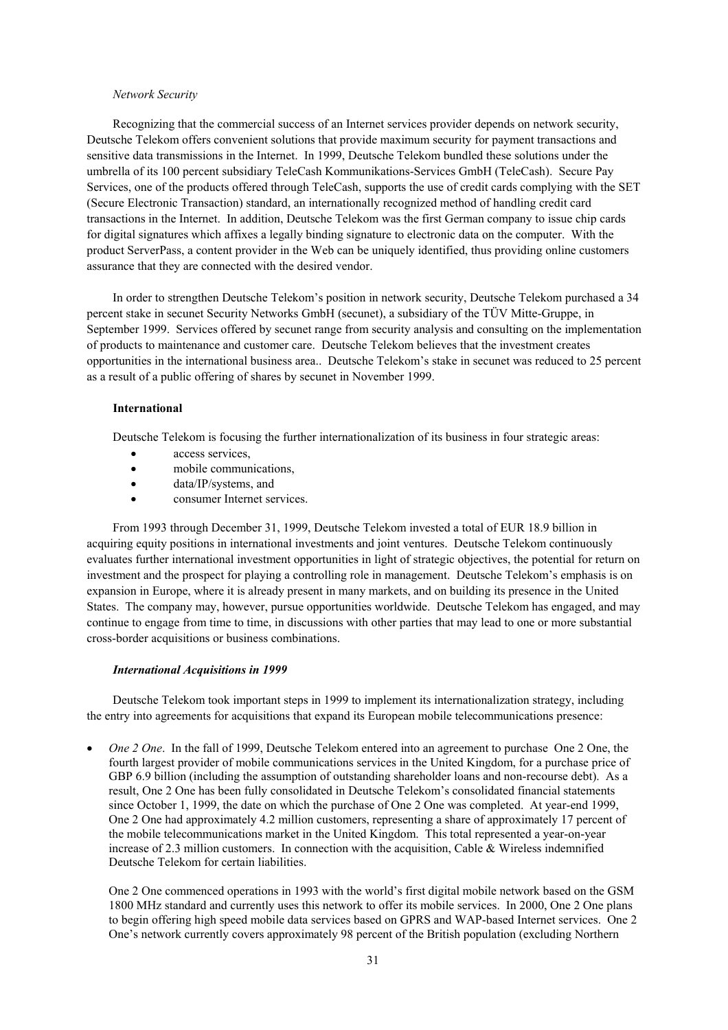*Network Security*

Recognizing that the commercial success of an Internet services provider depends on network security, Deutsche Telekom offers convenient solutions that provide maximum security for payment transactions and sensitive data transmissions in the Internet. In 1999, Deutsche Telekom bundled these solutions under the umbrella of its 100 percent subsidiary TeleCash Kommunikations-Services GmbH (TeleCash). Secure Pay Services, one of the products offered through TeleCash, supports the use of credit cards complying with the SET (Secure Electronic Transaction) standard, an internationally recognized method of handling credit card transactions in the Internet. In addition, Deutsche Telekom was the first German company to issue chip cards for digital signatures which affixes a legally binding signature to electronic data on the computer. With the product ServerPass, a content provider in the Web can be uniquely identified, thus providing online customers assurance that they are connected with the desired vendor.

In order to strengthen Deutsche Telekom's position in network security, Deutsche Telekom purchased a 34 percent stake in secunet Security Networks GmbH (secunet), a subsidiary of the TÜV Mitte-Gruppe, in September 1999. Services offered by secunet range from security analysis and consulting on the implementation of products to maintenance and customer care. Deutsche Telekom believes that the investment creates opportunities in the international business area.. Deutsche Telekom's stake in secunet was reduced to 25 percent as a result of a public offering of shares by secunet in November 1999.

**International**

Deutsche Telekom is focusing the further internationalization of its business in four strategic areas:

- access services,
- mobile communications,
- data/IP/systems, and
- consumer Internet services.

From 1993 through December 31, 1999, Deutsche Telekom invested a total of EUR 18.9 billion in acquiring equity positions in international investments and joint ventures. Deutsche Telekom continuously evaluates further international investment opportunities in light of strategic objectives, the potential for return on investment and the prospect for playing a controlling role in management. Deutsche Telekom's emphasis is on expansion in Europe, where it is already present in many markets, and on building its presence in the United States. The company may, however, pursue opportunities worldwide. Deutsche Telekom has engaged, and may continue to engage from time to time, in discussions with other parties that may lead to one or more substantial cross-border acquisitions or business combinations.

***International Acquisitions in 1999***

Deutsche Telekom took important steps in 1999 to implement its internationalization strategy, including the entry into agreements for acquisitions that expand its European mobile telecommunications presence:

- *One 2 One*. In the fall of 1999, Deutsche Telekom entered into an agreement to purchase One 2 One, the fourth largest provider of mobile communications services in the United Kingdom, for a purchase price of GBP 6.9 billion (including the assumption of outstanding shareholder loans and non-recourse debt). As a result, One 2 One has been fully consolidated in Deutsche Telekom's consolidated financial statements since October 1, 1999, the date on which the purchase of One 2 One was completed. At year-end 1999, One 2 One had approximately 4.2 million customers, representing a share of approximately 17 percent of the mobile telecommunications market in the United Kingdom. This total represented a year-on-year increase of 2.3 million customers. In connection with the acquisition, Cable & Wireless indemnified Deutsche Telekom for certain liabilities.

  One 2 One commenced operations in 1993 with the world's first digital mobile network based on the GSM 1800 MHz standard and currently uses this network to offer its mobile services. In 2000, One 2 One plans to begin offering high speed mobile data services based on GPRS and WAP-based Internet services. One 2 One's network currently covers approximately 98 percent of the British population (excluding Northern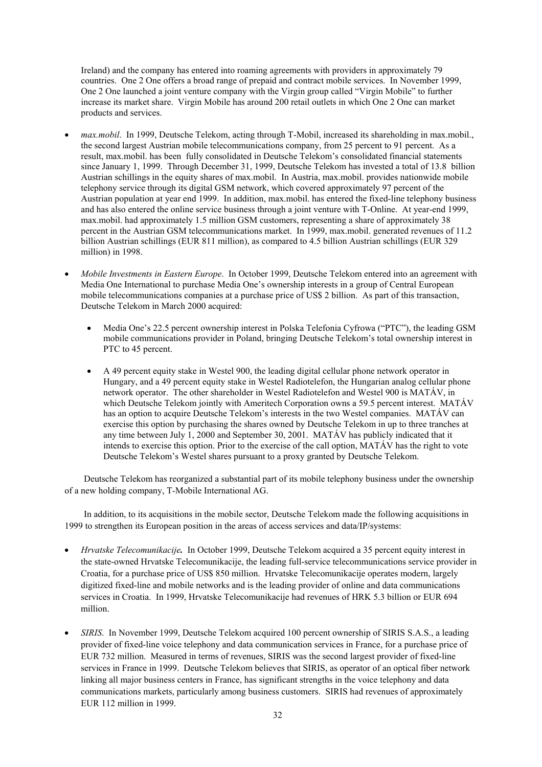Ireland) and the company has entered into roaming agreements with providers in approximately 79 countries. One 2 One offers a broad range of prepaid and contract mobile services. In November 1999, One 2 One launched a joint venture company with the Virgin group called "Virgin Mobile" to further increase its market share. Virgin Mobile has around 200 retail outlets in which One 2 One can market products and services.

- *max.mobil*. In 1999, Deutsche Telekom, acting through T-Mobil, increased its shareholding in max.mobil., the second largest Austrian mobile telecommunications company, from 25 percent to 91 percent. As a result, max.mobil. has been fully consolidated in Deutsche Telekom's consolidated financial statements since January 1, 1999. Through December 31, 1999, Deutsche Telekom has invested a total of 13.8 billion Austrian schillings in the equity shares of max.mobil. In Austria, max.mobil. provides nationwide mobile telephony service through its digital GSM network, which covered approximately 97 percent of the Austrian population at year end 1999. In addition, max.mobil. has entered the fixed-line telephony business and has also entered the online service business through a joint venture with T-Online. At year-end 1999, max.mobil. had approximately 1.5 million GSM customers, representing a share of approximately 38 percent in the Austrian GSM telecommunications market. In 1999, max.mobil. generated revenues of 11.2 billion Austrian schillings (EUR 811 million), as compared to 4.5 billion Austrian schillings (EUR 329 million) in 1998.

- *Mobile Investments in Eastern Europe*. In October 1999, Deutsche Telekom entered into an agreement with Media One International to purchase Media One's ownership interests in a group of Central European mobile telecommunications companies at a purchase price of US$ 2 billion. As part of this transaction, Deutsche Telekom in March 2000 acquired:

  - Media One's 22.5 percent ownership interest in Polska Telefonia Cyfrowa ("PTC"), the leading GSM mobile communications provider in Poland, bringing Deutsche Telekom's total ownership interest in PTC to 45 percent.

  - A 49 percent equity stake in Westel 900, the leading digital cellular phone network operator in Hungary, and a 49 percent equity stake in Westel Radiotelefon, the Hungarian analog cellular phone network operator. The other shareholder in Westel Radiotelefon and Westel 900 is MATÁV, in which Deutsche Telekom jointly with Ameritech Corporation owns a 59.5 percent interest. MATÁV has an option to acquire Deutsche Telekom's interests in the two Westel companies. MATÁV can exercise this option by purchasing the shares owned by Deutsche Telekom in up to three tranches at any time between July 1, 2000 and September 30, 2001. MATÁV has publicly indicated that it intends to exercise this option. Prior to the exercise of the call option, MATÁV has the right to vote Deutsche Telekom's Westel shares pursuant to a proxy granted by Deutsche Telekom.

Deutsche Telekom has reorganized a substantial part of its mobile telephony business under the ownership of a new holding company, T-Mobile International AG.

In addition, to its acquisitions in the mobile sector, Deutsche Telekom made the following acquisitions in 1999 to strengthen its European position in the areas of access services and data/IP/systems:

- ***Hrvatske Telecomunikacije.*** In October 1999, Deutsche Telekom acquired a 35 percent equity interest in the state-owned Hrvatske Telecomunikacije, the leading full-service telecommunications service provider in Croatia, for a purchase price of US$ 850 million. Hrvatske Telecomunikacije operates modern, largely digitized fixed-line and mobile networks and is the leading provider of online and data communications services in Croatia. In 1999, Hrvatske Telecomunikacije had revenues of HRK 5.3 billion or EUR 694 million.

- *SIRIS*. In November 1999, Deutsche Telekom acquired 100 percent ownership of SIRIS S.A.S., a leading provider of fixed-line voice telephony and data communication services in France, for a purchase price of EUR 732 million. Measured in terms of revenues, SIRIS was the second largest provider of fixed-line services in France in 1999. Deutsche Telekom believes that SIRIS, as operator of an optical fiber network linking all major business centers in France, has significant strengths in the voice telephony and data communications markets, particularly among business customers. SIRIS had revenues of approximately EUR 112 million in 1999.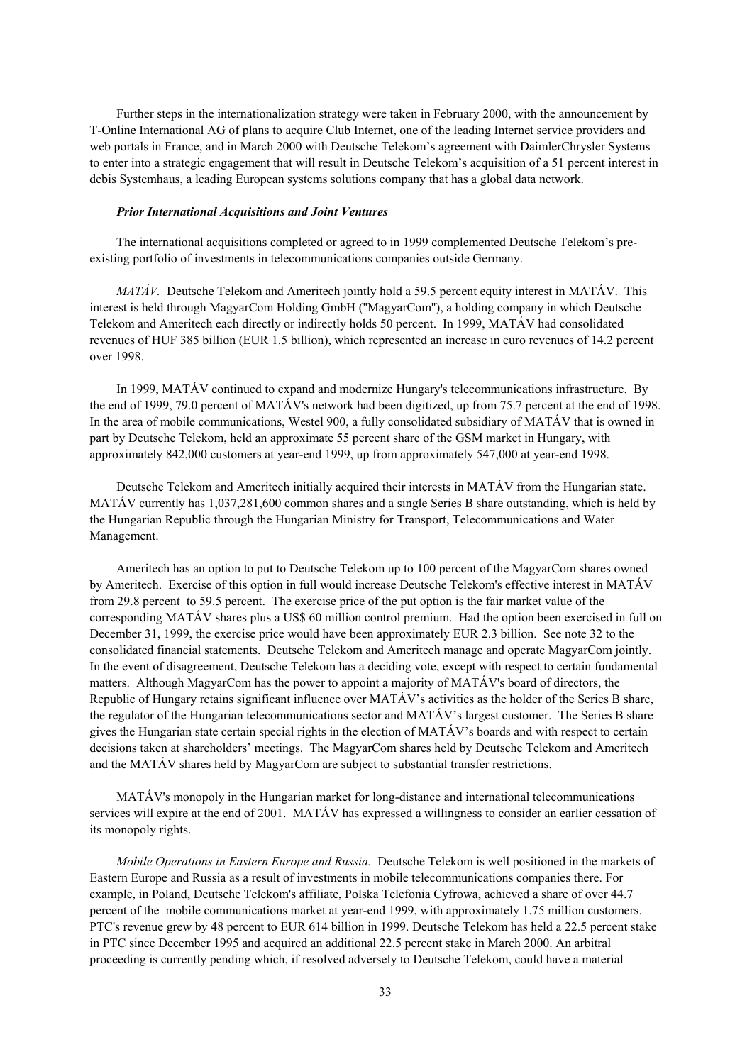Further steps in the internationalization strategy were taken in February 2000, with the announcement by T-Online International AG of plans to acquire Club Internet, one of the leading Internet service providers and web portals in France, and in March 2000 with Deutsche Telekom's agreement with DaimlerChrysler Systems to enter into a strategic engagement that will result in Deutsche Telekom's acquisition of a 51 percent interest in debis Systemhaus, a leading European systems solutions company that has a global data network.

***Prior International Acquisitions and Joint Ventures***

The international acquisitions completed or agreed to in 1999 complemented Deutsche Telekom's pre-existing portfolio of investments in telecommunications companies outside Germany.

*MATÁV.* Deutsche Telekom and Ameritech jointly hold a 59.5 percent equity interest in MATÁV. This interest is held through MagyarCom Holding GmbH ("MagyarCom"), a holding company in which Deutsche Telekom and Ameritech each directly or indirectly holds 50 percent. In 1999, MATÁV had consolidated revenues of HUF 385 billion (EUR 1.5 billion), which represented an increase in euro revenues of 14.2 percent over 1998.

In 1999, MATÁV continued to expand and modernize Hungary's telecommunications infrastructure. By the end of 1999, 79.0 percent of MATÁV's network had been digitized, up from 75.7 percent at the end of 1998. In the area of mobile communications, Westel 900, a fully consolidated subsidiary of MATÁV that is owned in part by Deutsche Telekom, held an approximate 55 percent share of the GSM market in Hungary, with approximately 842,000 customers at year-end 1999, up from approximately 547,000 at year-end 1998.

Deutsche Telekom and Ameritech initially acquired their interests in MATÁV from the Hungarian state. MATÁV currently has 1,037,281,600 common shares and a single Series B share outstanding, which is held by the Hungarian Republic through the Hungarian Ministry for Transport, Telecommunications and Water Management.

Ameritech has an option to put to Deutsche Telekom up to 100 percent of the MagyarCom shares owned by Ameritech. Exercise of this option in full would increase Deutsche Telekom's effective interest in MATÁV from 29.8 percent to 59.5 percent. The exercise price of the put option is the fair market value of the corresponding MATÁV shares plus a US$ 60 million control premium. Had the option been exercised in full on December 31, 1999, the exercise price would have been approximately EUR 2.3 billion. See note 32 to the consolidated financial statements. Deutsche Telekom and Ameritech manage and operate MagyarCom jointly. In the event of disagreement, Deutsche Telekom has a deciding vote, except with respect to certain fundamental matters. Although MagyarCom has the power to appoint a majority of MATÁV's board of directors, the Republic of Hungary retains significant influence over MATÁV's activities as the holder of the Series B share, the regulator of the Hungarian telecommunications sector and MATÁV's largest customer. The Series B share gives the Hungarian state certain special rights in the election of MATÁV's boards and with respect to certain decisions taken at shareholders' meetings. The MagyarCom shares held by Deutsche Telekom and Ameritech and the MATÁV shares held by MagyarCom are subject to substantial transfer restrictions.

MATÁV's monopoly in the Hungarian market for long-distance and international telecommunications services will expire at the end of 2001. MATÁV has expressed a willingness to consider an earlier cessation of its monopoly rights.

*Mobile Operations in Eastern Europe and Russia.* Deutsche Telekom is well positioned in the markets of Eastern Europe and Russia as a result of investments in mobile telecommunications companies there. For example, in Poland, Deutsche Telekom's affiliate, Polska Telefonia Cyfrowa, achieved a share of over 44.7 percent of the mobile communications market at year-end 1999, with approximately 1.75 million customers. PTC's revenue grew by 48 percent to EUR 614 billion in 1999. Deutsche Telekom has held a 22.5 percent stake in PTC since December 1995 and acquired an additional 22.5 percent stake in March 2000. An arbitral proceeding is currently pending which, if resolved adversely to Deutsche Telekom, could have a material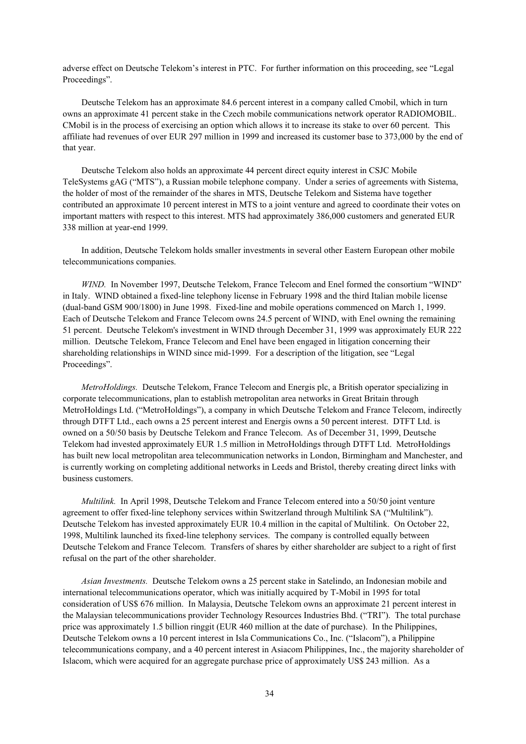adverse effect on Deutsche Telekom's interest in PTC. For further information on this proceeding, see "Legal Proceedings".

Deutsche Telekom has an approximate 84.6 percent interest in a company called Cmobil, which in turn owns an approximate 41 percent stake in the Czech mobile communications network operator RADIOMOBIL. CMobil is in the process of exercising an option which allows it to increase its stake to over 60 percent. This affiliate had revenues of over EUR 297 million in 1999 and increased its customer base to 373,000 by the end of that year.

Deutsche Telekom also holds an approximate 44 percent direct equity interest in CSJC Mobile TeleSystems gAG ("MTS"), a Russian mobile telephone company. Under a series of agreements with Sistema, the holder of most of the remainder of the shares in MTS, Deutsche Telekom and Sistema have together contributed an approximate 10 percent interest in MTS to a joint venture and agreed to coordinate their votes on important matters with respect to this interest. MTS had approximately 386,000 customers and generated EUR 338 million at year-end 1999.

In addition, Deutsche Telekom holds smaller investments in several other Eastern European other mobile telecommunications companies.

*WIND.* In November 1997, Deutsche Telekom, France Telecom and Enel formed the consortium "WIND" in Italy. WIND obtained a fixed-line telephony license in February 1998 and the third Italian mobile license (dual-band GSM 900/1800) in June 1998. Fixed-line and mobile operations commenced on March 1, 1999. Each of Deutsche Telekom and France Telecom owns 24.5 percent of WIND, with Enel owning the remaining 51 percent. Deutsche Telekom's investment in WIND through December 31, 1999 was approximately EUR 222 million. Deutsche Telekom, France Telecom and Enel have been engaged in litigation concerning their shareholding relationships in WIND since mid-1999. For a description of the litigation, see "Legal Proceedings".

*MetroHoldings.* Deutsche Telekom, France Telecom and Energis plc, a British operator specializing in corporate telecommunications, plan to establish metropolitan area networks in Great Britain through MetroHoldings Ltd. ("MetroHoldings"), a company in which Deutsche Telekom and France Telecom, indirectly through DTFT Ltd., each owns a 25 percent interest and Energis owns a 50 percent interest. DTFT Ltd. is owned on a 50/50 basis by Deutsche Telekom and France Telecom. As of December 31, 1999, Deutsche Telekom had invested approximately EUR 1.5 million in MetroHoldings through DTFT Ltd. MetroHoldings has built new local metropolitan area telecommunication networks in London, Birmingham and Manchester, and is currently working on completing additional networks in Leeds and Bristol, thereby creating direct links with business customers.

*Multilink.* In April 1998, Deutsche Telekom and France Telecom entered into a 50/50 joint venture agreement to offer fixed-line telephony services within Switzerland through Multilink SA ("Multilink"). Deutsche Telekom has invested approximately EUR 10.4 million in the capital of Multilink. On October 22, 1998, Multilink launched its fixed-line telephony services. The company is controlled equally between Deutsche Telekom and France Telecom. Transfers of shares by either shareholder are subject to a right of first refusal on the part of the other shareholder.

*Asian Investments.* Deutsche Telekom owns a 25 percent stake in Satelindo, an Indonesian mobile and international telecommunications operator, which was initially acquired by T-Mobil in 1995 for total consideration of US$ 676 million. In Malaysia, Deutsche Telekom owns an approximate 21 percent interest in the Malaysian telecommunications provider Technology Resources Industries Bhd. ("TRI"). The total purchase price was approximately 1.5 billion ringgit (EUR 460 million at the date of purchase). In the Philippines, Deutsche Telekom owns a 10 percent interest in Isla Communications Co., Inc. ("Islacom"), a Philippine telecommunications company, and a 40 percent interest in Asiacom Philippines, Inc., the majority shareholder of Islacom, which were acquired for an aggregate purchase price of approximately US$ 243 million. As a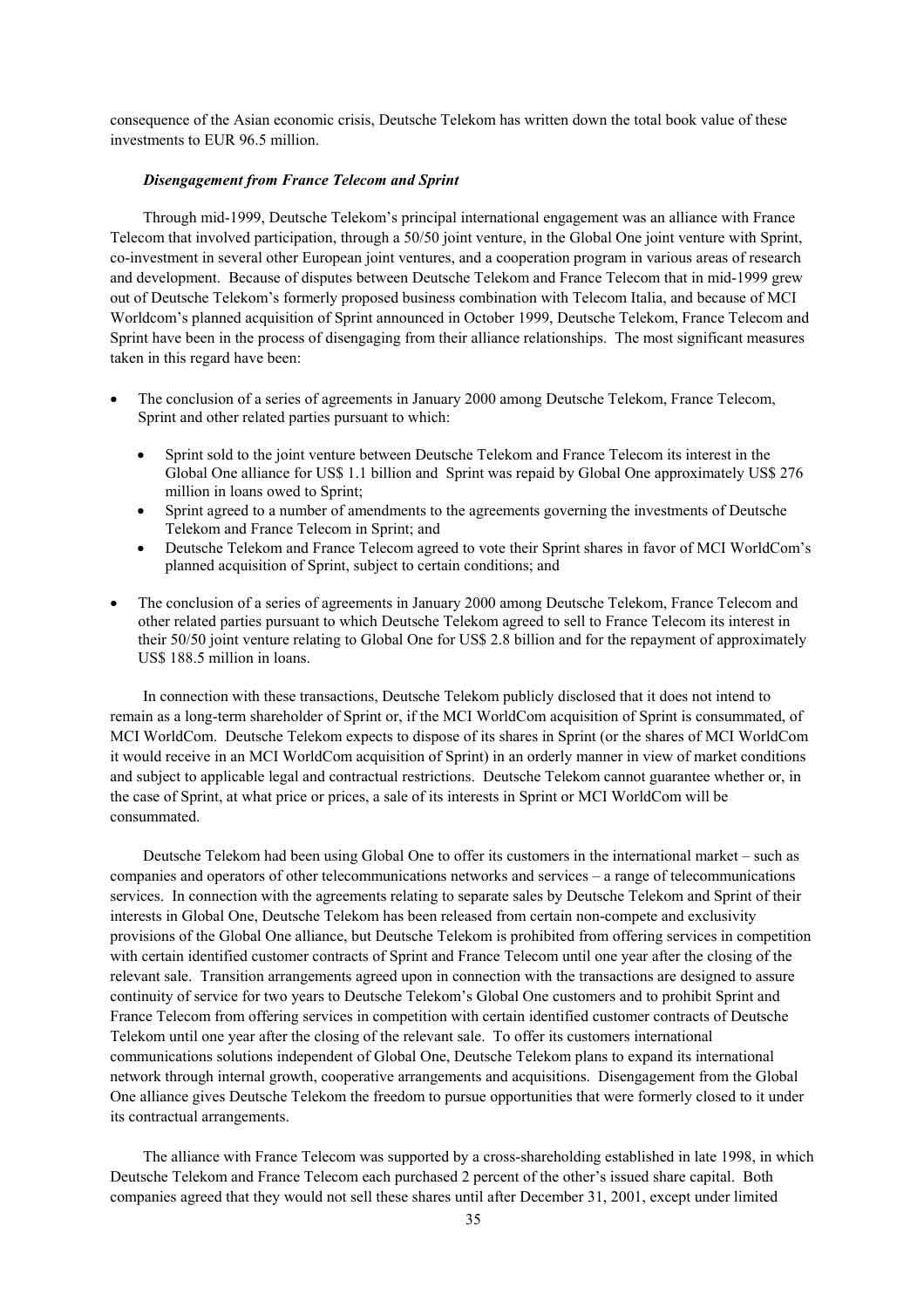consequence of the Asian economic crisis, Deutsche Telekom has written down the total book value of these investments to EUR 96.5 million.

***Disengagement from France Telecom and Sprint***

Through mid-1999, Deutsche Telekom's principal international engagement was an alliance with France Telecom that involved participation, through a 50/50 joint venture, in the Global One joint venture with Sprint, co-investment in several other European joint ventures, and a cooperation program in various areas of research and development. Because of disputes between Deutsche Telekom and France Telecom that in mid-1999 grew out of Deutsche Telekom's formerly proposed business combination with Telecom Italia, and because of MCI Worldcom's planned acquisition of Sprint announced in October 1999, Deutsche Telekom, France Telecom and Sprint have been in the process of disengaging from their alliance relationships. The most significant measures taken in this regard have been:

- The conclusion of a series of agreements in January 2000 among Deutsche Telekom, France Telecom, Sprint and other related parties pursuant to which:
  - Sprint sold to the joint venture between Deutsche Telekom and France Telecom its interest in the Global One alliance for US$ 1.1 billion and Sprint was repaid by Global One approximately US$ 276 million in loans owed to Sprint;
  - Sprint agreed to a number of amendments to the agreements governing the investments of Deutsche Telekom and France Telecom in Sprint; and
  - Deutsche Telekom and France Telecom agreed to vote their Sprint shares in favor of MCI WorldCom's planned acquisition of Sprint, subject to certain conditions; and
- The conclusion of a series of agreements in January 2000 among Deutsche Telekom, France Telecom and other related parties pursuant to which Deutsche Telekom agreed to sell to France Telecom its interest in their 50/50 joint venture relating to Global One for US$ 2.8 billion and for the repayment of approximately US$ 188.5 million in loans.

In connection with these transactions, Deutsche Telekom publicly disclosed that it does not intend to remain as a long-term shareholder of Sprint or, if the MCI WorldCom acquisition of Sprint is consummated, of MCI WorldCom. Deutsche Telekom expects to dispose of its shares in Sprint (or the shares of MCI WorldCom it would receive in an MCI WorldCom acquisition of Sprint) in an orderly manner in view of market conditions and subject to applicable legal and contractual restrictions. Deutsche Telekom cannot guarantee whether or, in the case of Sprint, at what price or prices, a sale of its interests in Sprint or MCI WorldCom will be consummated.

Deutsche Telekom had been using Global One to offer its customers in the international market – such as companies and operators of other telecommunications networks and services – a range of telecommunications services. In connection with the agreements relating to separate sales by Deutsche Telekom and Sprint of their interests in Global One, Deutsche Telekom has been released from certain non-compete and exclusivity provisions of the Global One alliance, but Deutsche Telekom is prohibited from offering services in competition with certain identified customer contracts of Sprint and France Telecom until one year after the closing of the relevant sale. Transition arrangements agreed upon in connection with the transactions are designed to assure continuity of service for two years to Deutsche Telekom's Global One customers and to prohibit Sprint and France Telecom from offering services in competition with certain identified customer contracts of Deutsche Telekom until one year after the closing of the relevant sale. To offer its customers international communications solutions independent of Global One, Deutsche Telekom plans to expand its international network through internal growth, cooperative arrangements and acquisitions. Disengagement from the Global One alliance gives Deutsche Telekom the freedom to pursue opportunities that were formerly closed to it under its contractual arrangements.

The alliance with France Telecom was supported by a cross-shareholding established in late 1998, in which Deutsche Telekom and France Telecom each purchased 2 percent of the other's issued share capital. Both companies agreed that they would not sell these shares until after December 31, 2001, except under limited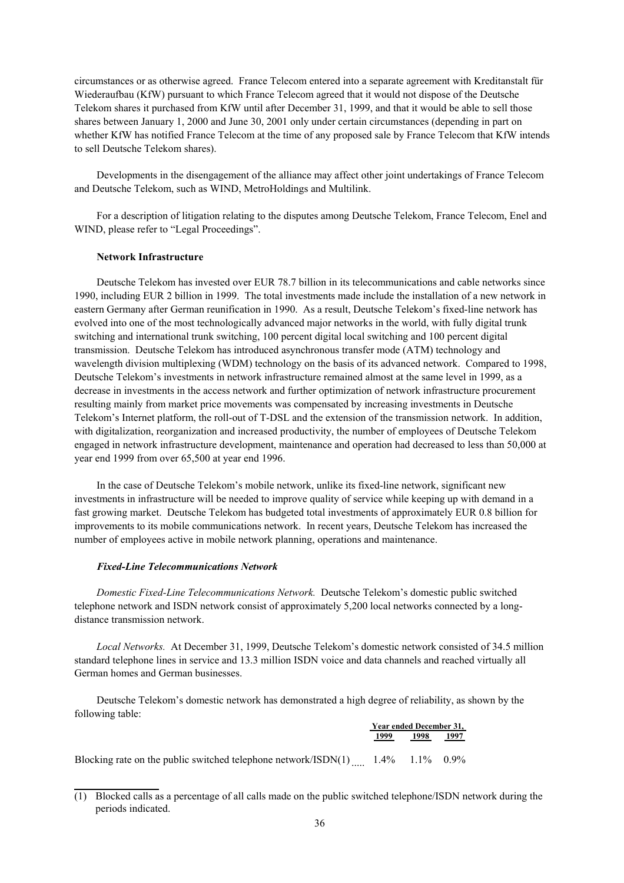circumstances or as otherwise agreed. France Telecom entered into a separate agreement with Kreditanstalt für Wiederaufbau (KfW) pursuant to which France Telecom agreed that it would not dispose of the Deutsche Telekom shares it purchased from KfW until after December 31, 1999, and that it would be able to sell those shares between January 1, 2000 and June 30, 2001 only under certain circumstances (depending in part on whether KfW has notified France Telecom at the time of any proposed sale by France Telecom that KfW intends to sell Deutsche Telekom shares).

Developments in the disengagement of the alliance may affect other joint undertakings of France Telecom and Deutsche Telekom, such as WIND, MetroHoldings and Multilink.

For a description of litigation relating to the disputes among Deutsche Telekom, France Telecom, Enel and WIND, please refer to "Legal Proceedings".

**Network Infrastructure**

Deutsche Telekom has invested over EUR 78.7 billion in its telecommunications and cable networks since 1990, including EUR 2 billion in 1999. The total investments made include the installation of a new network in eastern Germany after German reunification in 1990. As a result, Deutsche Telekom's fixed-line network has evolved into one of the most technologically advanced major networks in the world, with fully digital trunk switching and international trunk switching, 100 percent digital local switching and 100 percent digital transmission. Deutsche Telekom has introduced asynchronous transfer mode (ATM) technology and wavelength division multiplexing (WDM) technology on the basis of its advanced network. Compared to 1998, Deutsche Telekom's investments in network infrastructure remained almost at the same level in 1999, as a decrease in investments in the access network and further optimization of network infrastructure procurement resulting mainly from market price movements was compensated by increasing investments in Deutsche Telekom's Internet platform, the roll-out of T-DSL and the extension of the transmission network. In addition, with digitalization, reorganization and increased productivity, the number of employees of Deutsche Telekom engaged in network infrastructure development, maintenance and operation had decreased to less than 50,000 at year end 1999 from over 65,500 at year end 1996.

In the case of Deutsche Telekom's mobile network, unlike its fixed-line network, significant new investments in infrastructure will be needed to improve quality of service while keeping up with demand in a fast growing market. Deutsche Telekom has budgeted total investments of approximately EUR 0.8 billion for improvements to its mobile communications network. In recent years, Deutsche Telekom has increased the number of employees active in mobile network planning, operations and maintenance.

***Fixed-Line Telecommunications Network***

*Domestic Fixed-Line Telecommunications Network.* Deutsche Telekom's domestic public switched telephone network and ISDN network consist of approximately 5,200 local networks connected by a long-distance transmission network.

*Local Networks.* At December 31, 1999, Deutsche Telekom's domestic network consisted of 34.5 million standard telephone lines in service and 13.3 million ISDN voice and data channels and reached virtually all German homes and German businesses.

Deutsche Telekom's domestic network has demonstrated a high degree of reliability, as shown by the following table:

| | Year ended December 31, | | |
|---|---|---|---|
| | 1999 | 1998 | 1997 |
| Blocking rate on the public switched telephone network/ISDN(1) | 1.4% | 1.1% | 0.9% |

(1) Blocked calls as a percentage of all calls made on the public switched telephone/ISDN network during the periods indicated.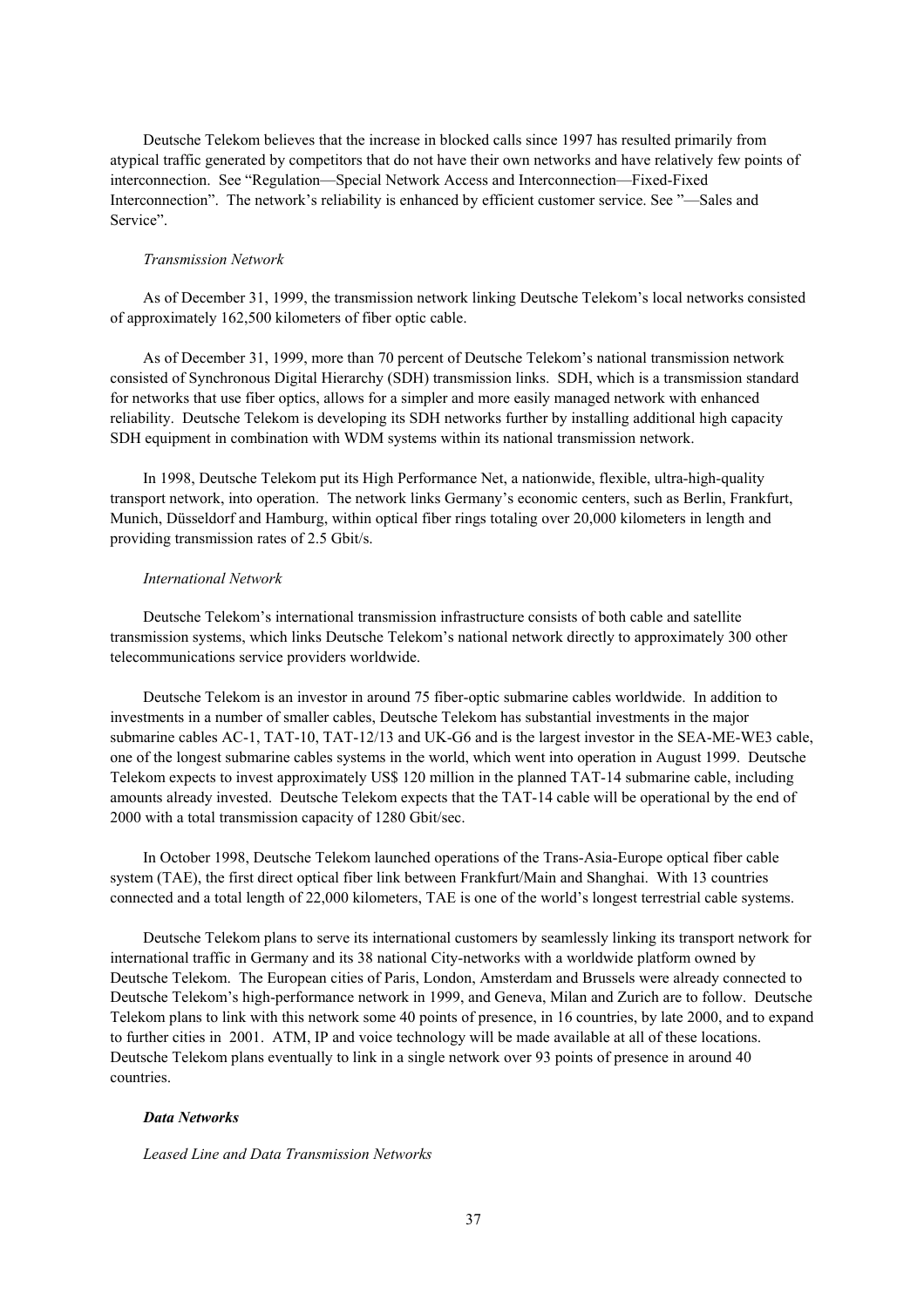Deutsche Telekom believes that the increase in blocked calls since 1997 has resulted primarily from atypical traffic generated by competitors that do not have their own networks and have relatively few points of interconnection. See "Regulation—Special Network Access and Interconnection—Fixed-Fixed Interconnection". The network's reliability is enhanced by efficient customer service. See "—Sales and Service".

*Transmission Network*

As of December 31, 1999, the transmission network linking Deutsche Telekom's local networks consisted of approximately 162,500 kilometers of fiber optic cable.

As of December 31, 1999, more than 70 percent of Deutsche Telekom's national transmission network consisted of Synchronous Digital Hierarchy (SDH) transmission links. SDH, which is a transmission standard for networks that use fiber optics, allows for a simpler and more easily managed network with enhanced reliability. Deutsche Telekom is developing its SDH networks further by installing additional high capacity SDH equipment in combination with WDM systems within its national transmission network.

In 1998, Deutsche Telekom put its High Performance Net, a nationwide, flexible, ultra-high-quality transport network, into operation. The network links Germany's economic centers, such as Berlin, Frankfurt, Munich, Düsseldorf and Hamburg, within optical fiber rings totaling over 20,000 kilometers in length and providing transmission rates of 2.5 Gbit/s.

*International Network*

Deutsche Telekom's international transmission infrastructure consists of both cable and satellite transmission systems, which links Deutsche Telekom's national network directly to approximately 300 other telecommunications service providers worldwide.

Deutsche Telekom is an investor in around 75 fiber-optic submarine cables worldwide. In addition to investments in a number of smaller cables, Deutsche Telekom has substantial investments in the major submarine cables AC-1, TAT-10, TAT-12/13 and UK-G6 and is the largest investor in the SEA-ME-WE3 cable, one of the longest submarine cables systems in the world, which went into operation in August 1999. Deutsche Telekom expects to invest approximately US$ 120 million in the planned TAT-14 submarine cable, including amounts already invested. Deutsche Telekom expects that the TAT-14 cable will be operational by the end of 2000 with a total transmission capacity of 1280 Gbit/sec.

In October 1998, Deutsche Telekom launched operations of the Trans-Asia-Europe optical fiber cable system (TAE), the first direct optical fiber link between Frankfurt/Main and Shanghai. With 13 countries connected and a total length of 22,000 kilometers, TAE is one of the world's longest terrestrial cable systems.

Deutsche Telekom plans to serve its international customers by seamlessly linking its transport network for international traffic in Germany and its 38 national City-networks with a worldwide platform owned by Deutsche Telekom. The European cities of Paris, London, Amsterdam and Brussels were already connected to Deutsche Telekom's high-performance network in 1999, and Geneva, Milan and Zurich are to follow. Deutsche Telekom plans to link with this network some 40 points of presence, in 16 countries, by late 2000, and to expand to further cities in 2001. ATM, IP and voice technology will be made available at all of these locations. Deutsche Telekom plans eventually to link in a single network over 93 points of presence in around 40 countries.

***Data Networks***

*Leased Line and Data Transmission Networks*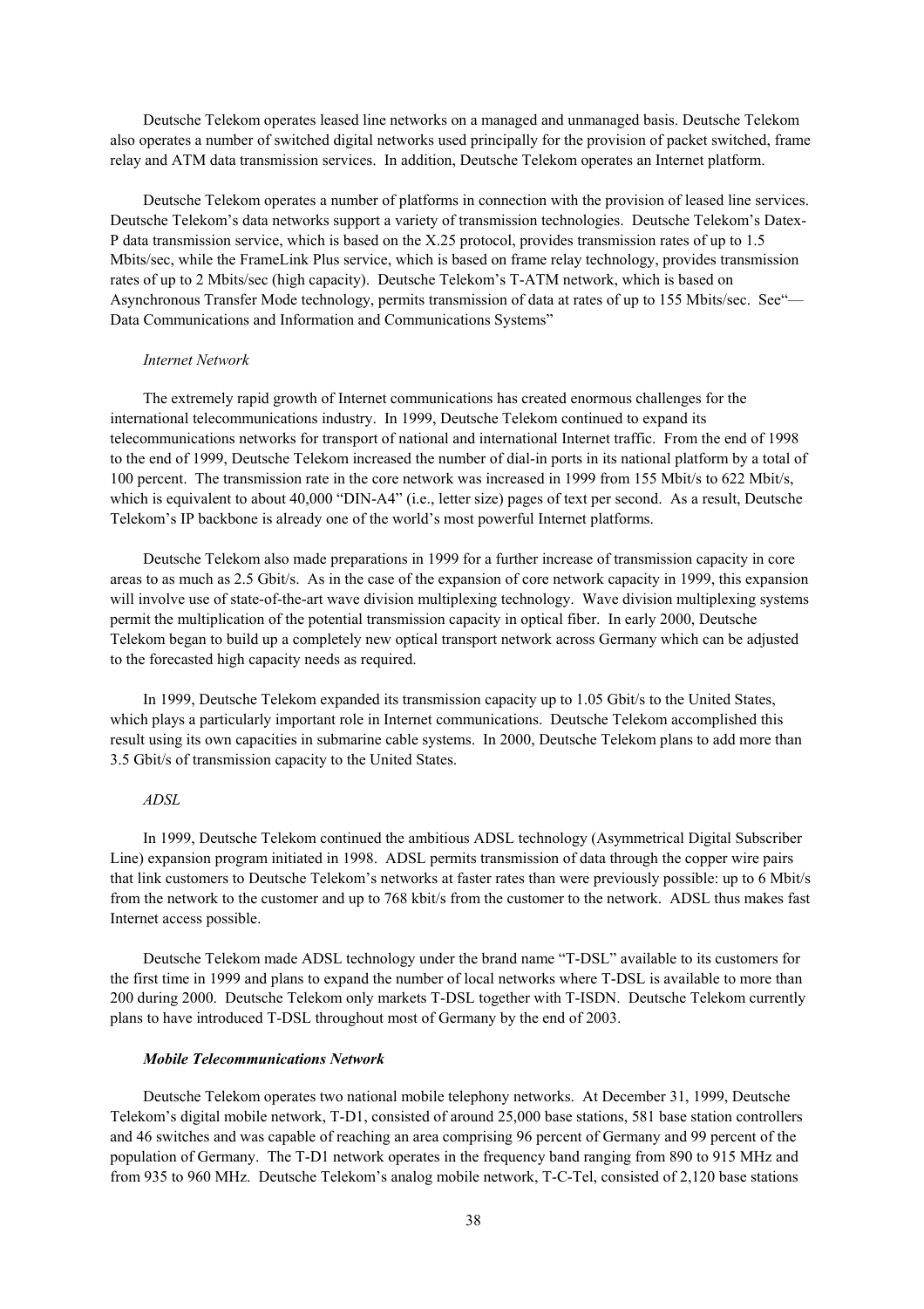Deutsche Telekom operates leased line networks on a managed and unmanaged basis. Deutsche Telekom also operates a number of switched digital networks used principally for the provision of packet switched, frame relay and ATM data transmission services. In addition, Deutsche Telekom operates an Internet platform.

Deutsche Telekom operates a number of platforms in connection with the provision of leased line services. Deutsche Telekom's data networks support a variety of transmission technologies. Deutsche Telekom's Datex-P data transmission service, which is based on the X.25 protocol, provides transmission rates of up to 1.5 Mbits/sec, while the FrameLink Plus service, which is based on frame relay technology, provides transmission rates of up to 2 Mbits/sec (high capacity). Deutsche Telekom's T-ATM network, which is based on Asynchronous Transfer Mode technology, permits transmission of data at rates of up to 155 Mbits/sec. See"—Data Communications and Information and Communications Systems"

*Internet Network*

The extremely rapid growth of Internet communications has created enormous challenges for the international telecommunications industry. In 1999, Deutsche Telekom continued to expand its telecommunications networks for transport of national and international Internet traffic. From the end of 1998 to the end of 1999, Deutsche Telekom increased the number of dial-in ports in its national platform by a total of 100 percent. The transmission rate in the core network was increased in 1999 from 155 Mbit/s to 622 Mbit/s, which is equivalent to about 40,000 "DIN-A4" (i.e., letter size) pages of text per second. As a result, Deutsche Telekom's IP backbone is already one of the world's most powerful Internet platforms.

Deutsche Telekom also made preparations in 1999 for a further increase of transmission capacity in core areas to as much as 2.5 Gbit/s. As in the case of the expansion of core network capacity in 1999, this expansion will involve use of state-of-the-art wave division multiplexing technology. Wave division multiplexing systems permit the multiplication of the potential transmission capacity in optical fiber. In early 2000, Deutsche Telekom began to build up a completely new optical transport network across Germany which can be adjusted to the forecasted high capacity needs as required.

In 1999, Deutsche Telekom expanded its transmission capacity up to 1.05 Gbit/s to the United States, which plays a particularly important role in Internet communications. Deutsche Telekom accomplished this result using its own capacities in submarine cable systems. In 2000, Deutsche Telekom plans to add more than 3.5 Gbit/s of transmission capacity to the United States.

*ADSL*

In 1999, Deutsche Telekom continued the ambitious ADSL technology (Asymmetrical Digital Subscriber Line) expansion program initiated in 1998. ADSL permits transmission of data through the copper wire pairs that link customers to Deutsche Telekom's networks at faster rates than were previously possible: up to 6 Mbit/s from the network to the customer and up to 768 kbit/s from the customer to the network. ADSL thus makes fast Internet access possible.

Deutsche Telekom made ADSL technology under the brand name "T-DSL" available to its customers for the first time in 1999 and plans to expand the number of local networks where T-DSL is available to more than 200 during 2000. Deutsche Telekom only markets T-DSL together with T-ISDN. Deutsche Telekom currently plans to have introduced T-DSL throughout most of Germany by the end of 2003.

***Mobile Telecommunications Network***

Deutsche Telekom operates two national mobile telephony networks. At December 31, 1999, Deutsche Telekom's digital mobile network, T-D1, consisted of around 25,000 base stations, 581 base station controllers and 46 switches and was capable of reaching an area comprising 96 percent of Germany and 99 percent of the population of Germany. The T-D1 network operates in the frequency band ranging from 890 to 915 MHz and from 935 to 960 MHz. Deutsche Telekom's analog mobile network, T-C-Tel, consisted of 2,120 base stations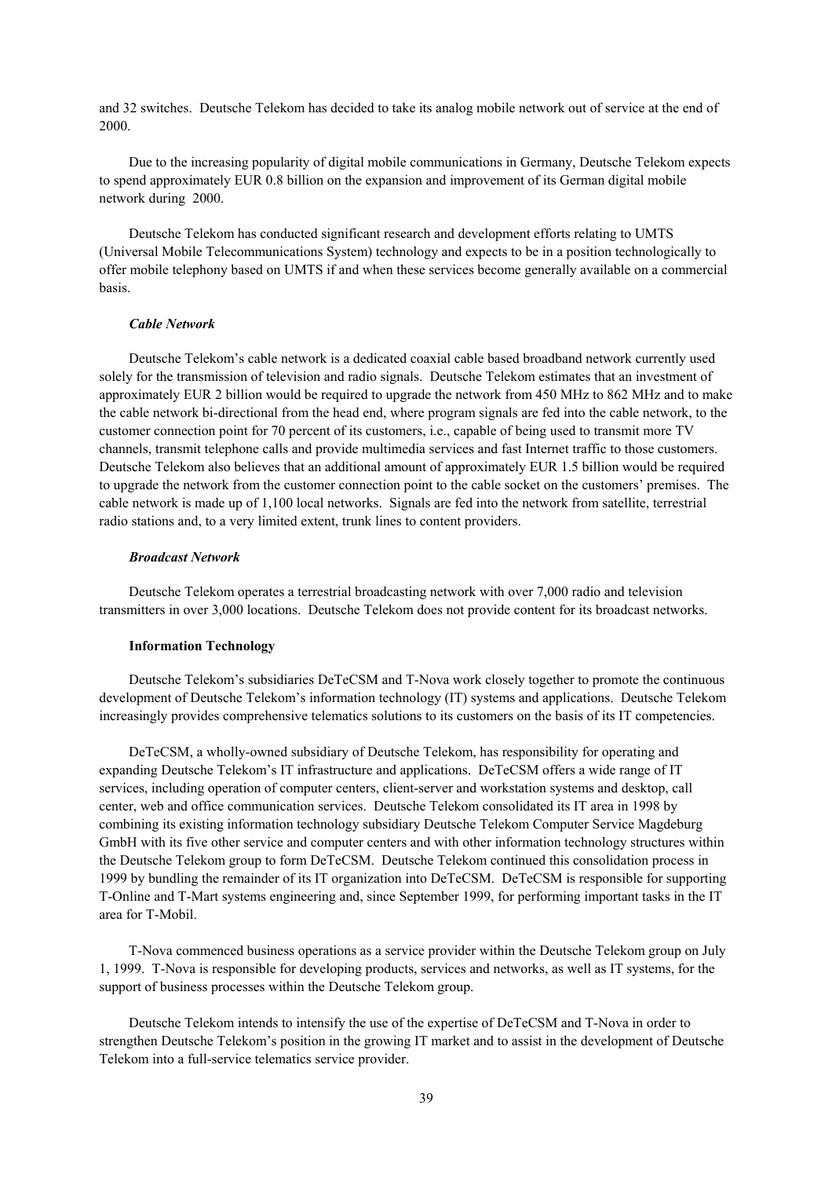and 32 switches. Deutsche Telekom has decided to take its analog mobile network out of service at the end of 2000.

Due to the increasing popularity of digital mobile communications in Germany, Deutsche Telekom expects to spend approximately EUR 0.8 billion on the expansion and improvement of its German digital mobile network during 2000.

Deutsche Telekom has conducted significant research and development efforts relating to UMTS (Universal Mobile Telecommunications System) technology and expects to be in a position technologically to offer mobile telephony based on UMTS if and when these services become generally available on a commercial basis.

***Cable Network***

Deutsche Telekom's cable network is a dedicated coaxial cable based broadband network currently used solely for the transmission of television and radio signals. Deutsche Telekom estimates that an investment of approximately EUR 2 billion would be required to upgrade the network from 450 MHz to 862 MHz and to make the cable network bi-directional from the head end, where program signals are fed into the cable network, to the customer connection point for 70 percent of its customers, i.e., capable of being used to transmit more TV channels, transmit telephone calls and provide multimedia services and fast Internet traffic to those customers. Deutsche Telekom also believes that an additional amount of approximately EUR 1.5 billion would be required to upgrade the network from the customer connection point to the cable socket on the customers' premises. The cable network is made up of 1,100 local networks. Signals are fed into the network from satellite, terrestrial radio stations and, to a very limited extent, trunk lines to content providers.

***Broadcast Network***

Deutsche Telekom operates a terrestrial broadcasting network with over 7,000 radio and television transmitters in over 3,000 locations. Deutsche Telekom does not provide content for its broadcast networks.

**Information Technology**

Deutsche Telekom's subsidiaries DeTeCSM and T-Nova work closely together to promote the continuous development of Deutsche Telekom's information technology (IT) systems and applications. Deutsche Telekom increasingly provides comprehensive telematics solutions to its customers on the basis of its IT competencies.

DeTeCSM, a wholly-owned subsidiary of Deutsche Telekom, has responsibility for operating and expanding Deutsche Telekom's IT infrastructure and applications. DeTeCSM offers a wide range of IT services, including operation of computer centers, client-server and workstation systems and desktop, call center, web and office communication services. Deutsche Telekom consolidated its IT area in 1998 by combining its existing information technology subsidiary Deutsche Telekom Computer Service Magdeburg GmbH with its five other service and computer centers and with other information technology structures within the Deutsche Telekom group to form DeTeCSM. Deutsche Telekom continued this consolidation process in 1999 by bundling the remainder of its IT organization into DeTeCSM. DeTeCSM is responsible for supporting T-Online and T-Mart systems engineering and, since September 1999, for performing important tasks in the IT area for T-Mobil.

T-Nova commenced business operations as a service provider within the Deutsche Telekom group on July 1, 1999. T-Nova is responsible for developing products, services and networks, as well as IT systems, for the support of business processes within the Deutsche Telekom group.

Deutsche Telekom intends to intensify the use of the expertise of DeTeCSM and T-Nova in order to strengthen Deutsche Telekom's position in the growing IT market and to assist in the development of Deutsche Telekom into a full-service telematics service provider.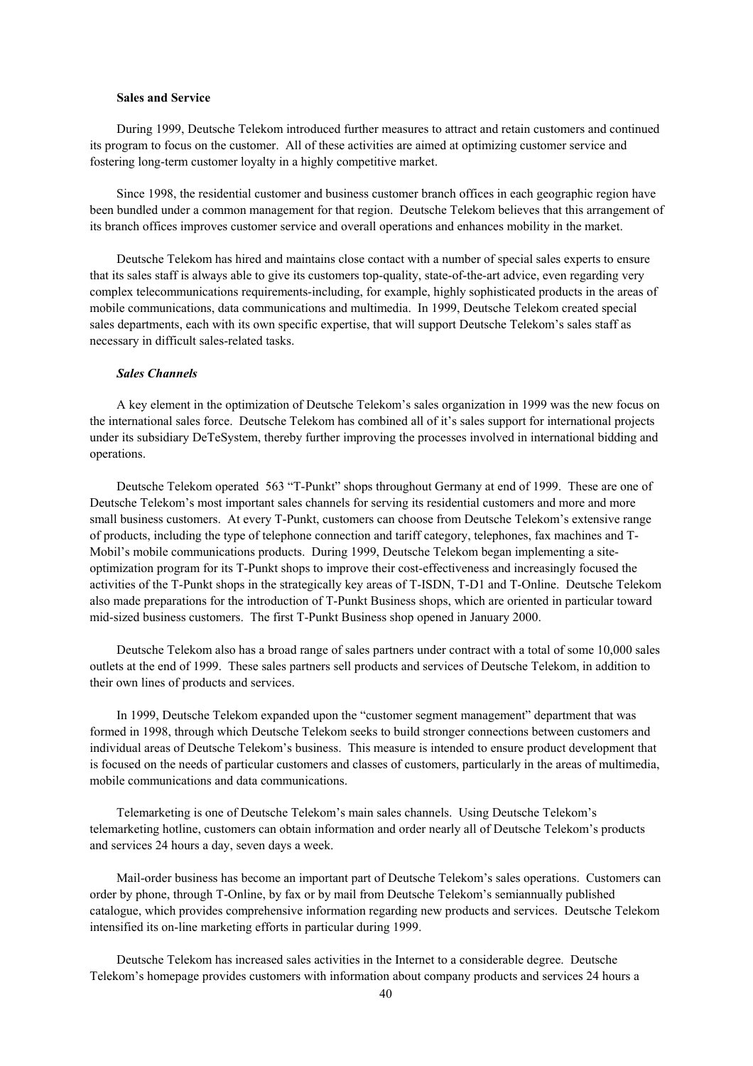**Sales and Service**

During 1999, Deutsche Telekom introduced further measures to attract and retain customers and continued its program to focus on the customer. All of these activities are aimed at optimizing customer service and fostering long-term customer loyalty in a highly competitive market.

Since 1998, the residential customer and business customer branch offices in each geographic region have been bundled under a common management for that region. Deutsche Telekom believes that this arrangement of its branch offices improves customer service and overall operations and enhances mobility in the market.

Deutsche Telekom has hired and maintains close contact with a number of special sales experts to ensure that its sales staff is always able to give its customers top-quality, state-of-the-art advice, even regarding very complex telecommunications requirements-including, for example, highly sophisticated products in the areas of mobile communications, data communications and multimedia. In 1999, Deutsche Telekom created special sales departments, each with its own specific expertise, that will support Deutsche Telekom's sales staff as necessary in difficult sales-related tasks.

***Sales Channels***

A key element in the optimization of Deutsche Telekom's sales organization in 1999 was the new focus on the international sales force. Deutsche Telekom has combined all of it's sales support for international projects under its subsidiary DeTeSystem, thereby further improving the processes involved in international bidding and operations.

Deutsche Telekom operated 563 "T-Punkt" shops throughout Germany at end of 1999. These are one of Deutsche Telekom's most important sales channels for serving its residential customers and more and more small business customers. At every T-Punkt, customers can choose from Deutsche Telekom's extensive range of products, including the type of telephone connection and tariff category, telephones, fax machines and T-Mobil's mobile communications products. During 1999, Deutsche Telekom began implementing a site-optimization program for its T-Punkt shops to improve their cost-effectiveness and increasingly focused the activities of the T-Punkt shops in the strategically key areas of T-ISDN, T-D1 and T-Online. Deutsche Telekom also made preparations for the introduction of T-Punkt Business shops, which are oriented in particular toward mid-sized business customers. The first T-Punkt Business shop opened in January 2000.

Deutsche Telekom also has a broad range of sales partners under contract with a total of some 10,000 sales outlets at the end of 1999. These sales partners sell products and services of Deutsche Telekom, in addition to their own lines of products and services.

In 1999, Deutsche Telekom expanded upon the "customer segment management" department that was formed in 1998, through which Deutsche Telekom seeks to build stronger connections between customers and individual areas of Deutsche Telekom's business. This measure is intended to ensure product development that is focused on the needs of particular customers and classes of customers, particularly in the areas of multimedia, mobile communications and data communications.

Telemarketing is one of Deutsche Telekom's main sales channels. Using Deutsche Telekom's telemarketing hotline, customers can obtain information and order nearly all of Deutsche Telekom's products and services 24 hours a day, seven days a week.

Mail-order business has become an important part of Deutsche Telekom's sales operations. Customers can order by phone, through T-Online, by fax or by mail from Deutsche Telekom's semiannually published catalogue, which provides comprehensive information regarding new products and services. Deutsche Telekom intensified its on-line marketing efforts in particular during 1999.

Deutsche Telekom has increased sales activities in the Internet to a considerable degree. Deutsche Telekom's homepage provides customers with information about company products and services 24 hours a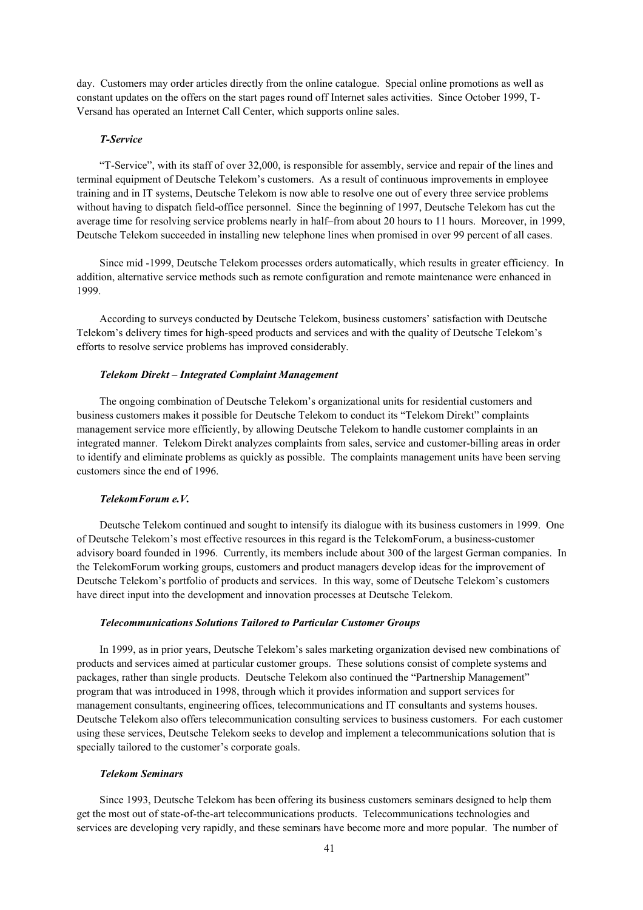day. Customers may order articles directly from the online catalogue. Special online promotions as well as constant updates on the offers on the start pages round off Internet sales activities. Since October 1999, T-Versand has operated an Internet Call Center, which supports online sales.

***T-Service***

"T-Service", with its staff of over 32,000, is responsible for assembly, service and repair of the lines and terminal equipment of Deutsche Telekom's customers. As a result of continuous improvements in employee training and in IT systems, Deutsche Telekom is now able to resolve one out of every three service problems without having to dispatch field-office personnel. Since the beginning of 1997, Deutsche Telekom has cut the average time for resolving service problems nearly in half–from about 20 hours to 11 hours. Moreover, in 1999, Deutsche Telekom succeeded in installing new telephone lines when promised in over 99 percent of all cases.

Since mid -1999, Deutsche Telekom processes orders automatically, which results in greater efficiency. In addition, alternative service methods such as remote configuration and remote maintenance were enhanced in 1999.

According to surveys conducted by Deutsche Telekom, business customers' satisfaction with Deutsche Telekom's delivery times for high-speed products and services and with the quality of Deutsche Telekom's efforts to resolve service problems has improved considerably.

***Telekom Direkt – Integrated Complaint Management***

The ongoing combination of Deutsche Telekom's organizational units for residential customers and business customers makes it possible for Deutsche Telekom to conduct its "Telekom Direkt" complaints management service more efficiently, by allowing Deutsche Telekom to handle customer complaints in an integrated manner. Telekom Direkt analyzes complaints from sales, service and customer-billing areas in order to identify and eliminate problems as quickly as possible. The complaints management units have been serving customers since the end of 1996.

***TelekomForum e.V.***

Deutsche Telekom continued and sought to intensify its dialogue with its business customers in 1999. One of Deutsche Telekom's most effective resources in this regard is the TelekomForum, a business-customer advisory board founded in 1996. Currently, its members include about 300 of the largest German companies. In the TelekomForum working groups, customers and product managers develop ideas for the improvement of Deutsche Telekom's portfolio of products and services. In this way, some of Deutsche Telekom's customers have direct input into the development and innovation processes at Deutsche Telekom.

***Telecommunications Solutions Tailored to Particular Customer Groups***

In 1999, as in prior years, Deutsche Telekom's sales marketing organization devised new combinations of products and services aimed at particular customer groups. These solutions consist of complete systems and packages, rather than single products. Deutsche Telekom also continued the "Partnership Management" program that was introduced in 1998, through which it provides information and support services for management consultants, engineering offices, telecommunications and IT consultants and systems houses. Deutsche Telekom also offers telecommunication consulting services to business customers. For each customer using these services, Deutsche Telekom seeks to develop and implement a telecommunications solution that is specially tailored to the customer's corporate goals.

***Telekom Seminars***

Since 1993, Deutsche Telekom has been offering its business customers seminars designed to help them get the most out of state-of-the-art telecommunications products. Telecommunications technologies and services are developing very rapidly, and these seminars have become more and more popular. The number of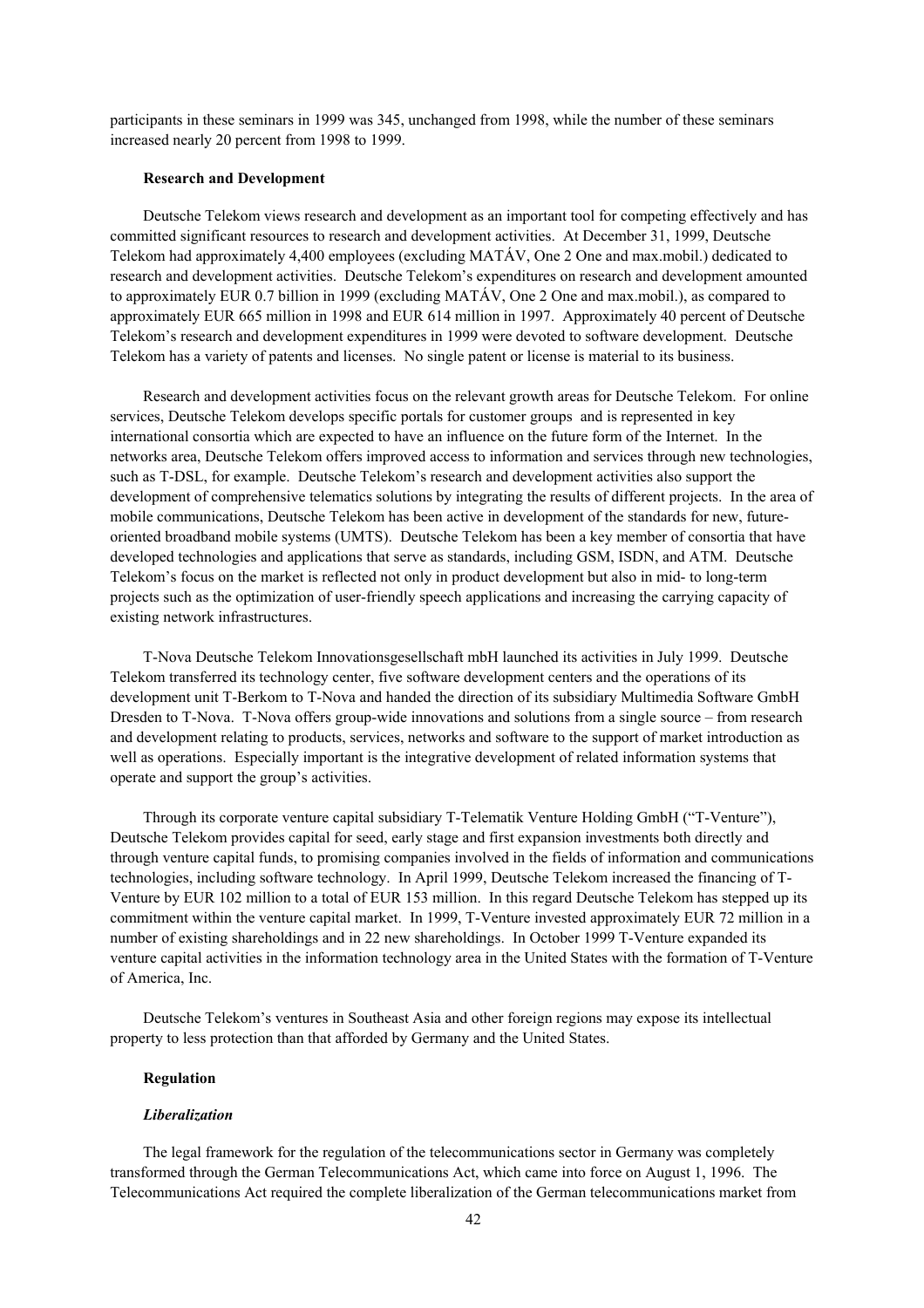participants in these seminars in 1999 was 345, unchanged from 1998, while the number of these seminars increased nearly 20 percent from 1998 to 1999.

### Research and Development

Deutsche Telekom views research and development as an important tool for competing effectively and has committed significant resources to research and development activities. At December 31, 1999, Deutsche Telekom had approximately 4,400 employees (excluding MATÁV, One 2 One and max.mobil.) dedicated to research and development activities. Deutsche Telekom's expenditures on research and development amounted to approximately EUR 0.7 billion in 1999 (excluding MATÁV, One 2 One and max.mobil.), as compared to approximately EUR 665 million in 1998 and EUR 614 million in 1997. Approximately 40 percent of Deutsche Telekom's research and development expenditures in 1999 were devoted to software development. Deutsche Telekom has a variety of patents and licenses. No single patent or license is material to its business.

Research and development activities focus on the relevant growth areas for Deutsche Telekom. For online services, Deutsche Telekom develops specific portals for customer groups and is represented in key international consortia which are expected to have an influence on the future form of the Internet. In the networks area, Deutsche Telekom offers improved access to information and services through new technologies, such as T-DSL, for example. Deutsche Telekom's research and development activities also support the development of comprehensive telematics solutions by integrating the results of different projects. In the area of mobile communications, Deutsche Telekom has been active in development of the standards for new, future-oriented broadband mobile systems (UMTS). Deutsche Telekom has been a key member of consortia that have developed technologies and applications that serve as standards, including GSM, ISDN, and ATM. Deutsche Telekom's focus on the market is reflected not only in product development but also in mid- to long-term projects such as the optimization of user-friendly speech applications and increasing the carrying capacity of existing network infrastructures.

T-Nova Deutsche Telekom Innovationsgesellschaft mbH launched its activities in July 1999. Deutsche Telekom transferred its technology center, five software development centers and the operations of its development unit T-Berkom to T-Nova and handed the direction of its subsidiary Multimedia Software GmbH Dresden to T-Nova. T-Nova offers group-wide innovations and solutions from a single source – from research and development relating to products, services, networks and software to the support of market introduction as well as operations. Especially important is the integrative development of related information systems that operate and support the group's activities.

Through its corporate venture capital subsidiary T-Telematik Venture Holding GmbH ("T-Venture"), Deutsche Telekom provides capital for seed, early stage and first expansion investments both directly and through venture capital funds, to promising companies involved in the fields of information and communications technologies, including software technology. In April 1999, Deutsche Telekom increased the financing of T-Venture by EUR 102 million to a total of EUR 153 million. In this regard Deutsche Telekom has stepped up its commitment within the venture capital market. In 1999, T-Venture invested approximately EUR 72 million in a number of existing shareholdings and in 22 new shareholdings. In October 1999 T-Venture expanded its venture capital activities in the information technology area in the United States with the formation of T-Venture of America, Inc.

Deutsche Telekom's ventures in Southeast Asia and other foreign regions may expose its intellectual property to less protection than that afforded by Germany and the United States.

### Regulation

#### *Liberalization*

The legal framework for the regulation of the telecommunications sector in Germany was completely transformed through the German Telecommunications Act, which came into force on August 1, 1996. The Telecommunications Act required the complete liberalization of the German telecommunications market from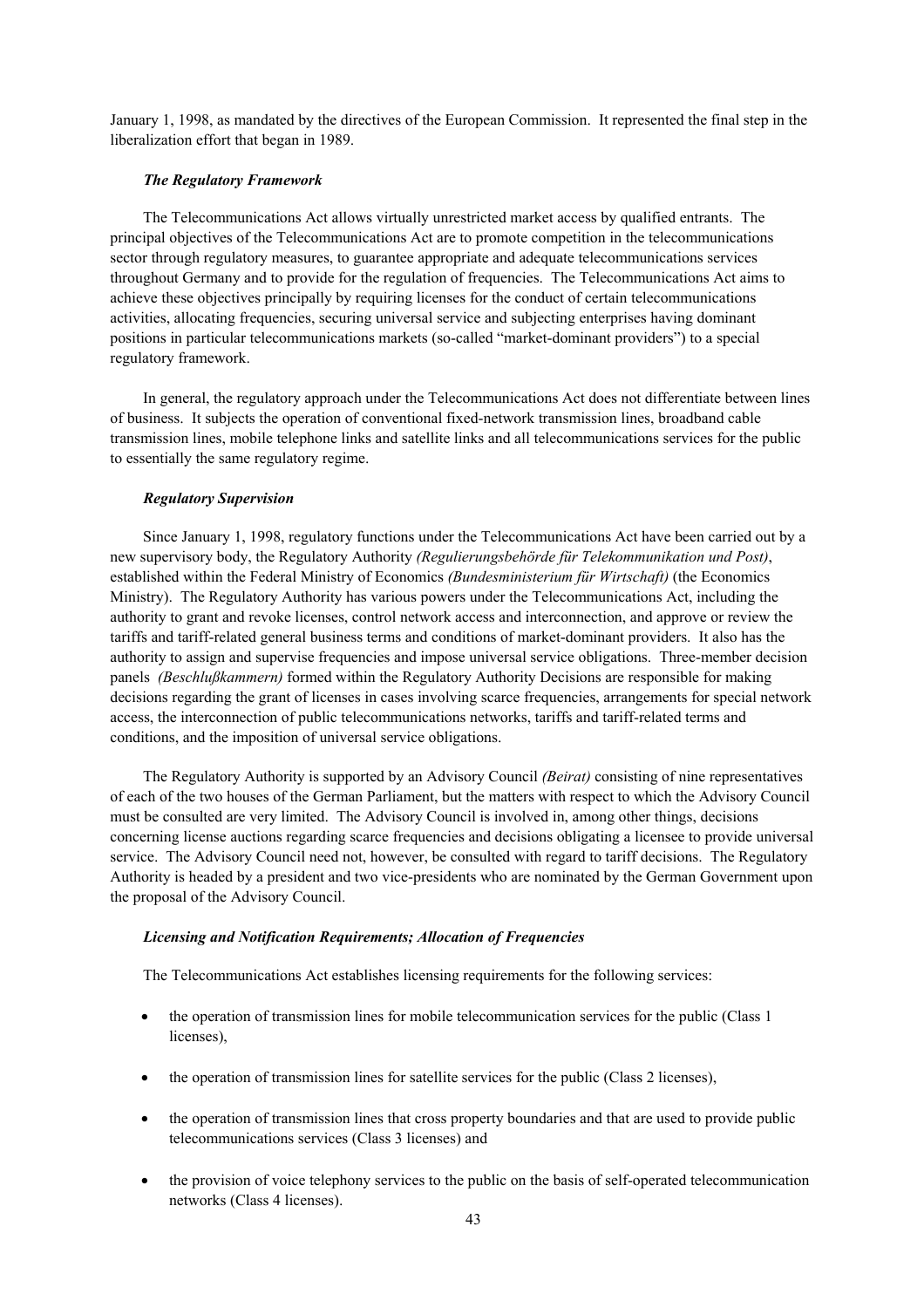January 1, 1998, as mandated by the directives of the European Commission. It represented the final step in the liberalization effort that began in 1989.

### *The Regulatory Framework*

The Telecommunications Act allows virtually unrestricted market access by qualified entrants. The principal objectives of the Telecommunications Act are to promote competition in the telecommunications sector through regulatory measures, to guarantee appropriate and adequate telecommunications services throughout Germany and to provide for the regulation of frequencies. The Telecommunications Act aims to achieve these objectives principally by requiring licenses for the conduct of certain telecommunications activities, allocating frequencies, securing universal service and subjecting enterprises having dominant positions in particular telecommunications markets (so-called "market-dominant providers") to a special regulatory framework.

In general, the regulatory approach under the Telecommunications Act does not differentiate between lines of business. It subjects the operation of conventional fixed-network transmission lines, broadband cable transmission lines, mobile telephone links and satellite links and all telecommunications services for the public to essentially the same regulatory regime.

### *Regulatory Supervision*

Since January 1, 1998, regulatory functions under the Telecommunications Act have been carried out by a new supervisory body, the Regulatory Authority *(Regulierungsbehörde für Telekommunikation und Post)*, established within the Federal Ministry of Economics *(Bundesministerium für Wirtschaft)* (the Economics Ministry). The Regulatory Authority has various powers under the Telecommunications Act, including the authority to grant and revoke licenses, control network access and interconnection, and approve or review the tariffs and tariff-related general business terms and conditions of market-dominant providers. It also has the authority to assign and supervise frequencies and impose universal service obligations. Three-member decision panels *(Beschlußkammern)* formed within the Regulatory Authority Decisions are responsible for making decisions regarding the grant of licenses in cases involving scarce frequencies, arrangements for special network access, the interconnection of public telecommunications networks, tariffs and tariff-related terms and conditions, and the imposition of universal service obligations.

The Regulatory Authority is supported by an Advisory Council *(Beirat)* consisting of nine representatives of each of the two houses of the German Parliament, but the matters with respect to which the Advisory Council must be consulted are very limited. The Advisory Council is involved in, among other things, decisions concerning license auctions regarding scarce frequencies and decisions obligating a licensee to provide universal service. The Advisory Council need not, however, be consulted with regard to tariff decisions. The Regulatory Authority is headed by a president and two vice-presidents who are nominated by the German Government upon the proposal of the Advisory Council.

### *Licensing and Notification Requirements; Allocation of Frequencies*

The Telecommunications Act establishes licensing requirements for the following services:

- the operation of transmission lines for mobile telecommunication services for the public (Class 1 licenses),
- the operation of transmission lines for satellite services for the public (Class 2 licenses),
- the operation of transmission lines that cross property boundaries and that are used to provide public telecommunications services (Class 3 licenses) and
- the provision of voice telephony services to the public on the basis of self-operated telecommunication networks (Class 4 licenses).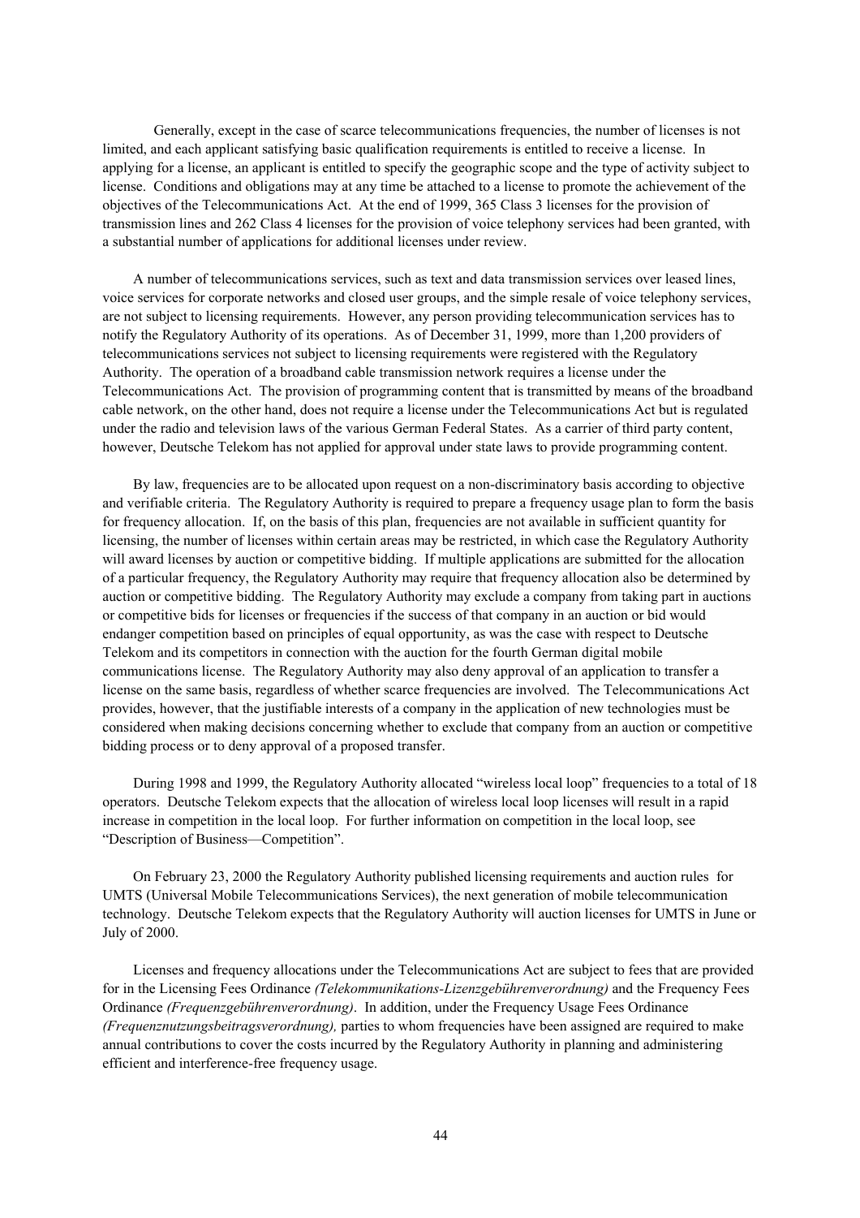Generally, except in the case of scarce telecommunications frequencies, the number of licenses is not limited, and each applicant satisfying basic qualification requirements is entitled to receive a license. In applying for a license, an applicant is entitled to specify the geographic scope and the type of activity subject to license. Conditions and obligations may at any time be attached to a license to promote the achievement of the objectives of the Telecommunications Act. At the end of 1999, 365 Class 3 licenses for the provision of transmission lines and 262 Class 4 licenses for the provision of voice telephony services had been granted, with a substantial number of applications for additional licenses under review.

A number of telecommunications services, such as text and data transmission services over leased lines, voice services for corporate networks and closed user groups, and the simple resale of voice telephony services, are not subject to licensing requirements. However, any person providing telecommunication services has to notify the Regulatory Authority of its operations. As of December 31, 1999, more than 1,200 providers of telecommunications services not subject to licensing requirements were registered with the Regulatory Authority. The operation of a broadband cable transmission network requires a license under the Telecommunications Act. The provision of programming content that is transmitted by means of the broadband cable network, on the other hand, does not require a license under the Telecommunications Act but is regulated under the radio and television laws of the various German Federal States. As a carrier of third party content, however, Deutsche Telekom has not applied for approval under state laws to provide programming content.

By law, frequencies are to be allocated upon request on a non-discriminatory basis according to objective and verifiable criteria. The Regulatory Authority is required to prepare a frequency usage plan to form the basis for frequency allocation. If, on the basis of this plan, frequencies are not available in sufficient quantity for licensing, the number of licenses within certain areas may be restricted, in which case the Regulatory Authority will award licenses by auction or competitive bidding. If multiple applications are submitted for the allocation of a particular frequency, the Regulatory Authority may require that frequency allocation also be determined by auction or competitive bidding. The Regulatory Authority may exclude a company from taking part in auctions or competitive bids for licenses or frequencies if the success of that company in an auction or bid would endanger competition based on principles of equal opportunity, as was the case with respect to Deutsche Telekom and its competitors in connection with the auction for the fourth German digital mobile communications license. The Regulatory Authority may also deny approval of an application to transfer a license on the same basis, regardless of whether scarce frequencies are involved. The Telecommunications Act provides, however, that the justifiable interests of a company in the application of new technologies must be considered when making decisions concerning whether to exclude that company from an auction or competitive bidding process or to deny approval of a proposed transfer.

During 1998 and 1999, the Regulatory Authority allocated "wireless local loop" frequencies to a total of 18 operators. Deutsche Telekom expects that the allocation of wireless local loop licenses will result in a rapid increase in competition in the local loop. For further information on competition in the local loop, see "Description of Business—Competition".

On February 23, 2000 the Regulatory Authority published licensing requirements and auction rules for UMTS (Universal Mobile Telecommunications Services), the next generation of mobile telecommunication technology. Deutsche Telekom expects that the Regulatory Authority will auction licenses for UMTS in June or July of 2000.

Licenses and frequency allocations under the Telecommunications Act are subject to fees that are provided for in the Licensing Fees Ordinance *(Telekommunikations-Lizenzgebührenverordnung)* and the Frequency Fees Ordinance *(Frequenzgebührenverordnung)*. In addition, under the Frequency Usage Fees Ordinance *(Frequenznutzungsbeitragsverordnung),* parties to whom frequencies have been assigned are required to make annual contributions to cover the costs incurred by the Regulatory Authority in planning and administering efficient and interference-free frequency usage.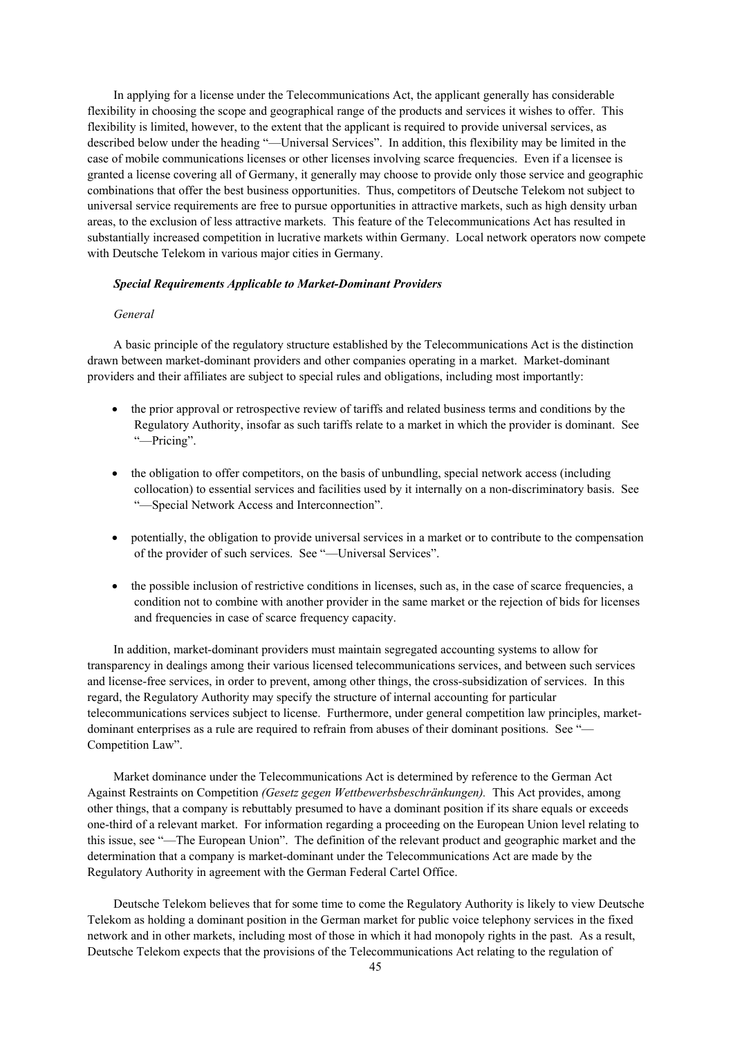In applying for a license under the Telecommunications Act, the applicant generally has considerable flexibility in choosing the scope and geographical range of the products and services it wishes to offer. This flexibility is limited, however, to the extent that the applicant is required to provide universal services, as described below under the heading "—Universal Services". In addition, this flexibility may be limited in the case of mobile communications licenses or other licenses involving scarce frequencies. Even if a licensee is granted a license covering all of Germany, it generally may choose to provide only those service and geographic combinations that offer the best business opportunities. Thus, competitors of Deutsche Telekom not subject to universal service requirements are free to pursue opportunities in attractive markets, such as high density urban areas, to the exclusion of less attractive markets. This feature of the Telecommunications Act has resulted in substantially increased competition in lucrative markets within Germany. Local network operators now compete with Deutsche Telekom in various major cities in Germany.

### *Special Requirements Applicable to Market-Dominant Providers*

#### *General*

A basic principle of the regulatory structure established by the Telecommunications Act is the distinction drawn between market-dominant providers and other companies operating in a market. Market-dominant providers and their affiliates are subject to special rules and obligations, including most importantly:

- the prior approval or retrospective review of tariffs and related business terms and conditions by the Regulatory Authority, insofar as such tariffs relate to a market in which the provider is dominant. See "—Pricing".
- the obligation to offer competitors, on the basis of unbundling, special network access (including collocation) to essential services and facilities used by it internally on a non-discriminatory basis. See "—Special Network Access and Interconnection".
- potentially, the obligation to provide universal services in a market or to contribute to the compensation of the provider of such services. See "—Universal Services".
- the possible inclusion of restrictive conditions in licenses, such as, in the case of scarce frequencies, a condition not to combine with another provider in the same market or the rejection of bids for licenses and frequencies in case of scarce frequency capacity.

In addition, market-dominant providers must maintain segregated accounting systems to allow for transparency in dealings among their various licensed telecommunications services, and between such services and license-free services, in order to prevent, among other things, the cross-subsidization of services. In this regard, the Regulatory Authority may specify the structure of internal accounting for particular telecommunications services subject to license. Furthermore, under general competition law principles, market-dominant enterprises as a rule are required to refrain from abuses of their dominant positions. See "—Competition Law".

Market dominance under the Telecommunications Act is determined by reference to the German Act Against Restraints on Competition *(Gesetz gegen Wettbewerbsbeschränkungen).* This Act provides, among other things, that a company is rebuttably presumed to have a dominant position if its share equals or exceeds one-third of a relevant market. For information regarding a proceeding on the European Union level relating to this issue, see "—The European Union". The definition of the relevant product and geographic market and the determination that a company is market-dominant under the Telecommunications Act are made by the Regulatory Authority in agreement with the German Federal Cartel Office.

Deutsche Telekom believes that for some time to come the Regulatory Authority is likely to view Deutsche Telekom as holding a dominant position in the German market for public voice telephony services in the fixed network and in other markets, including most of those in which it had monopoly rights in the past. As a result, Deutsche Telekom expects that the provisions of the Telecommunications Act relating to the regulation of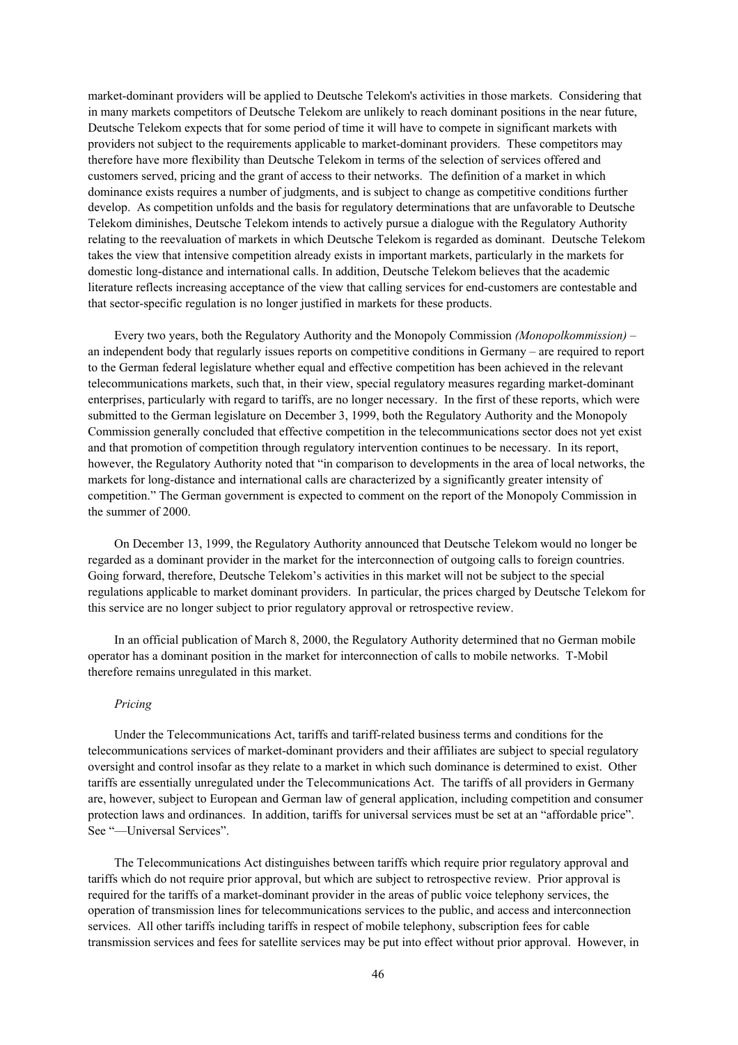market-dominant providers will be applied to Deutsche Telekom's activities in those markets. Considering that in many markets competitors of Deutsche Telekom are unlikely to reach dominant positions in the near future, Deutsche Telekom expects that for some period of time it will have to compete in significant markets with providers not subject to the requirements applicable to market-dominant providers. These competitors may therefore have more flexibility than Deutsche Telekom in terms of the selection of services offered and customers served, pricing and the grant of access to their networks. The definition of a market in which dominance exists requires a number of judgments, and is subject to change as competitive conditions further develop. As competition unfolds and the basis for regulatory determinations that are unfavorable to Deutsche Telekom diminishes, Deutsche Telekom intends to actively pursue a dialogue with the Regulatory Authority relating to the reevaluation of markets in which Deutsche Telekom is regarded as dominant. Deutsche Telekom takes the view that intensive competition already exists in important markets, particularly in the markets for domestic long-distance and international calls. In addition, Deutsche Telekom believes that the academic literature reflects increasing acceptance of the view that calling services for end-customers are contestable and that sector-specific regulation is no longer justified in markets for these products.

Every two years, both the Regulatory Authority and the Monopoly Commission *(Monopolkommission)* – an independent body that regularly issues reports on competitive conditions in Germany – are required to report to the German federal legislature whether equal and effective competition has been achieved in the relevant telecommunications markets, such that, in their view, special regulatory measures regarding market-dominant enterprises, particularly with regard to tariffs, are no longer necessary. In the first of these reports, which were submitted to the German legislature on December 3, 1999, both the Regulatory Authority and the Monopoly Commission generally concluded that effective competition in the telecommunications sector does not yet exist and that promotion of competition through regulatory intervention continues to be necessary. In its report, however, the Regulatory Authority noted that "in comparison to developments in the area of local networks, the markets for long-distance and international calls are characterized by a significantly greater intensity of competition." The German government is expected to comment on the report of the Monopoly Commission in the summer of 2000.

On December 13, 1999, the Regulatory Authority announced that Deutsche Telekom would no longer be regarded as a dominant provider in the market for the interconnection of outgoing calls to foreign countries. Going forward, therefore, Deutsche Telekom's activities in this market will not be subject to the special regulations applicable to market dominant providers. In particular, the prices charged by Deutsche Telekom for this service are no longer subject to prior regulatory approval or retrospective review.

In an official publication of March 8, 2000, the Regulatory Authority determined that no German mobile operator has a dominant position in the market for interconnection of calls to mobile networks. T-Mobil therefore remains unregulated in this market.

*Pricing*

Under the Telecommunications Act, tariffs and tariff-related business terms and conditions for the telecommunications services of market-dominant providers and their affiliates are subject to special regulatory oversight and control insofar as they relate to a market in which such dominance is determined to exist. Other tariffs are essentially unregulated under the Telecommunications Act. The tariffs of all providers in Germany are, however, subject to European and German law of general application, including competition and consumer protection laws and ordinances. In addition, tariffs for universal services must be set at an "affordable price". See "—Universal Services".

The Telecommunications Act distinguishes between tariffs which require prior regulatory approval and tariffs which do not require prior approval, but which are subject to retrospective review. Prior approval is required for the tariffs of a market-dominant provider in the areas of public voice telephony services, the operation of transmission lines for telecommunications services to the public, and access and interconnection services. All other tariffs including tariffs in respect of mobile telephony, subscription fees for cable transmission services and fees for satellite services may be put into effect without prior approval. However, in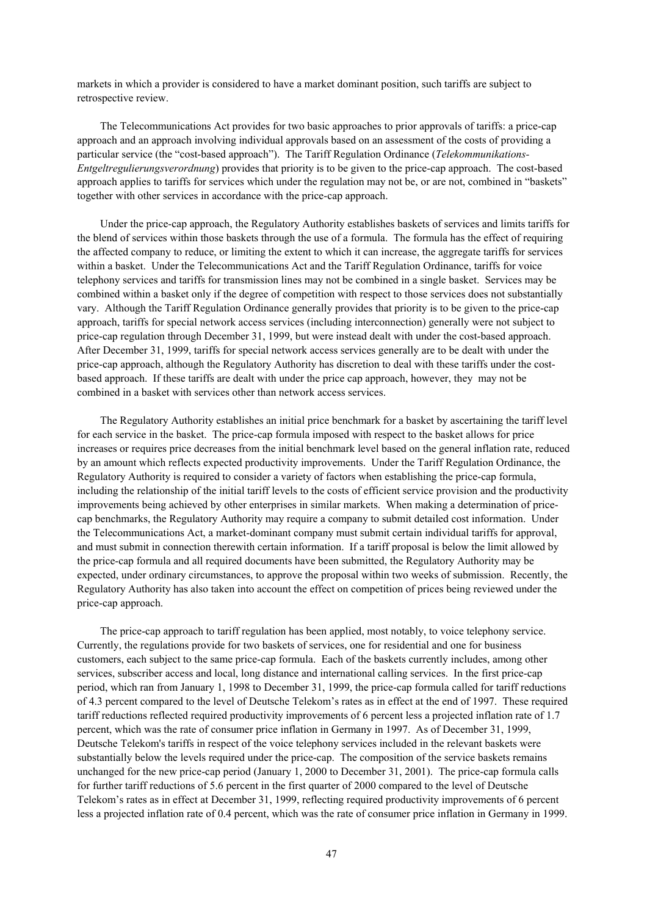markets in which a provider is considered to have a market dominant position, such tariffs are subject to retrospective review.

The Telecommunications Act provides for two basic approaches to prior approvals of tariffs: a price-cap approach and an approach involving individual approvals based on an assessment of the costs of providing a particular service (the "cost-based approach"). The Tariff Regulation Ordinance (*Telekommunikations-Entgeltregulierungsverordnung*) provides that priority is to be given to the price-cap approach. The cost-based approach applies to tariffs for services which under the regulation may not be, or are not, combined in "baskets" together with other services in accordance with the price-cap approach.

Under the price-cap approach, the Regulatory Authority establishes baskets of services and limits tariffs for the blend of services within those baskets through the use of a formula. The formula has the effect of requiring the affected company to reduce, or limiting the extent to which it can increase, the aggregate tariffs for services within a basket. Under the Telecommunications Act and the Tariff Regulation Ordinance, tariffs for voice telephony services and tariffs for transmission lines may not be combined in a single basket. Services may be combined within a basket only if the degree of competition with respect to those services does not substantially vary. Although the Tariff Regulation Ordinance generally provides that priority is to be given to the price-cap approach, tariffs for special network access services (including interconnection) generally were not subject to price-cap regulation through December 31, 1999, but were instead dealt with under the cost-based approach. After December 31, 1999, tariffs for special network access services generally are to be dealt with under the price-cap approach, although the Regulatory Authority has discretion to deal with these tariffs under the cost-based approach. If these tariffs are dealt with under the price cap approach, however, they may not be combined in a basket with services other than network access services.

The Regulatory Authority establishes an initial price benchmark for a basket by ascertaining the tariff level for each service in the basket. The price-cap formula imposed with respect to the basket allows for price increases or requires price decreases from the initial benchmark level based on the general inflation rate, reduced by an amount which reflects expected productivity improvements. Under the Tariff Regulation Ordinance, the Regulatory Authority is required to consider a variety of factors when establishing the price-cap formula, including the relationship of the initial tariff levels to the costs of efficient service provision and the productivity improvements being achieved by other enterprises in similar markets. When making a determination of price-cap benchmarks, the Regulatory Authority may require a company to submit detailed cost information. Under the Telecommunications Act, a market-dominant company must submit certain individual tariffs for approval, and must submit in connection therewith certain information. If a tariff proposal is below the limit allowed by the price-cap formula and all required documents have been submitted, the Regulatory Authority may be expected, under ordinary circumstances, to approve the proposal within two weeks of submission. Recently, the Regulatory Authority has also taken into account the effect on competition of prices being reviewed under the price-cap approach.

The price-cap approach to tariff regulation has been applied, most notably, to voice telephony service. Currently, the regulations provide for two baskets of services, one for residential and one for business customers, each subject to the same price-cap formula. Each of the baskets currently includes, among other services, subscriber access and local, long distance and international calling services. In the first price-cap period, which ran from January 1, 1998 to December 31, 1999, the price-cap formula called for tariff reductions of 4.3 percent compared to the level of Deutsche Telekom's rates as in effect at the end of 1997. These required tariff reductions reflected required productivity improvements of 6 percent less a projected inflation rate of 1.7 percent, which was the rate of consumer price inflation in Germany in 1997. As of December 31, 1999, Deutsche Telekom's tariffs in respect of the voice telephony services included in the relevant baskets were substantially below the levels required under the price-cap. The composition of the service baskets remains unchanged for the new price-cap period (January 1, 2000 to December 31, 2001). The price-cap formula calls for further tariff reductions of 5.6 percent in the first quarter of 2000 compared to the level of Deutsche Telekom's rates as in effect at December 31, 1999, reflecting required productivity improvements of 6 percent less a projected inflation rate of 0.4 percent, which was the rate of consumer price inflation in Germany in 1999.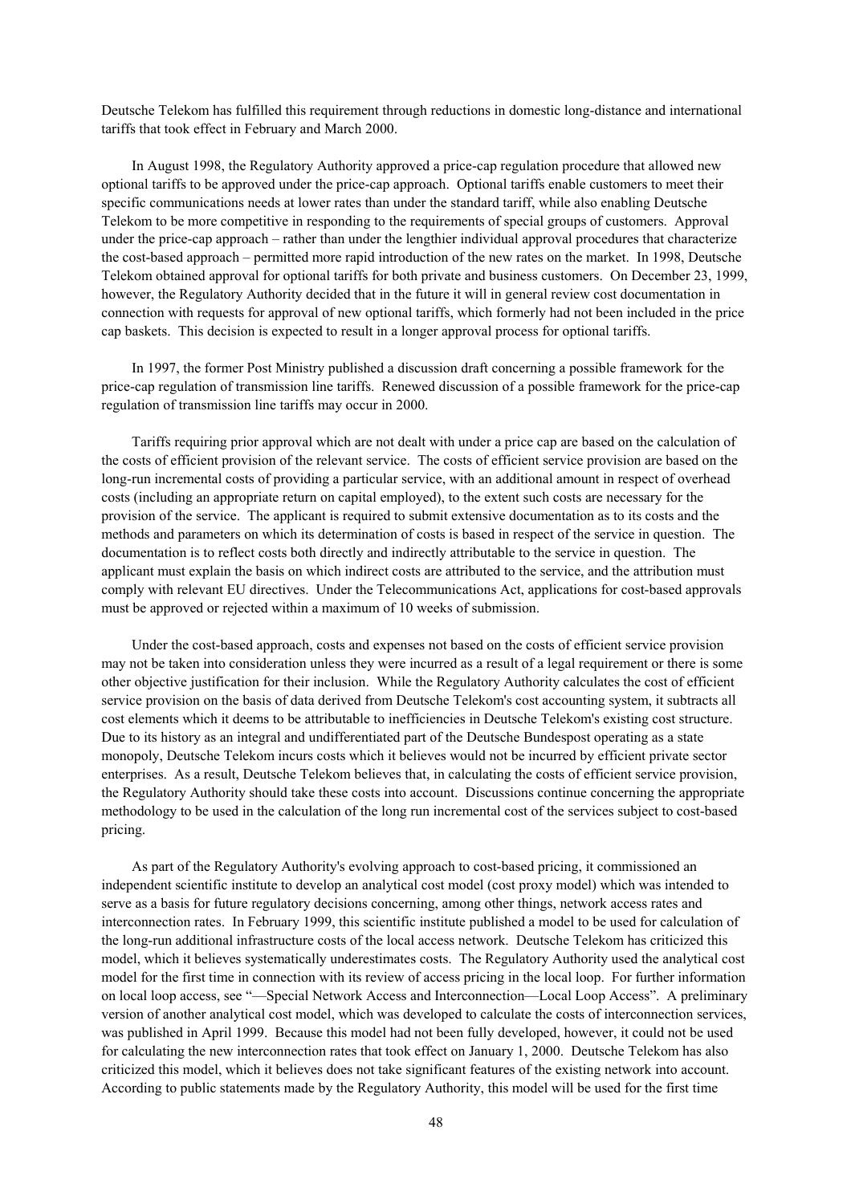Deutsche Telekom has fulfilled this requirement through reductions in domestic long-distance and international tariffs that took effect in February and March 2000.

In August 1998, the Regulatory Authority approved a price-cap regulation procedure that allowed new optional tariffs to be approved under the price-cap approach. Optional tariffs enable customers to meet their specific communications needs at lower rates than under the standard tariff, while also enabling Deutsche Telekom to be more competitive in responding to the requirements of special groups of customers. Approval under the price-cap approach – rather than under the lengthier individual approval procedures that characterize the cost-based approach – permitted more rapid introduction of the new rates on the market. In 1998, Deutsche Telekom obtained approval for optional tariffs for both private and business customers. On December 23, 1999, however, the Regulatory Authority decided that in the future it will in general review cost documentation in connection with requests for approval of new optional tariffs, which formerly had not been included in the price cap baskets. This decision is expected to result in a longer approval process for optional tariffs.

In 1997, the former Post Ministry published a discussion draft concerning a possible framework for the price-cap regulation of transmission line tariffs. Renewed discussion of a possible framework for the price-cap regulation of transmission line tariffs may occur in 2000.

Tariffs requiring prior approval which are not dealt with under a price cap are based on the calculation of the costs of efficient provision of the relevant service. The costs of efficient service provision are based on the long-run incremental costs of providing a particular service, with an additional amount in respect of overhead costs (including an appropriate return on capital employed), to the extent such costs are necessary for the provision of the service. The applicant is required to submit extensive documentation as to its costs and the methods and parameters on which its determination of costs is based in respect of the service in question. The documentation is to reflect costs both directly and indirectly attributable to the service in question. The applicant must explain the basis on which indirect costs are attributed to the service, and the attribution must comply with relevant EU directives. Under the Telecommunications Act, applications for cost-based approvals must be approved or rejected within a maximum of 10 weeks of submission.

Under the cost-based approach, costs and expenses not based on the costs of efficient service provision may not be taken into consideration unless they were incurred as a result of a legal requirement or there is some other objective justification for their inclusion. While the Regulatory Authority calculates the cost of efficient service provision on the basis of data derived from Deutsche Telekom's cost accounting system, it subtracts all cost elements which it deems to be attributable to inefficiencies in Deutsche Telekom's existing cost structure. Due to its history as an integral and undifferentiated part of the Deutsche Bundespost operating as a state monopoly, Deutsche Telekom incurs costs which it believes would not be incurred by efficient private sector enterprises. As a result, Deutsche Telekom believes that, in calculating the costs of efficient service provision, the Regulatory Authority should take these costs into account. Discussions continue concerning the appropriate methodology to be used in the calculation of the long run incremental cost of the services subject to cost-based pricing.

As part of the Regulatory Authority's evolving approach to cost-based pricing, it commissioned an independent scientific institute to develop an analytical cost model (cost proxy model) which was intended to serve as a basis for future regulatory decisions concerning, among other things, network access rates and interconnection rates. In February 1999, this scientific institute published a model to be used for calculation of the long-run additional infrastructure costs of the local access network. Deutsche Telekom has criticized this model, which it believes systematically underestimates costs. The Regulatory Authority used the analytical cost model for the first time in connection with its review of access pricing in the local loop. For further information on local loop access, see "—Special Network Access and Interconnection—Local Loop Access". A preliminary version of another analytical cost model, which was developed to calculate the costs of interconnection services, was published in April 1999. Because this model had not been fully developed, however, it could not be used for calculating the new interconnection rates that took effect on January 1, 2000. Deutsche Telekom has also criticized this model, which it believes does not take significant features of the existing network into account. According to public statements made by the Regulatory Authority, this model will be used for the first time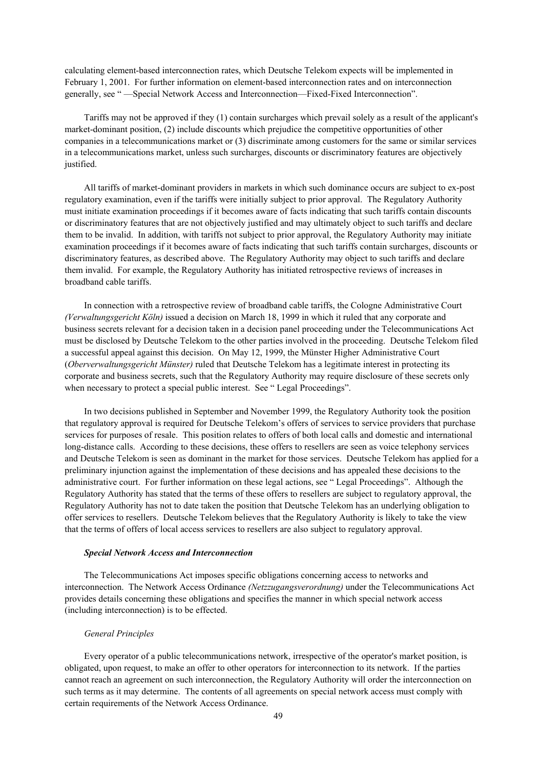calculating element-based interconnection rates, which Deutsche Telekom expects will be implemented in February 1, 2001. For further information on element-based interconnection rates and on interconnection generally, see " —Special Network Access and Interconnection—Fixed-Fixed Interconnection".

Tariffs may not be approved if they (1) contain surcharges which prevail solely as a result of the applicant's market-dominant position, (2) include discounts which prejudice the competitive opportunities of other companies in a telecommunications market or (3) discriminate among customers for the same or similar services in a telecommunications market, unless such surcharges, discounts or discriminatory features are objectively justified.

All tariffs of market-dominant providers in markets in which such dominance occurs are subject to ex-post regulatory examination, even if the tariffs were initially subject to prior approval. The Regulatory Authority must initiate examination proceedings if it becomes aware of facts indicating that such tariffs contain discounts or discriminatory features that are not objectively justified and may ultimately object to such tariffs and declare them to be invalid. In addition, with tariffs not subject to prior approval, the Regulatory Authority may initiate examination proceedings if it becomes aware of facts indicating that such tariffs contain surcharges, discounts or discriminatory features, as described above. The Regulatory Authority may object to such tariffs and declare them invalid. For example, the Regulatory Authority has initiated retrospective reviews of increases in broadband cable tariffs.

In connection with a retrospective review of broadband cable tariffs, the Cologne Administrative Court *(Verwaltungsgericht Köln)* issued a decision on March 18, 1999 in which it ruled that any corporate and business secrets relevant for a decision taken in a decision panel proceeding under the Telecommunications Act must be disclosed by Deutsche Telekom to the other parties involved in the proceeding. Deutsche Telekom filed a successful appeal against this decision. On May 12, 1999, the Münster Higher Administrative Court (*Oberverwaltungsgericht Münster)* ruled that Deutsche Telekom has a legitimate interest in protecting its corporate and business secrets, such that the Regulatory Authority may require disclosure of these secrets only when necessary to protect a special public interest. See " Legal Proceedings".

In two decisions published in September and November 1999, the Regulatory Authority took the position that regulatory approval is required for Deutsche Telekom's offers of services to service providers that purchase services for purposes of resale. This position relates to offers of both local calls and domestic and international long-distance calls. According to these decisions, these offers to resellers are seen as voice telephony services and Deutsche Telekom is seen as dominant in the market for those services. Deutsche Telekom has applied for a preliminary injunction against the implementation of these decisions and has appealed these decisions to the administrative court. For further information on these legal actions, see " Legal Proceedings". Although the Regulatory Authority has stated that the terms of these offers to resellers are subject to regulatory approval, the Regulatory Authority has not to date taken the position that Deutsche Telekom has an underlying obligation to offer services to resellers. Deutsche Telekom believes that the Regulatory Authority is likely to take the view that the terms of offers of local access services to resellers are also subject to regulatory approval.

***Special Network Access and Interconnection***

The Telecommunications Act imposes specific obligations concerning access to networks and interconnection. The Network Access Ordinance *(Netzzugangsverordnung)* under the Telecommunications Act provides details concerning these obligations and specifies the manner in which special network access (including interconnection) is to be effected.

*General Principles*

Every operator of a public telecommunications network, irrespective of the operator's market position, is obligated, upon request, to make an offer to other operators for interconnection to its network. If the parties cannot reach an agreement on such interconnection, the Regulatory Authority will order the interconnection on such terms as it may determine. The contents of all agreements on special network access must comply with certain requirements of the Network Access Ordinance.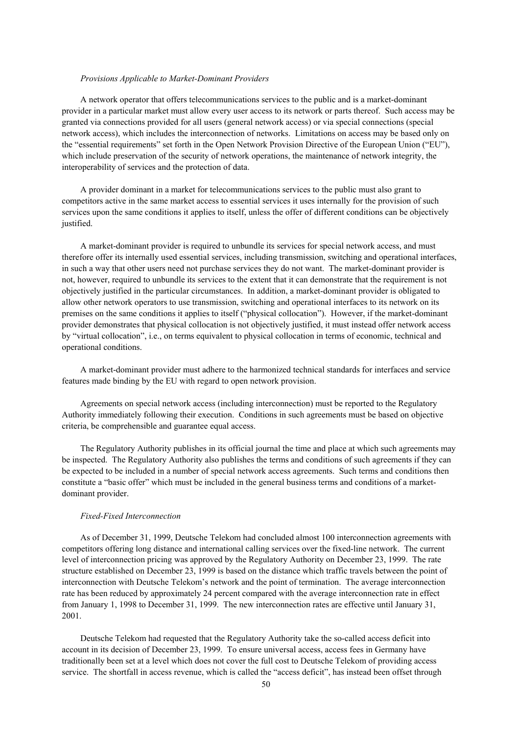*Provisions Applicable to Market-Dominant Providers*

A network operator that offers telecommunications services to the public and is a market-dominant provider in a particular market must allow every user access to its network or parts thereof. Such access may be granted via connections provided for all users (general network access) or via special connections (special network access), which includes the interconnection of networks. Limitations on access may be based only on the "essential requirements" set forth in the Open Network Provision Directive of the European Union ("EU"), which include preservation of the security of network operations, the maintenance of network integrity, the interoperability of services and the protection of data.

A provider dominant in a market for telecommunications services to the public must also grant to competitors active in the same market access to essential services it uses internally for the provision of such services upon the same conditions it applies to itself, unless the offer of different conditions can be objectively justified.

A market-dominant provider is required to unbundle its services for special network access, and must therefore offer its internally used essential services, including transmission, switching and operational interfaces, in such a way that other users need not purchase services they do not want. The market-dominant provider is not, however, required to unbundle its services to the extent that it can demonstrate that the requirement is not objectively justified in the particular circumstances. In addition, a market-dominant provider is obligated to allow other network operators to use transmission, switching and operational interfaces to its network on its premises on the same conditions it applies to itself ("physical collocation"). However, if the market-dominant provider demonstrates that physical collocation is not objectively justified, it must instead offer network access by "virtual collocation", i.e., on terms equivalent to physical collocation in terms of economic, technical and operational conditions.

A market-dominant provider must adhere to the harmonized technical standards for interfaces and service features made binding by the EU with regard to open network provision.

Agreements on special network access (including interconnection) must be reported to the Regulatory Authority immediately following their execution. Conditions in such agreements must be based on objective criteria, be comprehensible and guarantee equal access.

The Regulatory Authority publishes in its official journal the time and place at which such agreements may be inspected. The Regulatory Authority also publishes the terms and conditions of such agreements if they can be expected to be included in a number of special network access agreements. Such terms and conditions then constitute a "basic offer" which must be included in the general business terms and conditions of a market-dominant provider.

*Fixed-Fixed Interconnection*

As of December 31, 1999, Deutsche Telekom had concluded almost 100 interconnection agreements with competitors offering long distance and international calling services over the fixed-line network. The current level of interconnection pricing was approved by the Regulatory Authority on December 23, 1999. The rate structure established on December 23, 1999 is based on the distance which traffic travels between the point of interconnection with Deutsche Telekom's network and the point of termination. The average interconnection rate has been reduced by approximately 24 percent compared with the average interconnection rate in effect from January 1, 1998 to December 31, 1999. The new interconnection rates are effective until January 31, 2001.

Deutsche Telekom had requested that the Regulatory Authority take the so-called access deficit into account in its decision of December 23, 1999. To ensure universal access, access fees in Germany have traditionally been set at a level which does not cover the full cost to Deutsche Telekom of providing access service. The shortfall in access revenue, which is called the "access deficit", has instead been offset through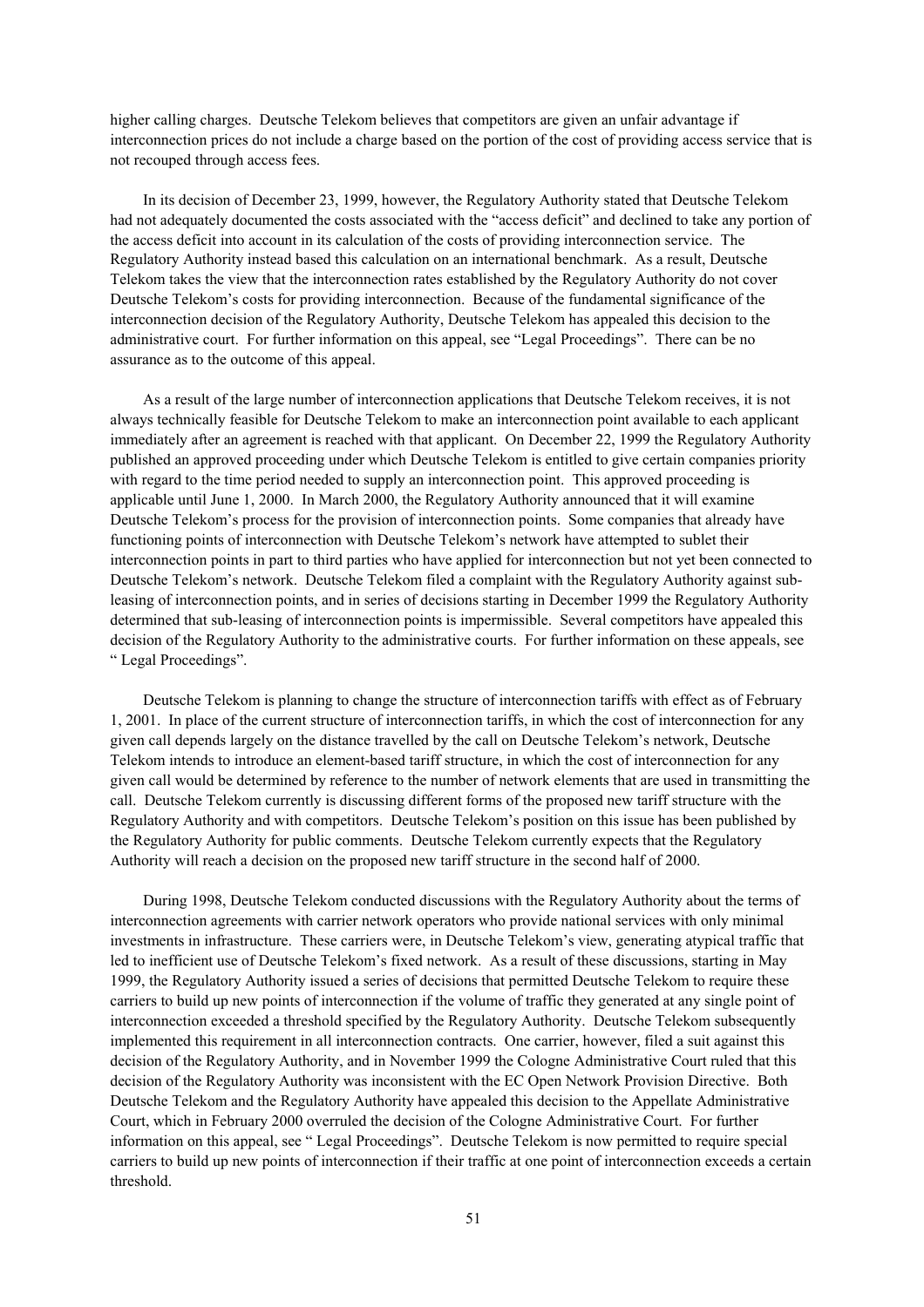higher calling charges. Deutsche Telekom believes that competitors are given an unfair advantage if interconnection prices do not include a charge based on the portion of the cost of providing access service that is not recouped through access fees.

In its decision of December 23, 1999, however, the Regulatory Authority stated that Deutsche Telekom had not adequately documented the costs associated with the "access deficit" and declined to take any portion of the access deficit into account in its calculation of the costs of providing interconnection service. The Regulatory Authority instead based this calculation on an international benchmark. As a result, Deutsche Telekom takes the view that the interconnection rates established by the Regulatory Authority do not cover Deutsche Telekom's costs for providing interconnection. Because of the fundamental significance of the interconnection decision of the Regulatory Authority, Deutsche Telekom has appealed this decision to the administrative court. For further information on this appeal, see "Legal Proceedings". There can be no assurance as to the outcome of this appeal.

As a result of the large number of interconnection applications that Deutsche Telekom receives, it is not always technically feasible for Deutsche Telekom to make an interconnection point available to each applicant immediately after an agreement is reached with that applicant. On December 22, 1999 the Regulatory Authority published an approved proceeding under which Deutsche Telekom is entitled to give certain companies priority with regard to the time period needed to supply an interconnection point. This approved proceeding is applicable until June 1, 2000. In March 2000, the Regulatory Authority announced that it will examine Deutsche Telekom's process for the provision of interconnection points. Some companies that already have functioning points of interconnection with Deutsche Telekom's network have attempted to sublet their interconnection points in part to third parties who have applied for interconnection but not yet been connected to Deutsche Telekom's network. Deutsche Telekom filed a complaint with the Regulatory Authority against sub-leasing of interconnection points, and in series of decisions starting in December 1999 the Regulatory Authority determined that sub-leasing of interconnection points is impermissible. Several competitors have appealed this decision of the Regulatory Authority to the administrative courts. For further information on these appeals, see " Legal Proceedings".

Deutsche Telekom is planning to change the structure of interconnection tariffs with effect as of February 1, 2001. In place of the current structure of interconnection tariffs, in which the cost of interconnection for any given call depends largely on the distance travelled by the call on Deutsche Telekom's network, Deutsche Telekom intends to introduce an element-based tariff structure, in which the cost of interconnection for any given call would be determined by reference to the number of network elements that are used in transmitting the call. Deutsche Telekom currently is discussing different forms of the proposed new tariff structure with the Regulatory Authority and with competitors. Deutsche Telekom's position on this issue has been published by the Regulatory Authority for public comments. Deutsche Telekom currently expects that the Regulatory Authority will reach a decision on the proposed new tariff structure in the second half of 2000.

During 1998, Deutsche Telekom conducted discussions with the Regulatory Authority about the terms of interconnection agreements with carrier network operators who provide national services with only minimal investments in infrastructure. These carriers were, in Deutsche Telekom's view, generating atypical traffic that led to inefficient use of Deutsche Telekom's fixed network. As a result of these discussions, starting in May 1999, the Regulatory Authority issued a series of decisions that permitted Deutsche Telekom to require these carriers to build up new points of interconnection if the volume of traffic they generated at any single point of interconnection exceeded a threshold specified by the Regulatory Authority. Deutsche Telekom subsequently implemented this requirement in all interconnection contracts. One carrier, however, filed a suit against this decision of the Regulatory Authority, and in November 1999 the Cologne Administrative Court ruled that this decision of the Regulatory Authority was inconsistent with the EC Open Network Provision Directive. Both Deutsche Telekom and the Regulatory Authority have appealed this decision to the Appellate Administrative Court, which in February 2000 overruled the decision of the Cologne Administrative Court. For further information on this appeal, see " Legal Proceedings". Deutsche Telekom is now permitted to require special carriers to build up new points of interconnection if their traffic at one point of interconnection exceeds a certain threshold.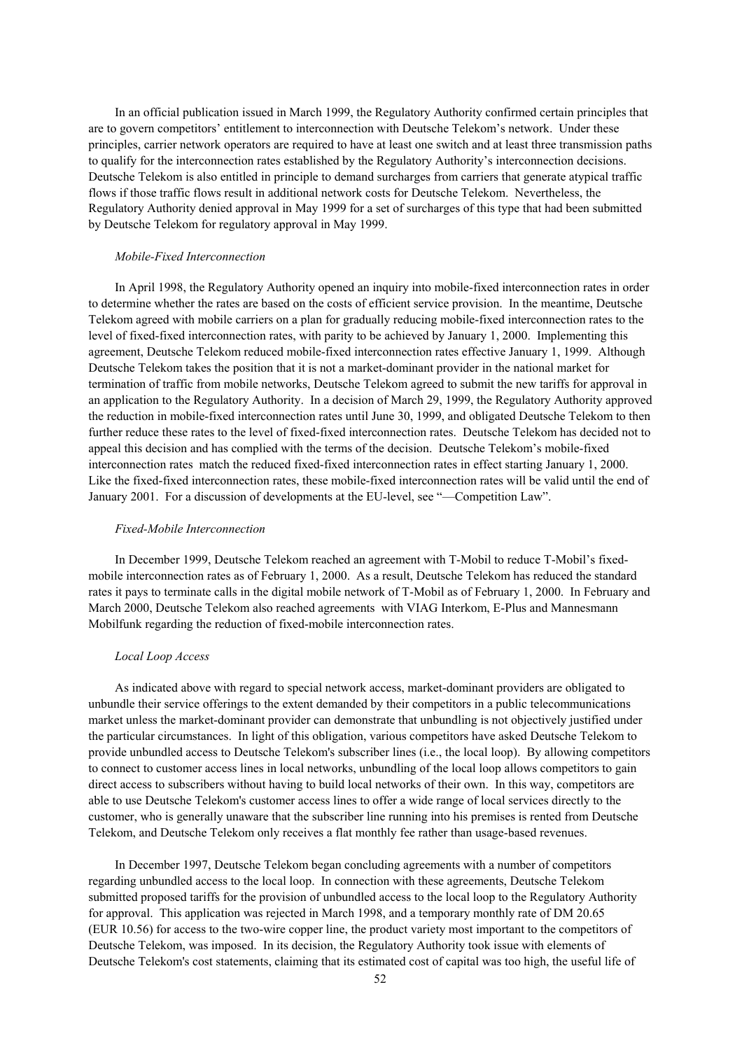In an official publication issued in March 1999, the Regulatory Authority confirmed certain principles that are to govern competitors' entitlement to interconnection with Deutsche Telekom's network. Under these principles, carrier network operators are required to have at least one switch and at least three transmission paths to qualify for the interconnection rates established by the Regulatory Authority's interconnection decisions. Deutsche Telekom is also entitled in principle to demand surcharges from carriers that generate atypical traffic flows if those traffic flows result in additional network costs for Deutsche Telekom. Nevertheless, the Regulatory Authority denied approval in May 1999 for a set of surcharges of this type that had been submitted by Deutsche Telekom for regulatory approval in May 1999.

*Mobile-Fixed Interconnection*

In April 1998, the Regulatory Authority opened an inquiry into mobile-fixed interconnection rates in order to determine whether the rates are based on the costs of efficient service provision. In the meantime, Deutsche Telekom agreed with mobile carriers on a plan for gradually reducing mobile-fixed interconnection rates to the level of fixed-fixed interconnection rates, with parity to be achieved by January 1, 2000. Implementing this agreement, Deutsche Telekom reduced mobile-fixed interconnection rates effective January 1, 1999. Although Deutsche Telekom takes the position that it is not a market-dominant provider in the national market for termination of traffic from mobile networks, Deutsche Telekom agreed to submit the new tariffs for approval in an application to the Regulatory Authority. In a decision of March 29, 1999, the Regulatory Authority approved the reduction in mobile-fixed interconnection rates until June 30, 1999, and obligated Deutsche Telekom to then further reduce these rates to the level of fixed-fixed interconnection rates. Deutsche Telekom has decided not to appeal this decision and has complied with the terms of the decision. Deutsche Telekom's mobile-fixed interconnection rates match the reduced fixed-fixed interconnection rates in effect starting January 1, 2000. Like the fixed-fixed interconnection rates, these mobile-fixed interconnection rates will be valid until the end of January 2001. For a discussion of developments at the EU-level, see "—Competition Law".

*Fixed-Mobile Interconnection*

In December 1999, Deutsche Telekom reached an agreement with T-Mobil to reduce T-Mobil's fixed-mobile interconnection rates as of February 1, 2000. As a result, Deutsche Telekom has reduced the standard rates it pays to terminate calls in the digital mobile network of T-Mobil as of February 1, 2000. In February and March 2000, Deutsche Telekom also reached agreements with VIAG Interkom, E-Plus and Mannesmann Mobilfunk regarding the reduction of fixed-mobile interconnection rates.

*Local Loop Access*

As indicated above with regard to special network access, market-dominant providers are obligated to unbundle their service offerings to the extent demanded by their competitors in a public telecommunications market unless the market-dominant provider can demonstrate that unbundling is not objectively justified under the particular circumstances. In light of this obligation, various competitors have asked Deutsche Telekom to provide unbundled access to Deutsche Telekom's subscriber lines (i.e., the local loop). By allowing competitors to connect to customer access lines in local networks, unbundling of the local loop allows competitors to gain direct access to subscribers without having to build local networks of their own. In this way, competitors are able to use Deutsche Telekom's customer access lines to offer a wide range of local services directly to the customer, who is generally unaware that the subscriber line running into his premises is rented from Deutsche Telekom, and Deutsche Telekom only receives a flat monthly fee rather than usage-based revenues.

In December 1997, Deutsche Telekom began concluding agreements with a number of competitors regarding unbundled access to the local loop. In connection with these agreements, Deutsche Telekom submitted proposed tariffs for the provision of unbundled access to the local loop to the Regulatory Authority for approval. This application was rejected in March 1998, and a temporary monthly rate of DM 20.65 (EUR 10.56) for access to the two-wire copper line, the product variety most important to the competitors of Deutsche Telekom, was imposed. In its decision, the Regulatory Authority took issue with elements of Deutsche Telekom's cost statements, claiming that its estimated cost of capital was too high, the useful life of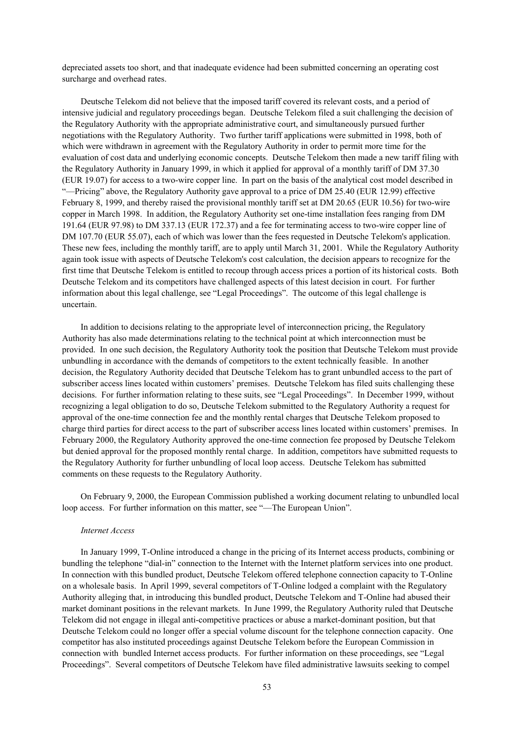depreciated assets too short, and that inadequate evidence had been submitted concerning an operating cost surcharge and overhead rates.

Deutsche Telekom did not believe that the imposed tariff covered its relevant costs, and a period of intensive judicial and regulatory proceedings began. Deutsche Telekom filed a suit challenging the decision of the Regulatory Authority with the appropriate administrative court, and simultaneously pursued further negotiations with the Regulatory Authority. Two further tariff applications were submitted in 1998, both of which were withdrawn in agreement with the Regulatory Authority in order to permit more time for the evaluation of cost data and underlying economic concepts. Deutsche Telekom then made a new tariff filing with the Regulatory Authority in January 1999, in which it applied for approval of a monthly tariff of DM 37.30 (EUR 19.07) for access to a two-wire copper line. In part on the basis of the analytical cost model described in "—Pricing" above, the Regulatory Authority gave approval to a price of DM 25.40 (EUR 12.99) effective February 8, 1999, and thereby raised the provisional monthly tariff set at DM 20.65 (EUR 10.56) for two-wire copper in March 1998. In addition, the Regulatory Authority set one-time installation fees ranging from DM 191.64 (EUR 97.98) to DM 337.13 (EUR 172.37) and a fee for terminating access to two-wire copper line of DM 107.70 (EUR 55.07), each of which was lower than the fees requested in Deutsche Telekom's application. These new fees, including the monthly tariff, are to apply until March 31, 2001. While the Regulatory Authority again took issue with aspects of Deutsche Telekom's cost calculation, the decision appears to recognize for the first time that Deutsche Telekom is entitled to recoup through access prices a portion of its historical costs. Both Deutsche Telekom and its competitors have challenged aspects of this latest decision in court. For further information about this legal challenge, see "Legal Proceedings". The outcome of this legal challenge is uncertain.

In addition to decisions relating to the appropriate level of interconnection pricing, the Regulatory Authority has also made determinations relating to the technical point at which interconnection must be provided. In one such decision, the Regulatory Authority took the position that Deutsche Telekom must provide unbundling in accordance with the demands of competitors to the extent technically feasible. In another decision, the Regulatory Authority decided that Deutsche Telekom has to grant unbundled access to the part of subscriber access lines located within customers' premises. Deutsche Telekom has filed suits challenging these decisions. For further information relating to these suits, see "Legal Proceedings". In December 1999, without recognizing a legal obligation to do so, Deutsche Telekom submitted to the Regulatory Authority a request for approval of the one-time connection fee and the monthly rental charges that Deutsche Telekom proposed to charge third parties for direct access to the part of subscriber access lines located within customers' premises. In February 2000, the Regulatory Authority approved the one-time connection fee proposed by Deutsche Telekom but denied approval for the proposed monthly rental charge. In addition, competitors have submitted requests to the Regulatory Authority for further unbundling of local loop access. Deutsche Telekom has submitted comments on these requests to the Regulatory Authority.

On February 9, 2000, the European Commission published a working document relating to unbundled local loop access. For further information on this matter, see "—The European Union".

*Internet Access*

In January 1999, T-Online introduced a change in the pricing of its Internet access products, combining or bundling the telephone "dial-in" connection to the Internet with the Internet platform services into one product. In connection with this bundled product, Deutsche Telekom offered telephone connection capacity to T-Online on a wholesale basis. In April 1999, several competitors of T-Online lodged a complaint with the Regulatory Authority alleging that, in introducing this bundled product, Deutsche Telekom and T-Online had abused their market dominant positions in the relevant markets. In June 1999, the Regulatory Authority ruled that Deutsche Telekom did not engage in illegal anti-competitive practices or abuse a market-dominant position, but that Deutsche Telekom could no longer offer a special volume discount for the telephone connection capacity. One competitor has also instituted proceedings against Deutsche Telekom before the European Commission in connection with bundled Internet access products. For further information on these proceedings, see "Legal Proceedings". Several competitors of Deutsche Telekom have filed administrative lawsuits seeking to compel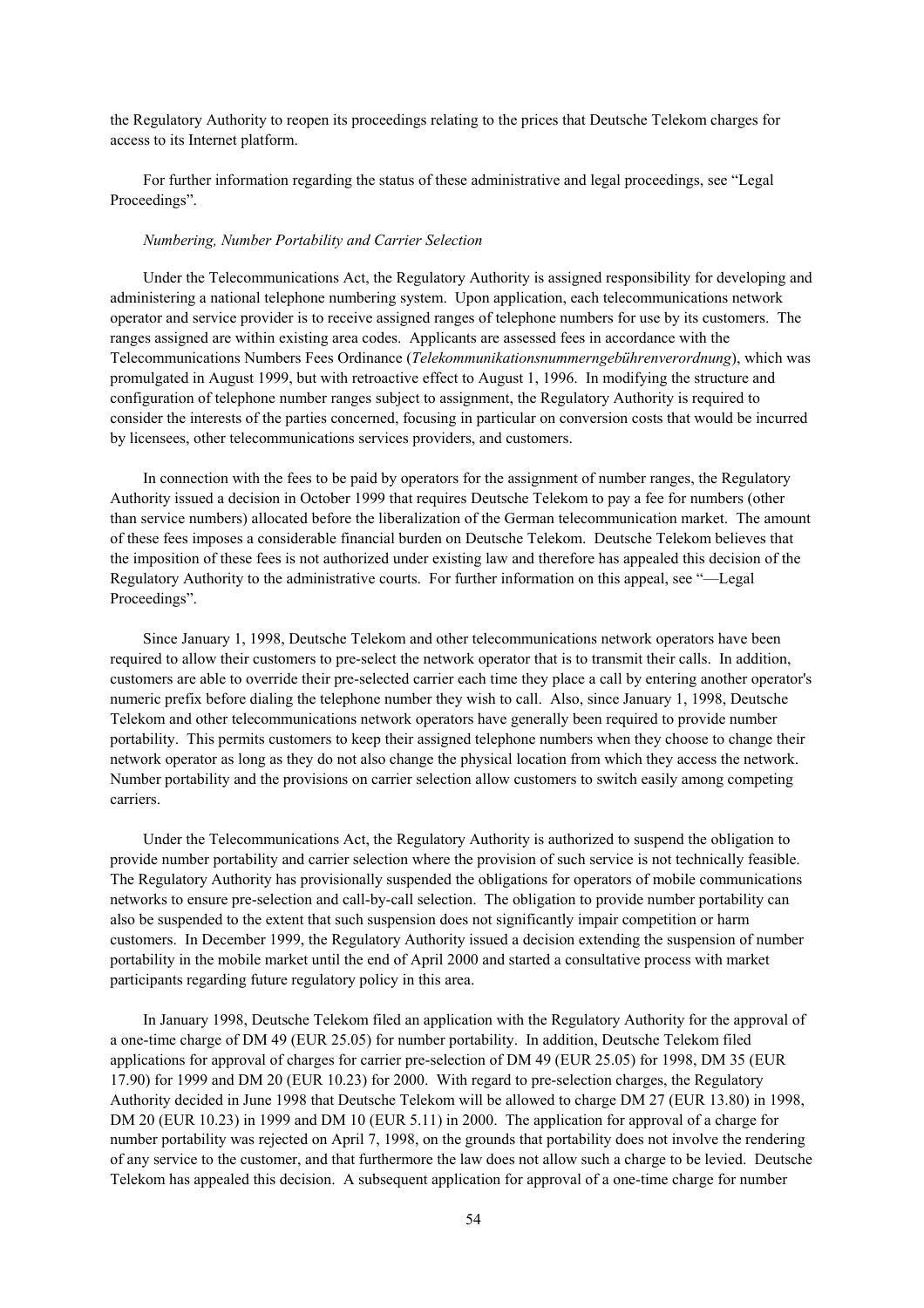the Regulatory Authority to reopen its proceedings relating to the prices that Deutsche Telekom charges for access to its Internet platform.

For further information regarding the status of these administrative and legal proceedings, see "Legal Proceedings".

*Numbering, Number Portability and Carrier Selection*

Under the Telecommunications Act, the Regulatory Authority is assigned responsibility for developing and administering a national telephone numbering system. Upon application, each telecommunications network operator and service provider is to receive assigned ranges of telephone numbers for use by its customers. The ranges assigned are within existing area codes. Applicants are assessed fees in accordance with the Telecommunications Numbers Fees Ordinance (*Telekommunikationsnummerngebührenverordnung*), which was promulgated in August 1999, but with retroactive effect to August 1, 1996. In modifying the structure and configuration of telephone number ranges subject to assignment, the Regulatory Authority is required to consider the interests of the parties concerned, focusing in particular on conversion costs that would be incurred by licensees, other telecommunications services providers, and customers.

In connection with the fees to be paid by operators for the assignment of number ranges, the Regulatory Authority issued a decision in October 1999 that requires Deutsche Telekom to pay a fee for numbers (other than service numbers) allocated before the liberalization of the German telecommunication market. The amount of these fees imposes a considerable financial burden on Deutsche Telekom. Deutsche Telekom believes that the imposition of these fees is not authorized under existing law and therefore has appealed this decision of the Regulatory Authority to the administrative courts. For further information on this appeal, see "—Legal Proceedings".

Since January 1, 1998, Deutsche Telekom and other telecommunications network operators have been required to allow their customers to pre-select the network operator that is to transmit their calls. In addition, customers are able to override their pre-selected carrier each time they place a call by entering another operator's numeric prefix before dialing the telephone number they wish to call. Also, since January 1, 1998, Deutsche Telekom and other telecommunications network operators have generally been required to provide number portability. This permits customers to keep their assigned telephone numbers when they choose to change their network operator as long as they do not also change the physical location from which they access the network. Number portability and the provisions on carrier selection allow customers to switch easily among competing carriers.

Under the Telecommunications Act, the Regulatory Authority is authorized to suspend the obligation to provide number portability and carrier selection where the provision of such service is not technically feasible. The Regulatory Authority has provisionally suspended the obligations for operators of mobile communications networks to ensure pre-selection and call-by-call selection. The obligation to provide number portability can also be suspended to the extent that such suspension does not significantly impair competition or harm customers. In December 1999, the Regulatory Authority issued a decision extending the suspension of number portability in the mobile market until the end of April 2000 and started a consultative process with market participants regarding future regulatory policy in this area.

In January 1998, Deutsche Telekom filed an application with the Regulatory Authority for the approval of a one-time charge of DM 49 (EUR 25.05) for number portability. In addition, Deutsche Telekom filed applications for approval of charges for carrier pre-selection of DM 49 (EUR 25.05) for 1998, DM 35 (EUR 17.90) for 1999 and DM 20 (EUR 10.23) for 2000. With regard to pre-selection charges, the Regulatory Authority decided in June 1998 that Deutsche Telekom will be allowed to charge DM 27 (EUR 13.80) in 1998, DM 20 (EUR 10.23) in 1999 and DM 10 (EUR 5.11) in 2000. The application for approval of a charge for number portability was rejected on April 7, 1998, on the grounds that portability does not involve the rendering of any service to the customer, and that furthermore the law does not allow such a charge to be levied. Deutsche Telekom has appealed this decision. A subsequent application for approval of a one-time charge for number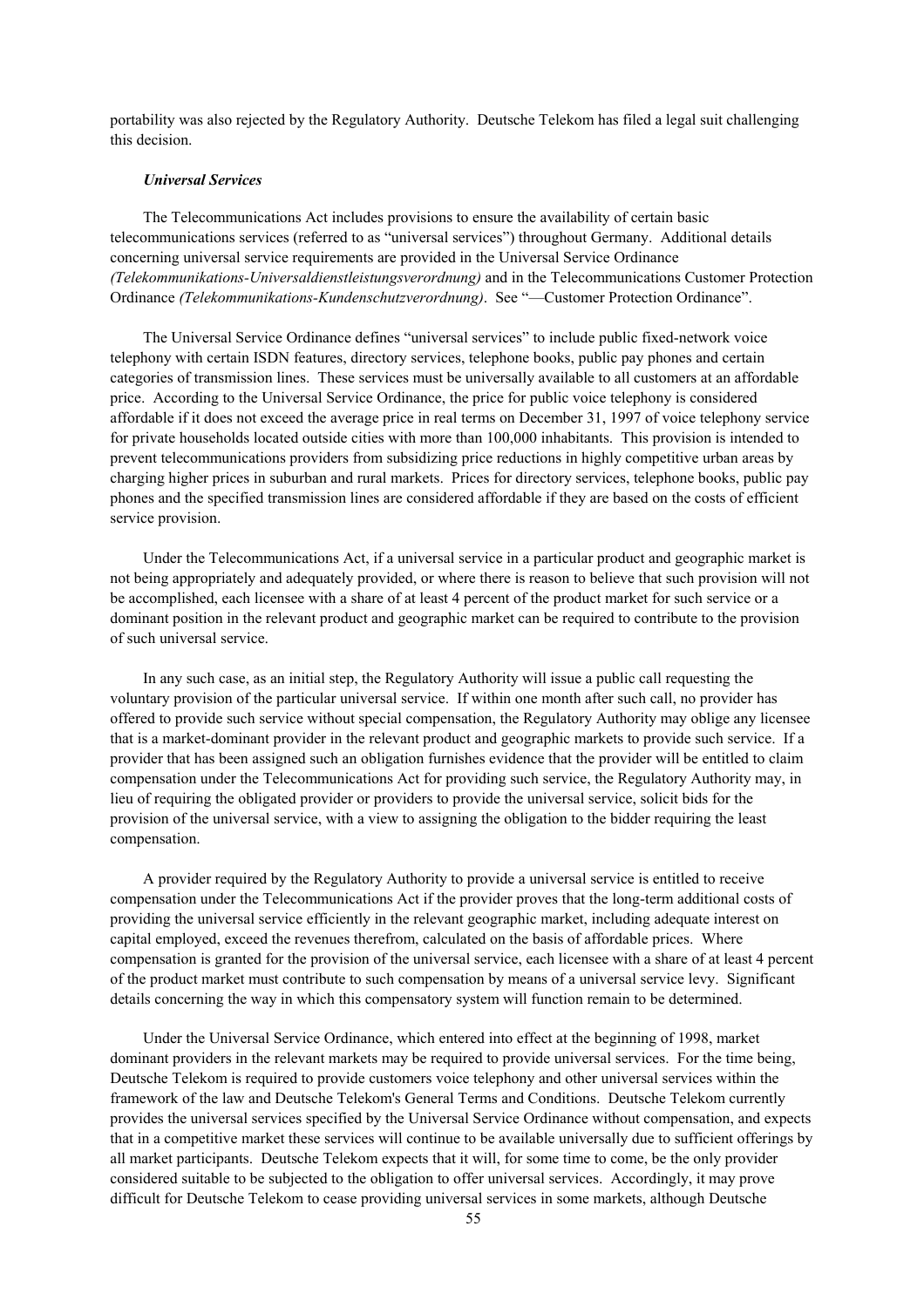portability was also rejected by the Regulatory Authority. Deutsche Telekom has filed a legal suit challenging this decision.

***Universal Services***

The Telecommunications Act includes provisions to ensure the availability of certain basic telecommunications services (referred to as "universal services") throughout Germany. Additional details concerning universal service requirements are provided in the Universal Service Ordinance *(Telekommunikations-Universaldienstleistungsverordnung)* and in the Telecommunications Customer Protection Ordinance *(Telekommunikations-Kundenschutzverordnung)*. See "—Customer Protection Ordinance".

The Universal Service Ordinance defines "universal services" to include public fixed-network voice telephony with certain ISDN features, directory services, telephone books, public pay phones and certain categories of transmission lines. These services must be universally available to all customers at an affordable price. According to the Universal Service Ordinance, the price for public voice telephony is considered affordable if it does not exceed the average price in real terms on December 31, 1997 of voice telephony service for private households located outside cities with more than 100,000 inhabitants. This provision is intended to prevent telecommunications providers from subsidizing price reductions in highly competitive urban areas by charging higher prices in suburban and rural markets. Prices for directory services, telephone books, public pay phones and the specified transmission lines are considered affordable if they are based on the costs of efficient service provision.

Under the Telecommunications Act, if a universal service in a particular product and geographic market is not being appropriately and adequately provided, or where there is reason to believe that such provision will not be accomplished, each licensee with a share of at least 4 percent of the product market for such service or a dominant position in the relevant product and geographic market can be required to contribute to the provision of such universal service.

In any such case, as an initial step, the Regulatory Authority will issue a public call requesting the voluntary provision of the particular universal service. If within one month after such call, no provider has offered to provide such service without special compensation, the Regulatory Authority may oblige any licensee that is a market-dominant provider in the relevant product and geographic markets to provide such service. If a provider that has been assigned such an obligation furnishes evidence that the provider will be entitled to claim compensation under the Telecommunications Act for providing such service, the Regulatory Authority may, in lieu of requiring the obligated provider or providers to provide the universal service, solicit bids for the provision of the universal service, with a view to assigning the obligation to the bidder requiring the least compensation.

A provider required by the Regulatory Authority to provide a universal service is entitled to receive compensation under the Telecommunications Act if the provider proves that the long-term additional costs of providing the universal service efficiently in the relevant geographic market, including adequate interest on capital employed, exceed the revenues therefrom, calculated on the basis of affordable prices. Where compensation is granted for the provision of the universal service, each licensee with a share of at least 4 percent of the product market must contribute to such compensation by means of a universal service levy. Significant details concerning the way in which this compensatory system will function remain to be determined.

Under the Universal Service Ordinance, which entered into effect at the beginning of 1998, market dominant providers in the relevant markets may be required to provide universal services. For the time being, Deutsche Telekom is required to provide customers voice telephony and other universal services within the framework of the law and Deutsche Telekom's General Terms and Conditions. Deutsche Telekom currently provides the universal services specified by the Universal Service Ordinance without compensation, and expects that in a competitive market these services will continue to be available universally due to sufficient offerings by all market participants. Deutsche Telekom expects that it will, for some time to come, be the only provider considered suitable to be subjected to the obligation to offer universal services. Accordingly, it may prove difficult for Deutsche Telekom to cease providing universal services in some markets, although Deutsche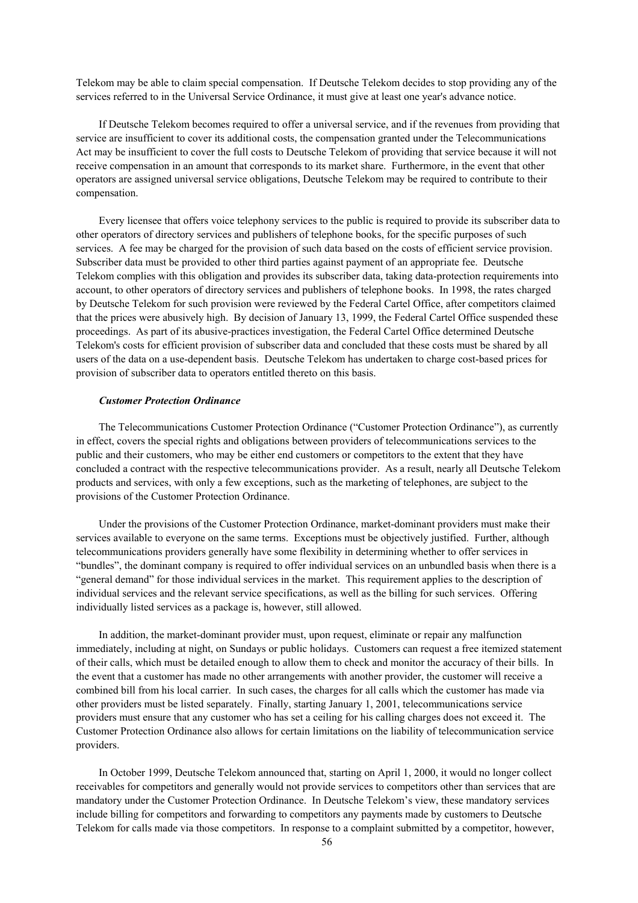Telekom may be able to claim special compensation. If Deutsche Telekom decides to stop providing any of the services referred to in the Universal Service Ordinance, it must give at least one year's advance notice.

If Deutsche Telekom becomes required to offer a universal service, and if the revenues from providing that service are insufficient to cover its additional costs, the compensation granted under the Telecommunications Act may be insufficient to cover the full costs to Deutsche Telekom of providing that service because it will not receive compensation in an amount that corresponds to its market share. Furthermore, in the event that other operators are assigned universal service obligations, Deutsche Telekom may be required to contribute to their compensation.

Every licensee that offers voice telephony services to the public is required to provide its subscriber data to other operators of directory services and publishers of telephone books, for the specific purposes of such services. A fee may be charged for the provision of such data based on the costs of efficient service provision. Subscriber data must be provided to other third parties against payment of an appropriate fee. Deutsche Telekom complies with this obligation and provides its subscriber data, taking data-protection requirements into account, to other operators of directory services and publishers of telephone books. In 1998, the rates charged by Deutsche Telekom for such provision were reviewed by the Federal Cartel Office, after competitors claimed that the prices were abusively high. By decision of January 13, 1999, the Federal Cartel Office suspended these proceedings. As part of its abusive-practices investigation, the Federal Cartel Office determined Deutsche Telekom's costs for efficient provision of subscriber data and concluded that these costs must be shared by all users of the data on a use-dependent basis. Deutsche Telekom has undertaken to charge cost-based prices for provision of subscriber data to operators entitled thereto on this basis.

***Customer Protection Ordinance***

The Telecommunications Customer Protection Ordinance ("Customer Protection Ordinance"), as currently in effect, covers the special rights and obligations between providers of telecommunications services to the public and their customers, who may be either end customers or competitors to the extent that they have concluded a contract with the respective telecommunications provider. As a result, nearly all Deutsche Telekom products and services, with only a few exceptions, such as the marketing of telephones, are subject to the provisions of the Customer Protection Ordinance.

Under the provisions of the Customer Protection Ordinance, market-dominant providers must make their services available to everyone on the same terms. Exceptions must be objectively justified. Further, although telecommunications providers generally have some flexibility in determining whether to offer services in "bundles", the dominant company is required to offer individual services on an unbundled basis when there is a "general demand" for those individual services in the market. This requirement applies to the description of individual services and the relevant service specifications, as well as the billing for such services. Offering individually listed services as a package is, however, still allowed.

In addition, the market-dominant provider must, upon request, eliminate or repair any malfunction immediately, including at night, on Sundays or public holidays. Customers can request a free itemized statement of their calls, which must be detailed enough to allow them to check and monitor the accuracy of their bills. In the event that a customer has made no other arrangements with another provider, the customer will receive a combined bill from his local carrier. In such cases, the charges for all calls which the customer has made via other providers must be listed separately. Finally, starting January 1, 2001, telecommunications service providers must ensure that any customer who has set a ceiling for his calling charges does not exceed it. The Customer Protection Ordinance also allows for certain limitations on the liability of telecommunication service providers.

In October 1999, Deutsche Telekom announced that, starting on April 1, 2000, it would no longer collect receivables for competitors and generally would not provide services to competitors other than services that are mandatory under the Customer Protection Ordinance. In Deutsche Telekom's view, these mandatory services include billing for competitors and forwarding to competitors any payments made by customers to Deutsche Telekom for calls made via those competitors. In response to a complaint submitted by a competitor, however,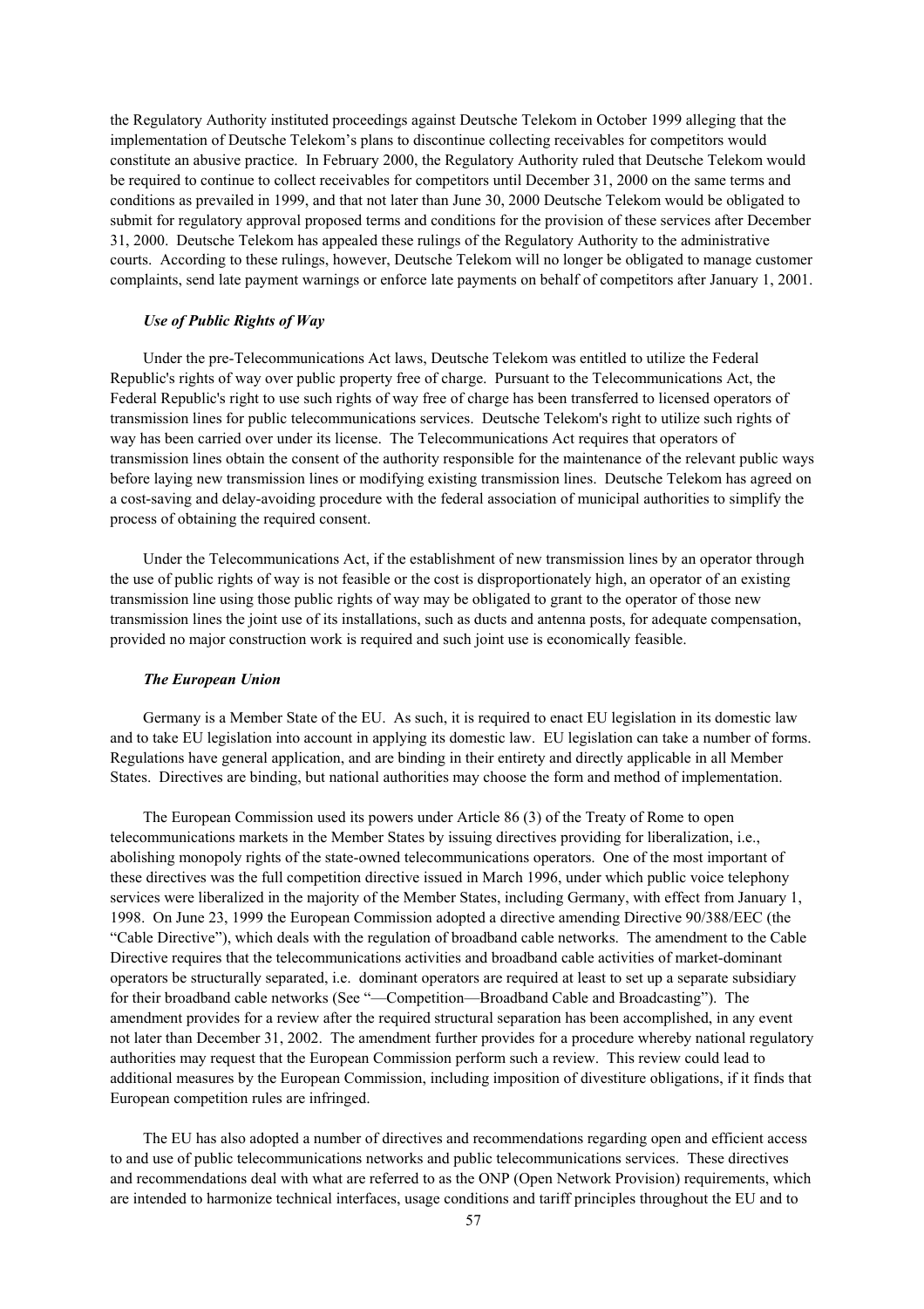the Regulatory Authority instituted proceedings against Deutsche Telekom in October 1999 alleging that the implementation of Deutsche Telekom's plans to discontinue collecting receivables for competitors would constitute an abusive practice. In February 2000, the Regulatory Authority ruled that Deutsche Telekom would be required to continue to collect receivables for competitors until December 31, 2000 on the same terms and conditions as prevailed in 1999, and that not later than June 30, 2000 Deutsche Telekom would be obligated to submit for regulatory approval proposed terms and conditions for the provision of these services after December 31, 2000. Deutsche Telekom has appealed these rulings of the Regulatory Authority to the administrative courts. According to these rulings, however, Deutsche Telekom will no longer be obligated to manage customer complaints, send late payment warnings or enforce late payments on behalf of competitors after January 1, 2001.

#### *Use of Public Rights of Way*

Under the pre-Telecommunications Act laws, Deutsche Telekom was entitled to utilize the Federal Republic's rights of way over public property free of charge. Pursuant to the Telecommunications Act, the Federal Republic's right to use such rights of way free of charge has been transferred to licensed operators of transmission lines for public telecommunications services. Deutsche Telekom's right to utilize such rights of way has been carried over under its license. The Telecommunications Act requires that operators of transmission lines obtain the consent of the authority responsible for the maintenance of the relevant public ways before laying new transmission lines or modifying existing transmission lines. Deutsche Telekom has agreed on a cost-saving and delay-avoiding procedure with the federal association of municipal authorities to simplify the process of obtaining the required consent.

Under the Telecommunications Act, if the establishment of new transmission lines by an operator through the use of public rights of way is not feasible or the cost is disproportionately high, an operator of an existing transmission line using those public rights of way may be obligated to grant to the operator of those new transmission lines the joint use of its installations, such as ducts and antenna posts, for adequate compensation, provided no major construction work is required and such joint use is economically feasible.

#### *The European Union*

Germany is a Member State of the EU. As such, it is required to enact EU legislation in its domestic law and to take EU legislation into account in applying its domestic law. EU legislation can take a number of forms. Regulations have general application, and are binding in their entirety and directly applicable in all Member States. Directives are binding, but national authorities may choose the form and method of implementation.

The European Commission used its powers under Article 86 (3) of the Treaty of Rome to open telecommunications markets in the Member States by issuing directives providing for liberalization, i.e., abolishing monopoly rights of the state-owned telecommunications operators. One of the most important of these directives was the full competition directive issued in March 1996, under which public voice telephony services were liberalized in the majority of the Member States, including Germany, with effect from January 1, 1998. On June 23, 1999 the European Commission adopted a directive amending Directive 90/388/EEC (the "Cable Directive"), which deals with the regulation of broadband cable networks. The amendment to the Cable Directive requires that the telecommunications activities and broadband cable activities of market-dominant operators be structurally separated, i.e. dominant operators are required at least to set up a separate subsidiary for their broadband cable networks (See "—Competition—Broadband Cable and Broadcasting"). The amendment provides for a review after the required structural separation has been accomplished, in any event not later than December 31, 2002. The amendment further provides for a procedure whereby national regulatory authorities may request that the European Commission perform such a review. This review could lead to additional measures by the European Commission, including imposition of divestiture obligations, if it finds that European competition rules are infringed.

The EU has also adopted a number of directives and recommendations regarding open and efficient access to and use of public telecommunications networks and public telecommunications services. These directives and recommendations deal with what are referred to as the ONP (Open Network Provision) requirements, which are intended to harmonize technical interfaces, usage conditions and tariff principles throughout the EU and to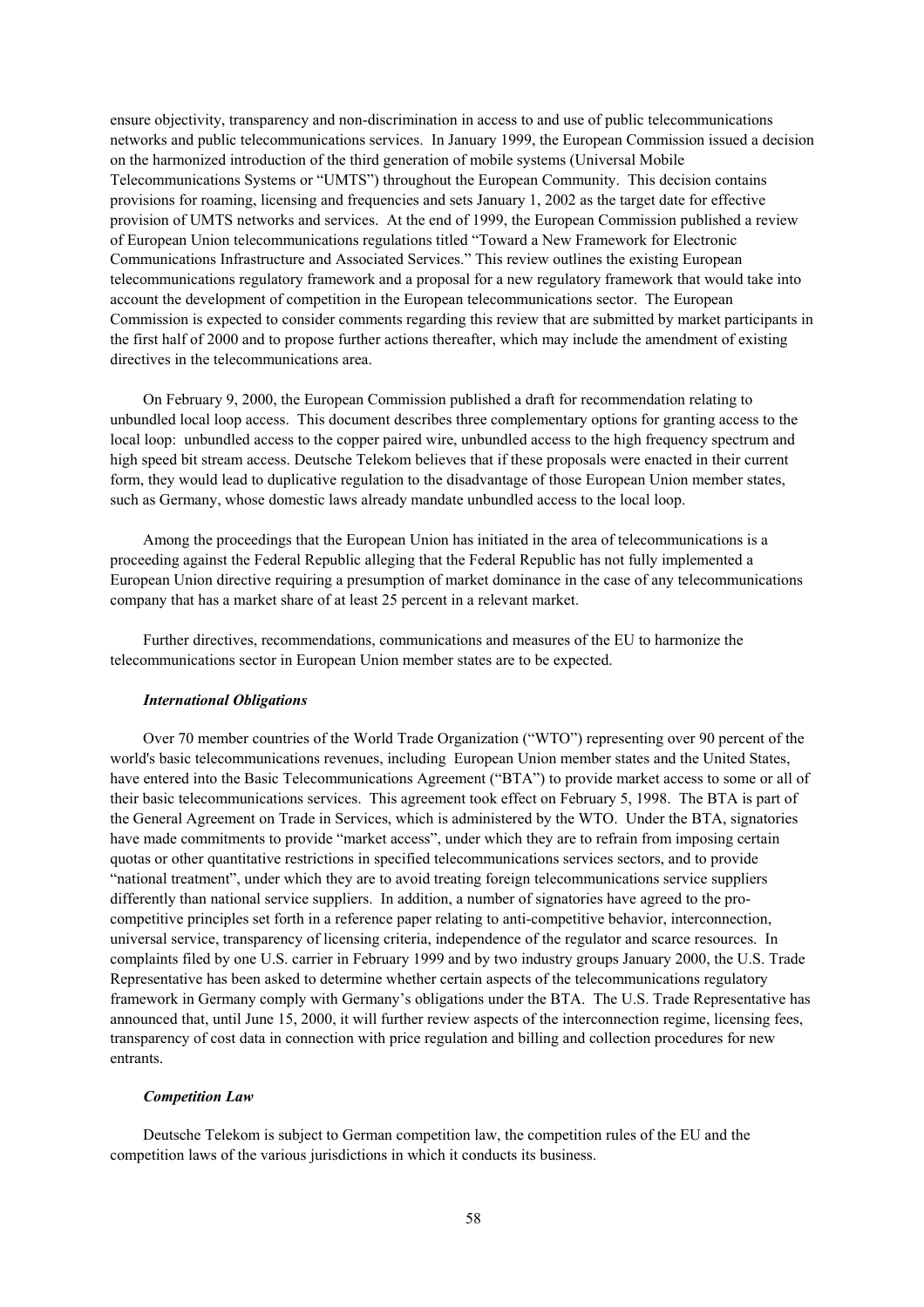ensure objectivity, transparency and non-discrimination in access to and use of public telecommunications networks and public telecommunications services. In January 1999, the European Commission issued a decision on the harmonized introduction of the third generation of mobile systems (Universal Mobile Telecommunications Systems or "UMTS") throughout the European Community. This decision contains provisions for roaming, licensing and frequencies and sets January 1, 2002 as the target date for effective provision of UMTS networks and services. At the end of 1999, the European Commission published a review of European Union telecommunications regulations titled "Toward a New Framework for Electronic Communications Infrastructure and Associated Services." This review outlines the existing European telecommunications regulatory framework and a proposal for a new regulatory framework that would take into account the development of competition in the European telecommunications sector. The European Commission is expected to consider comments regarding this review that are submitted by market participants in the first half of 2000 and to propose further actions thereafter, which may include the amendment of existing directives in the telecommunications area.

On February 9, 2000, the European Commission published a draft for recommendation relating to unbundled local loop access. This document describes three complementary options for granting access to the local loop: unbundled access to the copper paired wire, unbundled access to the high frequency spectrum and high speed bit stream access. Deutsche Telekom believes that if these proposals were enacted in their current form, they would lead to duplicative regulation to the disadvantage of those European Union member states, such as Germany, whose domestic laws already mandate unbundled access to the local loop.

Among the proceedings that the European Union has initiated in the area of telecommunications is a proceeding against the Federal Republic alleging that the Federal Republic has not fully implemented a European Union directive requiring a presumption of market dominance in the case of any telecommunications company that has a market share of at least 25 percent in a relevant market.

Further directives, recommendations, communications and measures of the EU to harmonize the telecommunications sector in European Union member states are to be expected.

***International Obligations***

Over 70 member countries of the World Trade Organization ("WTO") representing over 90 percent of the world's basic telecommunications revenues, including European Union member states and the United States, have entered into the Basic Telecommunications Agreement ("BTA") to provide market access to some or all of their basic telecommunications services. This agreement took effect on February 5, 1998. The BTA is part of the General Agreement on Trade in Services, which is administered by the WTO. Under the BTA, signatories have made commitments to provide "market access", under which they are to refrain from imposing certain quotas or other quantitative restrictions in specified telecommunications services sectors, and to provide "national treatment", under which they are to avoid treating foreign telecommunications service suppliers differently than national service suppliers. In addition, a number of signatories have agreed to the pro-competitive principles set forth in a reference paper relating to anti-competitive behavior, interconnection, universal service, transparency of licensing criteria, independence of the regulator and scarce resources. In complaints filed by one U.S. carrier in February 1999 and by two industry groups January 2000, the U.S. Trade Representative has been asked to determine whether certain aspects of the telecommunications regulatory framework in Germany comply with Germany's obligations under the BTA. The U.S. Trade Representative has announced that, until June 15, 2000, it will further review aspects of the interconnection regime, licensing fees, transparency of cost data in connection with price regulation and billing and collection procedures for new entrants.

***Competition Law***

Deutsche Telekom is subject to German competition law, the competition rules of the EU and the competition laws of the various jurisdictions in which it conducts its business.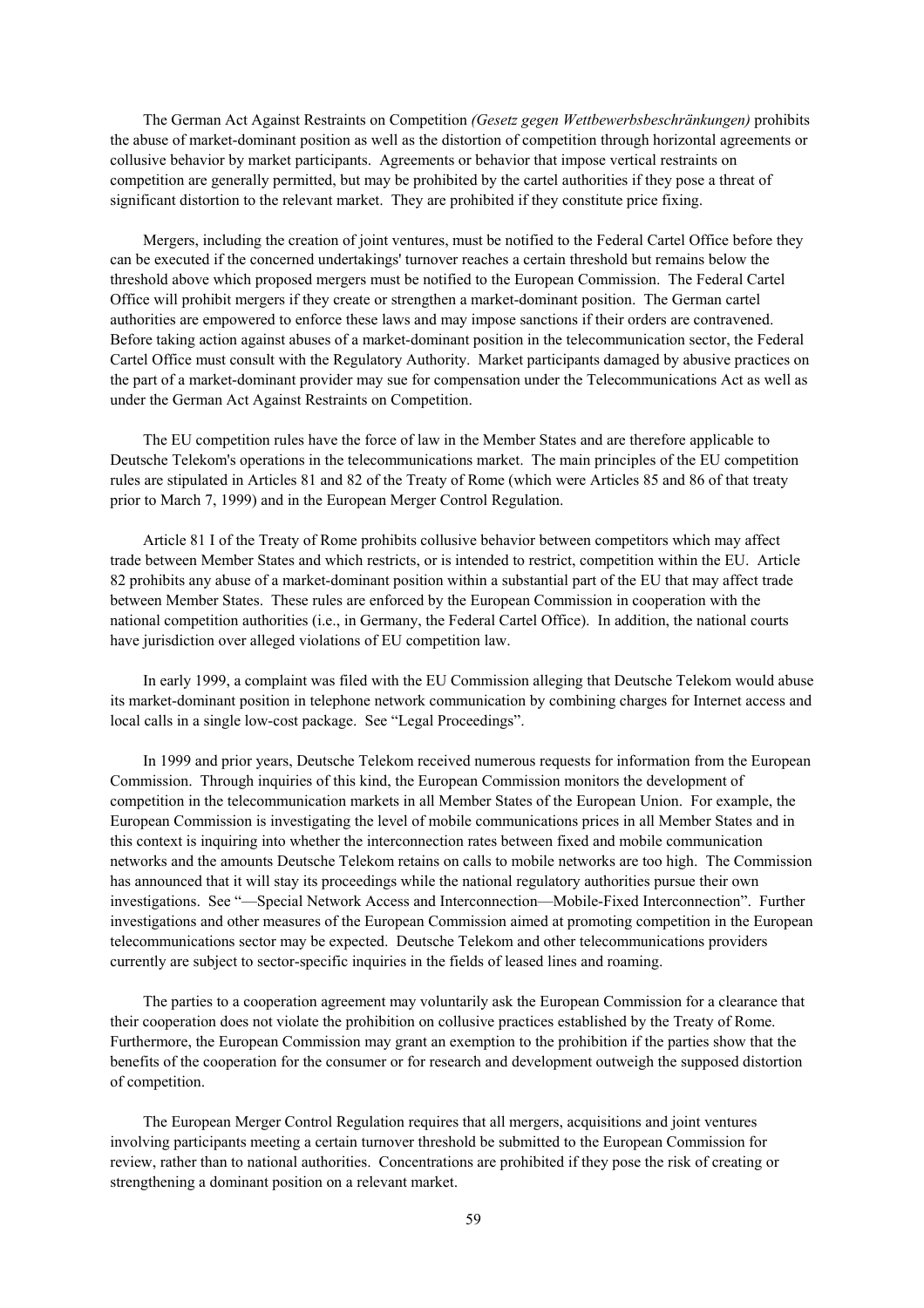The German Act Against Restraints on Competition *(Gesetz gegen Wettbewerbsbeschränkungen)* prohibits the abuse of market-dominant position as well as the distortion of competition through horizontal agreements or collusive behavior by market participants. Agreements or behavior that impose vertical restraints on competition are generally permitted, but may be prohibited by the cartel authorities if they pose a threat of significant distortion to the relevant market. They are prohibited if they constitute price fixing.

Mergers, including the creation of joint ventures, must be notified to the Federal Cartel Office before they can be executed if the concerned undertakings' turnover reaches a certain threshold but remains below the threshold above which proposed mergers must be notified to the European Commission. The Federal Cartel Office will prohibit mergers if they create or strengthen a market-dominant position. The German cartel authorities are empowered to enforce these laws and may impose sanctions if their orders are contravened. Before taking action against abuses of a market-dominant position in the telecommunication sector, the Federal Cartel Office must consult with the Regulatory Authority. Market participants damaged by abusive practices on the part of a market-dominant provider may sue for compensation under the Telecommunications Act as well as under the German Act Against Restraints on Competition.

The EU competition rules have the force of law in the Member States and are therefore applicable to Deutsche Telekom's operations in the telecommunications market. The main principles of the EU competition rules are stipulated in Articles 81 and 82 of the Treaty of Rome (which were Articles 85 and 86 of that treaty prior to March 7, 1999) and in the European Merger Control Regulation.

Article 81 I of the Treaty of Rome prohibits collusive behavior between competitors which may affect trade between Member States and which restricts, or is intended to restrict, competition within the EU. Article 82 prohibits any abuse of a market-dominant position within a substantial part of the EU that may affect trade between Member States. These rules are enforced by the European Commission in cooperation with the national competition authorities (i.e., in Germany, the Federal Cartel Office). In addition, the national courts have jurisdiction over alleged violations of EU competition law.

In early 1999, a complaint was filed with the EU Commission alleging that Deutsche Telekom would abuse its market-dominant position in telephone network communication by combining charges for Internet access and local calls in a single low-cost package. See "Legal Proceedings".

In 1999 and prior years, Deutsche Telekom received numerous requests for information from the European Commission. Through inquiries of this kind, the European Commission monitors the development of competition in the telecommunication markets in all Member States of the European Union. For example, the European Commission is investigating the level of mobile communications prices in all Member States and in this context is inquiring into whether the interconnection rates between fixed and mobile communication networks and the amounts Deutsche Telekom retains on calls to mobile networks are too high. The Commission has announced that it will stay its proceedings while the national regulatory authorities pursue their own investigations. See "—Special Network Access and Interconnection—Mobile-Fixed Interconnection". Further investigations and other measures of the European Commission aimed at promoting competition in the European telecommunications sector may be expected. Deutsche Telekom and other telecommunications providers currently are subject to sector-specific inquiries in the fields of leased lines and roaming.

The parties to a cooperation agreement may voluntarily ask the European Commission for a clearance that their cooperation does not violate the prohibition on collusive practices established by the Treaty of Rome. Furthermore, the European Commission may grant an exemption to the prohibition if the parties show that the benefits of the cooperation for the consumer or for research and development outweigh the supposed distortion of competition.

The European Merger Control Regulation requires that all mergers, acquisitions and joint ventures involving participants meeting a certain turnover threshold be submitted to the European Commission for review, rather than to national authorities. Concentrations are prohibited if they pose the risk of creating or strengthening a dominant position on a relevant market.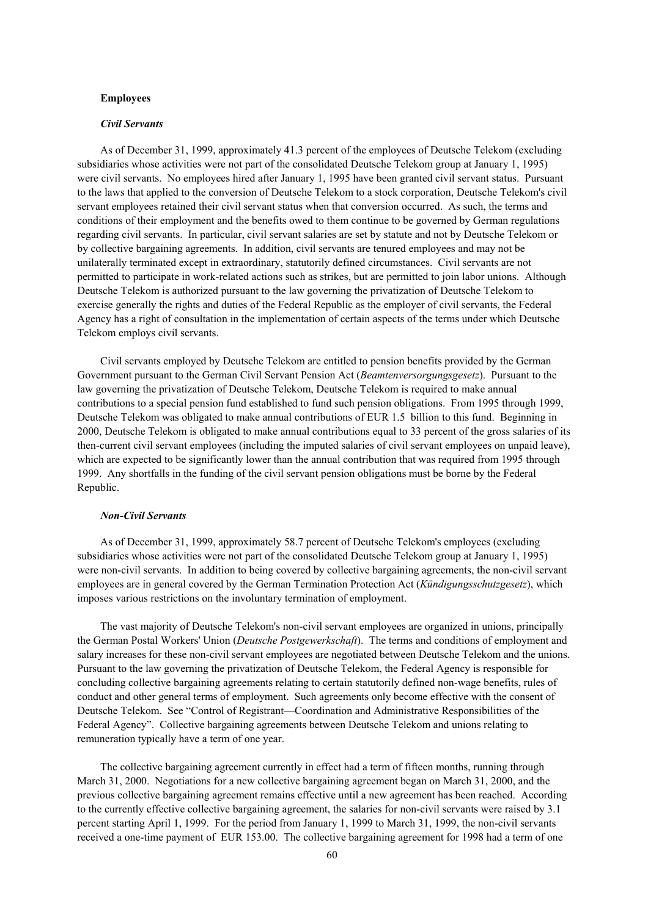### Employees

#### *Civil Servants*

As of December 31, 1999, approximately 41.3 percent of the employees of Deutsche Telekom (excluding subsidiaries whose activities were not part of the consolidated Deutsche Telekom group at January 1, 1995) were civil servants. No employees hired after January 1, 1995 have been granted civil servant status. Pursuant to the laws that applied to the conversion of Deutsche Telekom to a stock corporation, Deutsche Telekom's civil servant employees retained their civil servant status when that conversion occurred. As such, the terms and conditions of their employment and the benefits owed to them continue to be governed by German regulations regarding civil servants. In particular, civil servant salaries are set by statute and not by Deutsche Telekom or by collective bargaining agreements. In addition, civil servants are tenured employees and may not be unilaterally terminated except in extraordinary, statutorily defined circumstances. Civil servants are not permitted to participate in work-related actions such as strikes, but are permitted to join labor unions. Although Deutsche Telekom is authorized pursuant to the law governing the privatization of Deutsche Telekom to exercise generally the rights and duties of the Federal Republic as the employer of civil servants, the Federal Agency has a right of consultation in the implementation of certain aspects of the terms under which Deutsche Telekom employs civil servants.

Civil servants employed by Deutsche Telekom are entitled to pension benefits provided by the German Government pursuant to the German Civil Servant Pension Act (*Beamtenversorgungsgesetz*). Pursuant to the law governing the privatization of Deutsche Telekom, Deutsche Telekom is required to make annual contributions to a special pension fund established to fund such pension obligations. From 1995 through 1999, Deutsche Telekom was obligated to make annual contributions of EUR 1.5 billion to this fund. Beginning in 2000, Deutsche Telekom is obligated to make annual contributions equal to 33 percent of the gross salaries of its then-current civil servant employees (including the imputed salaries of civil servant employees on unpaid leave), which are expected to be significantly lower than the annual contribution that was required from 1995 through 1999. Any shortfalls in the funding of the civil servant pension obligations must be borne by the Federal Republic.

#### *Non-Civil Servants*

As of December 31, 1999, approximately 58.7 percent of Deutsche Telekom's employees (excluding subsidiaries whose activities were not part of the consolidated Deutsche Telekom group at January 1, 1995) were non-civil servants. In addition to being covered by collective bargaining agreements, the non-civil servant employees are in general covered by the German Termination Protection Act (*Kündigungsschutzgesetz*), which imposes various restrictions on the involuntary termination of employment.

The vast majority of Deutsche Telekom's non-civil servant employees are organized in unions, principally the German Postal Workers' Union (*Deutsche Postgewerkschaft*). The terms and conditions of employment and salary increases for these non-civil servant employees are negotiated between Deutsche Telekom and the unions. Pursuant to the law governing the privatization of Deutsche Telekom, the Federal Agency is responsible for concluding collective bargaining agreements relating to certain statutorily defined non-wage benefits, rules of conduct and other general terms of employment. Such agreements only become effective with the consent of Deutsche Telekom. See "Control of Registrant—Coordination and Administrative Responsibilities of the Federal Agency". Collective bargaining agreements between Deutsche Telekom and unions relating to remuneration typically have a term of one year.

The collective bargaining agreement currently in effect had a term of fifteen months, running through March 31, 2000. Negotiations for a new collective bargaining agreement began on March 31, 2000, and the previous collective bargaining agreement remains effective until a new agreement has been reached. According to the currently effective collective bargaining agreement, the salaries for non-civil servants were raised by 3.1 percent starting April 1, 1999. For the period from January 1, 1999 to March 31, 1999, the non-civil servants received a one-time payment of EUR 153.00. The collective bargaining agreement for 1998 had a term of one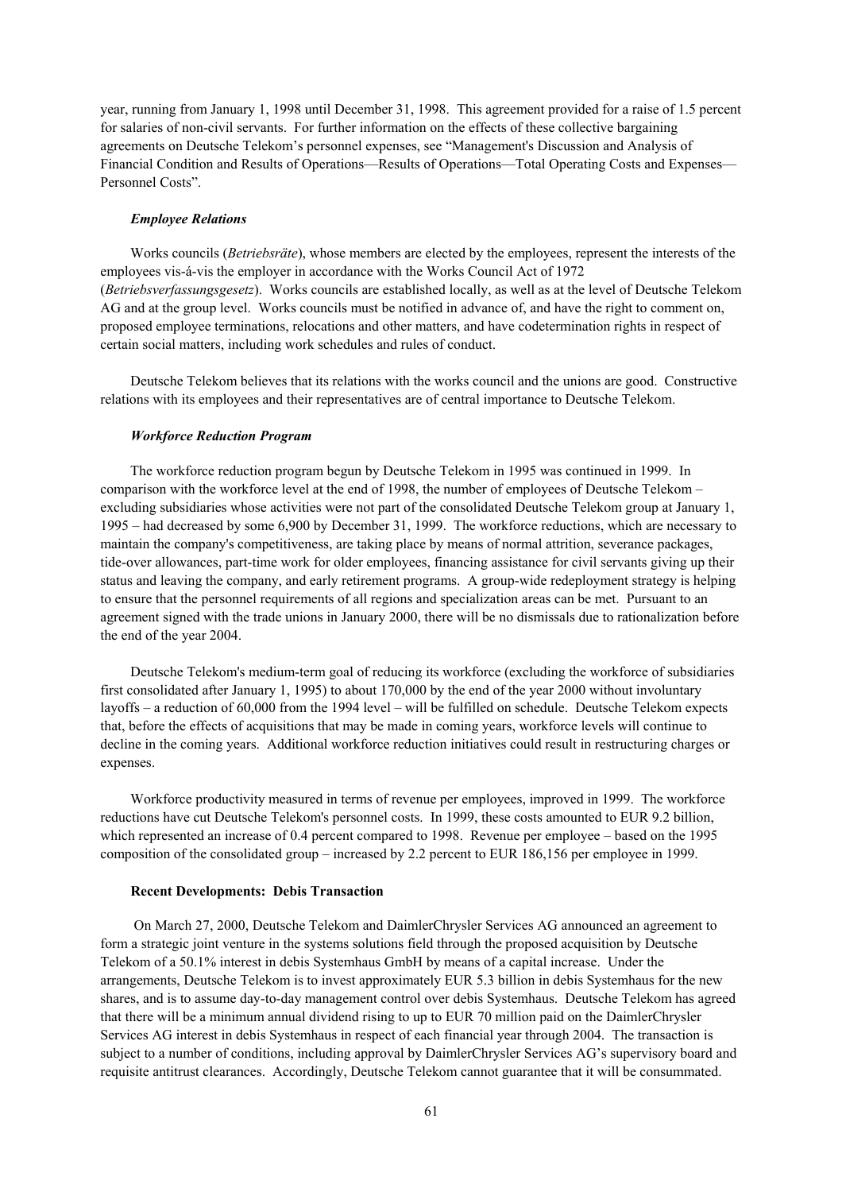year, running from January 1, 1998 until December 31, 1998. This agreement provided for a raise of 1.5 percent for salaries of non-civil servants. For further information on the effects of these collective bargaining agreements on Deutsche Telekom's personnel expenses, see "Management's Discussion and Analysis of Financial Condition and Results of Operations—Results of Operations—Total Operating Costs and Expenses—Personnel Costs".

### *Employee Relations*

Works councils (*Betriebsräte*), whose members are elected by the employees, represent the interests of the employees vis-á-vis the employer in accordance with the Works Council Act of 1972 (*Betriebsverfassungsgesetz*). Works councils are established locally, as well as at the level of Deutsche Telekom AG and at the group level. Works councils must be notified in advance of, and have the right to comment on, proposed employee terminations, relocations and other matters, and have codetermination rights in respect of certain social matters, including work schedules and rules of conduct.

Deutsche Telekom believes that its relations with the works council and the unions are good. Constructive relations with its employees and their representatives are of central importance to Deutsche Telekom.

### *Workforce Reduction Program*

The workforce reduction program begun by Deutsche Telekom in 1995 was continued in 1999. In comparison with the workforce level at the end of 1998, the number of employees of Deutsche Telekom – excluding subsidiaries whose activities were not part of the consolidated Deutsche Telekom group at January 1, 1995 – had decreased by some 6,900 by December 31, 1999. The workforce reductions, which are necessary to maintain the company's competitiveness, are taking place by means of normal attrition, severance packages, tide-over allowances, part-time work for older employees, financing assistance for civil servants giving up their status and leaving the company, and early retirement programs. A group-wide redeployment strategy is helping to ensure that the personnel requirements of all regions and specialization areas can be met. Pursuant to an agreement signed with the trade unions in January 2000, there will be no dismissals due to rationalization before the end of the year 2004.

Deutsche Telekom's medium-term goal of reducing its workforce (excluding the workforce of subsidiaries first consolidated after January 1, 1995) to about 170,000 by the end of the year 2000 without involuntary layoffs – a reduction of 60,000 from the 1994 level – will be fulfilled on schedule. Deutsche Telekom expects that, before the effects of acquisitions that may be made in coming years, workforce levels will continue to decline in the coming years. Additional workforce reduction initiatives could result in restructuring charges or expenses.

Workforce productivity measured in terms of revenue per employees, improved in 1999. The workforce reductions have cut Deutsche Telekom's personnel costs. In 1999, these costs amounted to EUR 9.2 billion, which represented an increase of 0.4 percent compared to 1998. Revenue per employee – based on the 1995 composition of the consolidated group – increased by 2.2 percent to EUR 186,156 per employee in 1999.

### **Recent Developments: Debis Transaction**

On March 27, 2000, Deutsche Telekom and DaimlerChrysler Services AG announced an agreement to form a strategic joint venture in the systems solutions field through the proposed acquisition by Deutsche Telekom of a 50.1% interest in debis Systemhaus GmbH by means of a capital increase. Under the arrangements, Deutsche Telekom is to invest approximately EUR 5.3 billion in debis Systemhaus for the new shares, and is to assume day-to-day management control over debis Systemhaus. Deutsche Telekom has agreed that there will be a minimum annual dividend rising to up to EUR 70 million paid on the DaimlerChrysler Services AG interest in debis Systemhaus in respect of each financial year through 2004. The transaction is subject to a number of conditions, including approval by DaimlerChrysler Services AG's supervisory board and requisite antitrust clearances. Accordingly, Deutsche Telekom cannot guarantee that it will be consummated.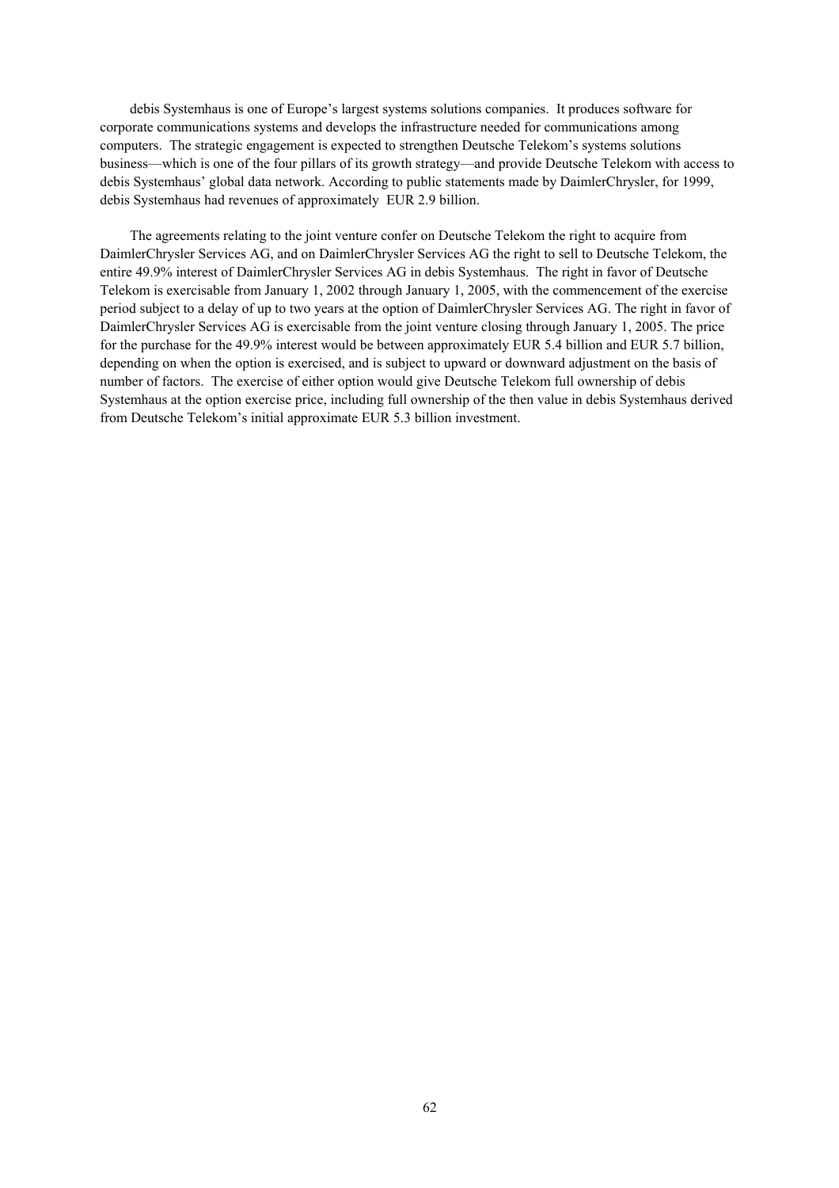debis Systemhaus is one of Europe's largest systems solutions companies. It produces software for corporate communications systems and develops the infrastructure needed for communications among computers. The strategic engagement is expected to strengthen Deutsche Telekom's systems solutions business—which is one of the four pillars of its growth strategy—and provide Deutsche Telekom with access to debis Systemhaus' global data network. According to public statements made by DaimlerChrysler, for 1999, debis Systemhaus had revenues of approximately EUR 2.9 billion.

The agreements relating to the joint venture confer on Deutsche Telekom the right to acquire from DaimlerChrysler Services AG, and on DaimlerChrysler Services AG the right to sell to Deutsche Telekom, the entire 49.9% interest of DaimlerChrysler Services AG in debis Systemhaus. The right in favor of Deutsche Telekom is exercisable from January 1, 2002 through January 1, 2005, with the commencement of the exercise period subject to a delay of up to two years at the option of DaimlerChrysler Services AG. The right in favor of DaimlerChrysler Services AG is exercisable from the joint venture closing through January 1, 2005. The price for the purchase for the 49.9% interest would be between approximately EUR 5.4 billion and EUR 5.7 billion, depending on when the option is exercised, and is subject to upward or downward adjustment on the basis of number of factors. The exercise of either option would give Deutsche Telekom full ownership of debis Systemhaus at the option exercise price, including full ownership of the then value in debis Systemhaus derived from Deutsche Telekom's initial approximate EUR 5.3 billion investment.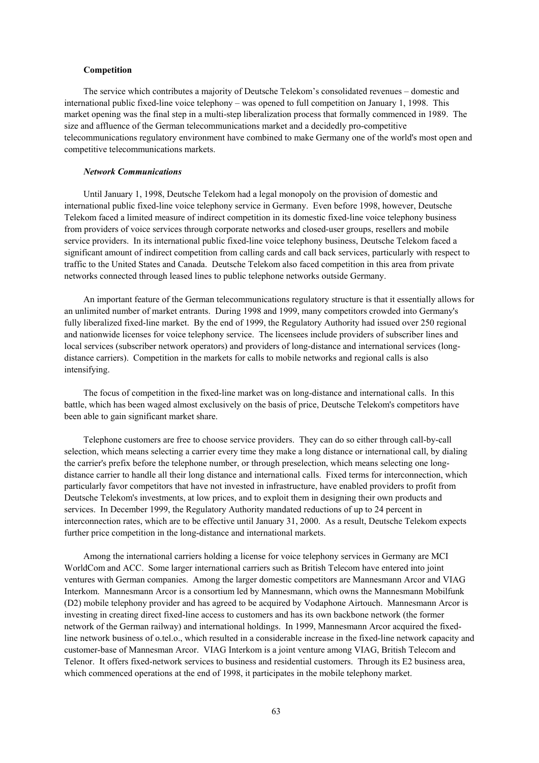**Competition**

The service which contributes a majority of Deutsche Telekom's consolidated revenues – domestic and international public fixed-line voice telephony – was opened to full competition on January 1, 1998. This market opening was the final step in a multi-step liberalization process that formally commenced in 1989. The size and affluence of the German telecommunications market and a decidedly pro-competitive telecommunications regulatory environment have combined to make Germany one of the world's most open and competitive telecommunications markets.

***Network Communications***

Until January 1, 1998, Deutsche Telekom had a legal monopoly on the provision of domestic and international public fixed-line voice telephony service in Germany. Even before 1998, however, Deutsche Telekom faced a limited measure of indirect competition in its domestic fixed-line voice telephony business from providers of voice services through corporate networks and closed-user groups, resellers and mobile service providers. In its international public fixed-line voice telephony business, Deutsche Telekom faced a significant amount of indirect competition from calling cards and call back services, particularly with respect to traffic to the United States and Canada. Deutsche Telekom also faced competition in this area from private networks connected through leased lines to public telephone networks outside Germany.

An important feature of the German telecommunications regulatory structure is that it essentially allows for an unlimited number of market entrants. During 1998 and 1999, many competitors crowded into Germany's fully liberalized fixed-line market. By the end of 1999, the Regulatory Authority had issued over 250 regional and nationwide licenses for voice telephony service. The licensees include providers of subscriber lines and local services (subscriber network operators) and providers of long-distance and international services (long-distance carriers). Competition in the markets for calls to mobile networks and regional calls is also intensifying.

The focus of competition in the fixed-line market was on long-distance and international calls. In this battle, which has been waged almost exclusively on the basis of price, Deutsche Telekom's competitors have been able to gain significant market share.

Telephone customers are free to choose service providers. They can do so either through call-by-call selection, which means selecting a carrier every time they make a long distance or international call, by dialing the carrier's prefix before the telephone number, or through preselection, which means selecting one long-distance carrier to handle all their long distance and international calls. Fixed terms for interconnection, which particularly favor competitors that have not invested in infrastructure, have enabled providers to profit from Deutsche Telekom's investments, at low prices, and to exploit them in designing their own products and services. In December 1999, the Regulatory Authority mandated reductions of up to 24 percent in interconnection rates, which are to be effective until January 31, 2000. As a result, Deutsche Telekom expects further price competition in the long-distance and international markets.

Among the international carriers holding a license for voice telephony services in Germany are MCI WorldCom and ACC. Some larger international carriers such as British Telecom have entered into joint ventures with German companies. Among the larger domestic competitors are Mannesmann Arcor and VIAG Interkom. Mannesmann Arcor is a consortium led by Mannesmann, which owns the Mannesmann Mobilfunk (D2) mobile telephony provider and has agreed to be acquired by Vodaphone Airtouch. Mannesmann Arcor is investing in creating direct fixed-line access to customers and has its own backbone network (the former network of the German railway) and international holdings. In 1999, Mannesmann Arcor acquired the fixed-line network business of o.tel.o., which resulted in a considerable increase in the fixed-line network capacity and customer-base of Mannesman Arcor. VIAG Interkom is a joint venture among VIAG, British Telecom and Telenor. It offers fixed-network services to business and residential customers. Through its E2 business area, which commenced operations at the end of 1998, it participates in the mobile telephony market.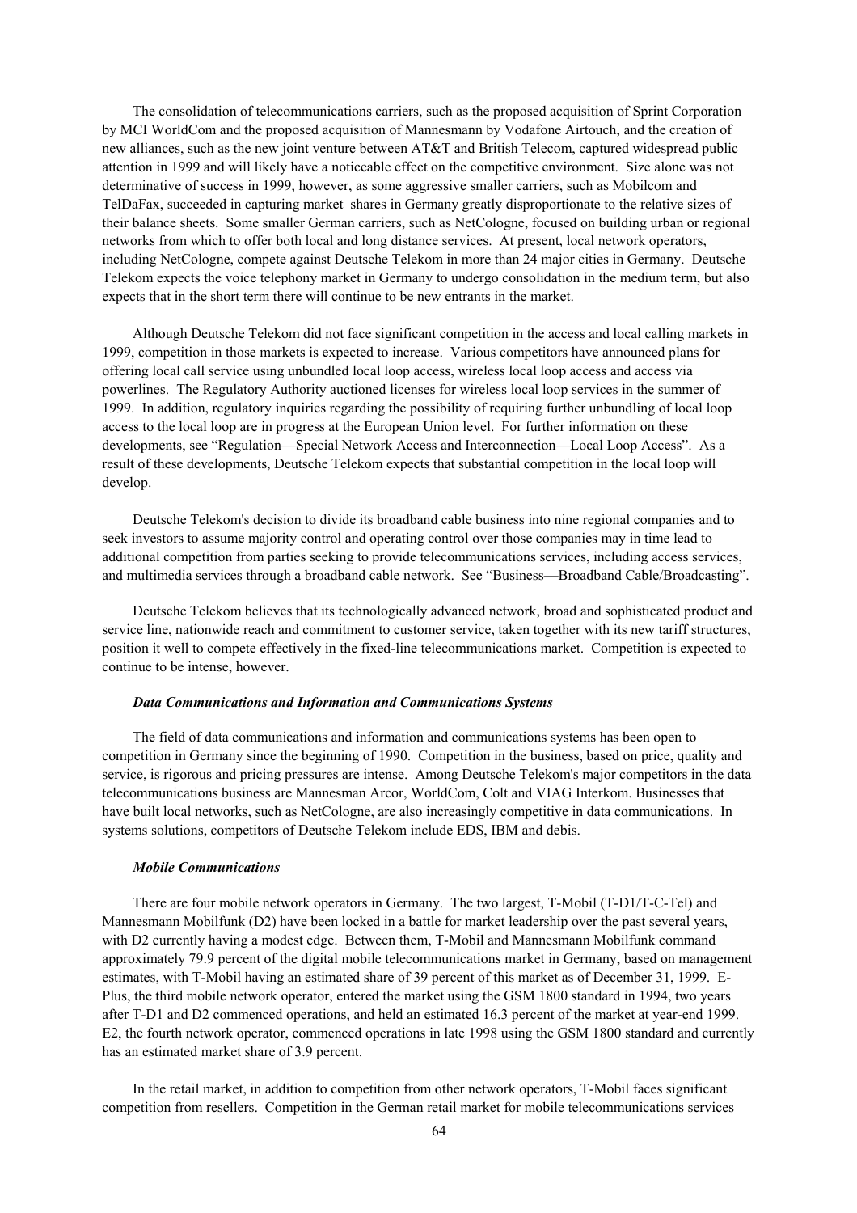The consolidation of telecommunications carriers, such as the proposed acquisition of Sprint Corporation by MCI WorldCom and the proposed acquisition of Mannesmann by Vodafone Airtouch, and the creation of new alliances, such as the new joint venture between AT&T and British Telecom, captured widespread public attention in 1999 and will likely have a noticeable effect on the competitive environment. Size alone was not determinative of success in 1999, however, as some aggressive smaller carriers, such as Mobilcom and TelDaFax, succeeded in capturing market shares in Germany greatly disproportionate to the relative sizes of their balance sheets. Some smaller German carriers, such as NetCologne, focused on building urban or regional networks from which to offer both local and long distance services. At present, local network operators, including NetCologne, compete against Deutsche Telekom in more than 24 major cities in Germany. Deutsche Telekom expects the voice telephony market in Germany to undergo consolidation in the medium term, but also expects that in the short term there will continue to be new entrants in the market.

Although Deutsche Telekom did not face significant competition in the access and local calling markets in 1999, competition in those markets is expected to increase. Various competitors have announced plans for offering local call service using unbundled local loop access, wireless local loop access and access via powerlines. The Regulatory Authority auctioned licenses for wireless local loop services in the summer of 1999. In addition, regulatory inquiries regarding the possibility of requiring further unbundling of local loop access to the local loop are in progress at the European Union level. For further information on these developments, see "Regulation—Special Network Access and Interconnection—Local Loop Access". As a result of these developments, Deutsche Telekom expects that substantial competition in the local loop will develop.

Deutsche Telekom's decision to divide its broadband cable business into nine regional companies and to seek investors to assume majority control and operating control over those companies may in time lead to additional competition from parties seeking to provide telecommunications services, including access services, and multimedia services through a broadband cable network. See "Business—Broadband Cable/Broadcasting".

Deutsche Telekom believes that its technologically advanced network, broad and sophisticated product and service line, nationwide reach and commitment to customer service, taken together with its new tariff structures, position it well to compete effectively in the fixed-line telecommunications market. Competition is expected to continue to be intense, however.

#### *Data Communications and Information and Communications Systems*

The field of data communications and information and communications systems has been open to competition in Germany since the beginning of 1990. Competition in the business, based on price, quality and service, is rigorous and pricing pressures are intense. Among Deutsche Telekom's major competitors in the data telecommunications business are Mannesman Arcor, WorldCom, Colt and VIAG Interkom. Businesses that have built local networks, such as NetCologne, are also increasingly competitive in data communications. In systems solutions, competitors of Deutsche Telekom include EDS, IBM and debis.

#### *Mobile Communications*

There are four mobile network operators in Germany. The two largest, T-Mobil (T-D1/T-C-Tel) and Mannesmann Mobilfunk (D2) have been locked in a battle for market leadership over the past several years, with D2 currently having a modest edge. Between them, T-Mobil and Mannesmann Mobilfunk command approximately 79.9 percent of the digital mobile telecommunications market in Germany, based on management estimates, with T-Mobil having an estimated share of 39 percent of this market as of December 31, 1999. E-Plus, the third mobile network operator, entered the market using the GSM 1800 standard in 1994, two years after T-D1 and D2 commenced operations, and held an estimated 16.3 percent of the market at year-end 1999. E2, the fourth network operator, commenced operations in late 1998 using the GSM 1800 standard and currently has an estimated market share of 3.9 percent.

In the retail market, in addition to competition from other network operators, T-Mobil faces significant competition from resellers. Competition in the German retail market for mobile telecommunications services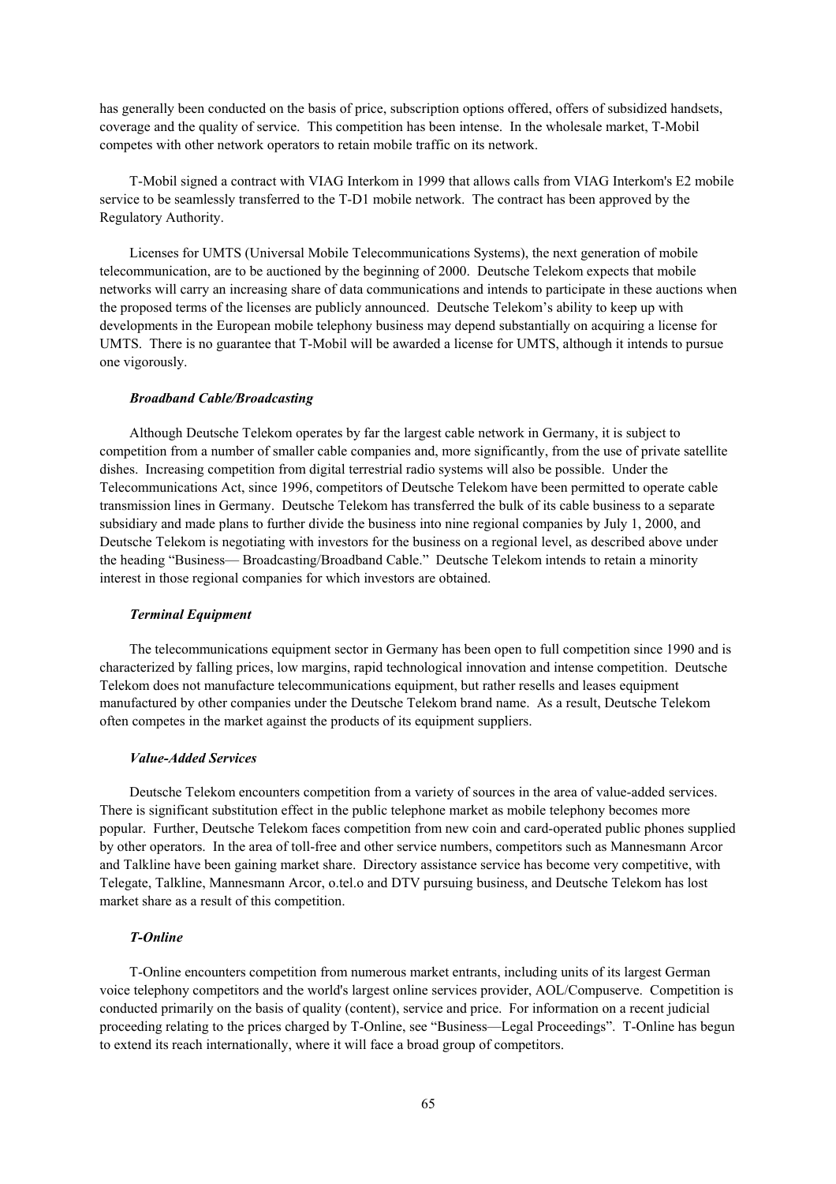has generally been conducted on the basis of price, subscription options offered, offers of subsidized handsets, coverage and the quality of service. This competition has been intense. In the wholesale market, T-Mobil competes with other network operators to retain mobile traffic on its network.

T-Mobil signed a contract with VIAG Interkom in 1999 that allows calls from VIAG Interkom's E2 mobile service to be seamlessly transferred to the T-D1 mobile network. The contract has been approved by the Regulatory Authority.

Licenses for UMTS (Universal Mobile Telecommunications Systems), the next generation of mobile telecommunication, are to be auctioned by the beginning of 2000. Deutsche Telekom expects that mobile networks will carry an increasing share of data communications and intends to participate in these auctions when the proposed terms of the licenses are publicly announced. Deutsche Telekom's ability to keep up with developments in the European mobile telephony business may depend substantially on acquiring a license for UMTS. There is no guarantee that T-Mobil will be awarded a license for UMTS, although it intends to pursue one vigorously.

***Broadband Cable/Broadcasting***

Although Deutsche Telekom operates by far the largest cable network in Germany, it is subject to competition from a number of smaller cable companies and, more significantly, from the use of private satellite dishes. Increasing competition from digital terrestrial radio systems will also be possible. Under the Telecommunications Act, since 1996, competitors of Deutsche Telekom have been permitted to operate cable transmission lines in Germany. Deutsche Telekom has transferred the bulk of its cable business to a separate subsidiary and made plans to further divide the business into nine regional companies by July 1, 2000, and Deutsche Telekom is negotiating with investors for the business on a regional level, as described above under the heading "Business— Broadcasting/Broadband Cable." Deutsche Telekom intends to retain a minority interest in those regional companies for which investors are obtained.

***Terminal Equipment***

The telecommunications equipment sector in Germany has been open to full competition since 1990 and is characterized by falling prices, low margins, rapid technological innovation and intense competition. Deutsche Telekom does not manufacture telecommunications equipment, but rather resells and leases equipment manufactured by other companies under the Deutsche Telekom brand name. As a result, Deutsche Telekom often competes in the market against the products of its equipment suppliers.

***Value-Added Services***

Deutsche Telekom encounters competition from a variety of sources in the area of value-added services. There is significant substitution effect in the public telephone market as mobile telephony becomes more popular. Further, Deutsche Telekom faces competition from new coin and card-operated public phones supplied by other operators. In the area of toll-free and other service numbers, competitors such as Mannesmann Arcor and Talkline have been gaining market share. Directory assistance service has become very competitive, with Telegate, Talkline, Mannesmann Arcor, o.tel.o and DTV pursuing business, and Deutsche Telekom has lost market share as a result of this competition.

***T-Online***

T-Online encounters competition from numerous market entrants, including units of its largest German voice telephony competitors and the world's largest online services provider, AOL/Compuserve. Competition is conducted primarily on the basis of quality (content), service and price. For information on a recent judicial proceeding relating to the prices charged by T-Online, see "Business—Legal Proceedings". T-Online has begun to extend its reach internationally, where it will face a broad group of competitors.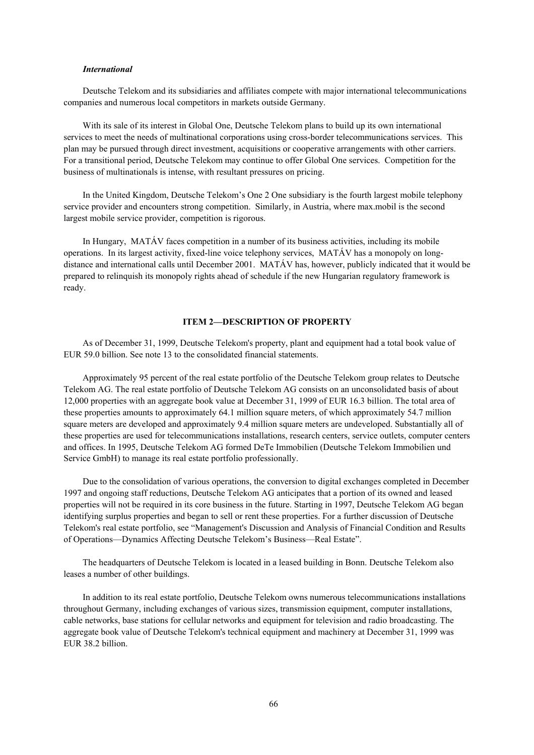*International*

Deutsche Telekom and its subsidiaries and affiliates compete with major international telecommunications companies and numerous local competitors in markets outside Germany.

With its sale of its interest in Global One, Deutsche Telekom plans to build up its own international services to meet the needs of multinational corporations using cross-border telecommunications services. This plan may be pursued through direct investment, acquisitions or cooperative arrangements with other carriers. For a transitional period, Deutsche Telekom may continue to offer Global One services. Competition for the business of multinationals is intense, with resultant pressures on pricing.

In the United Kingdom, Deutsche Telekom's One 2 One subsidiary is the fourth largest mobile telephony service provider and encounters strong competition. Similarly, in Austria, where max.mobil is the second largest mobile service provider, competition is rigorous.

In Hungary, MATÁV faces competition in a number of its business activities, including its mobile operations. In its largest activity, fixed-line voice telephony services, MATÁV has a monopoly on long-distance and international calls until December 2001. MATÁV has, however, publicly indicated that it would be prepared to relinquish its monopoly rights ahead of schedule if the new Hungarian regulatory framework is ready.

## ITEM 2—DESCRIPTION OF PROPERTY

As of December 31, 1999, Deutsche Telekom's property, plant and equipment had a total book value of EUR 59.0 billion. See note 13 to the consolidated financial statements.

Approximately 95 percent of the real estate portfolio of the Deutsche Telekom group relates to Deutsche Telekom AG. The real estate portfolio of Deutsche Telekom AG consists on an unconsolidated basis of about 12,000 properties with an aggregate book value at December 31, 1999 of EUR 16.3 billion. The total area of these properties amounts to approximately 64.1 million square meters, of which approximately 54.7 million square meters are developed and approximately 9.4 million square meters are undeveloped. Substantially all of these properties are used for telecommunications installations, research centers, service outlets, computer centers and offices. In 1995, Deutsche Telekom AG formed DeTe Immobilien (Deutsche Telekom Immobilien und Service GmbH) to manage its real estate portfolio professionally.

Due to the consolidation of various operations, the conversion to digital exchanges completed in December 1997 and ongoing staff reductions, Deutsche Telekom AG anticipates that a portion of its owned and leased properties will not be required in its core business in the future. Starting in 1997, Deutsche Telekom AG began identifying surplus properties and began to sell or rent these properties. For a further discussion of Deutsche Telekom's real estate portfolio, see "Management's Discussion and Analysis of Financial Condition and Results of Operations—Dynamics Affecting Deutsche Telekom's Business—Real Estate".

The headquarters of Deutsche Telekom is located in a leased building in Bonn. Deutsche Telekom also leases a number of other buildings.

In addition to its real estate portfolio, Deutsche Telekom owns numerous telecommunications installations throughout Germany, including exchanges of various sizes, transmission equipment, computer installations, cable networks, base stations for cellular networks and equipment for television and radio broadcasting. The aggregate book value of Deutsche Telekom's technical equipment and machinery at December 31, 1999 was EUR 38.2 billion.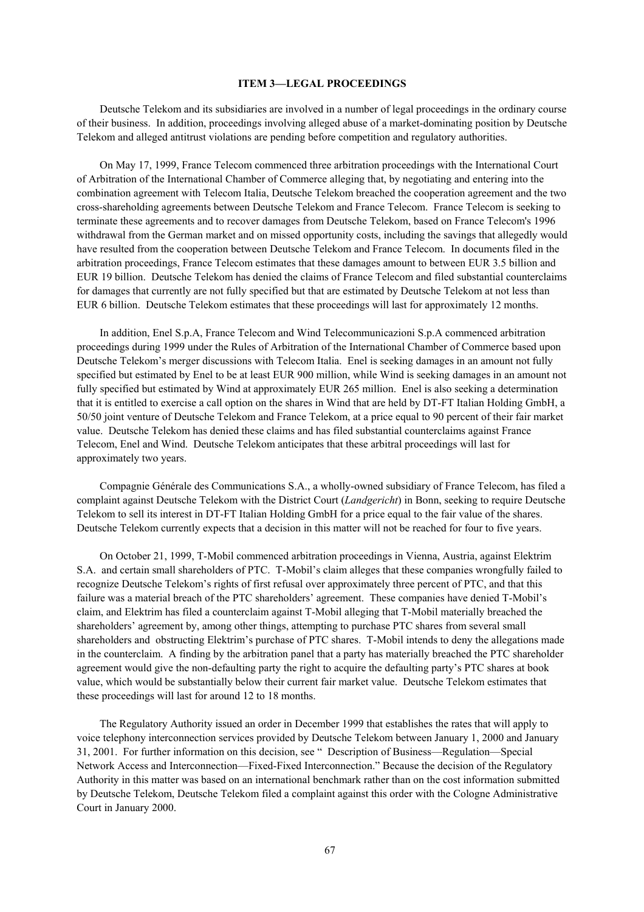## ITEM 3—LEGAL PROCEEDINGS

Deutsche Telekom and its subsidiaries are involved in a number of legal proceedings in the ordinary course of their business. In addition, proceedings involving alleged abuse of a market-dominating position by Deutsche Telekom and alleged antitrust violations are pending before competition and regulatory authorities.

On May 17, 1999, France Telecom commenced three arbitration proceedings with the International Court of Arbitration of the International Chamber of Commerce alleging that, by negotiating and entering into the combination agreement with Telecom Italia, Deutsche Telekom breached the cooperation agreement and the two cross-shareholding agreements between Deutsche Telekom and France Telecom. France Telecom is seeking to terminate these agreements and to recover damages from Deutsche Telekom, based on France Telecom's 1996 withdrawal from the German market and on missed opportunity costs, including the savings that allegedly would have resulted from the cooperation between Deutsche Telekom and France Telecom. In documents filed in the arbitration proceedings, France Telecom estimates that these damages amount to between EUR 3.5 billion and EUR 19 billion. Deutsche Telekom has denied the claims of France Telecom and filed substantial counterclaims for damages that currently are not fully specified but that are estimated by Deutsche Telekom at not less than EUR 6 billion. Deutsche Telekom estimates that these proceedings will last for approximately 12 months.

In addition, Enel S.p.A, France Telecom and Wind Telecommunicazioni S.p.A commenced arbitration proceedings during 1999 under the Rules of Arbitration of the International Chamber of Commerce based upon Deutsche Telekom's merger discussions with Telecom Italia. Enel is seeking damages in an amount not fully specified but estimated by Enel to be at least EUR 900 million, while Wind is seeking damages in an amount not fully specified but estimated by Wind at approximately EUR 265 million. Enel is also seeking a determination that it is entitled to exercise a call option on the shares in Wind that are held by DT-FT Italian Holding GmbH, a 50/50 joint venture of Deutsche Telekom and France Telekom, at a price equal to 90 percent of their fair market value. Deutsche Telekom has denied these claims and has filed substantial counterclaims against France Telecom, Enel and Wind. Deutsche Telekom anticipates that these arbitral proceedings will last for approximately two years.

Compagnie Générale des Communications S.A., a wholly-owned subsidiary of France Telecom, has filed a complaint against Deutsche Telekom with the District Court (*Landgericht*) in Bonn, seeking to require Deutsche Telekom to sell its interest in DT-FT Italian Holding GmbH for a price equal to the fair value of the shares. Deutsche Telekom currently expects that a decision in this matter will not be reached for four to five years.

On October 21, 1999, T-Mobil commenced arbitration proceedings in Vienna, Austria, against Elektrim S.A. and certain small shareholders of PTC. T-Mobil's claim alleges that these companies wrongfully failed to recognize Deutsche Telekom's rights of first refusal over approximately three percent of PTC, and that this failure was a material breach of the PTC shareholders' agreement. These companies have denied T-Mobil's claim, and Elektrim has filed a counterclaim against T-Mobil alleging that T-Mobil materially breached the shareholders' agreement by, among other things, attempting to purchase PTC shares from several small shareholders and obstructing Elektrim's purchase of PTC shares. T-Mobil intends to deny the allegations made in the counterclaim. A finding by the arbitration panel that a party has materially breached the PTC shareholder agreement would give the non-defaulting party the right to acquire the defaulting party's PTC shares at book value, which would be substantially below their current fair market value. Deutsche Telekom estimates that these proceedings will last for around 12 to 18 months.

The Regulatory Authority issued an order in December 1999 that establishes the rates that will apply to voice telephony interconnection services provided by Deutsche Telekom between January 1, 2000 and January 31, 2001. For further information on this decision, see " Description of Business—Regulation—Special Network Access and Interconnection—Fixed-Fixed Interconnection." Because the decision of the Regulatory Authority in this matter was based on an international benchmark rather than on the cost information submitted by Deutsche Telekom, Deutsche Telekom filed a complaint against this order with the Cologne Administrative Court in January 2000.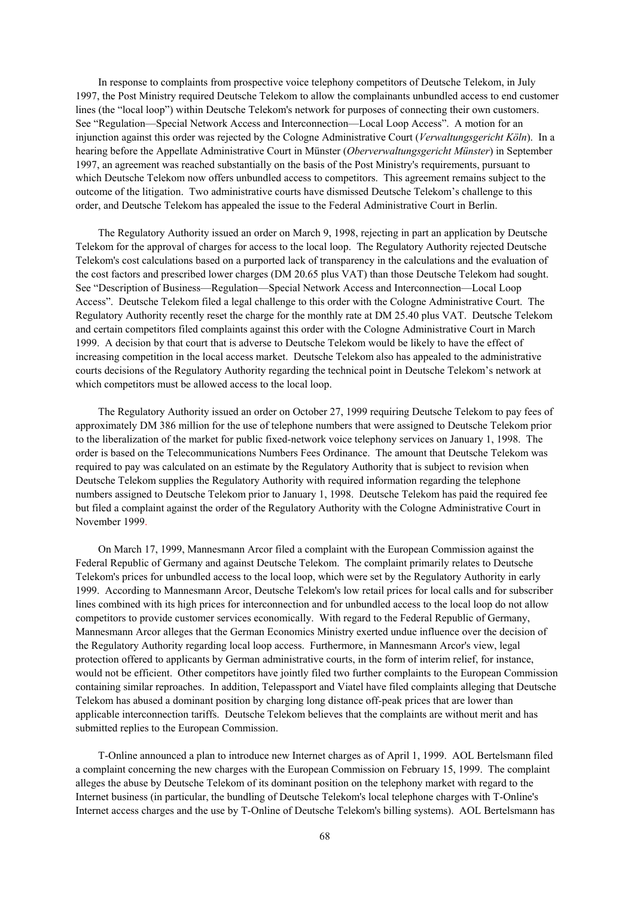In response to complaints from prospective voice telephony competitors of Deutsche Telekom, in July 1997, the Post Ministry required Deutsche Telekom to allow the complainants unbundled access to end customer lines (the "local loop") within Deutsche Telekom's network for purposes of connecting their own customers. See "Regulation—Special Network Access and Interconnection—Local Loop Access". A motion for an injunction against this order was rejected by the Cologne Administrative Court (*Verwaltungsgericht Köln*). In a hearing before the Appellate Administrative Court in Münster (*Oberverwaltungsgericht Münster*) in September 1997, an agreement was reached substantially on the basis of the Post Ministry's requirements, pursuant to which Deutsche Telekom now offers unbundled access to competitors. This agreement remains subject to the outcome of the litigation. Two administrative courts have dismissed Deutsche Telekom's challenge to this order, and Deutsche Telekom has appealed the issue to the Federal Administrative Court in Berlin.

The Regulatory Authority issued an order on March 9, 1998, rejecting in part an application by Deutsche Telekom for the approval of charges for access to the local loop. The Regulatory Authority rejected Deutsche Telekom's cost calculations based on a purported lack of transparency in the calculations and the evaluation of the cost factors and prescribed lower charges (DM 20.65 plus VAT) than those Deutsche Telekom had sought. See "Description of Business—Regulation—Special Network Access and Interconnection—Local Loop Access". Deutsche Telekom filed a legal challenge to this order with the Cologne Administrative Court. The Regulatory Authority recently reset the charge for the monthly rate at DM 25.40 plus VAT. Deutsche Telekom and certain competitors filed complaints against this order with the Cologne Administrative Court in March 1999. A decision by that court that is adverse to Deutsche Telekom would be likely to have the effect of increasing competition in the local access market. Deutsche Telekom also has appealed to the administrative courts decisions of the Regulatory Authority regarding the technical point in Deutsche Telekom's network at which competitors must be allowed access to the local loop.

The Regulatory Authority issued an order on October 27, 1999 requiring Deutsche Telekom to pay fees of approximately DM 386 million for the use of telephone numbers that were assigned to Deutsche Telekom prior to the liberalization of the market for public fixed-network voice telephony services on January 1, 1998. The order is based on the Telecommunications Numbers Fees Ordinance. The amount that Deutsche Telekom was required to pay was calculated on an estimate by the Regulatory Authority that is subject to revision when Deutsche Telekom supplies the Regulatory Authority with required information regarding the telephone numbers assigned to Deutsche Telekom prior to January 1, 1998. Deutsche Telekom has paid the required fee but filed a complaint against the order of the Regulatory Authority with the Cologne Administrative Court in November 1999.

On March 17, 1999, Mannesmann Arcor filed a complaint with the European Commission against the Federal Republic of Germany and against Deutsche Telekom. The complaint primarily relates to Deutsche Telekom's prices for unbundled access to the local loop, which were set by the Regulatory Authority in early 1999. According to Mannesmann Arcor, Deutsche Telekom's low retail prices for local calls and for subscriber lines combined with its high prices for interconnection and for unbundled access to the local loop do not allow competitors to provide customer services economically. With regard to the Federal Republic of Germany, Mannesmann Arcor alleges that the German Economics Ministry exerted undue influence over the decision of the Regulatory Authority regarding local loop access. Furthermore, in Mannesmann Arcor's view, legal protection offered to applicants by German administrative courts, in the form of interim relief, for instance, would not be efficient. Other competitors have jointly filed two further complaints to the European Commission containing similar reproaches. In addition, Telepassport and Viatel have filed complaints alleging that Deutsche Telekom has abused a dominant position by charging long distance off-peak prices that are lower than applicable interconnection tariffs. Deutsche Telekom believes that the complaints are without merit and has submitted replies to the European Commission.

T-Online announced a plan to introduce new Internet charges as of April 1, 1999. AOL Bertelsmann filed a complaint concerning the new charges with the European Commission on February 15, 1999. The complaint alleges the abuse by Deutsche Telekom of its dominant position on the telephony market with regard to the Internet business (in particular, the bundling of Deutsche Telekom's local telephone charges with T-Online's Internet access charges and the use by T-Online of Deutsche Telekom's billing systems). AOL Bertelsmann has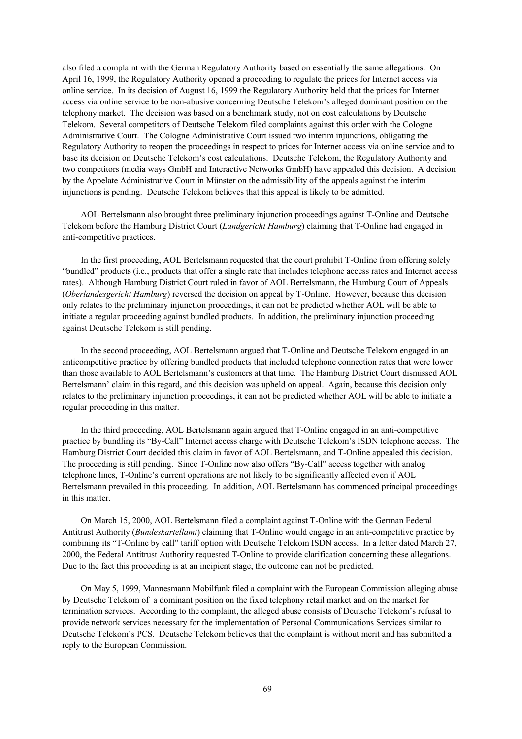also filed a complaint with the German Regulatory Authority based on essentially the same allegations. On April 16, 1999, the Regulatory Authority opened a proceeding to regulate the prices for Internet access via online service. In its decision of August 16, 1999 the Regulatory Authority held that the prices for Internet access via online service to be non-abusive concerning Deutsche Telekom's alleged dominant position on the telephony market. The decision was based on a benchmark study, not on cost calculations by Deutsche Telekom. Several competitors of Deutsche Telekom filed complaints against this order with the Cologne Administrative Court. The Cologne Administrative Court issued two interim injunctions, obligating the Regulatory Authority to reopen the proceedings in respect to prices for Internet access via online service and to base its decision on Deutsche Telekom's cost calculations. Deutsche Telekom, the Regulatory Authority and two competitors (media ways GmbH and Interactive Networks GmbH) have appealed this decision. A decision by the Appelate Administrative Court in Münster on the admissibility of the appeals against the interim injunctions is pending. Deutsche Telekom believes that this appeal is likely to be admitted.

AOL Bertelsmann also brought three preliminary injunction proceedings against T-Online and Deutsche Telekom before the Hamburg District Court (*Landgericht Hamburg*) claiming that T-Online had engaged in anti-competitive practices.

In the first proceeding, AOL Bertelsmann requested that the court prohibit T-Online from offering solely "bundled" products (i.e., products that offer a single rate that includes telephone access rates and Internet access rates). Although Hamburg District Court ruled in favor of AOL Bertelsmann, the Hamburg Court of Appeals (*Oberlandesgericht Hamburg*) reversed the decision on appeal by T-Online. However, because this decision only relates to the preliminary injunction proceedings, it can not be predicted whether AOL will be able to initiate a regular proceeding against bundled products. In addition, the preliminary injunction proceeding against Deutsche Telekom is still pending.

In the second proceeding, AOL Bertelsmann argued that T-Online and Deutsche Telekom engaged in an anticompetitive practice by offering bundled products that included telephone connection rates that were lower than those available to AOL Bertelsmann's customers at that time. The Hamburg District Court dismissed AOL Bertelsmann' claim in this regard, and this decision was upheld on appeal. Again, because this decision only relates to the preliminary injunction proceedings, it can not be predicted whether AOL will be able to initiate a regular proceeding in this matter.

In the third proceeding, AOL Bertelsmann again argued that T-Online engaged in an anti-competitive practice by bundling its "By-Call" Internet access charge with Deutsche Telekom's ISDN telephone access. The Hamburg District Court decided this claim in favor of AOL Bertelsmann, and T-Online appealed this decision. The proceeding is still pending. Since T-Online now also offers "By-Call" access together with analog telephone lines, T-Online's current operations are not likely to be significantly affected even if AOL Bertelsmann prevailed in this proceeding. In addition, AOL Bertelsmann has commenced principal proceedings in this matter.

On March 15, 2000, AOL Bertelsmann filed a complaint against T-Online with the German Federal Antitrust Authority (*Bundeskartellamt*) claiming that T-Online would engage in an anti-competitive practice by combining its "T-Online by call" tariff option with Deutsche Telekom ISDN access. In a letter dated March 27, 2000, the Federal Antitrust Authority requested T-Online to provide clarification concerning these allegations. Due to the fact this proceeding is at an incipient stage, the outcome can not be predicted.

On May 5, 1999, Mannesmann Mobilfunk filed a complaint with the European Commission alleging abuse by Deutsche Telekom of a dominant position on the fixed telephony retail market and on the market for termination services. According to the complaint, the alleged abuse consists of Deutsche Telekom's refusal to provide network services necessary for the implementation of Personal Communications Services similar to Deutsche Telekom's PCS. Deutsche Telekom believes that the complaint is without merit and has submitted a reply to the European Commission.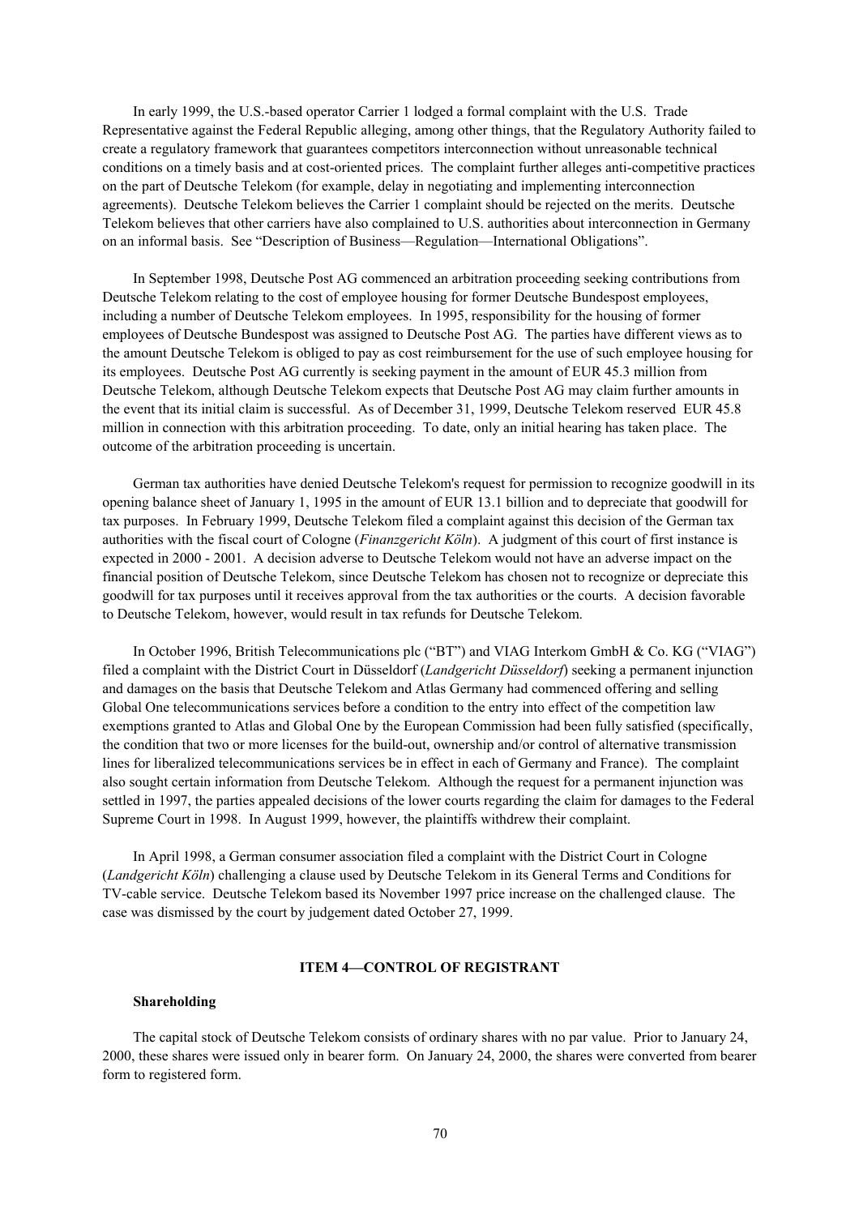In early 1999, the U.S.-based operator Carrier 1 lodged a formal complaint with the U.S. Trade Representative against the Federal Republic alleging, among other things, that the Regulatory Authority failed to create a regulatory framework that guarantees competitors interconnection without unreasonable technical conditions on a timely basis and at cost-oriented prices. The complaint further alleges anti-competitive practices on the part of Deutsche Telekom (for example, delay in negotiating and implementing interconnection agreements). Deutsche Telekom believes the Carrier 1 complaint should be rejected on the merits. Deutsche Telekom believes that other carriers have also complained to U.S. authorities about interconnection in Germany on an informal basis. See "Description of Business—Regulation—International Obligations".

In September 1998, Deutsche Post AG commenced an arbitration proceeding seeking contributions from Deutsche Telekom relating to the cost of employee housing for former Deutsche Bundespost employees, including a number of Deutsche Telekom employees. In 1995, responsibility for the housing of former employees of Deutsche Bundespost was assigned to Deutsche Post AG. The parties have different views as to the amount Deutsche Telekom is obliged to pay as cost reimbursement for the use of such employee housing for its employees. Deutsche Post AG currently is seeking payment in the amount of EUR 45.3 million from Deutsche Telekom, although Deutsche Telekom expects that Deutsche Post AG may claim further amounts in the event that its initial claim is successful. As of December 31, 1999, Deutsche Telekom reserved EUR 45.8 million in connection with this arbitration proceeding. To date, only an initial hearing has taken place. The outcome of the arbitration proceeding is uncertain.

German tax authorities have denied Deutsche Telekom's request for permission to recognize goodwill in its opening balance sheet of January 1, 1995 in the amount of EUR 13.1 billion and to depreciate that goodwill for tax purposes. In February 1999, Deutsche Telekom filed a complaint against this decision of the German tax authorities with the fiscal court of Cologne (*Finanzgericht Köln*). A judgment of this court of first instance is expected in 2000 - 2001. A decision adverse to Deutsche Telekom would not have an adverse impact on the financial position of Deutsche Telekom, since Deutsche Telekom has chosen not to recognize or depreciate this goodwill for tax purposes until it receives approval from the tax authorities or the courts. A decision favorable to Deutsche Telekom, however, would result in tax refunds for Deutsche Telekom.

In October 1996, British Telecommunications plc ("BT") and VIAG Interkom GmbH & Co. KG ("VIAG") filed a complaint with the District Court in Düsseldorf (*Landgericht Düsseldorf*) seeking a permanent injunction and damages on the basis that Deutsche Telekom and Atlas Germany had commenced offering and selling Global One telecommunications services before a condition to the entry into effect of the competition law exemptions granted to Atlas and Global One by the European Commission had been fully satisfied (specifically, the condition that two or more licenses for the build-out, ownership and/or control of alternative transmission lines for liberalized telecommunications services be in effect in each of Germany and France). The complaint also sought certain information from Deutsche Telekom. Although the request for a permanent injunction was settled in 1997, the parties appealed decisions of the lower courts regarding the claim for damages to the Federal Supreme Court in 1998. In August 1999, however, the plaintiffs withdrew their complaint.

In April 1998, a German consumer association filed a complaint with the District Court in Cologne (*Landgericht Köln*) challenging a clause used by Deutsche Telekom in its General Terms and Conditions for TV-cable service. Deutsche Telekom based its November 1997 price increase on the challenged clause. The case was dismissed by the court by judgement dated October 27, 1999.

## ITEM 4—CONTROL OF REGISTRANT

### Shareholding

The capital stock of Deutsche Telekom consists of ordinary shares with no par value. Prior to January 24, 2000, these shares were issued only in bearer form. On January 24, 2000, the shares were converted from bearer form to registered form.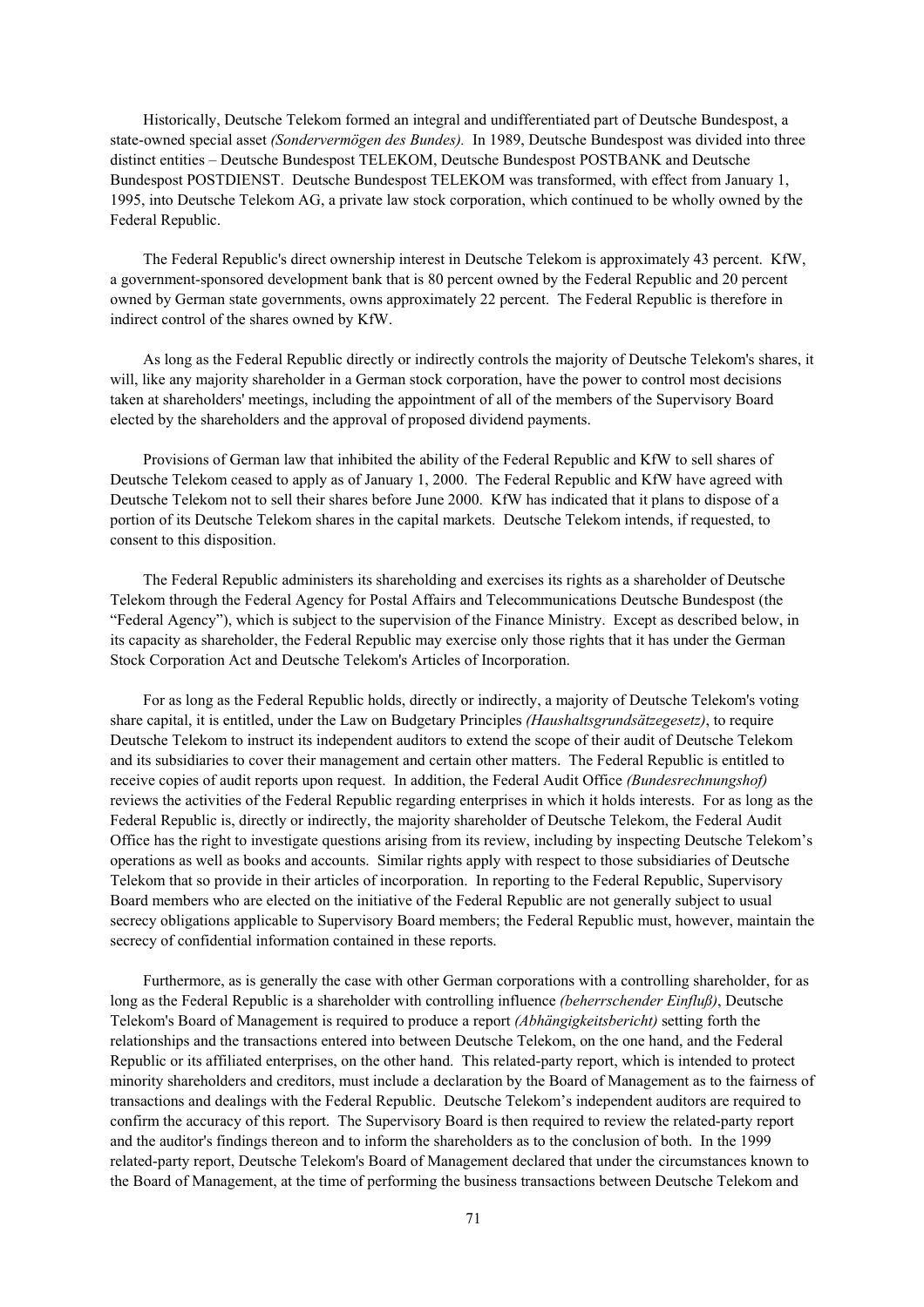Historically, Deutsche Telekom formed an integral and undifferentiated part of Deutsche Bundespost, a state-owned special asset *(Sondervermögen des Bundes).* In 1989, Deutsche Bundespost was divided into three distinct entities – Deutsche Bundespost TELEKOM, Deutsche Bundespost POSTBANK and Deutsche Bundespost POSTDIENST. Deutsche Bundespost TELEKOM was transformed, with effect from January 1, 1995, into Deutsche Telekom AG, a private law stock corporation, which continued to be wholly owned by the Federal Republic.

The Federal Republic's direct ownership interest in Deutsche Telekom is approximately 43 percent. KfW, a government-sponsored development bank that is 80 percent owned by the Federal Republic and 20 percent owned by German state governments, owns approximately 22 percent. The Federal Republic is therefore in indirect control of the shares owned by KfW.

As long as the Federal Republic directly or indirectly controls the majority of Deutsche Telekom's shares, it will, like any majority shareholder in a German stock corporation, have the power to control most decisions taken at shareholders' meetings, including the appointment of all of the members of the Supervisory Board elected by the shareholders and the approval of proposed dividend payments.

Provisions of German law that inhibited the ability of the Federal Republic and KfW to sell shares of Deutsche Telekom ceased to apply as of January 1, 2000. The Federal Republic and KfW have agreed with Deutsche Telekom not to sell their shares before June 2000. KfW has indicated that it plans to dispose of a portion of its Deutsche Telekom shares in the capital markets. Deutsche Telekom intends, if requested, to consent to this disposition.

The Federal Republic administers its shareholding and exercises its rights as a shareholder of Deutsche Telekom through the Federal Agency for Postal Affairs and Telecommunications Deutsche Bundespost (the "Federal Agency"), which is subject to the supervision of the Finance Ministry. Except as described below, in its capacity as shareholder, the Federal Republic may exercise only those rights that it has under the German Stock Corporation Act and Deutsche Telekom's Articles of Incorporation.

For as long as the Federal Republic holds, directly or indirectly, a majority of Deutsche Telekom's voting share capital, it is entitled, under the Law on Budgetary Principles *(Haushaltsgrundsätzegesetz)*, to require Deutsche Telekom to instruct its independent auditors to extend the scope of their audit of Deutsche Telekom and its subsidiaries to cover their management and certain other matters. The Federal Republic is entitled to receive copies of audit reports upon request. In addition, the Federal Audit Office *(Bundesrechnungshof)* reviews the activities of the Federal Republic regarding enterprises in which it holds interests. For as long as the Federal Republic is, directly or indirectly, the majority shareholder of Deutsche Telekom, the Federal Audit Office has the right to investigate questions arising from its review, including by inspecting Deutsche Telekom's operations as well as books and accounts. Similar rights apply with respect to those subsidiaries of Deutsche Telekom that so provide in their articles of incorporation. In reporting to the Federal Republic, Supervisory Board members who are elected on the initiative of the Federal Republic are not generally subject to usual secrecy obligations applicable to Supervisory Board members; the Federal Republic must, however, maintain the secrecy of confidential information contained in these reports.

Furthermore, as is generally the case with other German corporations with a controlling shareholder, for as long as the Federal Republic is a shareholder with controlling influence *(beherrschender Einfluß)*, Deutsche Telekom's Board of Management is required to produce a report *(Abhängigkeitsbericht)* setting forth the relationships and the transactions entered into between Deutsche Telekom, on the one hand, and the Federal Republic or its affiliated enterprises, on the other hand. This related-party report, which is intended to protect minority shareholders and creditors, must include a declaration by the Board of Management as to the fairness of transactions and dealings with the Federal Republic. Deutsche Telekom's independent auditors are required to confirm the accuracy of this report. The Supervisory Board is then required to review the related-party report and the auditor's findings thereon and to inform the shareholders as to the conclusion of both. In the 1999 related-party report, Deutsche Telekom's Board of Management declared that under the circumstances known to the Board of Management, at the time of performing the business transactions between Deutsche Telekom and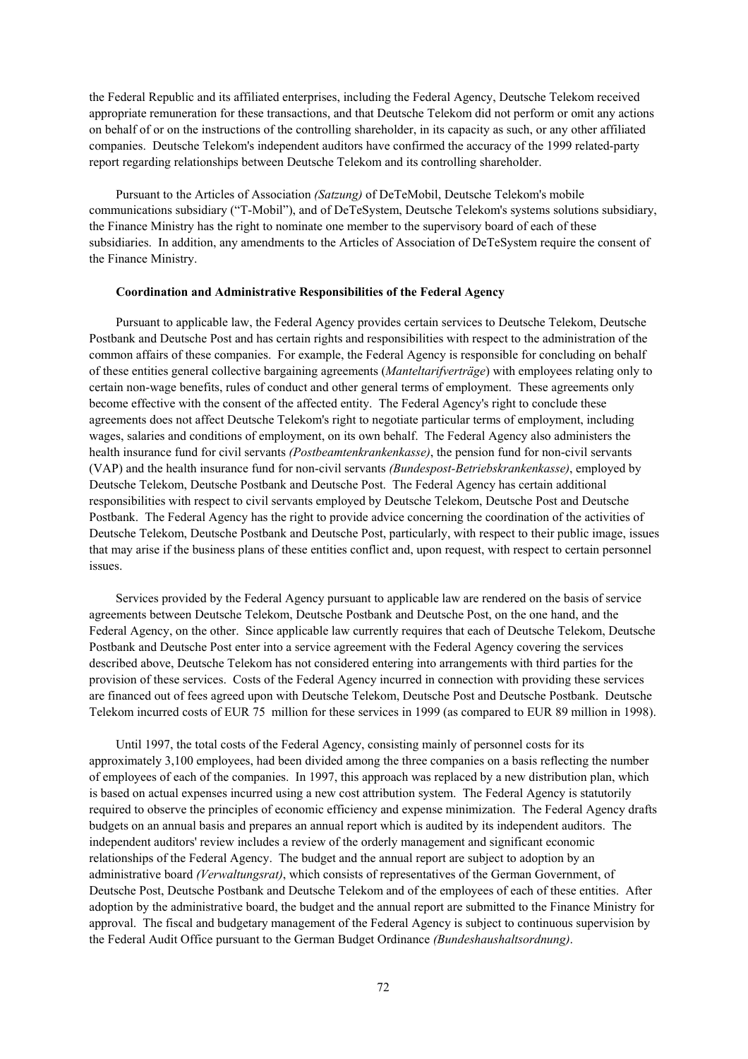the Federal Republic and its affiliated enterprises, including the Federal Agency, Deutsche Telekom received appropriate remuneration for these transactions, and that Deutsche Telekom did not perform or omit any actions on behalf of or on the instructions of the controlling shareholder, in its capacity as such, or any other affiliated companies. Deutsche Telekom's independent auditors have confirmed the accuracy of the 1999 related-party report regarding relationships between Deutsche Telekom and its controlling shareholder.

Pursuant to the Articles of Association *(Satzung)* of DeTeMobil, Deutsche Telekom's mobile communications subsidiary ("T-Mobil"), and of DeTeSystem, Deutsche Telekom's systems solutions subsidiary, the Finance Ministry has the right to nominate one member to the supervisory board of each of these subsidiaries. In addition, any amendments to the Articles of Association of DeTeSystem require the consent of the Finance Ministry.

**Coordination and Administrative Responsibilities of the Federal Agency**

Pursuant to applicable law, the Federal Agency provides certain services to Deutsche Telekom, Deutsche Postbank and Deutsche Post and has certain rights and responsibilities with respect to the administration of the common affairs of these companies. For example, the Federal Agency is responsible for concluding on behalf of these entities general collective bargaining agreements (*Manteltarifverträge*) with employees relating only to certain non-wage benefits, rules of conduct and other general terms of employment. These agreements only become effective with the consent of the affected entity. The Federal Agency's right to conclude these agreements does not affect Deutsche Telekom's right to negotiate particular terms of employment, including wages, salaries and conditions of employment, on its own behalf. The Federal Agency also administers the health insurance fund for civil servants *(Postbeamtenkrankenkasse)*, the pension fund for non-civil servants (VAP) and the health insurance fund for non-civil servants *(Bundespost-Betriebskrankenkasse)*, employed by Deutsche Telekom, Deutsche Postbank and Deutsche Post. The Federal Agency has certain additional responsibilities with respect to civil servants employed by Deutsche Telekom, Deutsche Post and Deutsche Postbank. The Federal Agency has the right to provide advice concerning the coordination of the activities of Deutsche Telekom, Deutsche Postbank and Deutsche Post, particularly, with respect to their public image, issues that may arise if the business plans of these entities conflict and, upon request, with respect to certain personnel issues.

Services provided by the Federal Agency pursuant to applicable law are rendered on the basis of service agreements between Deutsche Telekom, Deutsche Postbank and Deutsche Post, on the one hand, and the Federal Agency, on the other. Since applicable law currently requires that each of Deutsche Telekom, Deutsche Postbank and Deutsche Post enter into a service agreement with the Federal Agency covering the services described above, Deutsche Telekom has not considered entering into arrangements with third parties for the provision of these services. Costs of the Federal Agency incurred in connection with providing these services are financed out of fees agreed upon with Deutsche Telekom, Deutsche Post and Deutsche Postbank. Deutsche Telekom incurred costs of EUR 75 million for these services in 1999 (as compared to EUR 89 million in 1998).

Until 1997, the total costs of the Federal Agency, consisting mainly of personnel costs for its approximately 3,100 employees, had been divided among the three companies on a basis reflecting the number of employees of each of the companies. In 1997, this approach was replaced by a new distribution plan, which is based on actual expenses incurred using a new cost attribution system. The Federal Agency is statutorily required to observe the principles of economic efficiency and expense minimization. The Federal Agency drafts budgets on an annual basis and prepares an annual report which is audited by its independent auditors. The independent auditors' review includes a review of the orderly management and significant economic relationships of the Federal Agency. The budget and the annual report are subject to adoption by an administrative board *(Verwaltungsrat)*, which consists of representatives of the German Government, of Deutsche Post, Deutsche Postbank and Deutsche Telekom and of the employees of each of these entities. After adoption by the administrative board, the budget and the annual report are submitted to the Finance Ministry for approval. The fiscal and budgetary management of the Federal Agency is subject to continuous supervision by the Federal Audit Office pursuant to the German Budget Ordinance *(Bundeshaushaltsordnung)*.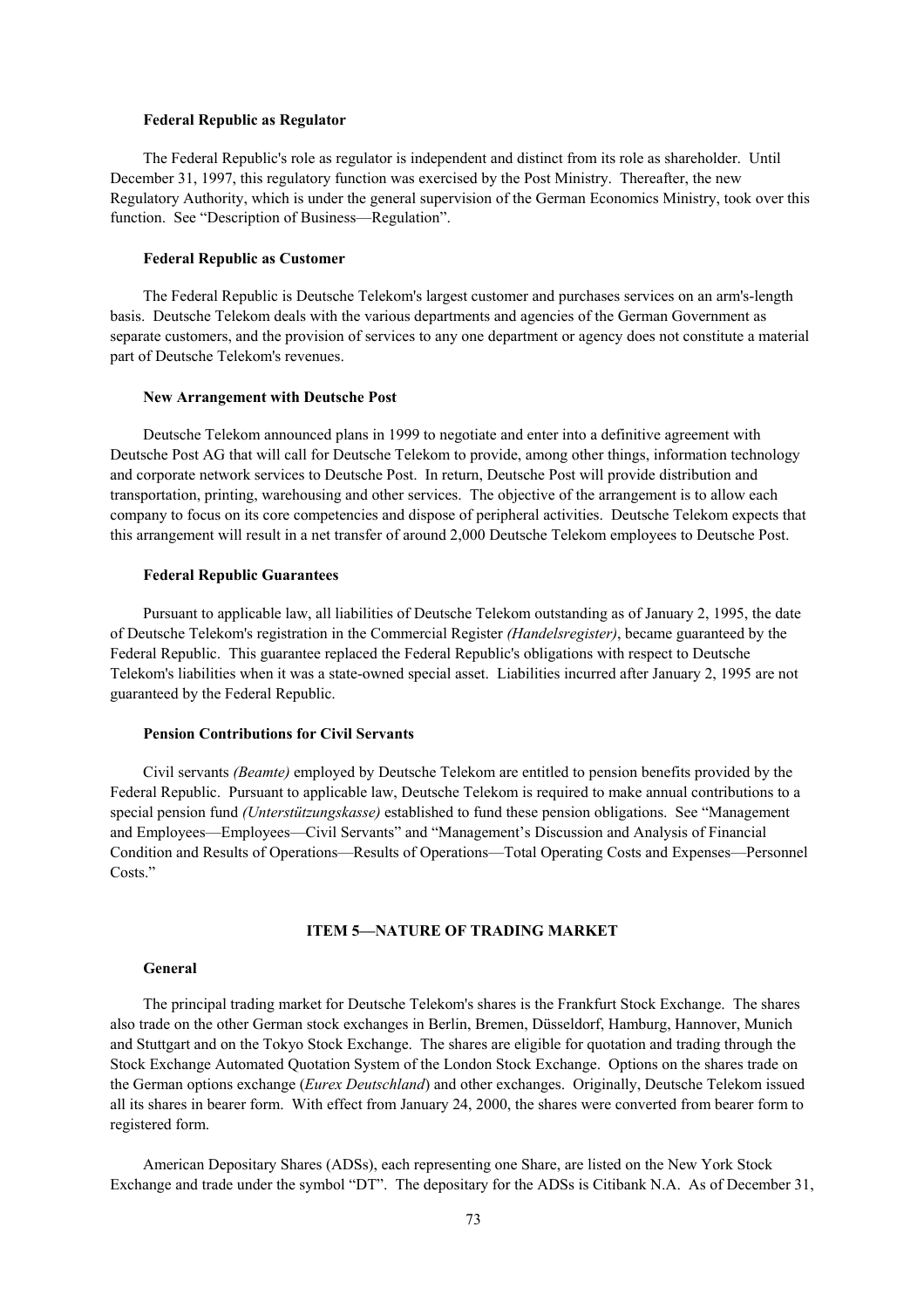#### Federal Republic as Regulator

The Federal Republic's role as regulator is independent and distinct from its role as shareholder. Until December 31, 1997, this regulatory function was exercised by the Post Ministry. Thereafter, the new Regulatory Authority, which is under the general supervision of the German Economics Ministry, took over this function. See "Description of Business—Regulation".

#### Federal Republic as Customer

The Federal Republic is Deutsche Telekom's largest customer and purchases services on an arm's-length basis. Deutsche Telekom deals with the various departments and agencies of the German Government as separate customers, and the provision of services to any one department or agency does not constitute a material part of Deutsche Telekom's revenues.

#### New Arrangement with Deutsche Post

Deutsche Telekom announced plans in 1999 to negotiate and enter into a definitive agreement with Deutsche Post AG that will call for Deutsche Telekom to provide, among other things, information technology and corporate network services to Deutsche Post. In return, Deutsche Post will provide distribution and transportation, printing, warehousing and other services. The objective of the arrangement is to allow each company to focus on its core competencies and dispose of peripheral activities. Deutsche Telekom expects that this arrangement will result in a net transfer of around 2,000 Deutsche Telekom employees to Deutsche Post.

#### Federal Republic Guarantees

Pursuant to applicable law, all liabilities of Deutsche Telekom outstanding as of January 2, 1995, the date of Deutsche Telekom's registration in the Commercial Register *(Handelsregister)*, became guaranteed by the Federal Republic. This guarantee replaced the Federal Republic's obligations with respect to Deutsche Telekom's liabilities when it was a state-owned special asset. Liabilities incurred after January 2, 1995 are not guaranteed by the Federal Republic.

#### Pension Contributions for Civil Servants

Civil servants *(Beamte)* employed by Deutsche Telekom are entitled to pension benefits provided by the Federal Republic. Pursuant to applicable law, Deutsche Telekom is required to make annual contributions to a special pension fund *(Unterstützungskasse)* established to fund these pension obligations. See "Management and Employees—Employees—Civil Servants" and "Management's Discussion and Analysis of Financial Condition and Results of Operations—Results of Operations—Total Operating Costs and Expenses—Personnel Costs."

## ITEM 5—NATURE OF TRADING MARKET

#### General

The principal trading market for Deutsche Telekom's shares is the Frankfurt Stock Exchange. The shares also trade on the other German stock exchanges in Berlin, Bremen, Düsseldorf, Hamburg, Hannover, Munich and Stuttgart and on the Tokyo Stock Exchange. The shares are eligible for quotation and trading through the Stock Exchange Automated Quotation System of the London Stock Exchange. Options on the shares trade on the German options exchange (*Eurex Deutschland*) and other exchanges. Originally, Deutsche Telekom issued all its shares in bearer form. With effect from January 24, 2000, the shares were converted from bearer form to registered form.

American Depositary Shares (ADSs), each representing one Share, are listed on the New York Stock Exchange and trade under the symbol "DT". The depositary for the ADSs is Citibank N.A. As of December 31,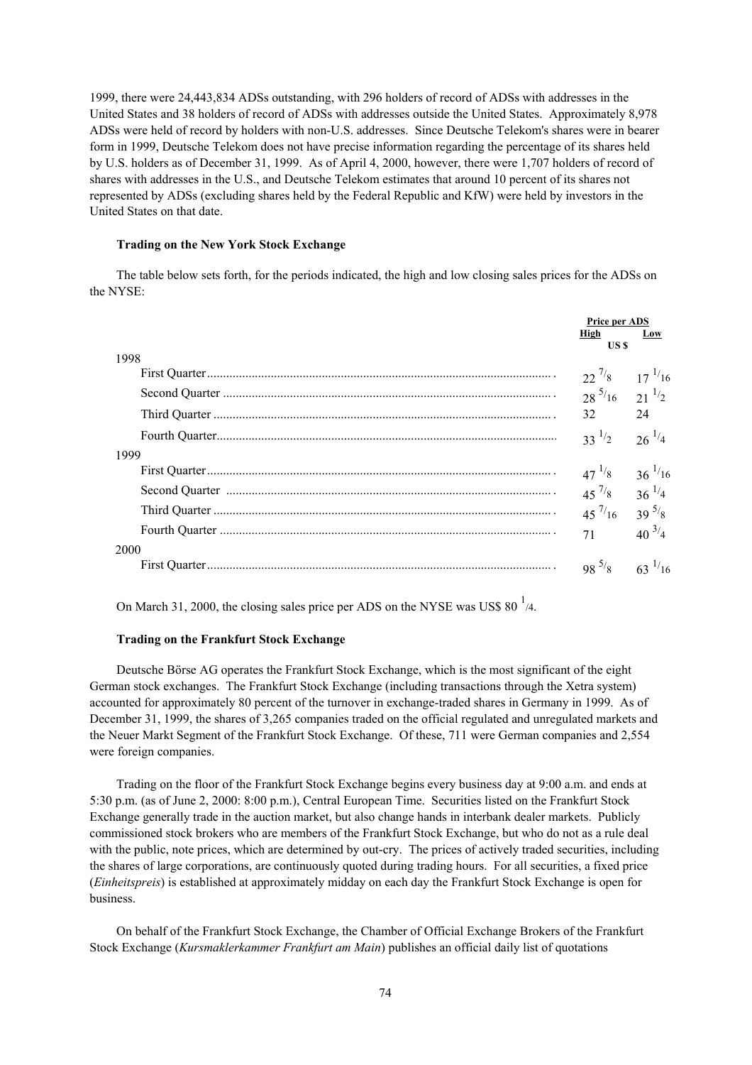1999, there were 24,443,834 ADSs outstanding, with 296 holders of record of ADSs with addresses in the United States and 38 holders of record of ADSs with addresses outside the United States. Approximately 8,978 ADSs were held of record by holders with non-U.S. addresses. Since Deutsche Telekom's shares were in bearer form in 1999, Deutsche Telekom does not have precise information regarding the percentage of its shares held by U.S. holders as of December 31, 1999. As of April 4, 2000, however, there were 1,707 holders of record of shares with addresses in the U.S., and Deutsche Telekom estimates that around 10 percent of its shares not represented by ADSs (excluding shares held by the Federal Republic and KfW) were held by investors in the United States on that date.

### Trading on the New York Stock Exchange

The table below sets forth, for the periods indicated, the high and low closing sales prices for the ADSs on the NYSE:

| | Price per ADS | |
|---|---|---|
| | High | Low |
| | US $ | |
| **1998** | | |
| First Quarter | $22\ ^{7}/_{8}$ | $17\ ^{1}/_{16}$ |
| Second Quarter | $28\ ^{5}/_{16}$ | $21\ ^{1}/_{2}$ |
| Third Quarter | 32 | 24 |
| Fourth Quarter | $33\ ^{1}/_{2}$ | $26\ ^{1}/_{4}$ |
| **1999** | | |
| First Quarter | $47\ ^{1}/_{8}$ | $36\ ^{1}/_{16}$ |
| Second Quarter | $45\ ^{7}/_{8}$ | $36\ ^{1}/_{4}$ |
| Third Quarter | $45\ ^{7}/_{16}$ | $39\ ^{5}/_{8}$ |
| Fourth Quarter | 71 | $40\ ^{3}/_{4}$ |
| **2000** | | |
| First Quarter | $98\ ^{5}/_{8}$ | $63\ ^{1}/_{16}$ |

On March 31, 2000, the closing sales price per ADS on the NYSE was US$ $80\ ^{1}/_{4}$.

### Trading on the Frankfurt Stock Exchange

Deutsche Börse AG operates the Frankfurt Stock Exchange, which is the most significant of the eight German stock exchanges. The Frankfurt Stock Exchange (including transactions through the Xetra system) accounted for approximately 80 percent of the turnover in exchange-traded shares in Germany in 1999. As of December 31, 1999, the shares of 3,265 companies traded on the official regulated and unregulated markets and the Neuer Markt Segment of the Frankfurt Stock Exchange. Of these, 711 were German companies and 2,554 were foreign companies.

Trading on the floor of the Frankfurt Stock Exchange begins every business day at 9:00 a.m. and ends at 5:30 p.m. (as of June 2, 2000: 8:00 p.m.), Central European Time. Securities listed on the Frankfurt Stock Exchange generally trade in the auction market, but also change hands in interbank dealer markets. Publicly commissioned stock brokers who are members of the Frankfurt Stock Exchange, but who do not as a rule deal with the public, note prices, which are determined by out-cry. The prices of actively traded securities, including the shares of large corporations, are continuously quoted during trading hours. For all securities, a fixed price (*Einheitspreis*) is established at approximately midday on each day the Frankfurt Stock Exchange is open for business.

On behalf of the Frankfurt Stock Exchange, the Chamber of Official Exchange Brokers of the Frankfurt Stock Exchange (*Kursmaklerkammer Frankfurt am Main*) publishes an official daily list of quotations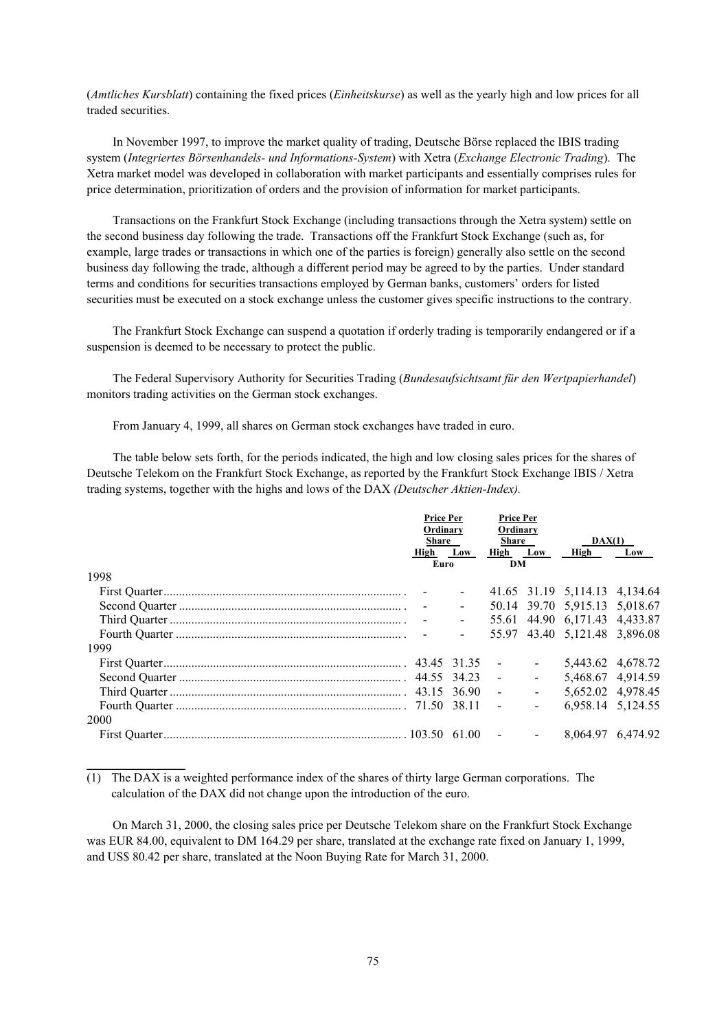(*Amtliches Kursblatt*) containing the fixed prices (*Einheitskurse*) as well as the yearly high and low prices for all traded securities.

In November 1997, to improve the market quality of trading, Deutsche Börse replaced the IBIS trading system (*Integriertes Börsenhandels- und Informations-System*) with Xetra (*Exchange Electronic Trading*). The Xetra market model was developed in collaboration with market participants and essentially comprises rules for price determination, prioritization of orders and the provision of information for market participants.

Transactions on the Frankfurt Stock Exchange (including transactions through the Xetra system) settle on the second business day following the trade. Transactions off the Frankfurt Stock Exchange (such as, for example, large trades or transactions in which one of the parties is foreign) generally also settle on the second business day following the trade, although a different period may be agreed to by the parties. Under standard terms and conditions for securities transactions employed by German banks, customers' orders for listed securities must be executed on a stock exchange unless the customer gives specific instructions to the contrary.

The Frankfurt Stock Exchange can suspend a quotation if orderly trading is temporarily endangered or if a suspension is deemed to be necessary to protect the public.

The Federal Supervisory Authority for Securities Trading (*Bundesaufsichtsamt für den Wertpapierhandel*) monitors trading activities on the German stock exchanges.

From January 4, 1999, all shares on German stock exchanges have traded in euro.

The table below sets forth, for the periods indicated, the high and low closing sales prices for the shares of Deutsche Telekom on the Frankfurt Stock Exchange, as reported by the Frankfurt Stock Exchange IBIS / Xetra trading systems, together with the highs and lows of the DAX *(Deutscher Aktien-Index).*

| | Price Per Ordinary Share | | Price Per Ordinary Share | | DAX(1) | |
|---|---|---|---|---|---|---|
| | High | Low | High | Low | High | Low |
| | Euro | | DM | | | |
| **1998** | | | | | | |
| First Quarter | - | - | 41.65 | 31.19 | 5,114.13 | 4,134.64 |
| Second Quarter | - | - | 50.14 | 39.70 | 5,915.13 | 5,018.67 |
| Third Quarter | - | - | 55.61 | 44.90 | 6,171.43 | 4,433.87 |
| Fourth Quarter | - | - | 55.97 | 43.40 | 5,121.48 | 3,896.08 |
| **1999** | | | | | | |
| First Quarter | 43.45 | 31.35 | - | - | 5,443.62 | 4,678.72 |
| Second Quarter | 44.55 | 34.23 | - | - | 5,468.67 | 4,914.59 |
| Third Quarter | 43.15 | 36.90 | - | - | 5,652.02 | 4,978.45 |
| Fourth Quarter | 71.50 | 38.11 | - | - | 6,958.14 | 5,124.55 |
| **2000** | | | | | | |
| First Quarter | 103.50 | 61.00 | - | - | 8,064.97 | 6,474.92 |

(1) The DAX is a weighted performance index of the shares of thirty large German corporations. The calculation of the DAX did not change upon the introduction of the euro.

On March 31, 2000, the closing sales price per Deutsche Telekom share on the Frankfurt Stock Exchange was EUR 84.00, equivalent to DM 164.29 per share, translated at the exchange rate fixed on January 1, 1999, and US$ 80.42 per share, translated at the Noon Buying Rate for March 31, 2000.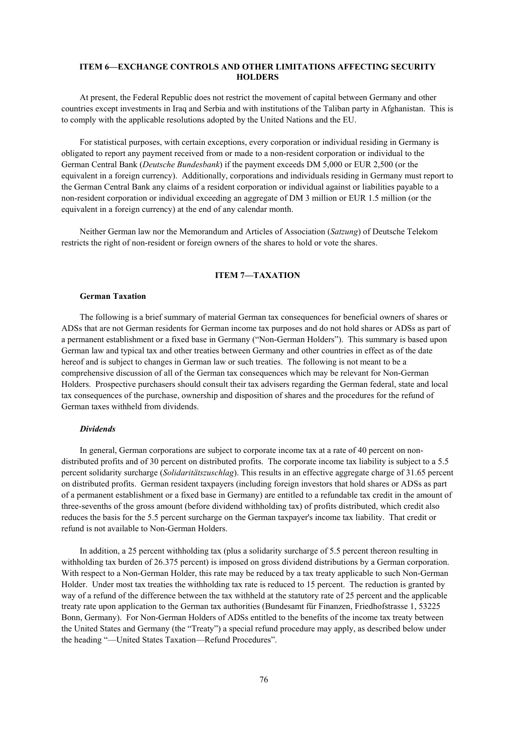## ITEM 6—EXCHANGE CONTROLS AND OTHER LIMITATIONS AFFECTING SECURITY HOLDERS

At present, the Federal Republic does not restrict the movement of capital between Germany and other countries except investments in Iraq and Serbia and with institutions of the Taliban party in Afghanistan. This is to comply with the applicable resolutions adopted by the United Nations and the EU.

For statistical purposes, with certain exceptions, every corporation or individual residing in Germany is obligated to report any payment received from or made to a non-resident corporation or individual to the German Central Bank (*Deutsche Bundesbank*) if the payment exceeds DM 5,000 or EUR 2,500 (or the equivalent in a foreign currency). Additionally, corporations and individuals residing in Germany must report to the German Central Bank any claims of a resident corporation or individual against or liabilities payable to a non-resident corporation or individual exceeding an aggregate of DM 3 million or EUR 1.5 million (or the equivalent in a foreign currency) at the end of any calendar month.

Neither German law nor the Memorandum and Articles of Association (*Satzung*) of Deutsche Telekom restricts the right of non-resident or foreign owners of the shares to hold or vote the shares.

## ITEM 7—TAXATION

### German Taxation

The following is a brief summary of material German tax consequences for beneficial owners of shares or ADSs that are not German residents for German income tax purposes and do not hold shares or ADSs as part of a permanent establishment or a fixed base in Germany ("Non-German Holders"). This summary is based upon German law and typical tax and other treaties between Germany and other countries in effect as of the date hereof and is subject to changes in German law or such treaties. The following is not meant to be a comprehensive discussion of all of the German tax consequences which may be relevant for Non-German Holders. Prospective purchasers should consult their tax advisers regarding the German federal, state and local tax consequences of the purchase, ownership and disposition of shares and the procedures for the refund of German taxes withheld from dividends.

#### *Dividends*

In general, German corporations are subject to corporate income tax at a rate of 40 percent on non-distributed profits and of 30 percent on distributed profits. The corporate income tax liability is subject to a 5.5 percent solidarity surcharge (*Solidaritätszuschlag*). This results in an effective aggregate charge of 31.65 percent on distributed profits. German resident taxpayers (including foreign investors that hold shares or ADSs as part of a permanent establishment or a fixed base in Germany) are entitled to a refundable tax credit in the amount of three-sevenths of the gross amount (before dividend withholding tax) of profits distributed, which credit also reduces the basis for the 5.5 percent surcharge on the German taxpayer's income tax liability. That credit or refund is not available to Non-German Holders.

In addition, a 25 percent withholding tax (plus a solidarity surcharge of 5.5 percent thereon resulting in withholding tax burden of 26.375 percent) is imposed on gross dividend distributions by a German corporation. With respect to a Non-German Holder, this rate may be reduced by a tax treaty applicable to such Non-German Holder. Under most tax treaties the withholding tax rate is reduced to 15 percent. The reduction is granted by way of a refund of the difference between the tax withheld at the statutory rate of 25 percent and the applicable treaty rate upon application to the German tax authorities (Bundesamt für Finanzen, Friedhofstrasse 1, 53225 Bonn, Germany). For Non-German Holders of ADSs entitled to the benefits of the income tax treaty between the United States and Germany (the "Treaty") a special refund procedure may apply, as described below under the heading "—United States Taxation—Refund Procedures".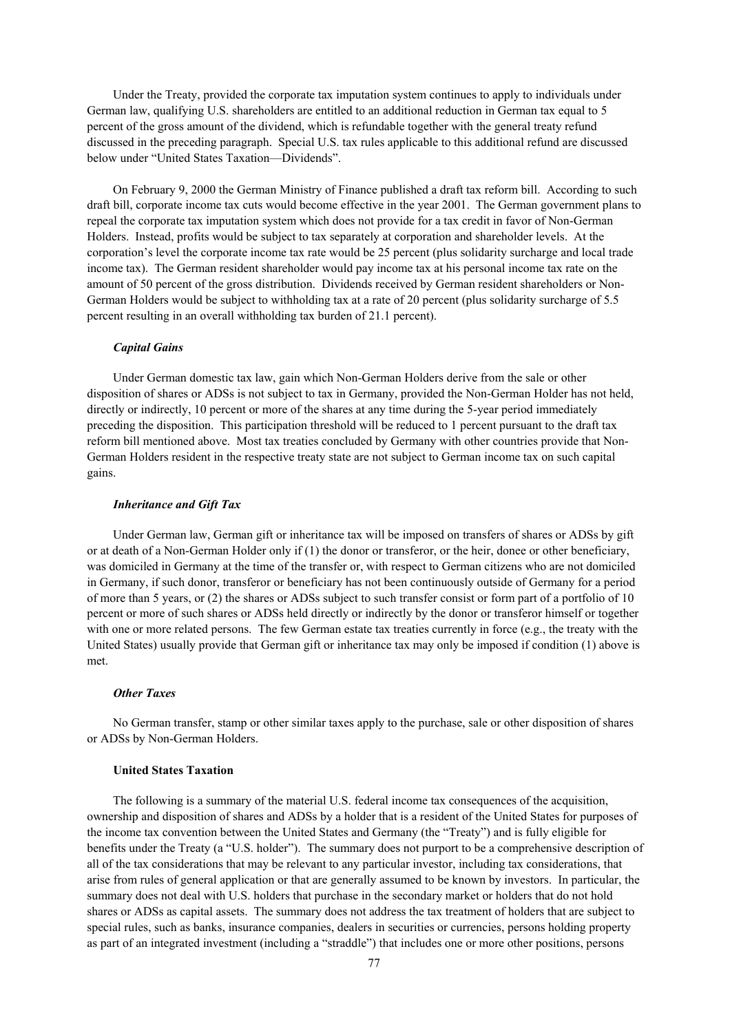Under the Treaty, provided the corporate tax imputation system continues to apply to individuals under German law, qualifying U.S. shareholders are entitled to an additional reduction in German tax equal to 5 percent of the gross amount of the dividend, which is refundable together with the general treaty refund discussed in the preceding paragraph. Special U.S. tax rules applicable to this additional refund are discussed below under "United States Taxation—Dividends".

On February 9, 2000 the German Ministry of Finance published a draft tax reform bill. According to such draft bill, corporate income tax cuts would become effective in the year 2001. The German government plans to repeal the corporate tax imputation system which does not provide for a tax credit in favor of Non-German Holders. Instead, profits would be subject to tax separately at corporation and shareholder levels. At the corporation's level the corporate income tax rate would be 25 percent (plus solidarity surcharge and local trade income tax). The German resident shareholder would pay income tax at his personal income tax rate on the amount of 50 percent of the gross distribution. Dividends received by German resident shareholders or Non-German Holders would be subject to withholding tax at a rate of 20 percent (plus solidarity surcharge of 5.5 percent resulting in an overall withholding tax burden of 21.1 percent).

***Capital Gains***

Under German domestic tax law, gain which Non-German Holders derive from the sale or other disposition of shares or ADSs is not subject to tax in Germany, provided the Non-German Holder has not held, directly or indirectly, 10 percent or more of the shares at any time during the 5-year period immediately preceding the disposition. This participation threshold will be reduced to 1 percent pursuant to the draft tax reform bill mentioned above. Most tax treaties concluded by Germany with other countries provide that Non-German Holders resident in the respective treaty state are not subject to German income tax on such capital gains.

***Inheritance and Gift Tax***

Under German law, German gift or inheritance tax will be imposed on transfers of shares or ADSs by gift or at death of a Non-German Holder only if (1) the donor or transferor, or the heir, donee or other beneficiary, was domiciled in Germany at the time of the transfer or, with respect to German citizens who are not domiciled in Germany, if such donor, transferor or beneficiary has not been continuously outside of Germany for a period of more than 5 years, or (2) the shares or ADSs subject to such transfer consist or form part of a portfolio of 10 percent or more of such shares or ADSs held directly or indirectly by the donor or transferor himself or together with one or more related persons. The few German estate tax treaties currently in force (e.g., the treaty with the United States) usually provide that German gift or inheritance tax may only be imposed if condition (1) above is met.

***Other Taxes***

No German transfer, stamp or other similar taxes apply to the purchase, sale or other disposition of shares or ADSs by Non-German Holders.

**United States Taxation**

The following is a summary of the material U.S. federal income tax consequences of the acquisition, ownership and disposition of shares and ADSs by a holder that is a resident of the United States for purposes of the income tax convention between the United States and Germany (the "Treaty") and is fully eligible for benefits under the Treaty (a "U.S. holder"). The summary does not purport to be a comprehensive description of all of the tax considerations that may be relevant to any particular investor, including tax considerations, that arise from rules of general application or that are generally assumed to be known by investors. In particular, the summary does not deal with U.S. holders that purchase in the secondary market or holders that do not hold shares or ADSs as capital assets. The summary does not address the tax treatment of holders that are subject to special rules, such as banks, insurance companies, dealers in securities or currencies, persons holding property as part of an integrated investment (including a "straddle") that includes one or more other positions, persons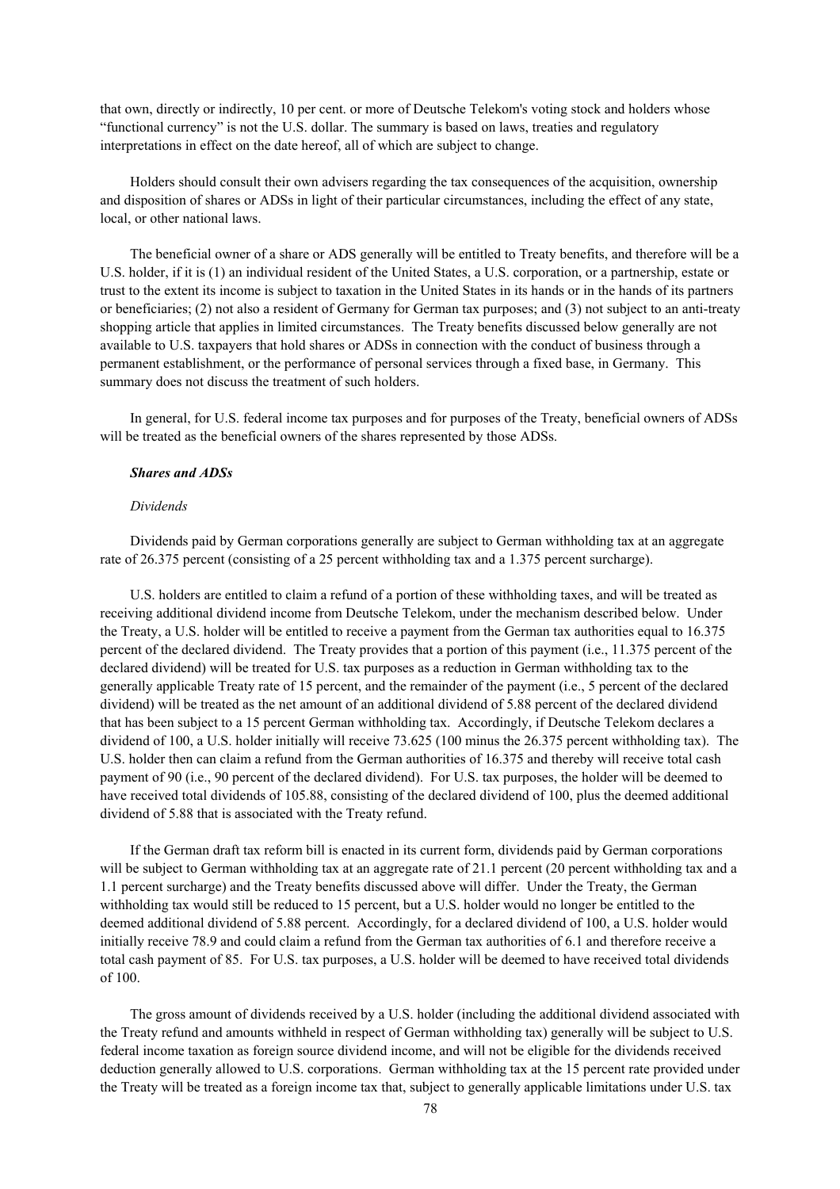that own, directly or indirectly, 10 per cent. or more of Deutsche Telekom's voting stock and holders whose "functional currency" is not the U.S. dollar. The summary is based on laws, treaties and regulatory interpretations in effect on the date hereof, all of which are subject to change.

Holders should consult their own advisers regarding the tax consequences of the acquisition, ownership and disposition of shares or ADSs in light of their particular circumstances, including the effect of any state, local, or other national laws.

The beneficial owner of a share or ADS generally will be entitled to Treaty benefits, and therefore will be a U.S. holder, if it is (1) an individual resident of the United States, a U.S. corporation, or a partnership, estate or trust to the extent its income is subject to taxation in the United States in its hands or in the hands of its partners or beneficiaries; (2) not also a resident of Germany for German tax purposes; and (3) not subject to an anti-treaty shopping article that applies in limited circumstances. The Treaty benefits discussed below generally are not available to U.S. taxpayers that hold shares or ADSs in connection with the conduct of business through a permanent establishment, or the performance of personal services through a fixed base, in Germany. This summary does not discuss the treatment of such holders.

In general, for U.S. federal income tax purposes and for purposes of the Treaty, beneficial owners of ADSs will be treated as the beneficial owners of the shares represented by those ADSs.

***Shares and ADSs***

*Dividends*

Dividends paid by German corporations generally are subject to German withholding tax at an aggregate rate of 26.375 percent (consisting of a 25 percent withholding tax and a 1.375 percent surcharge).

U.S. holders are entitled to claim a refund of a portion of these withholding taxes, and will be treated as receiving additional dividend income from Deutsche Telekom, under the mechanism described below. Under the Treaty, a U.S. holder will be entitled to receive a payment from the German tax authorities equal to 16.375 percent of the declared dividend. The Treaty provides that a portion of this payment (i.e., 11.375 percent of the declared dividend) will be treated for U.S. tax purposes as a reduction in German withholding tax to the generally applicable Treaty rate of 15 percent, and the remainder of the payment (i.e., 5 percent of the declared dividend) will be treated as the net amount of an additional dividend of 5.88 percent of the declared dividend that has been subject to a 15 percent German withholding tax. Accordingly, if Deutsche Telekom declares a dividend of 100, a U.S. holder initially will receive 73.625 (100 minus the 26.375 percent withholding tax). The U.S. holder then can claim a refund from the German authorities of 16.375 and thereby will receive total cash payment of 90 (i.e., 90 percent of the declared dividend). For U.S. tax purposes, the holder will be deemed to have received total dividends of 105.88, consisting of the declared dividend of 100, plus the deemed additional dividend of 5.88 that is associated with the Treaty refund.

If the German draft tax reform bill is enacted in its current form, dividends paid by German corporations will be subject to German withholding tax at an aggregate rate of 21.1 percent (20 percent withholding tax and a 1.1 percent surcharge) and the Treaty benefits discussed above will differ. Under the Treaty, the German withholding tax would still be reduced to 15 percent, but a U.S. holder would no longer be entitled to the deemed additional dividend of 5.88 percent. Accordingly, for a declared dividend of 100, a U.S. holder would initially receive 78.9 and could claim a refund from the German tax authorities of 6.1 and therefore receive a total cash payment of 85. For U.S. tax purposes, a U.S. holder will be deemed to have received total dividends of 100.

The gross amount of dividends received by a U.S. holder (including the additional dividend associated with the Treaty refund and amounts withheld in respect of German withholding tax) generally will be subject to U.S. federal income taxation as foreign source dividend income, and will not be eligible for the dividends received deduction generally allowed to U.S. corporations. German withholding tax at the 15 percent rate provided under the Treaty will be treated as a foreign income tax that, subject to generally applicable limitations under U.S. tax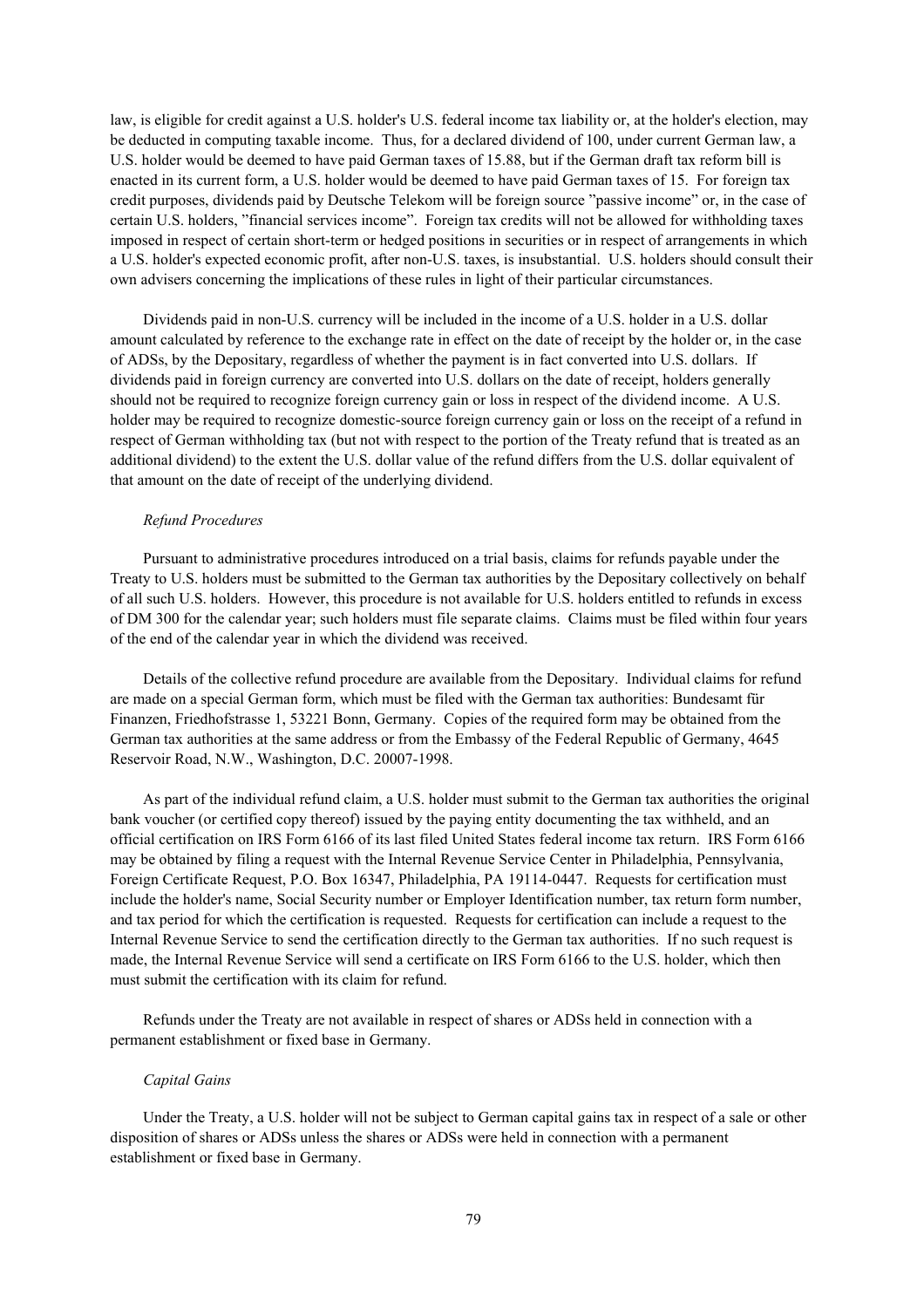law, is eligible for credit against a U.S. holder's U.S. federal income tax liability or, at the holder's election, may be deducted in computing taxable income. Thus, for a declared dividend of 100, under current German law, a U.S. holder would be deemed to have paid German taxes of 15.88, but if the German draft tax reform bill is enacted in its current form, a U.S. holder would be deemed to have paid German taxes of 15. For foreign tax credit purposes, dividends paid by Deutsche Telekom will be foreign source "passive income" or, in the case of certain U.S. holders, "financial services income". Foreign tax credits will not be allowed for withholding taxes imposed in respect of certain short-term or hedged positions in securities or in respect of arrangements in which a U.S. holder's expected economic profit, after non-U.S. taxes, is insubstantial. U.S. holders should consult their own advisers concerning the implications of these rules in light of their particular circumstances.

Dividends paid in non-U.S. currency will be included in the income of a U.S. holder in a U.S. dollar amount calculated by reference to the exchange rate in effect on the date of receipt by the holder or, in the case of ADSs, by the Depositary, regardless of whether the payment is in fact converted into U.S. dollars. If dividends paid in foreign currency are converted into U.S. dollars on the date of receipt, holders generally should not be required to recognize foreign currency gain or loss in respect of the dividend income. A U.S. holder may be required to recognize domestic-source foreign currency gain or loss on the receipt of a refund in respect of German withholding tax (but not with respect to the portion of the Treaty refund that is treated as an additional dividend) to the extent the U.S. dollar value of the refund differs from the U.S. dollar equivalent of that amount on the date of receipt of the underlying dividend.

*Refund Procedures*

Pursuant to administrative procedures introduced on a trial basis, claims for refunds payable under the Treaty to U.S. holders must be submitted to the German tax authorities by the Depositary collectively on behalf of all such U.S. holders. However, this procedure is not available for U.S. holders entitled to refunds in excess of DM 300 for the calendar year; such holders must file separate claims. Claims must be filed within four years of the end of the calendar year in which the dividend was received.

Details of the collective refund procedure are available from the Depositary. Individual claims for refund are made on a special German form, which must be filed with the German tax authorities: Bundesamt für Finanzen, Friedhofstrasse 1, 53221 Bonn, Germany. Copies of the required form may be obtained from the German tax authorities at the same address or from the Embassy of the Federal Republic of Germany, 4645 Reservoir Road, N.W., Washington, D.C. 20007-1998.

As part of the individual refund claim, a U.S. holder must submit to the German tax authorities the original bank voucher (or certified copy thereof) issued by the paying entity documenting the tax withheld, and an official certification on IRS Form 6166 of its last filed United States federal income tax return. IRS Form 6166 may be obtained by filing a request with the Internal Revenue Service Center in Philadelphia, Pennsylvania, Foreign Certificate Request, P.O. Box 16347, Philadelphia, PA 19114-0447. Requests for certification must include the holder's name, Social Security number or Employer Identification number, tax return form number, and tax period for which the certification is requested. Requests for certification can include a request to the Internal Revenue Service to send the certification directly to the German tax authorities. If no such request is made, the Internal Revenue Service will send a certificate on IRS Form 6166 to the U.S. holder, which then must submit the certification with its claim for refund.

Refunds under the Treaty are not available in respect of shares or ADSs held in connection with a permanent establishment or fixed base in Germany.

*Capital Gains*

Under the Treaty, a U.S. holder will not be subject to German capital gains tax in respect of a sale or other disposition of shares or ADSs unless the shares or ADSs were held in connection with a permanent establishment or fixed base in Germany.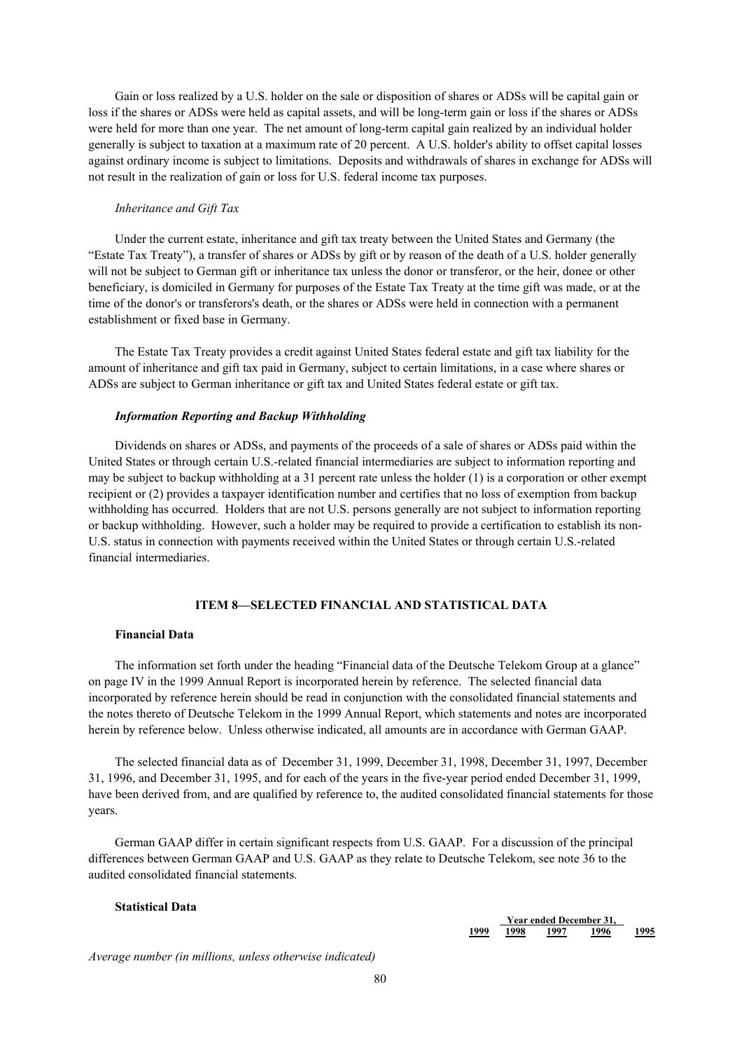Gain or loss realized by a U.S. holder on the sale or disposition of shares or ADSs will be capital gain or loss if the shares or ADSs were held as capital assets, and will be long-term gain or loss if the shares or ADSs were held for more than one year. The net amount of long-term capital gain realized by an individual holder generally is subject to taxation at a maximum rate of 20 percent. A U.S. holder's ability to offset capital losses against ordinary income is subject to limitations. Deposits and withdrawals of shares in exchange for ADSs will not result in the realization of gain or loss for U.S. federal income tax purposes.

*Inheritance and Gift Tax*

Under the current estate, inheritance and gift tax treaty between the United States and Germany (the "Estate Tax Treaty"), a transfer of shares or ADSs by gift or by reason of the death of a U.S. holder generally will not be subject to German gift or inheritance tax unless the donor or transferor, or the heir, donee or other beneficiary, is domiciled in Germany for purposes of the Estate Tax Treaty at the time gift was made, or at the time of the donor's or transferors's death, or the shares or ADSs were held in connection with a permanent establishment or fixed base in Germany.

The Estate Tax Treaty provides a credit against United States federal estate and gift tax liability for the amount of inheritance and gift tax paid in Germany, subject to certain limitations, in a case where shares or ADSs are subject to German inheritance or gift tax and United States federal estate or gift tax.

***Information Reporting and Backup Withholding***

Dividends on shares or ADSs, and payments of the proceeds of a sale of shares or ADSs paid within the United States or through certain U.S.-related financial intermediaries are subject to information reporting and may be subject to backup withholding at a 31 percent rate unless the holder (1) is a corporation or other exempt recipient or (2) provides a taxpayer identification number and certifies that no loss of exemption from backup withholding has occurred. Holders that are not U.S. persons generally are not subject to information reporting or backup withholding. However, such a holder may be required to provide a certification to establish its non-U.S. status in connection with payments received within the United States or through certain U.S.-related financial intermediaries.

## ITEM 8—SELECTED FINANCIAL AND STATISTICAL DATA

**Financial Data**

The information set forth under the heading "Financial data of the Deutsche Telekom Group at a glance" on page IV in the 1999 Annual Report is incorporated herein by reference. The selected financial data incorporated by reference herein should be read in conjunction with the consolidated financial statements and the notes thereto of Deutsche Telekom in the 1999 Annual Report, which statements and notes are incorporated herein by reference below. Unless otherwise indicated, all amounts are in accordance with German GAAP.

The selected financial data as of December 31, 1999, December 31, 1998, December 31, 1997, December 31, 1996, and December 31, 1995, and for each of the years in the five-year period ended December 31, 1999, have been derived from, and are qualified by reference to, the audited consolidated financial statements for those years.

German GAAP differ in certain significant respects from U.S. GAAP. For a discussion of the principal differences between German GAAP and U.S. GAAP as they relate to Deutsche Telekom, see note 36 to the audited consolidated financial statements.

**Statistical Data**

| | Year ended December 31, | | | | |
|---|---|---|---|---|---|
| | 1999 | 1998 | 1997 | 1996 | 1995 |
| *Average number (in millions, unless otherwise indicated)* | | | | | |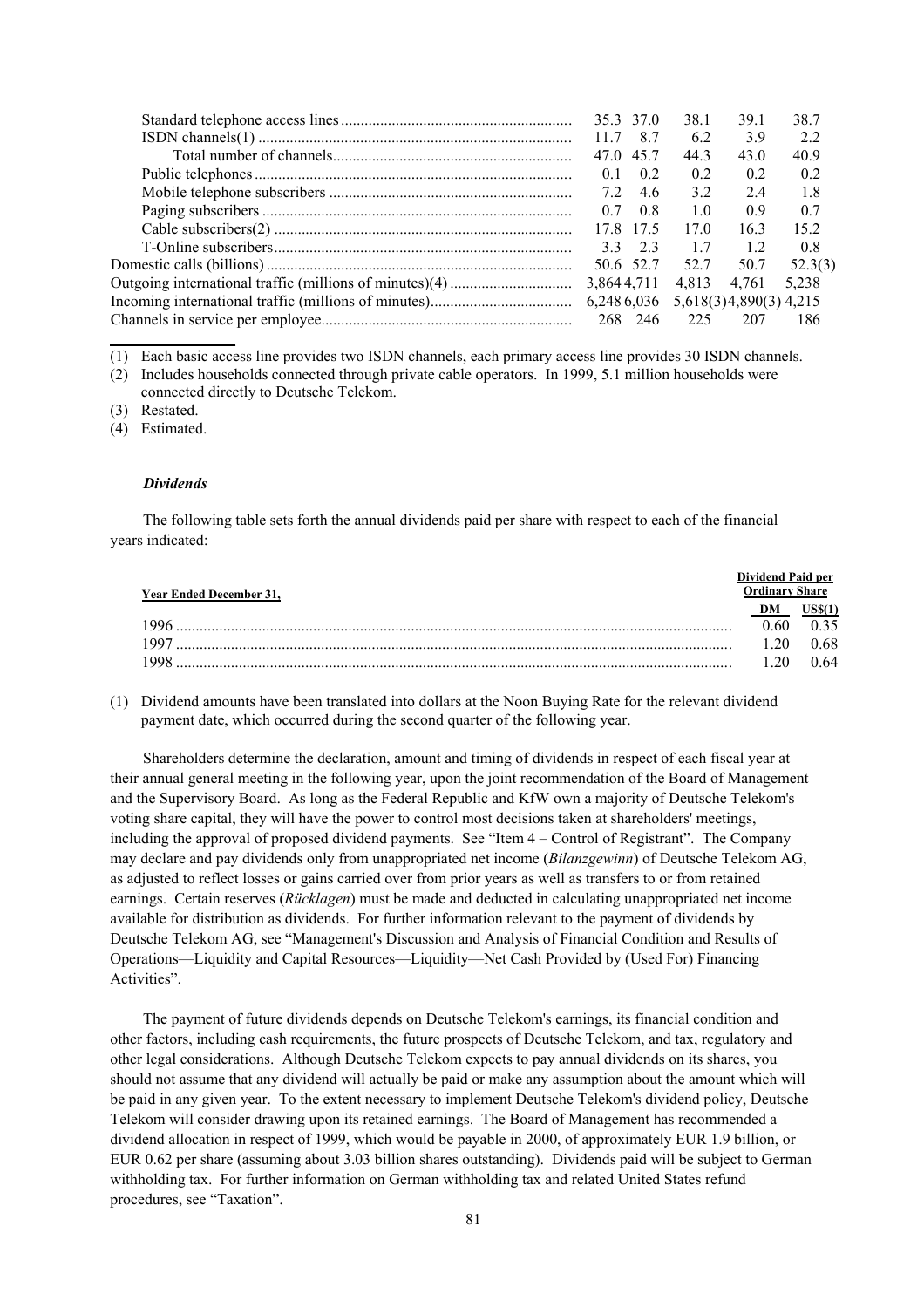| | | | | | |
|---|---|---|---|---|---|
| Standard telephone access lines | 35.3 | 37.0 | 38.1 | 39.1 | 38.7 |
| ISDN channels(1) | 11.7 | 8.7 | 6.2 | 3.9 | 2.2 |
| Total number of channels | 47.0 | 45.7 | 44.3 | 43.0 | 40.9 |
| Public telephones | 0.1 | 0.2 | 0.2 | 0.2 | 0.2 |
| Mobile telephone subscribers | 7.2 | 4.6 | 3.2 | 2.4 | 1.8 |
| Paging subscribers | 0.7 | 0.8 | 1.0 | 0.9 | 0.7 |
| Cable subscribers(2) | 17.8 | 17.5 | 17.0 | 16.3 | 15.2 |
| T-Online subscribers | 3.3 | 2.3 | 1.7 | 1.2 | 0.8 |
| Domestic calls (billions) | 50.6 | 52.7 | 52.7 | 50.7 | 52.3(3) |
| Outgoing international traffic (millions of minutes)(4) | 3,864 | 4,711 | 4,813 | 4,761 | 5,238 |
| Incoming international traffic (millions of minutes) | 6,248 | 6,036 | 5,618(3) | 4,890(3) | 4,215 |
| Channels in service per employee | 268 | 246 | 225 | 207 | 186 |

(1) Each basic access line provides two ISDN channels, each primary access line provides 30 ISDN channels.

(2) Includes households connected through private cable operators. In 1999, 5.1 million households were connected directly to Deutsche Telekom.

(3) Restated.

(4) Estimated.

### *Dividends*

The following table sets forth the annual dividends paid per share with respect to each of the financial years indicated:

| Year Ended December 31, | Dividend Paid per Ordinary Share | |
|---|---|---|
| | DM | US$(1) |
| 1996 | 0.60 | 0.35 |
| 1997 | 1.20 | 0.68 |
| 1998 | 1.20 | 0.64 |

(1) Dividend amounts have been translated into dollars at the Noon Buying Rate for the relevant dividend payment date, which occurred during the second quarter of the following year.

Shareholders determine the declaration, amount and timing of dividends in respect of each fiscal year at their annual general meeting in the following year, upon the joint recommendation of the Board of Management and the Supervisory Board. As long as the Federal Republic and KfW own a majority of Deutsche Telekom's voting share capital, they will have the power to control most decisions taken at shareholders' meetings, including the approval of proposed dividend payments. See "Item 4 – Control of Registrant". The Company may declare and pay dividends only from unappropriated net income (*Bilanzgewinn*) of Deutsche Telekom AG, as adjusted to reflect losses or gains carried over from prior years as well as transfers to or from retained earnings. Certain reserves (*Rücklagen*) must be made and deducted in calculating unappropriated net income available for distribution as dividends. For further information relevant to the payment of dividends by Deutsche Telekom AG, see "Management's Discussion and Analysis of Financial Condition and Results of Operations—Liquidity and Capital Resources—Liquidity—Net Cash Provided by (Used For) Financing Activities".

The payment of future dividends depends on Deutsche Telekom's earnings, its financial condition and other factors, including cash requirements, the future prospects of Deutsche Telekom, and tax, regulatory and other legal considerations. Although Deutsche Telekom expects to pay annual dividends on its shares, you should not assume that any dividend will actually be paid or make any assumption about the amount which will be paid in any given year. To the extent necessary to implement Deutsche Telekom's dividend policy, Deutsche Telekom will consider drawing upon its retained earnings. The Board of Management has recommended a dividend allocation in respect of 1999, which would be payable in 2000, of approximately EUR 1.9 billion, or EUR 0.62 per share (assuming about 3.03 billion shares outstanding). Dividends paid will be subject to German withholding tax. For further information on German withholding tax and related United States refund procedures, see "Taxation".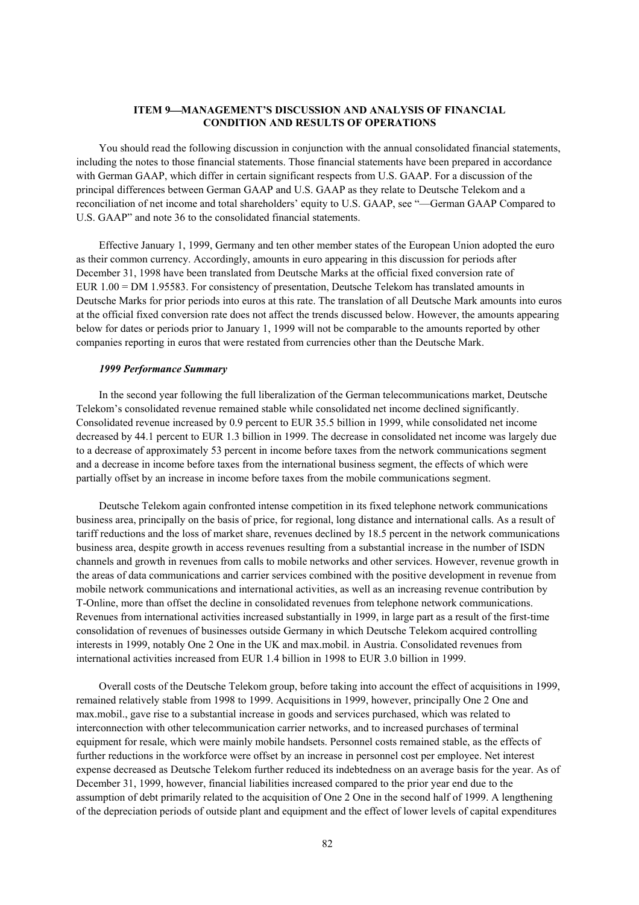# ITEM 9—MANAGEMENT'S DISCUSSION AND ANALYSIS OF FINANCIAL CONDITION AND RESULTS OF OPERATIONS

You should read the following discussion in conjunction with the annual consolidated financial statements, including the notes to those financial statements. Those financial statements have been prepared in accordance with German GAAP, which differ in certain significant respects from U.S. GAAP. For a discussion of the principal differences between German GAAP and U.S. GAAP as they relate to Deutsche Telekom and a reconciliation of net income and total shareholders' equity to U.S. GAAP, see "—German GAAP Compared to U.S. GAAP" and note 36 to the consolidated financial statements.

Effective January 1, 1999, Germany and ten other member states of the European Union adopted the euro as their common currency. Accordingly, amounts in euro appearing in this discussion for periods after December 31, 1998 have been translated from Deutsche Marks at the official fixed conversion rate of EUR 1.00 = DM 1.95583. For consistency of presentation, Deutsche Telekom has translated amounts in Deutsche Marks for prior periods into euros at this rate. The translation of all Deutsche Mark amounts into euros at the official fixed conversion rate does not affect the trends discussed below. However, the amounts appearing below for dates or periods prior to January 1, 1999 will not be comparable to the amounts reported by other companies reporting in euros that were restated from currencies other than the Deutsche Mark.

### *1999 Performance Summary*

In the second year following the full liberalization of the German telecommunications market, Deutsche Telekom's consolidated revenue remained stable while consolidated net income declined significantly. Consolidated revenue increased by 0.9 percent to EUR 35.5 billion in 1999, while consolidated net income decreased by 44.1 percent to EUR 1.3 billion in 1999. The decrease in consolidated net income was largely due to a decrease of approximately 53 percent in income before taxes from the network communications segment and a decrease in income before taxes from the international business segment, the effects of which were partially offset by an increase in income before taxes from the mobile communications segment.

Deutsche Telekom again confronted intense competition in its fixed telephone network communications business area, principally on the basis of price, for regional, long distance and international calls. As a result of tariff reductions and the loss of market share, revenues declined by 18.5 percent in the network communications business area, despite growth in access revenues resulting from a substantial increase in the number of ISDN channels and growth in revenues from calls to mobile networks and other services. However, revenue growth in the areas of data communications and carrier services combined with the positive development in revenue from mobile network communications and international activities, as well as an increasing revenue contribution by T-Online, more than offset the decline in consolidated revenues from telephone network communications. Revenues from international activities increased substantially in 1999, in large part as a result of the first-time consolidation of revenues of businesses outside Germany in which Deutsche Telekom acquired controlling interests in 1999, notably One 2 One in the UK and max.mobil. in Austria. Consolidated revenues from international activities increased from EUR 1.4 billion in 1998 to EUR 3.0 billion in 1999.

Overall costs of the Deutsche Telekom group, before taking into account the effect of acquisitions in 1999, remained relatively stable from 1998 to 1999. Acquisitions in 1999, however, principally One 2 One and max.mobil., gave rise to a substantial increase in goods and services purchased, which was related to interconnection with other telecommunication carrier networks, and to increased purchases of terminal equipment for resale, which were mainly mobile handsets. Personnel costs remained stable, as the effects of further reductions in the workforce were offset by an increase in personnel cost per employee. Net interest expense decreased as Deutsche Telekom further reduced its indebtedness on an average basis for the year. As of December 31, 1999, however, financial liabilities increased compared to the prior year end due to the assumption of debt primarily related to the acquisition of One 2 One in the second half of 1999. A lengthening of the depreciation periods of outside plant and equipment and the effect of lower levels of capital expenditures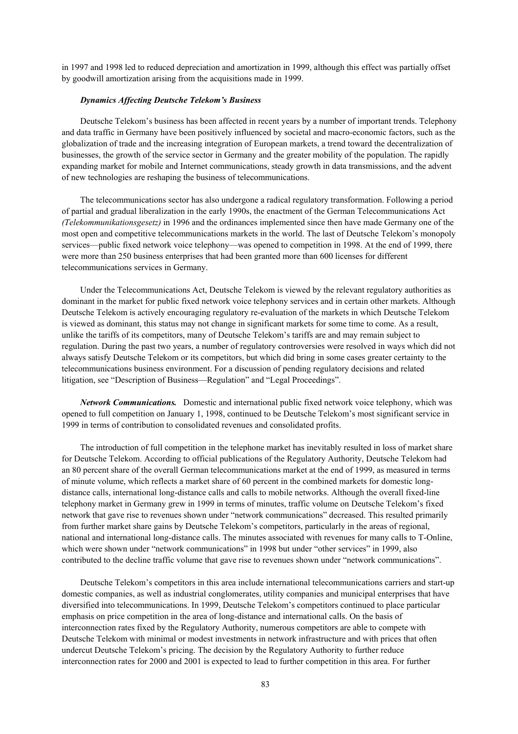in 1997 and 1998 led to reduced depreciation and amortization in 1999, although this effect was partially offset by goodwill amortization arising from the acquisitions made in 1999.

### *Dynamics Affecting Deutsche Telekom's Business*

Deutsche Telekom's business has been affected in recent years by a number of important trends. Telephony and data traffic in Germany have been positively influenced by societal and macro-economic factors, such as the globalization of trade and the increasing integration of European markets, a trend toward the decentralization of businesses, the growth of the service sector in Germany and the greater mobility of the population. The rapidly expanding market for mobile and Internet communications, steady growth in data transmissions, and the advent of new technologies are reshaping the business of telecommunications.

The telecommunications sector has also undergone a radical regulatory transformation. Following a period of partial and gradual liberalization in the early 1990s, the enactment of the German Telecommunications Act *(Telekommunikationsgesetz)* in 1996 and the ordinances implemented since then have made Germany one of the most open and competitive telecommunications markets in the world. The last of Deutsche Telekom's monopoly services—public fixed network voice telephony—was opened to competition in 1998. At the end of 1999, there were more than 250 business enterprises that had been granted more than 600 licenses for different telecommunications services in Germany.

Under the Telecommunications Act, Deutsche Telekom is viewed by the relevant regulatory authorities as dominant in the market for public fixed network voice telephony services and in certain other markets. Although Deutsche Telekom is actively encouraging regulatory re-evaluation of the markets in which Deutsche Telekom is viewed as dominant, this status may not change in significant markets for some time to come. As a result, unlike the tariffs of its competitors, many of Deutsche Telekom's tariffs are and may remain subject to regulation. During the past two years, a number of regulatory controversies were resolved in ways which did not always satisfy Deutsche Telekom or its competitors, but which did bring in some cases greater certainty to the telecommunications business environment. For a discussion of pending regulatory decisions and related litigation, see "Description of Business—Regulation" and "Legal Proceedings".

***Network Communications.*** Domestic and international public fixed network voice telephony, which was opened to full competition on January 1, 1998, continued to be Deutsche Telekom's most significant service in 1999 in terms of contribution to consolidated revenues and consolidated profits.

The introduction of full competition in the telephone market has inevitably resulted in loss of market share for Deutsche Telekom. According to official publications of the Regulatory Authority, Deutsche Telekom had an 80 percent share of the overall German telecommunications market at the end of 1999, as measured in terms of minute volume, which reflects a market share of 60 percent in the combined markets for domestic long-distance calls, international long-distance calls and calls to mobile networks. Although the overall fixed-line telephony market in Germany grew in 1999 in terms of minutes, traffic volume on Deutsche Telekom's fixed network that gave rise to revenues shown under "network communications" decreased. This resulted primarily from further market share gains by Deutsche Telekom's competitors, particularly in the areas of regional, national and international long-distance calls. The minutes associated with revenues for many calls to T-Online, which were shown under "network communications" in 1998 but under "other services" in 1999, also contributed to the decline traffic volume that gave rise to revenues shown under "network communications".

Deutsche Telekom's competitors in this area include international telecommunications carriers and start-up domestic companies, as well as industrial conglomerates, utility companies and municipal enterprises that have diversified into telecommunications. In 1999, Deutsche Telekom's competitors continued to place particular emphasis on price competition in the area of long-distance and international calls. On the basis of interconnection rates fixed by the Regulatory Authority, numerous competitors are able to compete with Deutsche Telekom with minimal or modest investments in network infrastructure and with prices that often undercut Deutsche Telekom's pricing. The decision by the Regulatory Authority to further reduce interconnection rates for 2000 and 2001 is expected to lead to further competition in this area. For further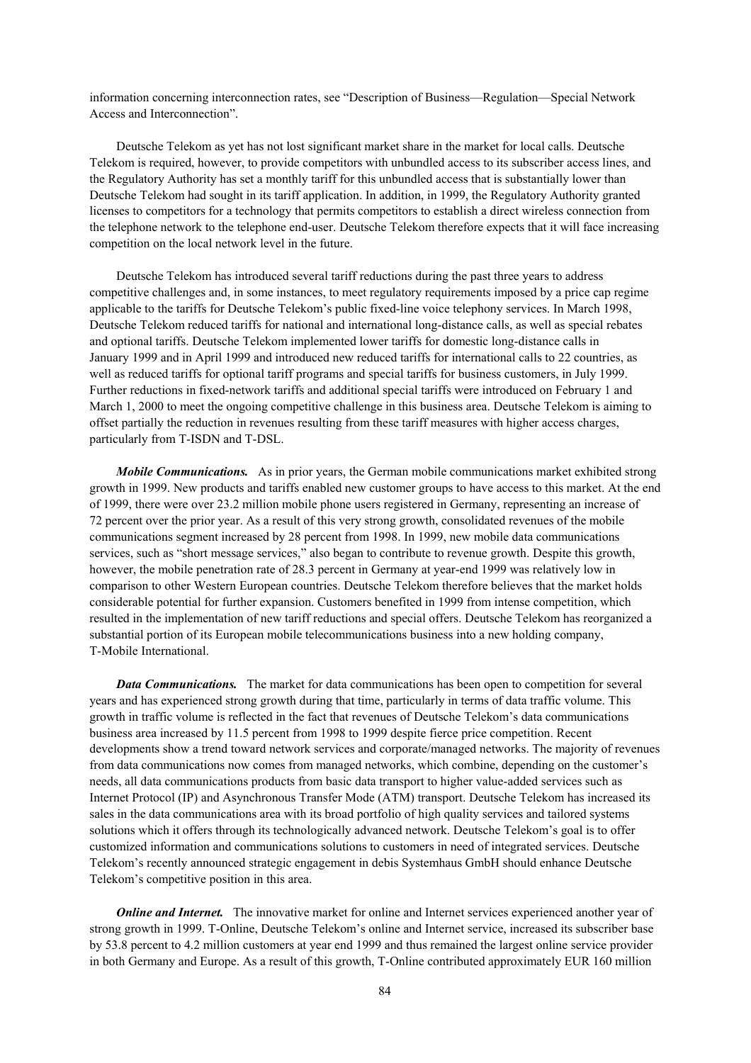information concerning interconnection rates, see "Description of Business—Regulation—Special Network Access and Interconnection".

Deutsche Telekom as yet has not lost significant market share in the market for local calls. Deutsche Telekom is required, however, to provide competitors with unbundled access to its subscriber access lines, and the Regulatory Authority has set a monthly tariff for this unbundled access that is substantially lower than Deutsche Telekom had sought in its tariff application. In addition, in 1999, the Regulatory Authority granted licenses to competitors for a technology that permits competitors to establish a direct wireless connection from the telephone network to the telephone end-user. Deutsche Telekom therefore expects that it will face increasing competition on the local network level in the future.

Deutsche Telekom has introduced several tariff reductions during the past three years to address competitive challenges and, in some instances, to meet regulatory requirements imposed by a price cap regime applicable to the tariffs for Deutsche Telekom's public fixed-line voice telephony services. In March 1998, Deutsche Telekom reduced tariffs for national and international long-distance calls, as well as special rebates and optional tariffs. Deutsche Telekom implemented lower tariffs for domestic long-distance calls in January 1999 and in April 1999 and introduced new reduced tariffs for international calls to 22 countries, as well as reduced tariffs for optional tariff programs and special tariffs for business customers, in July 1999. Further reductions in fixed-network tariffs and additional special tariffs were introduced on February 1 and March 1, 2000 to meet the ongoing competitive challenge in this business area. Deutsche Telekom is aiming to offset partially the reduction in revenues resulting from these tariff measures with higher access charges, particularly from T-ISDN and T-DSL.

***Mobile Communications.*** As in prior years, the German mobile communications market exhibited strong growth in 1999. New products and tariffs enabled new customer groups to have access to this market. At the end of 1999, there were over 23.2 million mobile phone users registered in Germany, representing an increase of 72 percent over the prior year. As a result of this very strong growth, consolidated revenues of the mobile communications segment increased by 28 percent from 1998. In 1999, new mobile data communications services, such as "short message services," also began to contribute to revenue growth. Despite this growth, however, the mobile penetration rate of 28.3 percent in Germany at year-end 1999 was relatively low in comparison to other Western European countries. Deutsche Telekom therefore believes that the market holds considerable potential for further expansion. Customers benefited in 1999 from intense competition, which resulted in the implementation of new tariff reductions and special offers. Deutsche Telekom has reorganized a substantial portion of its European mobile telecommunications business into a new holding company, T-Mobile International.

***Data Communications.*** The market for data communications has been open to competition for several years and has experienced strong growth during that time, particularly in terms of data traffic volume. This growth in traffic volume is reflected in the fact that revenues of Deutsche Telekom's data communications business area increased by 11.5 percent from 1998 to 1999 despite fierce price competition. Recent developments show a trend toward network services and corporate/managed networks. The majority of revenues from data communications now comes from managed networks, which combine, depending on the customer's needs, all data communications products from basic data transport to higher value-added services such as Internet Protocol (IP) and Asynchronous Transfer Mode (ATM) transport. Deutsche Telekom has increased its sales in the data communications area with its broad portfolio of high quality services and tailored systems solutions which it offers through its technologically advanced network. Deutsche Telekom's goal is to offer customized information and communications solutions to customers in need of integrated services. Deutsche Telekom's recently announced strategic engagement in debis Systemhaus GmbH should enhance Deutsche Telekom's competitive position in this area.

***Online and Internet.*** The innovative market for online and Internet services experienced another year of strong growth in 1999. T-Online, Deutsche Telekom's online and Internet service, increased its subscriber base by 53.8 percent to 4.2 million customers at year end 1999 and thus remained the largest online service provider in both Germany and Europe. As a result of this growth, T-Online contributed approximately EUR 160 million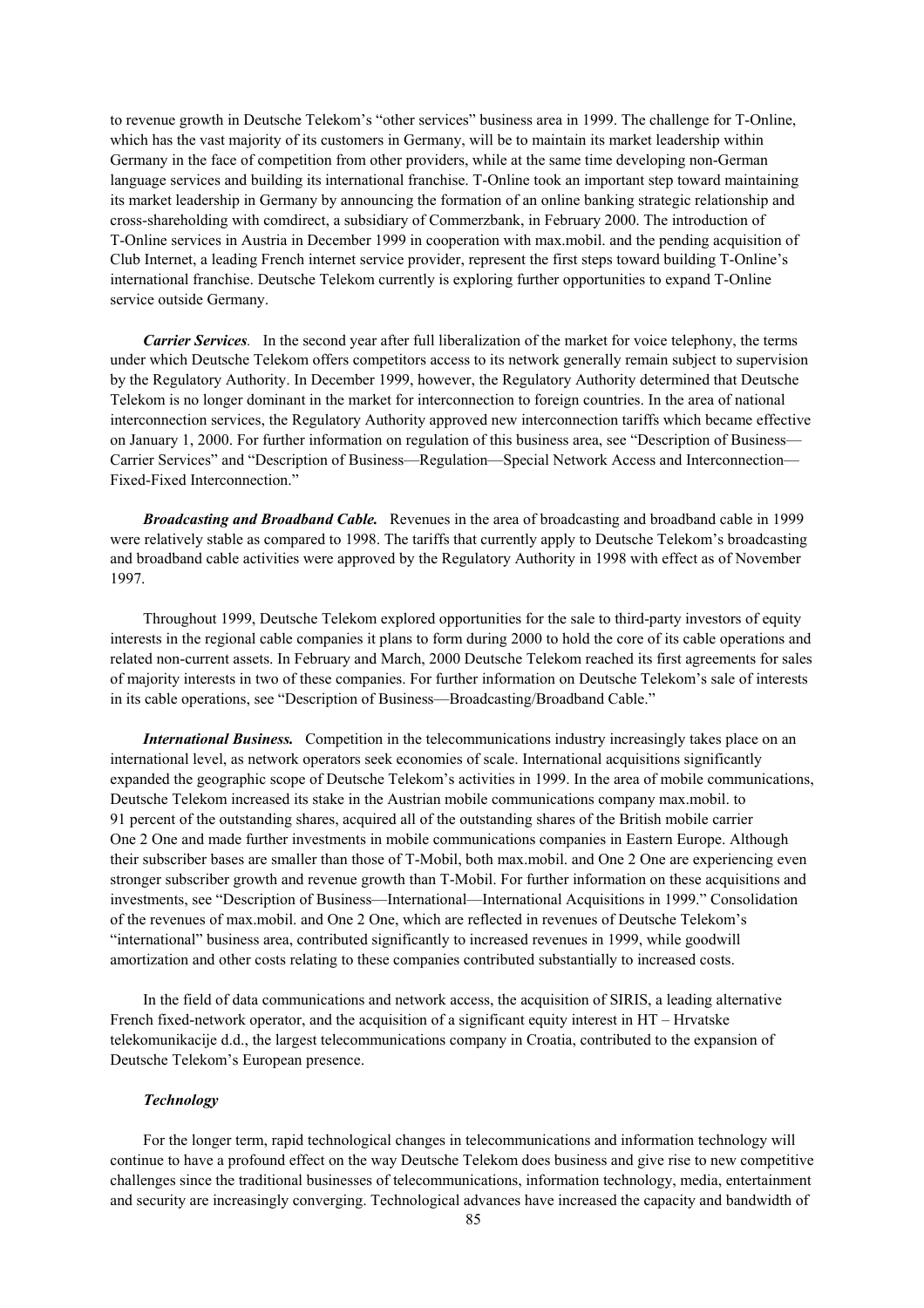to revenue growth in Deutsche Telekom's "other services" business area in 1999. The challenge for T-Online, which has the vast majority of its customers in Germany, will be to maintain its market leadership within Germany in the face of competition from other providers, while at the same time developing non-German language services and building its international franchise. T-Online took an important step toward maintaining its market leadership in Germany by announcing the formation of an online banking strategic relationship and cross-shareholding with comdirect, a subsidiary of Commerzbank, in February 2000. The introduction of T-Online services in Austria in December 1999 in cooperation with max.mobil. and the pending acquisition of Club Internet, a leading French internet service provider, represent the first steps toward building T-Online's international franchise. Deutsche Telekom currently is exploring further opportunities to expand T-Online service outside Germany.

***Carrier Services***. In the second year after full liberalization of the market for voice telephony, the terms under which Deutsche Telekom offers competitors access to its network generally remain subject to supervision by the Regulatory Authority. In December 1999, however, the Regulatory Authority determined that Deutsche Telekom is no longer dominant in the market for interconnection to foreign countries. In the area of national interconnection services, the Regulatory Authority approved new interconnection tariffs which became effective on January 1, 2000. For further information on regulation of this business area, see "Description of Business—Carrier Services" and "Description of Business—Regulation—Special Network Access and Interconnection—Fixed-Fixed Interconnection."

***Broadcasting and Broadband Cable.*** Revenues in the area of broadcasting and broadband cable in 1999 were relatively stable as compared to 1998. The tariffs that currently apply to Deutsche Telekom's broadcasting and broadband cable activities were approved by the Regulatory Authority in 1998 with effect as of November 1997.

Throughout 1999, Deutsche Telekom explored opportunities for the sale to third-party investors of equity interests in the regional cable companies it plans to form during 2000 to hold the core of its cable operations and related non-current assets. In February and March, 2000 Deutsche Telekom reached its first agreements for sales of majority interests in two of these companies. For further information on Deutsche Telekom's sale of interests in its cable operations, see "Description of Business—Broadcasting/Broadband Cable."

***International Business.*** Competition in the telecommunications industry increasingly takes place on an international level, as network operators seek economies of scale. International acquisitions significantly expanded the geographic scope of Deutsche Telekom's activities in 1999. In the area of mobile communications, Deutsche Telekom increased its stake in the Austrian mobile communications company max.mobil. to 91 percent of the outstanding shares, acquired all of the outstanding shares of the British mobile carrier One 2 One and made further investments in mobile communications companies in Eastern Europe. Although their subscriber bases are smaller than those of T-Mobil, both max.mobil. and One 2 One are experiencing even stronger subscriber growth and revenue growth than T-Mobil. For further information on these acquisitions and investments, see "Description of Business—International—International Acquisitions in 1999." Consolidation of the revenues of max.mobil. and One 2 One, which are reflected in revenues of Deutsche Telekom's "international" business area, contributed significantly to increased revenues in 1999, while goodwill amortization and other costs relating to these companies contributed substantially to increased costs.

In the field of data communications and network access, the acquisition of SIRIS, a leading alternative French fixed-network operator, and the acquisition of a significant equity interest in HT – Hrvatske telekomunikacije d.d., the largest telecommunications company in Croatia, contributed to the expansion of Deutsche Telekom's European presence.

### *Technology*

For the longer term, rapid technological changes in telecommunications and information technology will continue to have a profound effect on the way Deutsche Telekom does business and give rise to new competitive challenges since the traditional businesses of telecommunications, information technology, media, entertainment and security are increasingly converging. Technological advances have increased the capacity and bandwidth of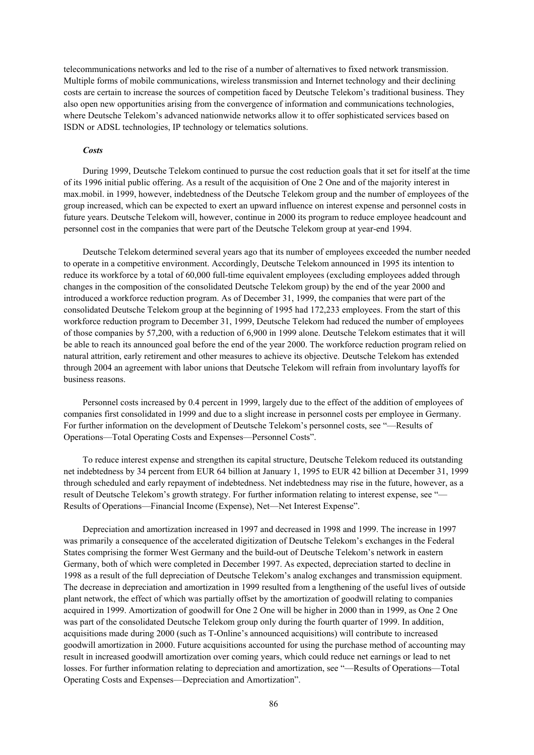telecommunications networks and led to the rise of a number of alternatives to fixed network transmission. Multiple forms of mobile communications, wireless transmission and Internet technology and their declining costs are certain to increase the sources of competition faced by Deutsche Telekom's traditional business. They also open new opportunities arising from the convergence of information and communications technologies, where Deutsche Telekom's advanced nationwide networks allow it to offer sophisticated services based on ISDN or ADSL technologies, IP technology or telematics solutions.

#### *Costs*

During 1999, Deutsche Telekom continued to pursue the cost reduction goals that it set for itself at the time of its 1996 initial public offering. As a result of the acquisition of One 2 One and of the majority interest in max.mobil. in 1999, however, indebtedness of the Deutsche Telekom group and the number of employees of the group increased, which can be expected to exert an upward influence on interest expense and personnel costs in future years. Deutsche Telekom will, however, continue in 2000 its program to reduce employee headcount and personnel cost in the companies that were part of the Deutsche Telekom group at year-end 1994.

Deutsche Telekom determined several years ago that its number of employees exceeded the number needed to operate in a competitive environment. Accordingly, Deutsche Telekom announced in 1995 its intention to reduce its workforce by a total of 60,000 full-time equivalent employees (excluding employees added through changes in the composition of the consolidated Deutsche Telekom group) by the end of the year 2000 and introduced a workforce reduction program. As of December 31, 1999, the companies that were part of the consolidated Deutsche Telekom group at the beginning of 1995 had 172,233 employees. From the start of this workforce reduction program to December 31, 1999, Deutsche Telekom had reduced the number of employees of those companies by 57,200, with a reduction of 6,900 in 1999 alone. Deutsche Telekom estimates that it will be able to reach its announced goal before the end of the year 2000. The workforce reduction program relied on natural attrition, early retirement and other measures to achieve its objective. Deutsche Telekom has extended through 2004 an agreement with labor unions that Deutsche Telekom will refrain from involuntary layoffs for business reasons.

Personnel costs increased by 0.4 percent in 1999, largely due to the effect of the addition of employees of companies first consolidated in 1999 and due to a slight increase in personnel costs per employee in Germany. For further information on the development of Deutsche Telekom's personnel costs, see "—Results of Operations—Total Operating Costs and Expenses—Personnel Costs".

To reduce interest expense and strengthen its capital structure, Deutsche Telekom reduced its outstanding net indebtedness by 34 percent from EUR 64 billion at January 1, 1995 to EUR 42 billion at December 31, 1999 through scheduled and early repayment of indebtedness. Net indebtedness may rise in the future, however, as a result of Deutsche Telekom's growth strategy. For further information relating to interest expense, see "—Results of Operations—Financial Income (Expense), Net—Net Interest Expense".

Depreciation and amortization increased in 1997 and decreased in 1998 and 1999. The increase in 1997 was primarily a consequence of the accelerated digitization of Deutsche Telekom's exchanges in the Federal States comprising the former West Germany and the build-out of Deutsche Telekom's network in eastern Germany, both of which were completed in December 1997. As expected, depreciation started to decline in 1998 as a result of the full depreciation of Deutsche Telekom's analog exchanges and transmission equipment. The decrease in depreciation and amortization in 1999 resulted from a lengthening of the useful lives of outside plant network, the effect of which was partially offset by the amortization of goodwill relating to companies acquired in 1999. Amortization of goodwill for One 2 One will be higher in 2000 than in 1999, as One 2 One was part of the consolidated Deutsche Telekom group only during the fourth quarter of 1999. In addition, acquisitions made during 2000 (such as T-Online's announced acquisitions) will contribute to increased goodwill amortization in 2000. Future acquisitions accounted for using the purchase method of accounting may result in increased goodwill amortization over coming years, which could reduce net earnings or lead to net losses. For further information relating to depreciation and amortization, see "—Results of Operations—Total Operating Costs and Expenses—Depreciation and Amortization".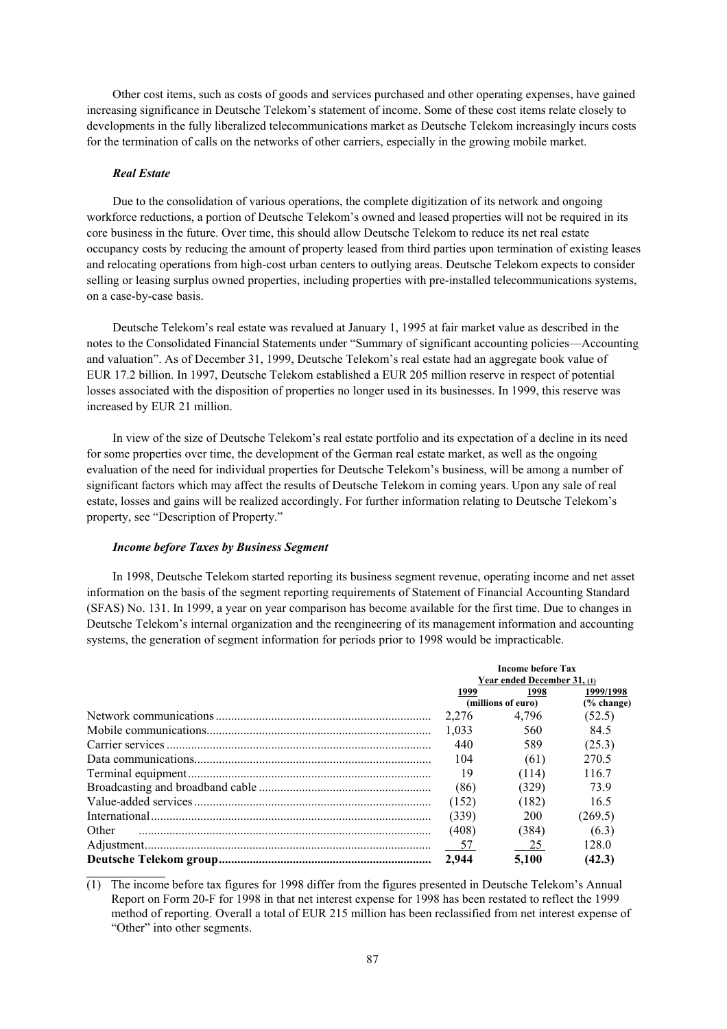Other cost items, such as costs of goods and services purchased and other operating expenses, have gained increasing significance in Deutsche Telekom's statement of income. Some of these cost items relate closely to developments in the fully liberalized telecommunications market as Deutsche Telekom increasingly incurs costs for the termination of calls on the networks of other carriers, especially in the growing mobile market.

### *Real Estate*

Due to the consolidation of various operations, the complete digitization of its network and ongoing workforce reductions, a portion of Deutsche Telekom's owned and leased properties will not be required in its core business in the future. Over time, this should allow Deutsche Telekom to reduce its net real estate occupancy costs by reducing the amount of property leased from third parties upon termination of existing leases and relocating operations from high-cost urban centers to outlying areas. Deutsche Telekom expects to consider selling or leasing surplus owned properties, including properties with pre-installed telecommunications systems, on a case-by-case basis.

Deutsche Telekom's real estate was revalued at January 1, 1995 at fair market value as described in the notes to the Consolidated Financial Statements under "Summary of significant accounting policies—Accounting and valuation". As of December 31, 1999, Deutsche Telekom's real estate had an aggregate book value of EUR 17.2 billion. In 1997, Deutsche Telekom established a EUR 205 million reserve in respect of potential losses associated with the disposition of properties no longer used in its businesses. In 1999, this reserve was increased by EUR 21 million.

In view of the size of Deutsche Telekom's real estate portfolio and its expectation of a decline in its need for some properties over time, the development of the German real estate market, as well as the ongoing evaluation of the need for individual properties for Deutsche Telekom's business, will be among a number of significant factors which may affect the results of Deutsche Telekom in coming years. Upon any sale of real estate, losses and gains will be realized accordingly. For further information relating to Deutsche Telekom's property, see "Description of Property."

### *Income before Taxes by Business Segment*

In 1998, Deutsche Telekom started reporting its business segment revenue, operating income and net asset information on the basis of the segment reporting requirements of Statement of Financial Accounting Standard (SFAS) No. 131. In 1999, a year on year comparison has become available for the first time. Due to changes in Deutsche Telekom's internal organization and the reengineering of its management information and accounting systems, the generation of segment information for periods prior to 1998 would be impracticable.

| | Income before Tax Year ended December 31, (1) | | |
|---|---|---|---|
| | 1999 | 1998 | 1999/1998 |
| | (millions of euro) | | (% change) |
| Network communications | 2,276 | 4,796 | (52.5) |
| Mobile communications | 1,033 | 560 | 84.5 |
| Carrier services | 440 | 589 | (25.3) |
| Data communications | 104 | (61) | 270.5 |
| Terminal equipment | 19 | (114) | 116.7 |
| Broadcasting and broadband cable | (86) | (329) | 73.9 |
| Value-added services | (152) | (182) | 16.5 |
| International | (339) | 200 | (269.5) |
| Other | (408) | (384) | (6.3) |
| Adjustment | 57 | 25 | 128.0 |
| **Deutsche Telekom group** | **2,944** | **5,100** | **(42.3)** |

(1) The income before tax figures for 1998 differ from the figures presented in Deutsche Telekom's Annual Report on Form 20-F for 1998 in that net interest expense for 1998 has been restated to reflect the 1999 method of reporting. Overall a total of EUR 215 million has been reclassified from net interest expense of "Other" into other segments.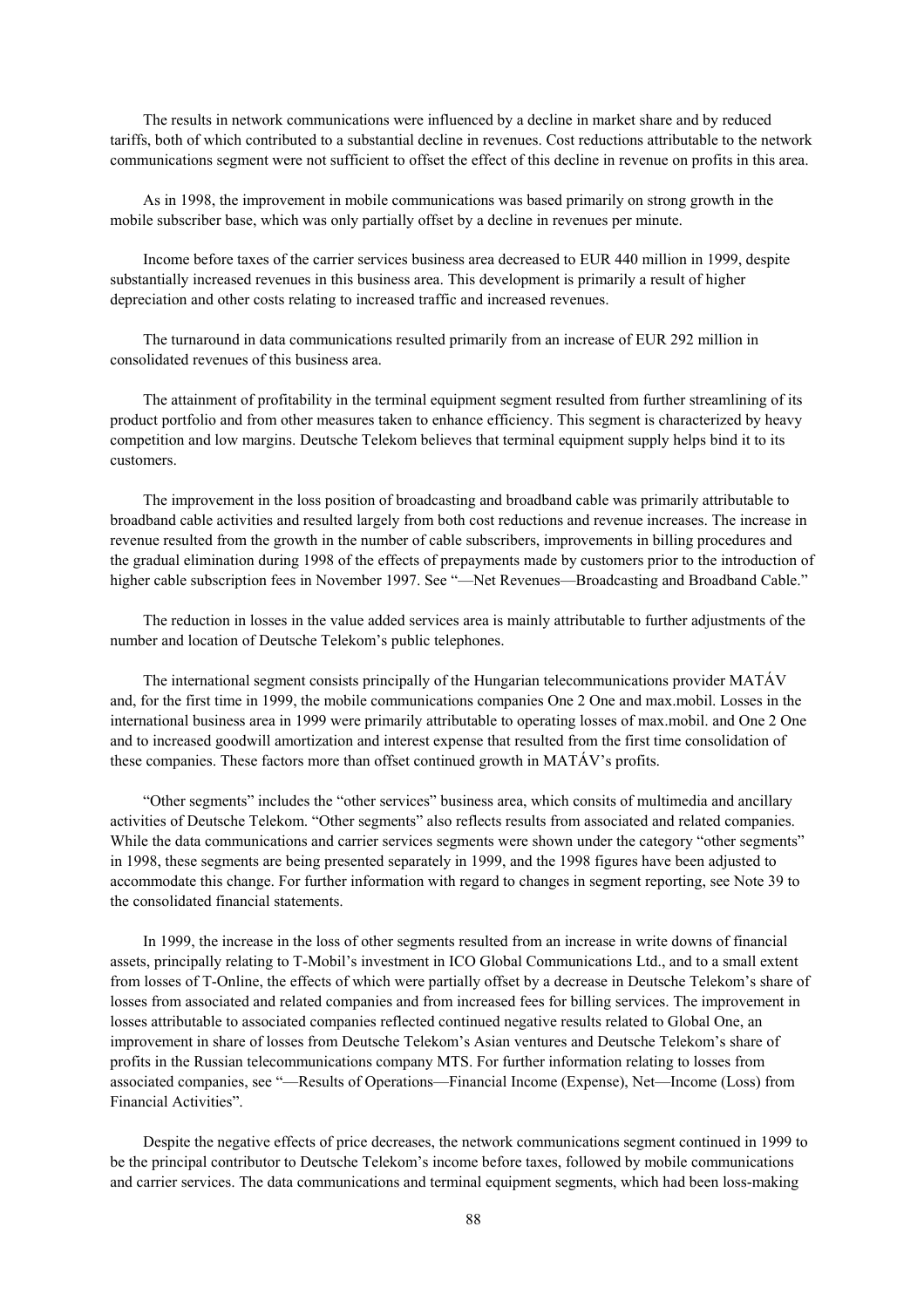The results in network communications were influenced by a decline in market share and by reduced tariffs, both of which contributed to a substantial decline in revenues. Cost reductions attributable to the network communications segment were not sufficient to offset the effect of this decline in revenue on profits in this area.

As in 1998, the improvement in mobile communications was based primarily on strong growth in the mobile subscriber base, which was only partially offset by a decline in revenues per minute.

Income before taxes of the carrier services business area decreased to EUR 440 million in 1999, despite substantially increased revenues in this business area. This development is primarily a result of higher depreciation and other costs relating to increased traffic and increased revenues.

The turnaround in data communications resulted primarily from an increase of EUR 292 million in consolidated revenues of this business area.

The attainment of profitability in the terminal equipment segment resulted from further streamlining of its product portfolio and from other measures taken to enhance efficiency. This segment is characterized by heavy competition and low margins. Deutsche Telekom believes that terminal equipment supply helps bind it to its customers.

The improvement in the loss position of broadcasting and broadband cable was primarily attributable to broadband cable activities and resulted largely from both cost reductions and revenue increases. The increase in revenue resulted from the growth in the number of cable subscribers, improvements in billing procedures and the gradual elimination during 1998 of the effects of prepayments made by customers prior to the introduction of higher cable subscription fees in November 1997. See "—Net Revenues—Broadcasting and Broadband Cable."

The reduction in losses in the value added services area is mainly attributable to further adjustments of the number and location of Deutsche Telekom's public telephones.

The international segment consists principally of the Hungarian telecommunications provider MATÁV and, for the first time in 1999, the mobile communications companies One 2 One and max.mobil. Losses in the international business area in 1999 were primarily attributable to operating losses of max.mobil. and One 2 One and to increased goodwill amortization and interest expense that resulted from the first time consolidation of these companies. These factors more than offset continued growth in MATÁV's profits.

"Other segments" includes the "other services" business area, which consits of multimedia and ancillary activities of Deutsche Telekom. "Other segments" also reflects results from associated and related companies. While the data communications and carrier services segments were shown under the category "other segments" in 1998, these segments are being presented separately in 1999, and the 1998 figures have been adjusted to accommodate this change. For further information with regard to changes in segment reporting, see Note 39 to the consolidated financial statements.

In 1999, the increase in the loss of other segments resulted from an increase in write downs of financial assets, principally relating to T-Mobil's investment in ICO Global Communications Ltd., and to a small extent from losses of T-Online, the effects of which were partially offset by a decrease in Deutsche Telekom's share of losses from associated and related companies and from increased fees for billing services. The improvement in losses attributable to associated companies reflected continued negative results related to Global One, an improvement in share of losses from Deutsche Telekom's Asian ventures and Deutsche Telekom's share of profits in the Russian telecommunications company MTS. For further information relating to losses from associated companies, see "—Results of Operations—Financial Income (Expense), Net—Income (Loss) from Financial Activities".

Despite the negative effects of price decreases, the network communications segment continued in 1999 to be the principal contributor to Deutsche Telekom's income before taxes, followed by mobile communications and carrier services. The data communications and terminal equipment segments, which had been loss-making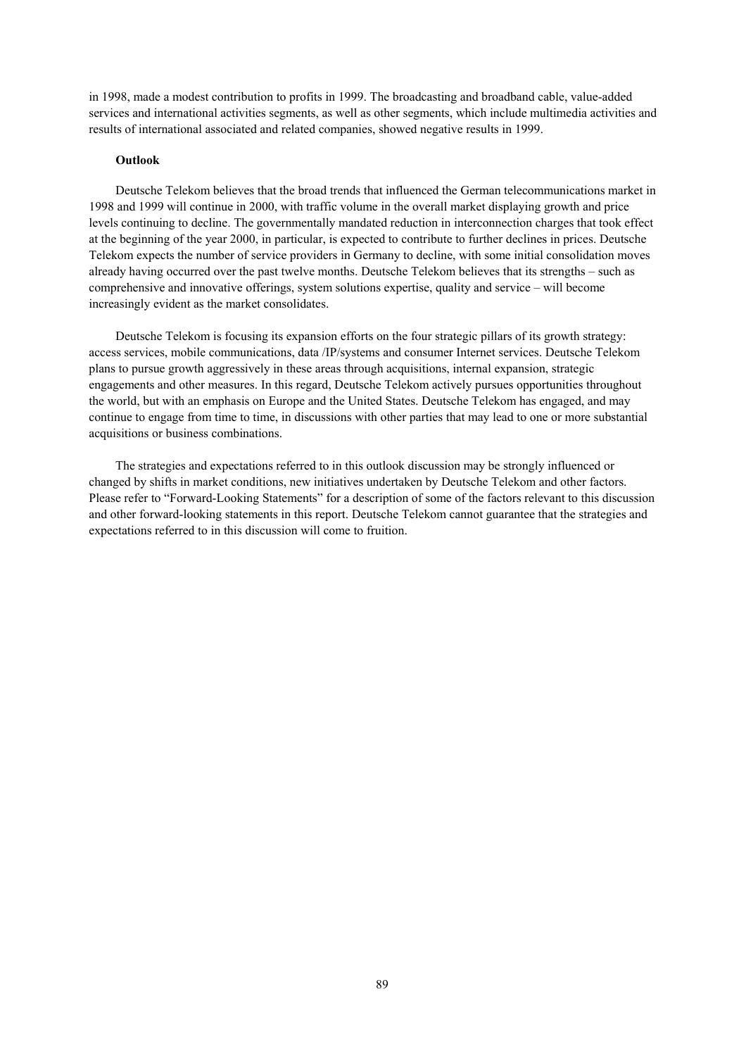in 1998, made a modest contribution to profits in 1999. The broadcasting and broadband cable, value-added services and international activities segments, as well as other segments, which include multimedia activities and results of international associated and related companies, showed negative results in 1999.

**Outlook**

Deutsche Telekom believes that the broad trends that influenced the German telecommunications market in 1998 and 1999 will continue in 2000, with traffic volume in the overall market displaying growth and price levels continuing to decline. The governmentally mandated reduction in interconnection charges that took effect at the beginning of the year 2000, in particular, is expected to contribute to further declines in prices. Deutsche Telekom expects the number of service providers in Germany to decline, with some initial consolidation moves already having occurred over the past twelve months. Deutsche Telekom believes that its strengths – such as comprehensive and innovative offerings, system solutions expertise, quality and service – will become increasingly evident as the market consolidates.

Deutsche Telekom is focusing its expansion efforts on the four strategic pillars of its growth strategy: access services, mobile communications, data /IP/systems and consumer Internet services. Deutsche Telekom plans to pursue growth aggressively in these areas through acquisitions, internal expansion, strategic engagements and other measures. In this regard, Deutsche Telekom actively pursues opportunities throughout the world, but with an emphasis on Europe and the United States. Deutsche Telekom has engaged, and may continue to engage from time to time, in discussions with other parties that may lead to one or more substantial acquisitions or business combinations.

The strategies and expectations referred to in this outlook discussion may be strongly influenced or changed by shifts in market conditions, new initiatives undertaken by Deutsche Telekom and other factors. Please refer to "Forward-Looking Statements" for a description of some of the factors relevant to this discussion and other forward-looking statements in this report. Deutsche Telekom cannot guarantee that the strategies and expectations referred to in this discussion will come to fruition.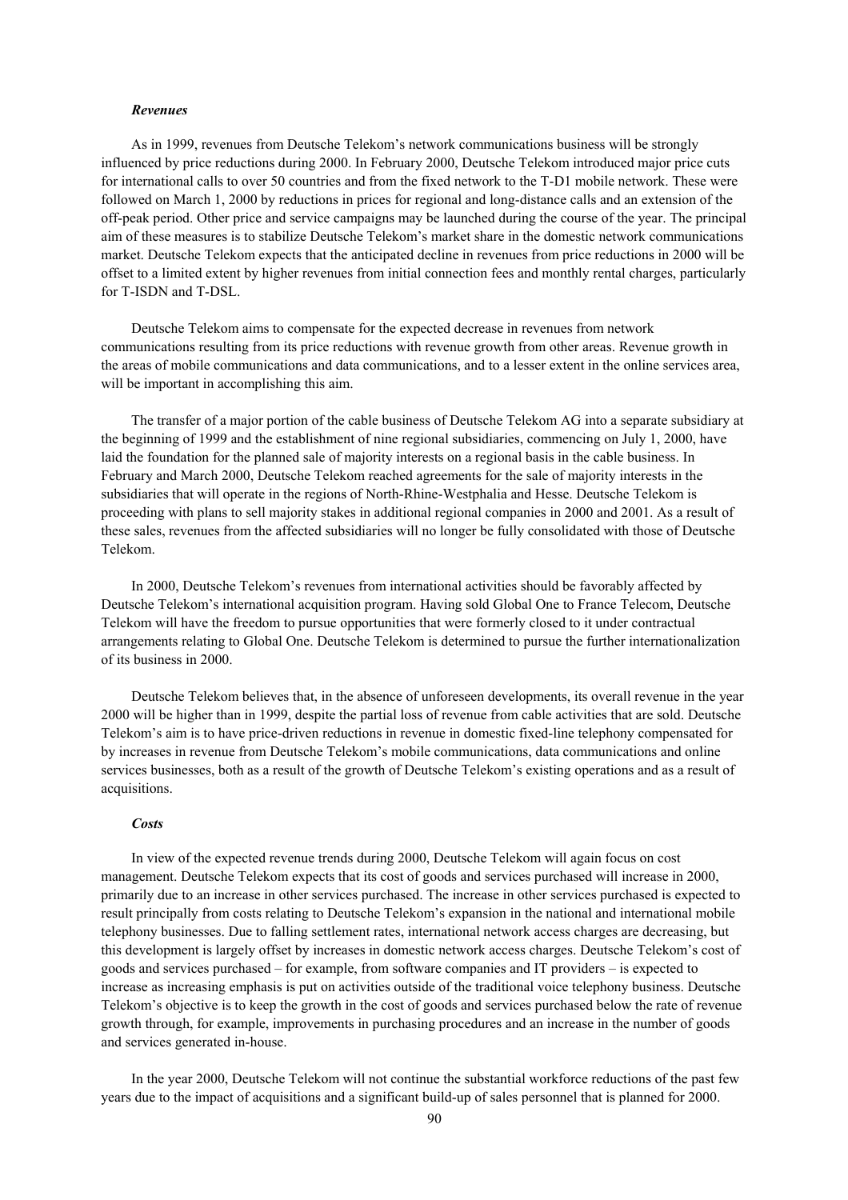*Revenues*

As in 1999, revenues from Deutsche Telekom's network communications business will be strongly influenced by price reductions during 2000. In February 2000, Deutsche Telekom introduced major price cuts for international calls to over 50 countries and from the fixed network to the T-D1 mobile network. These were followed on March 1, 2000 by reductions in prices for regional and long-distance calls and an extension of the off-peak period. Other price and service campaigns may be launched during the course of the year. The principal aim of these measures is to stabilize Deutsche Telekom's market share in the domestic network communications market. Deutsche Telekom expects that the anticipated decline in revenues from price reductions in 2000 will be offset to a limited extent by higher revenues from initial connection fees and monthly rental charges, particularly for T-ISDN and T-DSL.

Deutsche Telekom aims to compensate for the expected decrease in revenues from network communications resulting from its price reductions with revenue growth from other areas. Revenue growth in the areas of mobile communications and data communications, and to a lesser extent in the online services area, will be important in accomplishing this aim.

The transfer of a major portion of the cable business of Deutsche Telekom AG into a separate subsidiary at the beginning of 1999 and the establishment of nine regional subsidiaries, commencing on July 1, 2000, have laid the foundation for the planned sale of majority interests on a regional basis in the cable business. In February and March 2000, Deutsche Telekom reached agreements for the sale of majority interests in the subsidiaries that will operate in the regions of North-Rhine-Westphalia and Hesse. Deutsche Telekom is proceeding with plans to sell majority stakes in additional regional companies in 2000 and 2001. As a result of these sales, revenues from the affected subsidiaries will no longer be fully consolidated with those of Deutsche Telekom.

In 2000, Deutsche Telekom's revenues from international activities should be favorably affected by Deutsche Telekom's international acquisition program. Having sold Global One to France Telecom, Deutsche Telekom will have the freedom to pursue opportunities that were formerly closed to it under contractual arrangements relating to Global One. Deutsche Telekom is determined to pursue the further internationalization of its business in 2000.

Deutsche Telekom believes that, in the absence of unforeseen developments, its overall revenue in the year 2000 will be higher than in 1999, despite the partial loss of revenue from cable activities that are sold. Deutsche Telekom's aim is to have price-driven reductions in revenue in domestic fixed-line telephony compensated for by increases in revenue from Deutsche Telekom's mobile communications, data communications and online services businesses, both as a result of the growth of Deutsche Telekom's existing operations and as a result of acquisitions.

*Costs*

In view of the expected revenue trends during 2000, Deutsche Telekom will again focus on cost management. Deutsche Telekom expects that its cost of goods and services purchased will increase in 2000, primarily due to an increase in other services purchased. The increase in other services purchased is expected to result principally from costs relating to Deutsche Telekom's expansion in the national and international mobile telephony businesses. Due to falling settlement rates, international network access charges are decreasing, but this development is largely offset by increases in domestic network access charges. Deutsche Telekom's cost of goods and services purchased – for example, from software companies and IT providers – is expected to increase as increasing emphasis is put on activities outside of the traditional voice telephony business. Deutsche Telekom's objective is to keep the growth in the cost of goods and services purchased below the rate of revenue growth through, for example, improvements in purchasing procedures and an increase in the number of goods and services generated in-house.

In the year 2000, Deutsche Telekom will not continue the substantial workforce reductions of the past few years due to the impact of acquisitions and a significant build-up of sales personnel that is planned for 2000.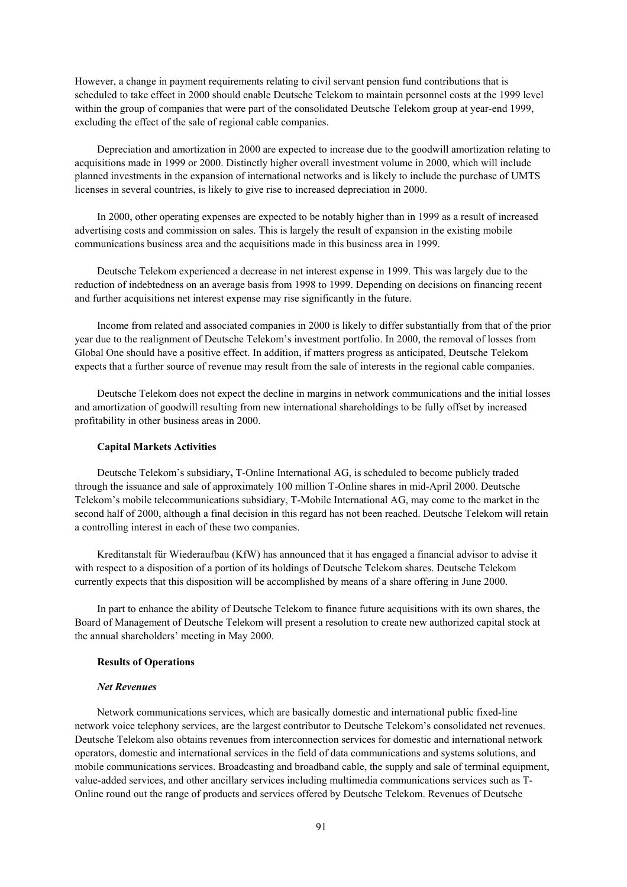However, a change in payment requirements relating to civil servant pension fund contributions that is scheduled to take effect in 2000 should enable Deutsche Telekom to maintain personnel costs at the 1999 level within the group of companies that were part of the consolidated Deutsche Telekom group at year-end 1999, excluding the effect of the sale of regional cable companies.

Depreciation and amortization in 2000 are expected to increase due to the goodwill amortization relating to acquisitions made in 1999 or 2000. Distinctly higher overall investment volume in 2000, which will include planned investments in the expansion of international networks and is likely to include the purchase of UMTS licenses in several countries, is likely to give rise to increased depreciation in 2000.

In 2000, other operating expenses are expected to be notably higher than in 1999 as a result of increased advertising costs and commission on sales. This is largely the result of expansion in the existing mobile communications business area and the acquisitions made in this business area in 1999.

Deutsche Telekom experienced a decrease in net interest expense in 1999. This was largely due to the reduction of indebtedness on an average basis from 1998 to 1999. Depending on decisions on financing recent and further acquisitions net interest expense may rise significantly in the future.

Income from related and associated companies in 2000 is likely to differ substantially from that of the prior year due to the realignment of Deutsche Telekom's investment portfolio. In 2000, the removal of losses from Global One should have a positive effect. In addition, if matters progress as anticipated, Deutsche Telekom expects that a further source of revenue may result from the sale of interests in the regional cable companies.

Deutsche Telekom does not expect the decline in margins in network communications and the initial losses and amortization of goodwill resulting from new international shareholdings to be fully offset by increased profitability in other business areas in 2000.

#### Capital Markets Activities

Deutsche Telekom's subsidiary, T-Online International AG, is scheduled to become publicly traded through the issuance and sale of approximately 100 million T-Online shares in mid-April 2000. Deutsche Telekom's mobile telecommunications subsidiary, T-Mobile International AG, may come to the market in the second half of 2000, although a final decision in this regard has not been reached. Deutsche Telekom will retain a controlling interest in each of these two companies.

Kreditanstalt für Wiederaufbau (KfW) has announced that it has engaged a financial advisor to advise it with respect to a disposition of a portion of its holdings of Deutsche Telekom shares. Deutsche Telekom currently expects that this disposition will be accomplished by means of a share offering in June 2000.

In part to enhance the ability of Deutsche Telekom to finance future acquisitions with its own shares, the Board of Management of Deutsche Telekom will present a resolution to create new authorized capital stock at the annual shareholders' meeting in May 2000.

#### Results of Operations

##### *Net Revenues*

Network communications services, which are basically domestic and international public fixed-line network voice telephony services, are the largest contributor to Deutsche Telekom's consolidated net revenues. Deutsche Telekom also obtains revenues from interconnection services for domestic and international network operators, domestic and international services in the field of data communications and systems solutions, and mobile communications services. Broadcasting and broadband cable, the supply and sale of terminal equipment, value-added services, and other ancillary services including multimedia communications services such as T-Online round out the range of products and services offered by Deutsche Telekom. Revenues of Deutsche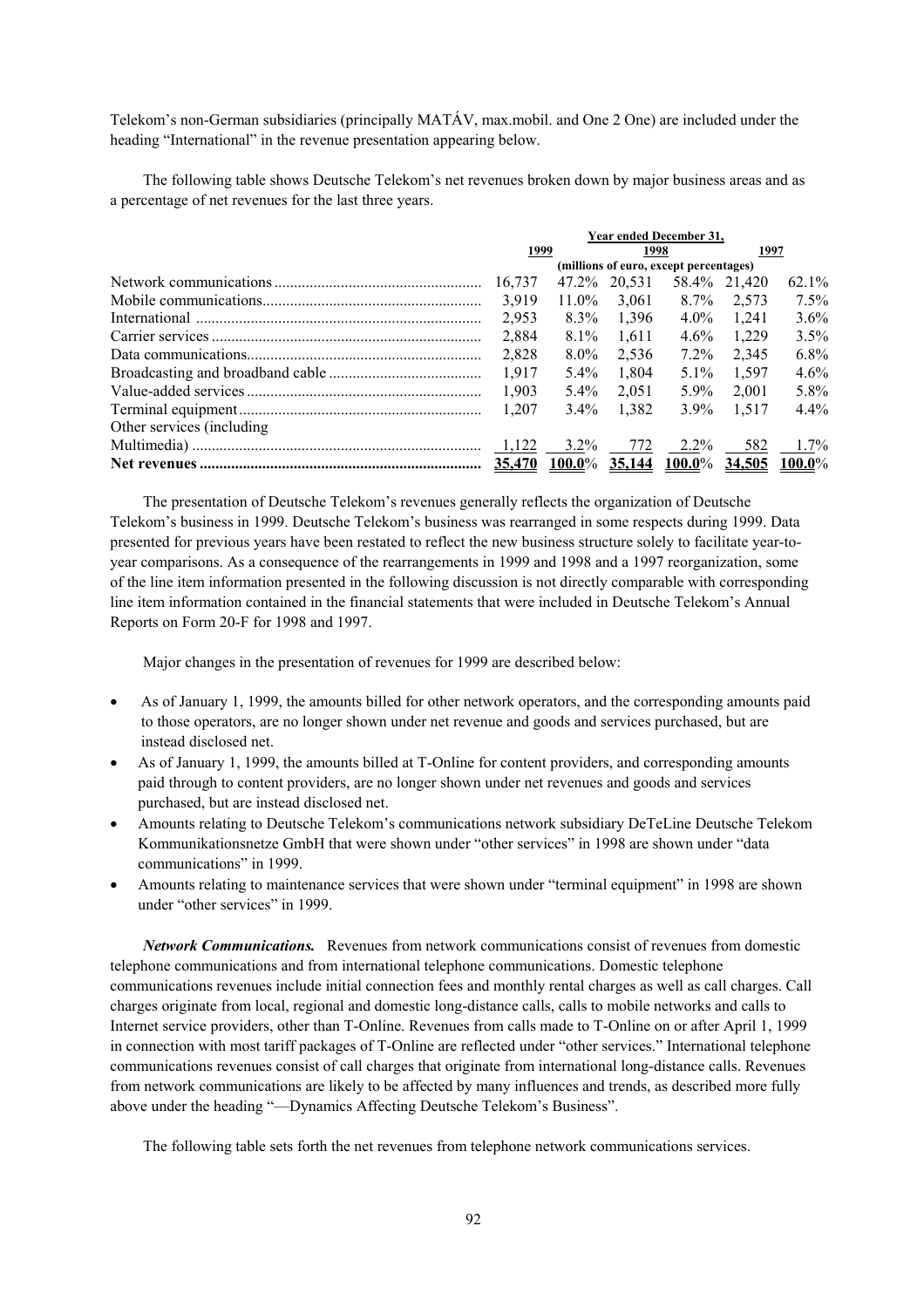Telekom's non-German subsidiaries (principally MATÁV, max.mobil. and One 2 One) are included under the heading "International" in the revenue presentation appearing below.

The following table shows Deutsche Telekom's net revenues broken down by major business areas and as a percentage of net revenues for the last three years.

| | Year ended December 31, | | | | | |
|---|---|---|---|---|---|---|
| | 1999 | | 1998 | | 1997 | |
| | (millions of euro, except percentages) | | | | | |
| Network communications | 16,737 | 47.2% | 20,531 | 58.4% | 21,420 | 62.1% |
| Mobile communications | 3,919 | 11.0% | 3,061 | 8.7% | 2,573 | 7.5% |
| International | 2,953 | 8.3% | 1,396 | 4.0% | 1,241 | 3.6% |
| Carrier services | 2,884 | 8.1% | 1,611 | 4.6% | 1,229 | 3.5% |
| Data communications | 2,828 | 8.0% | 2,536 | 7.2% | 2,345 | 6.8% |
| Broadcasting and broadband cable | 1,917 | 5.4% | 1,804 | 5.1% | 1,597 | 4.6% |
| Value-added services | 1,903 | 5.4% | 2,051 | 5.9% | 2,001 | 5.8% |
| Terminal equipment | 1,207 | 3.4% | 1,382 | 3.9% | 1,517 | 4.4% |
| Other services (including Multimedia) | 1,122 | 3.2% | 772 | 2.2% | 582 | 1.7% |
| **Net revenues** | **35,470** | **100.0**% | **35,144** | **100.0**% | **34,505** | **100.0**% |

The presentation of Deutsche Telekom's revenues generally reflects the organization of Deutsche Telekom's business in 1999. Deutsche Telekom's business was rearranged in some respects during 1999. Data presented for previous years have been restated to reflect the new business structure solely to facilitate year-to-year comparisons. As a consequence of the rearrangements in 1999 and 1998 and a 1997 reorganization, some of the line item information presented in the following discussion is not directly comparable with corresponding line item information contained in the financial statements that were included in Deutsche Telekom's Annual Reports on Form 20-F for 1998 and 1997.

Major changes in the presentation of revenues for 1999 are described below:

- As of January 1, 1999, the amounts billed for other network operators, and the corresponding amounts paid to those operators, are no longer shown under net revenue and goods and services purchased, but are instead disclosed net.
- As of January 1, 1999, the amounts billed at T-Online for content providers, and corresponding amounts paid through to content providers, are no longer shown under net revenues and goods and services purchased, but are instead disclosed net.
- Amounts relating to Deutsche Telekom's communications network subsidiary DeTeLine Deutsche Telekom Kommunikationsnetze GmbH that were shown under "other services" in 1998 are shown under "data communications" in 1999.
- Amounts relating to maintenance services that were shown under "terminal equipment" in 1998 are shown under "other services" in 1999.

***Network Communications.*** Revenues from network communications consist of revenues from domestic telephone communications and from international telephone communications. Domestic telephone communications revenues include initial connection fees and monthly rental charges as well as call charges. Call charges originate from local, regional and domestic long-distance calls, calls to mobile networks and calls to Internet service providers, other than T-Online. Revenues from calls made to T-Online on or after April 1, 1999 in connection with most tariff packages of T-Online are reflected under "other services." International telephone communications revenues consist of call charges that originate from international long-distance calls. Revenues from network communications are likely to be affected by many influences and trends, as described more fully above under the heading "—Dynamics Affecting Deutsche Telekom's Business".

The following table sets forth the net revenues from telephone network communications services.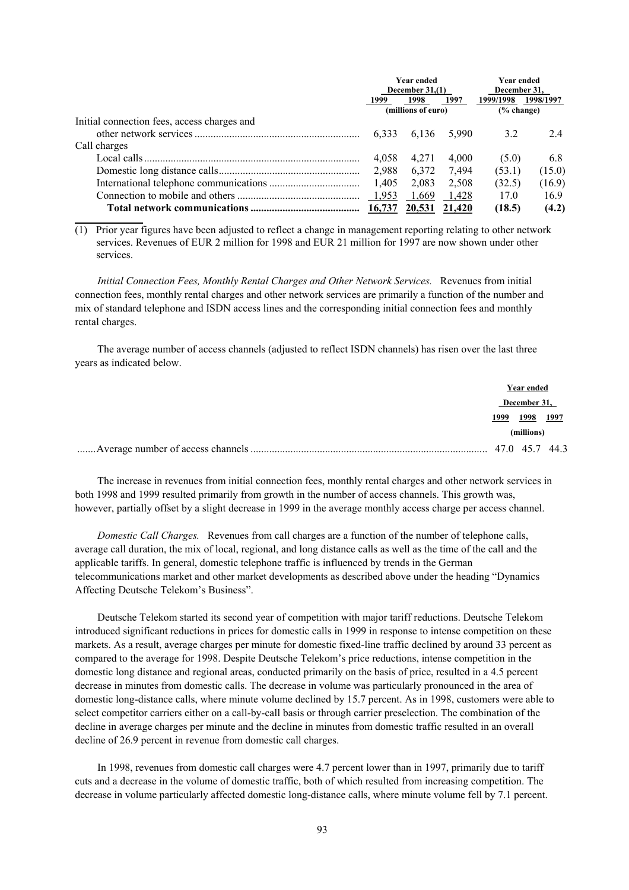| | Year ended December 31,(1) | | | Year ended December 31, | |
|---|---|---|---|---|---|
| | 1999 | 1998 | 1997 | 1999/1998 | 1998/1997 |
| | (millions of euro) | | | (% change) | |
| Initial connection fees, access charges and other network services | 6,333 | 6,136 | 5,990 | 3.2 | 2.4 |
| Call charges | | | | | |
| Local calls | 4,058 | 4,271 | 4,000 | (5.0) | 6.8 |
| Domestic long distance calls | 2,988 | 6,372 | 7,494 | (53.1) | (15.0) |
| International telephone communications | 1,405 | 2,083 | 2,508 | (32.5) | (16.9) |
| Connection to mobile and others | 1,953 | 1,669 | 1,428 | 17.0 | 16.9 |
| **Total network communications** | **16,737** | **20,531** | **21,420** | **(18.5)** | **(4.2)** |

(1) Prior year figures have been adjusted to reflect a change in management reporting relating to other network services. Revenues of EUR 2 million for 1998 and EUR 21 million for 1997 are now shown under other services.

*Initial Connection Fees, Monthly Rental Charges and Other Network Services.* Revenues from initial connection fees, monthly rental charges and other network services are primarily a function of the number and mix of standard telephone and ISDN access lines and the corresponding initial connection fees and monthly rental charges.

The average number of access channels (adjusted to reflect ISDN channels) has risen over the last three years as indicated below.

| | Year ended December 31, | | |
|---|---|---|---|
| | 1999 | 1998 | 1997 |
| | (millions) | | |
| Average number of access channels | 47.0 | 45.7 | 44.3 |

The increase in revenues from initial connection fees, monthly rental charges and other network services in both 1998 and 1999 resulted primarily from growth in the number of access channels. This growth was, however, partially offset by a slight decrease in 1999 in the average monthly access charge per access channel.

*Domestic Call Charges.* Revenues from call charges are a function of the number of telephone calls, average call duration, the mix of local, regional, and long distance calls as well as the time of the call and the applicable tariffs. In general, domestic telephone traffic is influenced by trends in the German telecommunications market and other market developments as described above under the heading "Dynamics Affecting Deutsche Telekom's Business".

Deutsche Telekom started its second year of competition with major tariff reductions. Deutsche Telekom introduced significant reductions in prices for domestic calls in 1999 in response to intense competition on these markets. As a result, average charges per minute for domestic fixed-line traffic declined by around 33 percent as compared to the average for 1998. Despite Deutsche Telekom's price reductions, intense competition in the domestic long distance and regional areas, conducted primarily on the basis of price, resulted in a 4.5 percent decrease in minutes from domestic calls. The decrease in volume was particularly pronounced in the area of domestic long-distance calls, where minute volume declined by 15.7 percent. As in 1998, customers were able to select competitor carriers either on a call-by-call basis or through carrier preselection. The combination of the decline in average charges per minute and the decline in minutes from domestic traffic resulted in an overall decline of 26.9 percent in revenue from domestic call charges.

In 1998, revenues from domestic call charges were 4.7 percent lower than in 1997, primarily due to tariff cuts and a decrease in the volume of domestic traffic, both of which resulted from increasing competition. The decrease in volume particularly affected domestic long-distance calls, where minute volume fell by 7.1 percent.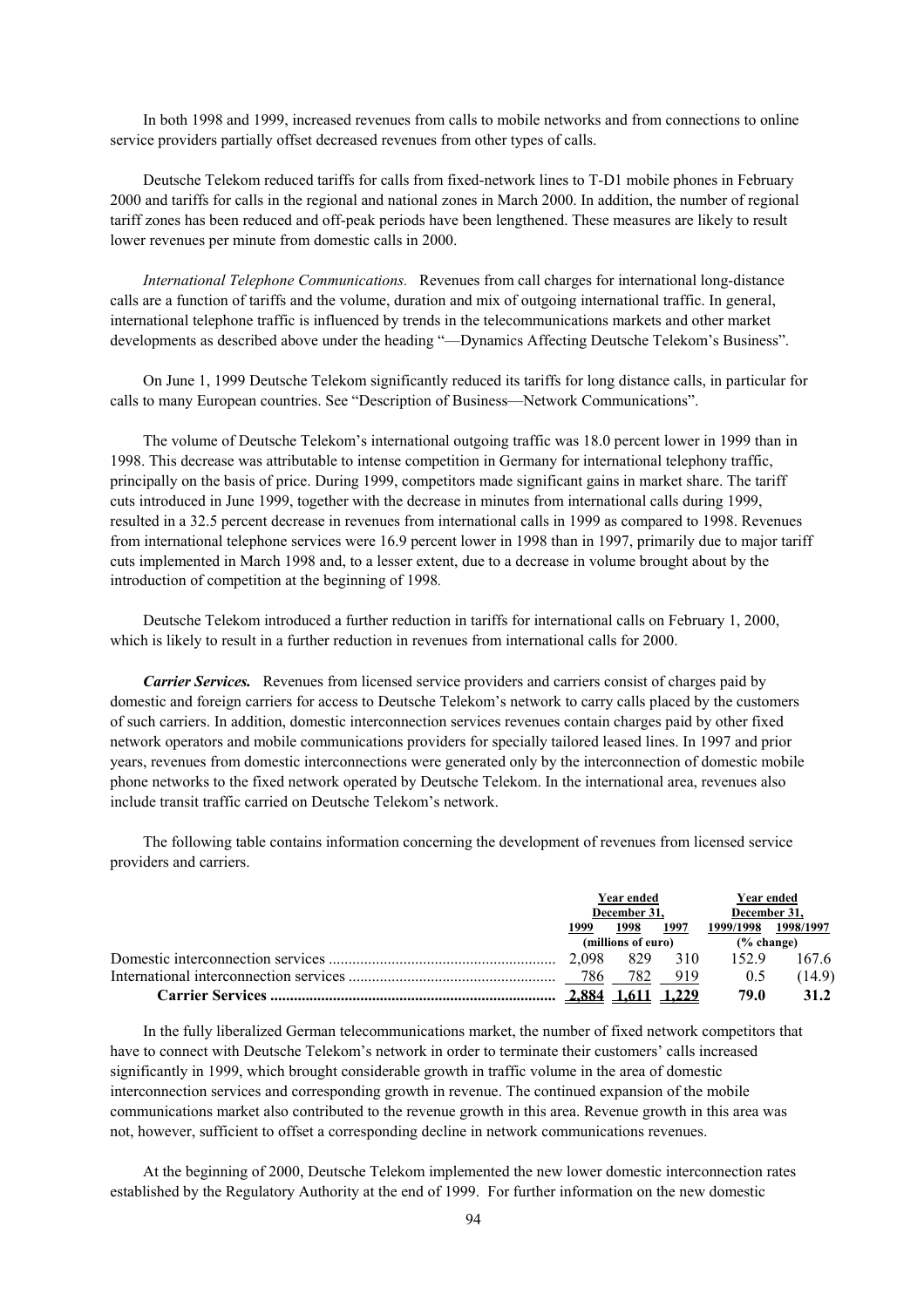In both 1998 and 1999, increased revenues from calls to mobile networks and from connections to online service providers partially offset decreased revenues from other types of calls.

Deutsche Telekom reduced tariffs for calls from fixed-network lines to T-D1 mobile phones in February 2000 and tariffs for calls in the regional and national zones in March 2000. In addition, the number of regional tariff zones has been reduced and off-peak periods have been lengthened. These measures are likely to result lower revenues per minute from domestic calls in 2000.

*International Telephone Communications.* Revenues from call charges for international long-distance calls are a function of tariffs and the volume, duration and mix of outgoing international traffic. In general, international telephone traffic is influenced by trends in the telecommunications markets and other market developments as described above under the heading "—Dynamics Affecting Deutsche Telekom's Business".

On June 1, 1999 Deutsche Telekom significantly reduced its tariffs for long distance calls, in particular for calls to many European countries. See "Description of Business—Network Communications".

The volume of Deutsche Telekom's international outgoing traffic was 18.0 percent lower in 1999 than in 1998. This decrease was attributable to intense competition in Germany for international telephony traffic, principally on the basis of price. During 1999, competitors made significant gains in market share. The tariff cuts introduced in June 1999, together with the decrease in minutes from international calls during 1999, resulted in a 32.5 percent decrease in revenues from international calls in 1999 as compared to 1998. Revenues from international telephone services were 16.9 percent lower in 1998 than in 1997, primarily due to major tariff cuts implemented in March 1998 and, to a lesser extent, due to a decrease in volume brought about by the introduction of competition at the beginning of 1998.

Deutsche Telekom introduced a further reduction in tariffs for international calls on February 1, 2000, which is likely to result in a further reduction in revenues from international calls for 2000.

***Carrier Services.*** Revenues from licensed service providers and carriers consist of charges paid by domestic and foreign carriers for access to Deutsche Telekom's network to carry calls placed by the customers of such carriers. In addition, domestic interconnection services revenues contain charges paid by other fixed network operators and mobile communications providers for specially tailored leased lines. In 1997 and prior years, revenues from domestic interconnections were generated only by the interconnection of domestic mobile phone networks to the fixed network operated by Deutsche Telekom. In the international area, revenues also include transit traffic carried on Deutsche Telekom's network.

The following table contains information concerning the development of revenues from licensed service providers and carriers.

| | Year ended December 31, | | | Year ended December 31, | |
|---|---|---|---|---|---|
| | 1999 | 1998 | 1997 | 1999/1998 | 1998/1997 |
| | (millions of euro) | | | (% change) | |
| Domestic interconnection services | 2,098 | 829 | 310 | 152.9 | 167.6 |
| International interconnection services | 786 | 782 | 919 | 0.5 | (14.9) |
| **Carrier Services** | **2,884** | **1,611** | **1,229** | **79.0** | **31.2** |

In the fully liberalized German telecommunications market, the number of fixed network competitors that have to connect with Deutsche Telekom's network in order to terminate their customers' calls increased significantly in 1999, which brought considerable growth in traffic volume in the area of domestic interconnection services and corresponding growth in revenue. The continued expansion of the mobile communications market also contributed to the revenue growth in this area. Revenue growth in this area was not, however, sufficient to offset a corresponding decline in network communications revenues.

At the beginning of 2000, Deutsche Telekom implemented the new lower domestic interconnection rates established by the Regulatory Authority at the end of 1999. For further information on the new domestic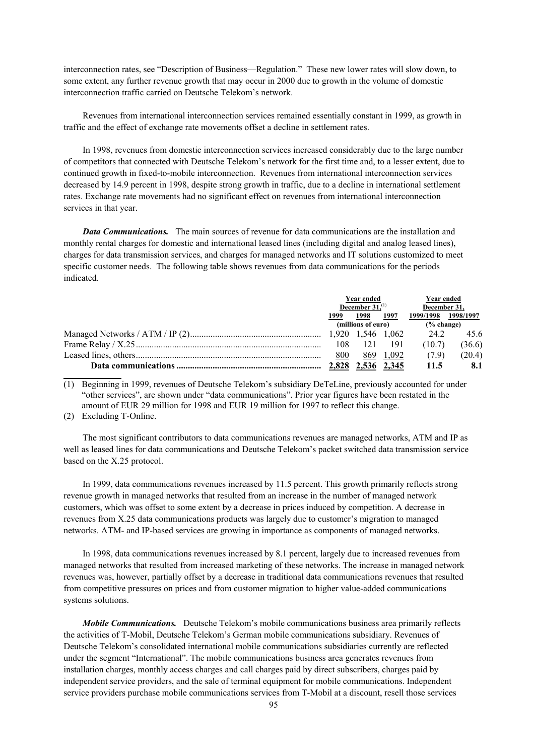interconnection rates, see "Description of Business—Regulation." These new lower rates will slow down, to some extent, any further revenue growth that may occur in 2000 due to growth in the volume of domestic interconnection traffic carried on Deutsche Telekom's network.

Revenues from international interconnection services remained essentially constant in 1999, as growth in traffic and the effect of exchange rate movements offset a decline in settlement rates.

In 1998, revenues from domestic interconnection services increased considerably due to the large number of competitors that connected with Deutsche Telekom's network for the first time and, to a lesser extent, due to continued growth in fixed-to-mobile interconnection. Revenues from international interconnection services decreased by 14.9 percent in 1998, despite strong growth in traffic, due to a decline in international settlement rates. Exchange rate movements had no significant effect on revenues from international interconnection services in that year.

***Data Communications.*** The main sources of revenue for data communications are the installation and monthly rental charges for domestic and international leased lines (including digital and analog leased lines), charges for data transmission services, and charges for managed networks and IT solutions customized to meet specific customer needs. The following table shows revenues from data communications for the periods indicated.

| | Year ended December 31,(1) | | | Year ended December 31, | |
|---|---|---|---|---|---|
| | 1999 | 1998 | 1997 | 1999/1998 | 1998/1997 |
| | (millions of euro) | | | (% change) | |
| Managed Networks / ATM / IP (2) | 1,920 | 1,546 | 1,062 | 24.2 | 45.6 |
| Frame Relay / X.25 | 108 | 121 | 191 | (10.7) | (36.6) |
| Leased lines, others | 800 | 869 | 1,092 | (7.9) | (20.4) |
| **Data communications** | **2,828** | **2,536** | **2,345** | **11.5** | **8.1** |

(1) Beginning in 1999, revenues of Deutsche Telekom's subsidiary DeTeLine, previously accounted for under "other services", are shown under "data communications". Prior year figures have been restated in the amount of EUR 29 million for 1998 and EUR 19 million for 1997 to reflect this change.

(2) Excluding T-Online.

The most significant contributors to data communications revenues are managed networks, ATM and IP as well as leased lines for data communications and Deutsche Telekom's packet switched data transmission service based on the X.25 protocol.

In 1999, data communications revenues increased by 11.5 percent. This growth primarily reflects strong revenue growth in managed networks that resulted from an increase in the number of managed network customers, which was offset to some extent by a decrease in prices induced by competition. A decrease in revenues from X.25 data communications products was largely due to customer's migration to managed networks. ATM- and IP-based services are growing in importance as components of managed networks.

In 1998, data communications revenues increased by 8.1 percent, largely due to increased revenues from managed networks that resulted from increased marketing of these networks. The increase in managed network revenues was, however, partially offset by a decrease in traditional data communications revenues that resulted from competitive pressures on prices and from customer migration to higher value-added communications systems solutions.

***Mobile Communications.*** Deutsche Telekom's mobile communications business area primarily reflects the activities of T-Mobil, Deutsche Telekom's German mobile communications subsidiary. Revenues of Deutsche Telekom's consolidated international mobile communications subsidiaries currently are reflected under the segment "International". The mobile communications business area generates revenues from installation charges, monthly access charges and call charges paid by direct subscribers, charges paid by independent service providers, and the sale of terminal equipment for mobile communications. Independent service providers purchase mobile communications services from T-Mobil at a discount, resell those services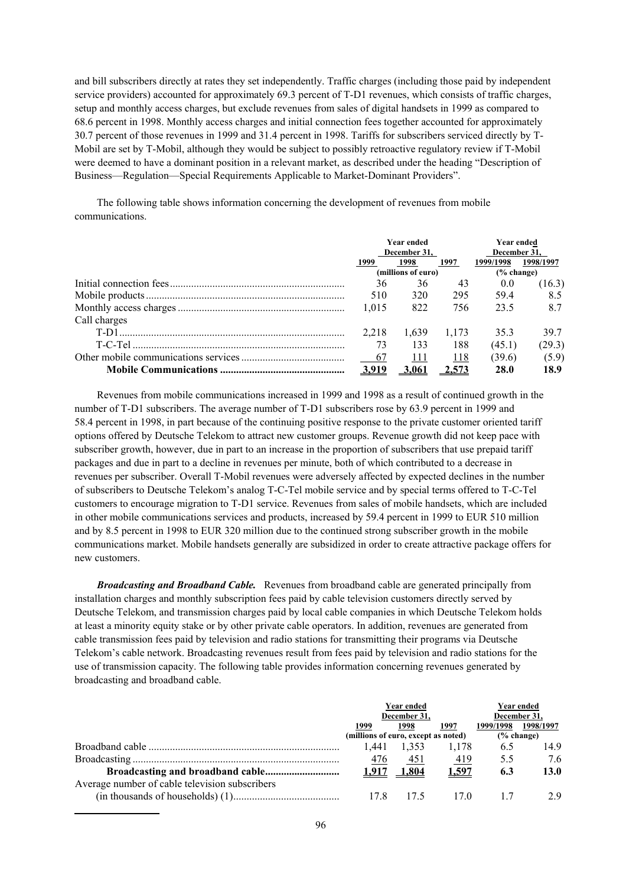and bill subscribers directly at rates they set independently. Traffic charges (including those paid by independent service providers) accounted for approximately 69.3 percent of T-D1 revenues, which consists of traffic charges, setup and monthly access charges, but exclude revenues from sales of digital handsets in 1999 as compared to 68.6 percent in 1998. Monthly access charges and initial connection fees together accounted for approximately 30.7 percent of those revenues in 1999 and 31.4 percent in 1998. Tariffs for subscribers serviced directly by T-Mobil are set by T-Mobil, although they would be subject to possibly retroactive regulatory review if T-Mobil were deemed to have a dominant position in a relevant market, as described under the heading "Description of Business—Regulation—Special Requirements Applicable to Market-Dominant Providers".

The following table shows information concerning the development of revenues from mobile communications.

| | Year ended December 31, | | | Year ended December 31, | |
|---|---|---|---|---|---|
| | 1999 | 1998 | 1997 | 1999/1998 | 1998/1997 |
| | (millions of euro) | | | (% change) | |
| Initial connection fees | 36 | 36 | 43 | 0.0 | (16.3) |
| Mobile products | 510 | 320 | 295 | 59.4 | 8.5 |
| Monthly access charges | 1,015 | 822 | 756 | 23.5 | 8.7 |
| Call charges | | | | | |
| T-D1 | 2,218 | 1,639 | 1,173 | 35.3 | 39.7 |
| T-C-Tel | 73 | 133 | 188 | (45.1) | (29.3) |
| Other mobile communications services | 67 | 111 | 118 | (39.6) | (5.9) |
| **Mobile Communications** | **3,919** | **3,061** | **2,573** | **28.0** | **18.9** |

Revenues from mobile communications increased in 1999 and 1998 as a result of continued growth in the number of T-D1 subscribers. The average number of T-D1 subscribers rose by 63.9 percent in 1999 and 58.4 percent in 1998, in part because of the continuing positive response to the private customer oriented tariff options offered by Deutsche Telekom to attract new customer groups. Revenue growth did not keep pace with subscriber growth, however, due in part to an increase in the proportion of subscribers that use prepaid tariff packages and due in part to a decline in revenues per minute, both of which contributed to a decrease in revenues per subscriber. Overall T-Mobil revenues were adversely affected by expected declines in the number of subscribers to Deutsche Telekom's analog T-C-Tel mobile service and by special terms offered to T-C-Tel customers to encourage migration to T-D1 service. Revenues from sales of mobile handsets, which are included in other mobile communications services and products, increased by 59.4 percent in 1999 to EUR 510 million and by 8.5 percent in 1998 to EUR 320 million due to the continued strong subscriber growth in the mobile communications market. Mobile handsets generally are subsidized in order to create attractive package offers for new customers.

***Broadcasting and Broadband Cable.*** Revenues from broadband cable are generated principally from installation charges and monthly subscription fees paid by cable television customers directly served by Deutsche Telekom, and transmission charges paid by local cable companies in which Deutsche Telekom holds at least a minority equity stake or by other private cable operators. In addition, revenues are generated from cable transmission fees paid by television and radio stations for transmitting their programs via Deutsche Telekom's cable network. Broadcasting revenues result from fees paid by television and radio stations for the use of transmission capacity. The following table provides information concerning revenues generated by broadcasting and broadband cable.

| | Year ended December 31, | | | Year ended December 31, | |
|---|---|---|---|---|---|
| | 1999 | 1998 | 1997 | 1999/1998 | 1998/1997 |
| | (millions of euro, except as noted) | | | (% change) | |
| Broadband cable | 1,441 | 1,353 | 1,178 | 6.5 | 14.9 |
| Broadcasting | 476 | 451 | 419 | 5.5 | 7.6 |
| **Broadcasting and broadband cable** | **1,917** | **1,804** | **1,597** | **6.3** | **13.0** |
| Average number of cable television subscribers (in thousands of households) (1) | 17.8 | 17.5 | 17.0 | 1.7 | 2.9 |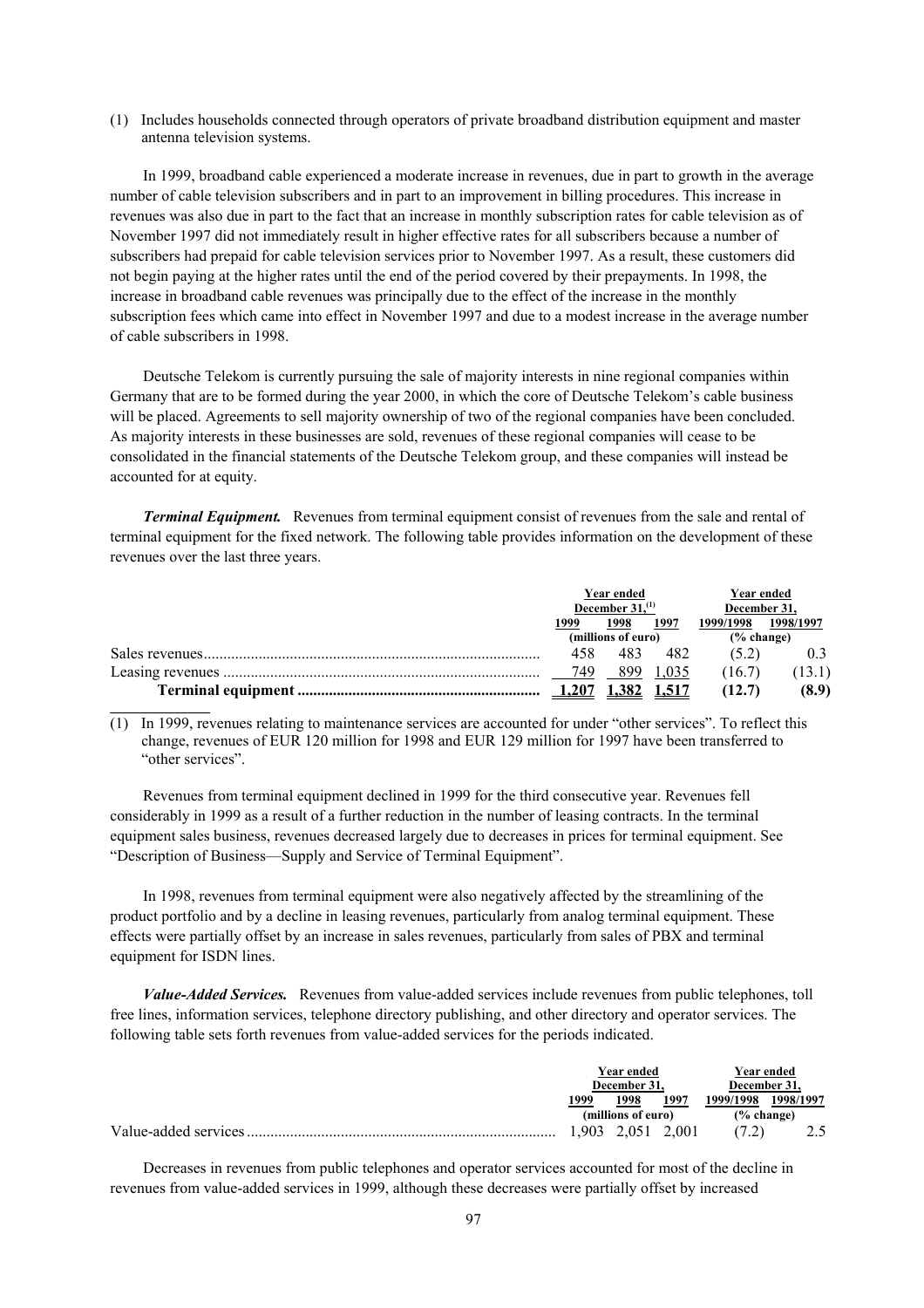(1) Includes households connected through operators of private broadband distribution equipment and master antenna television systems.

In 1999, broadband cable experienced a moderate increase in revenues, due in part to growth in the average number of cable television subscribers and in part to an improvement in billing procedures. This increase in revenues was also due in part to the fact that an increase in monthly subscription rates for cable television as of November 1997 did not immediately result in higher effective rates for all subscribers because a number of subscribers had prepaid for cable television services prior to November 1997. As a result, these customers did not begin paying at the higher rates until the end of the period covered by their prepayments. In 1998, the increase in broadband cable revenues was principally due to the effect of the increase in the monthly subscription fees which came into effect in November 1997 and due to a modest increase in the average number of cable subscribers in 1998.

Deutsche Telekom is currently pursuing the sale of majority interests in nine regional companies within Germany that are to be formed during the year 2000, in which the core of Deutsche Telekom's cable business will be placed. Agreements to sell majority ownership of two of the regional companies have been concluded. As majority interests in these businesses are sold, revenues of these regional companies will cease to be consolidated in the financial statements of the Deutsche Telekom group, and these companies will instead be accounted for at equity.

***Terminal Equipment.*** Revenues from terminal equipment consist of revenues from the sale and rental of terminal equipment for the fixed network. The following table provides information on the development of these revenues over the last three years.

| | Year ended December 31,[1] | | | Year ended December 31, | |
|---|---|---|---|---|---|
| | 1999 | 1998 | 1997 | 1999/1998 | 1998/1997 |
| | (millions of euro) | | | (% change) | |
| Sales revenues | 458 | 483 | 482 | (5.2) | 0.3 |
| Leasing revenues | 749 | 899 | 1,035 | (16.7) | (13.1) |
| **Terminal equipment** | **1,207** | **1,382** | **1,517** | **(12.7)** | **(8.9)** |

(1) In 1999, revenues relating to maintenance services are accounted for under "other services". To reflect this change, revenues of EUR 120 million for 1998 and EUR 129 million for 1997 have been transferred to "other services".

Revenues from terminal equipment declined in 1999 for the third consecutive year. Revenues fell considerably in 1999 as a result of a further reduction in the number of leasing contracts. In the terminal equipment sales business, revenues decreased largely due to decreases in prices for terminal equipment. See "Description of Business—Supply and Service of Terminal Equipment".

In 1998, revenues from terminal equipment were also negatively affected by the streamlining of the product portfolio and by a decline in leasing revenues, particularly from analog terminal equipment. These effects were partially offset by an increase in sales revenues, particularly from sales of PBX and terminal equipment for ISDN lines.

***Value-Added Services.*** Revenues from value-added services include revenues from public telephones, toll free lines, information services, telephone directory publishing, and other directory and operator services. The following table sets forth revenues from value-added services for the periods indicated.

| | Year ended December 31, | | | Year ended December 31, | |
|---|---|---|---|---|---|
| | 1999 | 1998 | 1997 | 1999/1998 | 1998/1997 |
| | (millions of euro) | | | (% change) | |
| Value-added services | 1,903 | 2,051 | 2,001 | (7.2) | 2.5 |

Decreases in revenues from public telephones and operator services accounted for most of the decline in revenues from value-added services in 1999, although these decreases were partially offset by increased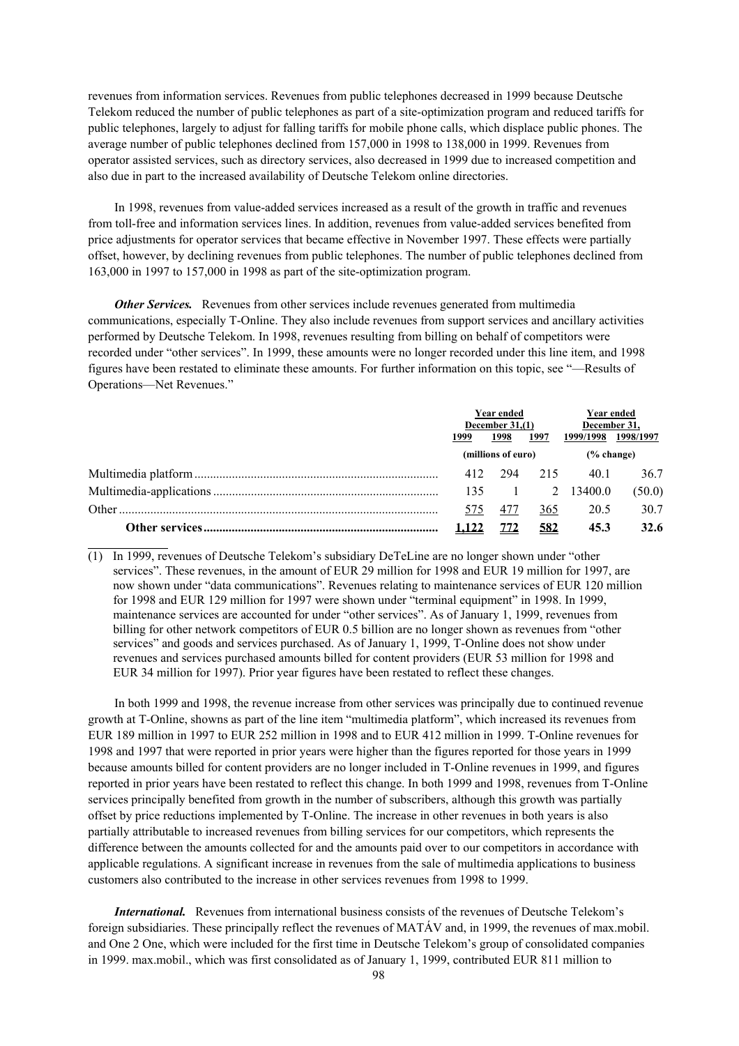revenues from information services. Revenues from public telephones decreased in 1999 because Deutsche Telekom reduced the number of public telephones as part of a site-optimization program and reduced tariffs for public telephones, largely to adjust for falling tariffs for mobile phone calls, which displace public phones. The average number of public telephones declined from 157,000 in 1998 to 138,000 in 1999. Revenues from operator assisted services, such as directory services, also decreased in 1999 due to increased competition and also due in part to the increased availability of Deutsche Telekom online directories.

In 1998, revenues from value-added services increased as a result of the growth in traffic and revenues from toll-free and information services lines. In addition, revenues from value-added services benefited from price adjustments for operator services that became effective in November 1997. These effects were partially offset, however, by declining revenues from public telephones. The number of public telephones declined from 163,000 in 1997 to 157,000 in 1998 as part of the site-optimization program.

***Other Services.*** Revenues from other services include revenues generated from multimedia communications, especially T-Online. They also include revenues from support services and ancillary activities performed by Deutsche Telekom. In 1998, revenues resulting from billing on behalf of competitors were recorded under "other services". In 1999, these amounts were no longer recorded under this line item, and 1998 figures have been restated to eliminate these amounts. For further information on this topic, see "—Results of Operations—Net Revenues."

| | Year ended December 31,(1) | | | Year ended December 31, | |
|---|---|---|---|---|---|
| | 1999 | 1998 | 1997 | 1999/1998 | 1998/1997 |
| | (millions of euro) | | | (% change) | |
| Multimedia platform | 412 | 294 | 215 | 40.1 | 36.7 |
| Multimedia-applications | 135 | 1 | 2 | 13400.0 | (50.0) |
| Other | 575 | 477 | 365 | 20.5 | 30.7 |
| **Other services** | **1,122** | **772** | **582** | **45.3** | **32.6** |

(1) In 1999, revenues of Deutsche Telekom's subsidiary DeTeLine are no longer shown under "other services". These revenues, in the amount of EUR 29 million for 1998 and EUR 19 million for 1997, are now shown under "data communications". Revenues relating to maintenance services of EUR 120 million for 1998 and EUR 129 million for 1997 were shown under "terminal equipment" in 1998. In 1999, maintenance services are accounted for under "other services". As of January 1, 1999, revenues from billing for other network competitors of EUR 0.5 billion are no longer shown as revenues from "other services" and goods and services purchased. As of January 1, 1999, T-Online does not show under revenues and services purchased amounts billed for content providers (EUR 53 million for 1998 and EUR 34 million for 1997). Prior year figures have been restated to reflect these changes.

In both 1999 and 1998, the revenue increase from other services was principally due to continued revenue growth at T-Online, showns as part of the line item "multimedia platform", which increased its revenues from EUR 189 million in 1997 to EUR 252 million in 1998 and to EUR 412 million in 1999. T-Online revenues for 1998 and 1997 that were reported in prior years were higher than the figures reported for those years in 1999 because amounts billed for content providers are no longer included in T-Online revenues in 1999, and figures reported in prior years have been restated to reflect this change. In both 1999 and 1998, revenues from T-Online services principally benefited from growth in the number of subscribers, although this growth was partially offset by price reductions implemented by T-Online. The increase in other revenues in both years is also partially attributable to increased revenues from billing services for our competitors, which represents the difference between the amounts collected for and the amounts paid over to our competitors in accordance with applicable regulations. A significant increase in revenues from the sale of multimedia applications to business customers also contributed to the increase in other services revenues from 1998 to 1999.

***International.*** Revenues from international business consists of the revenues of Deutsche Telekom's foreign subsidiaries. These principally reflect the revenues of MATÁV and, in 1999, the revenues of max.mobil. and One 2 One, which were included for the first time in Deutsche Telekom's group of consolidated companies in 1999. max.mobil., which was first consolidated as of January 1, 1999, contributed EUR 811 million to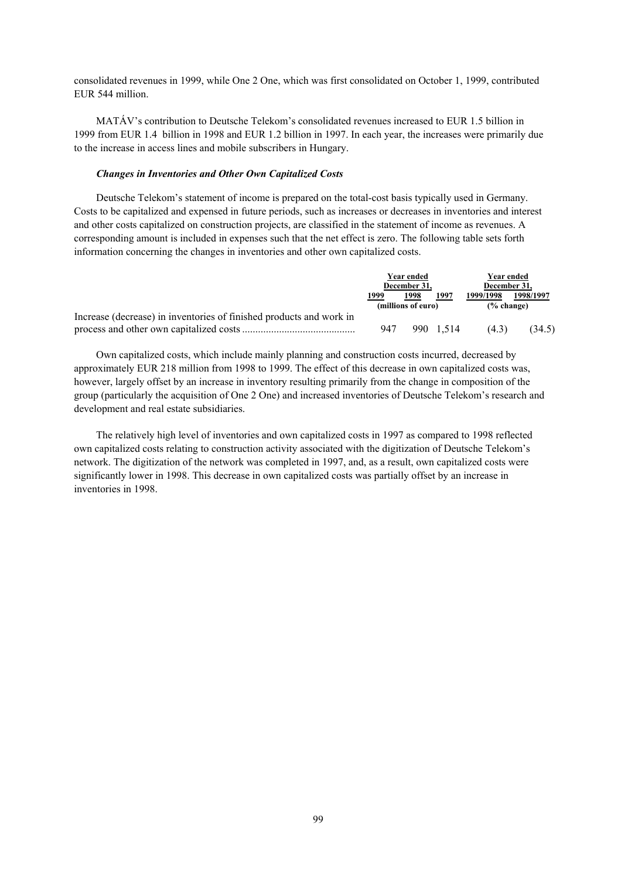consolidated revenues in 1999, while One 2 One, which was first consolidated on October 1, 1999, contributed EUR 544 million.

MATÁV's contribution to Deutsche Telekom's consolidated revenues increased to EUR 1.5 billion in 1999 from EUR 1.4 billion in 1998 and EUR 1.2 billion in 1997. In each year, the increases were primarily due to the increase in access lines and mobile subscribers in Hungary.

### *Changes in Inventories and Other Own Capitalized Costs*

Deutsche Telekom's statement of income is prepared on the total-cost basis typically used in Germany. Costs to be capitalized and expensed in future periods, such as increases or decreases in inventories and interest and other costs capitalized on construction projects, are classified in the statement of income as revenues. A corresponding amount is included in expenses such that the net effect is zero. The following table sets forth information concerning the changes in inventories and other own capitalized costs.

| | Year ended December 31, | | | Year ended December 31, | |
|---|---|---|---|---|---|
| | 1999 | 1998 | 1997 | 1999/1998 | 1998/1997 |
| | (millions of euro) | | | (% change) | |
| Increase (decrease) in inventories of finished products and work in process and other own capitalized costs | 947 | 990 | 1,514 | (4.3) | (34.5) |

Own capitalized costs, which include mainly planning and construction costs incurred, decreased by approximately EUR 218 million from 1998 to 1999. The effect of this decrease in own capitalized costs was, however, largely offset by an increase in inventory resulting primarily from the change in composition of the group (particularly the acquisition of One 2 One) and increased inventories of Deutsche Telekom's research and development and real estate subsidiaries.

The relatively high level of inventories and own capitalized costs in 1997 as compared to 1998 reflected own capitalized costs relating to construction activity associated with the digitization of Deutsche Telekom's network. The digitization of the network was completed in 1997, and, as a result, own capitalized costs were significantly lower in 1998. This decrease in own capitalized costs was partially offset by an increase in inventories in 1998.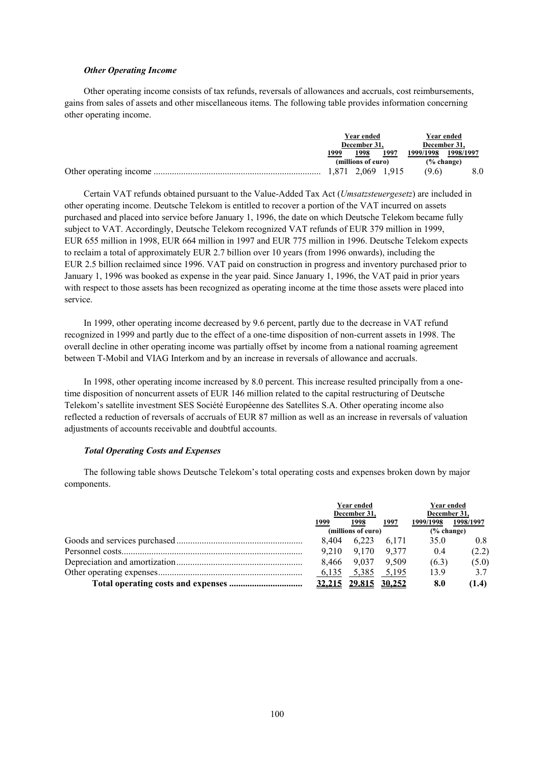### *Other Operating Income*

Other operating income consists of tax refunds, reversals of allowances and accruals, cost reimbursements, gains from sales of assets and other miscellaneous items. The following table provides information concerning other operating income.

| | Year ended December 31, | | | Year ended December 31, | |
|---|---|---|---|---|---|
| | 1999 | 1998 | 1997 | 1999/1998 | 1998/1997 |
| | (millions of euro) | | | (% change) | |
| Other operating income | 1,871 | 2,069 | 1,915 | (9.6) | 8.0 |

Certain VAT refunds obtained pursuant to the Value-Added Tax Act (*Umsatzsteuergesetz*) are included in other operating income. Deutsche Telekom is entitled to recover a portion of the VAT incurred on assets purchased and placed into service before January 1, 1996, the date on which Deutsche Telekom became fully subject to VAT. Accordingly, Deutsche Telekom recognized VAT refunds of EUR 379 million in 1999, EUR 655 million in 1998, EUR 664 million in 1997 and EUR 775 million in 1996. Deutsche Telekom expects to reclaim a total of approximately EUR 2.7 billion over 10 years (from 1996 onwards), including the EUR 2.5 billion reclaimed since 1996. VAT paid on construction in progress and inventory purchased prior to January 1, 1996 was booked as expense in the year paid. Since January 1, 1996, the VAT paid in prior years with respect to those assets has been recognized as operating income at the time those assets were placed into service.

In 1999, other operating income decreased by 9.6 percent, partly due to the decrease in VAT refund recognized in 1999 and partly due to the effect of a one-time disposition of non-current assets in 1998. The overall decline in other operating income was partially offset by income from a national roaming agreement between T-Mobil and VIAG Interkom and by an increase in reversals of allowance and accruals.

In 1998, other operating income increased by 8.0 percent. This increase resulted principally from a one-time disposition of noncurrent assets of EUR 146 million related to the capital restructuring of Deutsche Telekom's satellite investment SES Société Européenne des Satellites S.A. Other operating income also reflected a reduction of reversals of accruals of EUR 87 million as well as an increase in reversals of valuation adjustments of accounts receivable and doubtful accounts.

### *Total Operating Costs and Expenses*

The following table shows Deutsche Telekom's total operating costs and expenses broken down by major components.

| | Year ended December 31, | | | Year ended December 31, | |
|---|---|---|---|---|---|
| | 1999 | 1998 | 1997 | 1999/1998 | 1998/1997 |
| | (millions of euro) | | | (% change) | |
| Goods and services purchased | 8,404 | 6,223 | 6,171 | 35.0 | 0.8 |
| Personnel costs | 9,210 | 9,170 | 9,377 | 0.4 | (2.2) |
| Depreciation and amortization | 8,466 | 9,037 | 9,509 | (6.3) | (5.0) |
| Other operating expenses | 6,135 | 5,385 | 5,195 | 13.9 | 3.7 |
| **Total operating costs and expenses** | **32,215** | **29,815** | **30,252** | **8.0** | **(1.4)** |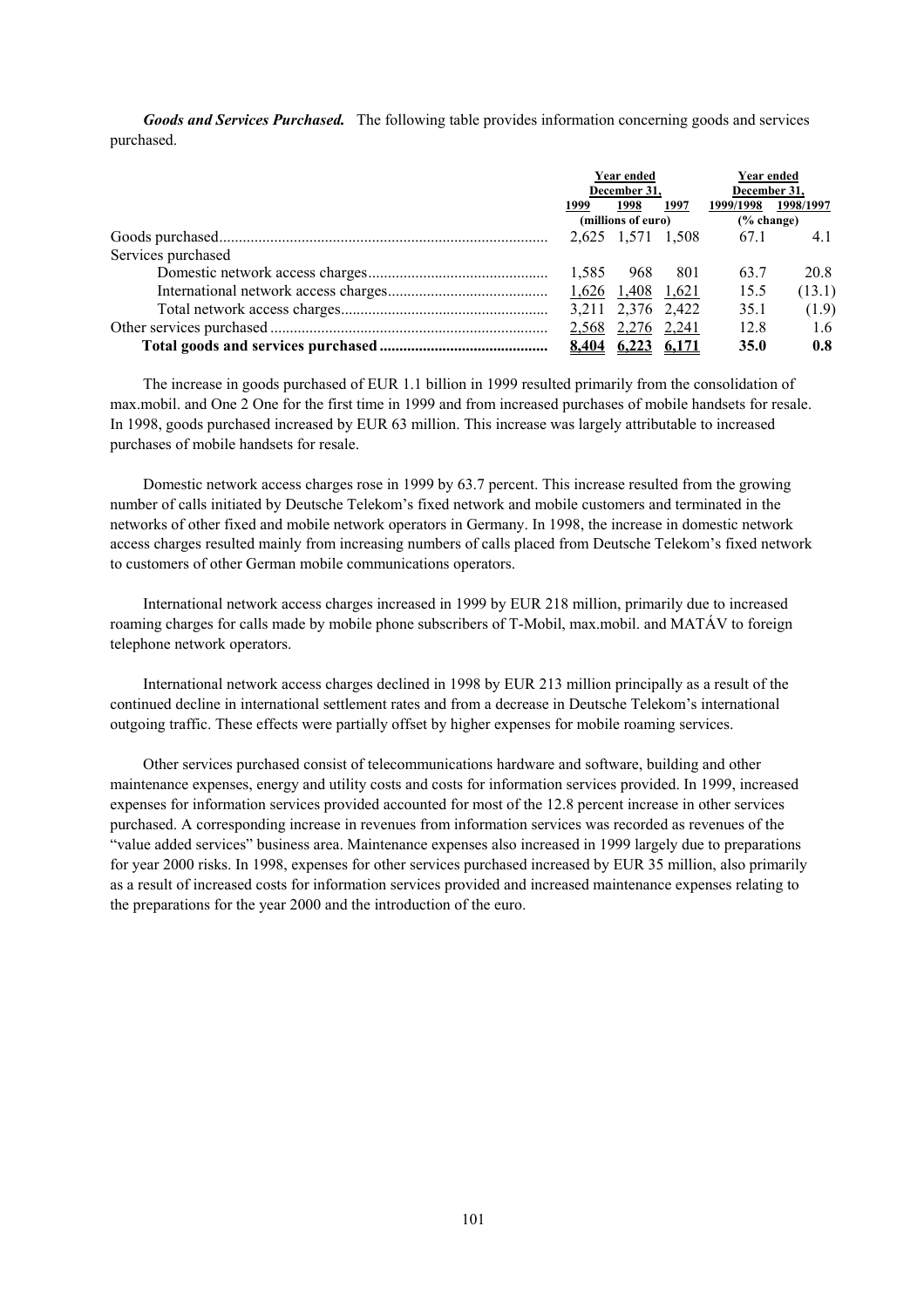***Goods and Services Purchased.*** The following table provides information concerning goods and services purchased.

| | Year ended December 31, | | | Year ended December 31, | |
|---|---|---|---|---|---|
| | 1999 | 1998 | 1997 | 1999/1998 | 1998/1997 |
| | (millions of euro) | | | (% change) | |
| Goods purchased | 2,625 | 1,571 | 1,508 | 67.1 | 4.1 |
| Services purchased | | | | | |
| Domestic network access charges | 1,585 | 968 | 801 | 63.7 | 20.8 |
| International network access charges | 1,626 | 1,408 | 1,621 | 15.5 | (13.1) |
| Total network access charges | 3,211 | 2,376 | 2,422 | 35.1 | (1.9) |
| Other services purchased | 2,568 | 2,276 | 2,241 | 12.8 | 1.6 |
| **Total goods and services purchased** | **8,404** | **6,223** | **6,171** | **35.0** | **0.8** |

The increase in goods purchased of EUR 1.1 billion in 1999 resulted primarily from the consolidation of max.mobil. and One 2 One for the first time in 1999 and from increased purchases of mobile handsets for resale. In 1998, goods purchased increased by EUR 63 million. This increase was largely attributable to increased purchases of mobile handsets for resale.

Domestic network access charges rose in 1999 by 63.7 percent. This increase resulted from the growing number of calls initiated by Deutsche Telekom's fixed network and mobile customers and terminated in the networks of other fixed and mobile network operators in Germany. In 1998, the increase in domestic network access charges resulted mainly from increasing numbers of calls placed from Deutsche Telekom's fixed network to customers of other German mobile communications operators.

International network access charges increased in 1999 by EUR 218 million, primarily due to increased roaming charges for calls made by mobile phone subscribers of T-Mobil, max.mobil. and MATÁV to foreign telephone network operators.

International network access charges declined in 1998 by EUR 213 million principally as a result of the continued decline in international settlement rates and from a decrease in Deutsche Telekom's international outgoing traffic. These effects were partially offset by higher expenses for mobile roaming services.

Other services purchased consist of telecommunications hardware and software, building and other maintenance expenses, energy and utility costs and costs for information services provided. In 1999, increased expenses for information services provided accounted for most of the 12.8 percent increase in other services purchased. A corresponding increase in revenues from information services was recorded as revenues of the "value added services" business area. Maintenance expenses also increased in 1999 largely due to preparations for year 2000 risks. In 1998, expenses for other services purchased increased by EUR 35 million, also primarily as a result of increased costs for information services provided and increased maintenance expenses relating to the preparations for the year 2000 and the introduction of the euro.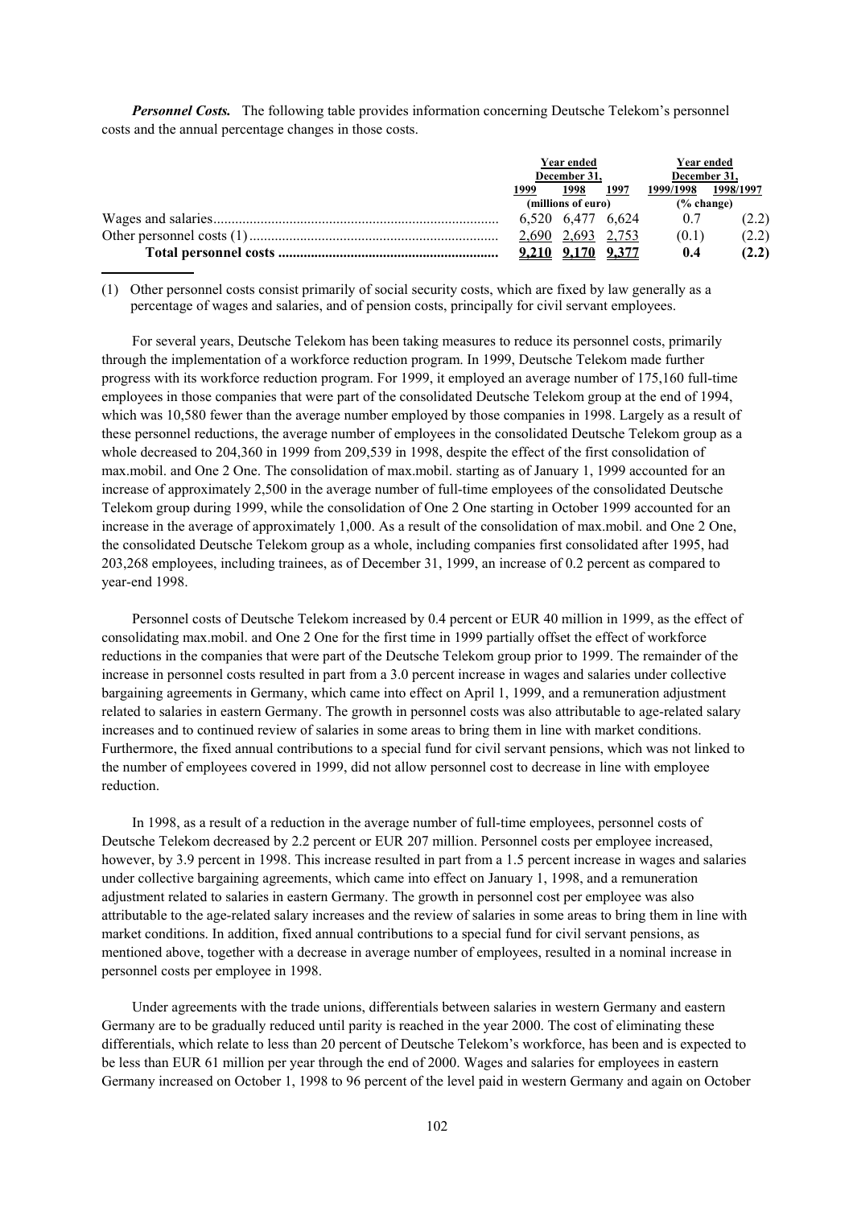***Personnel Costs.*** The following table provides information concerning Deutsche Telekom's personnel costs and the annual percentage changes in those costs.

| | Year ended December 31, | | | Year ended December 31, | |
|---|---|---|---|---|---|
| | 1999 | 1998 | 1997 | 1999/1998 | 1998/1997 |
| | (millions of euro) | | | (% change) | |
| Wages and salaries | 6,520 | 6,477 | 6,624 | 0.7 | (2.2) |
| Other personnel costs (1) | 2,690 | 2,693 | 2,753 | (0.1) | (2.2) |
| **Total personnel costs** | **9,210** | **9,170** | **9,377** | **0.4** | **(2.2)** |

(1) Other personnel costs consist primarily of social security costs, which are fixed by law generally as a percentage of wages and salaries, and of pension costs, principally for civil servant employees.

For several years, Deutsche Telekom has been taking measures to reduce its personnel costs, primarily through the implementation of a workforce reduction program. In 1999, Deutsche Telekom made further progress with its workforce reduction program. For 1999, it employed an average number of 175,160 full-time employees in those companies that were part of the consolidated Deutsche Telekom group at the end of 1994, which was 10,580 fewer than the average number employed by those companies in 1998. Largely as a result of these personnel reductions, the average number of employees in the consolidated Deutsche Telekom group as a whole decreased to 204,360 in 1999 from 209,539 in 1998, despite the effect of the first consolidation of max.mobil. and One 2 One. The consolidation of max.mobil. starting as of January 1, 1999 accounted for an increase of approximately 2,500 in the average number of full-time employees of the consolidated Deutsche Telekom group during 1999, while the consolidation of One 2 One starting in October 1999 accounted for an increase in the average of approximately 1,000. As a result of the consolidation of max.mobil. and One 2 One, the consolidated Deutsche Telekom group as a whole, including companies first consolidated after 1995, had 203,268 employees, including trainees, as of December 31, 1999, an increase of 0.2 percent as compared to year-end 1998.

Personnel costs of Deutsche Telekom increased by 0.4 percent or EUR 40 million in 1999, as the effect of consolidating max.mobil. and One 2 One for the first time in 1999 partially offset the effect of workforce reductions in the companies that were part of the Deutsche Telekom group prior to 1999. The remainder of the increase in personnel costs resulted in part from a 3.0 percent increase in wages and salaries under collective bargaining agreements in Germany, which came into effect on April 1, 1999, and a remuneration adjustment related to salaries in eastern Germany. The growth in personnel costs was also attributable to age-related salary increases and to continued review of salaries in some areas to bring them in line with market conditions. Furthermore, the fixed annual contributions to a special fund for civil servant pensions, which was not linked to the number of employees covered in 1999, did not allow personnel cost to decrease in line with employee reduction.

In 1998, as a result of a reduction in the average number of full-time employees, personnel costs of Deutsche Telekom decreased by 2.2 percent or EUR 207 million. Personnel costs per employee increased, however, by 3.9 percent in 1998. This increase resulted in part from a 1.5 percent increase in wages and salaries under collective bargaining agreements, which came into effect on January 1, 1998, and a remuneration adjustment related to salaries in eastern Germany. The growth in personnel cost per employee was also attributable to the age-related salary increases and the review of salaries in some areas to bring them in line with market conditions. In addition, fixed annual contributions to a special fund for civil servant pensions, as mentioned above, together with a decrease in average number of employees, resulted in a nominal increase in personnel costs per employee in 1998.

Under agreements with the trade unions, differentials between salaries in western Germany and eastern Germany are to be gradually reduced until parity is reached in the year 2000. The cost of eliminating these differentials, which relate to less than 20 percent of Deutsche Telekom's workforce, has been and is expected to be less than EUR 61 million per year through the end of 2000. Wages and salaries for employees in eastern Germany increased on October 1, 1998 to 96 percent of the level paid in western Germany and again on October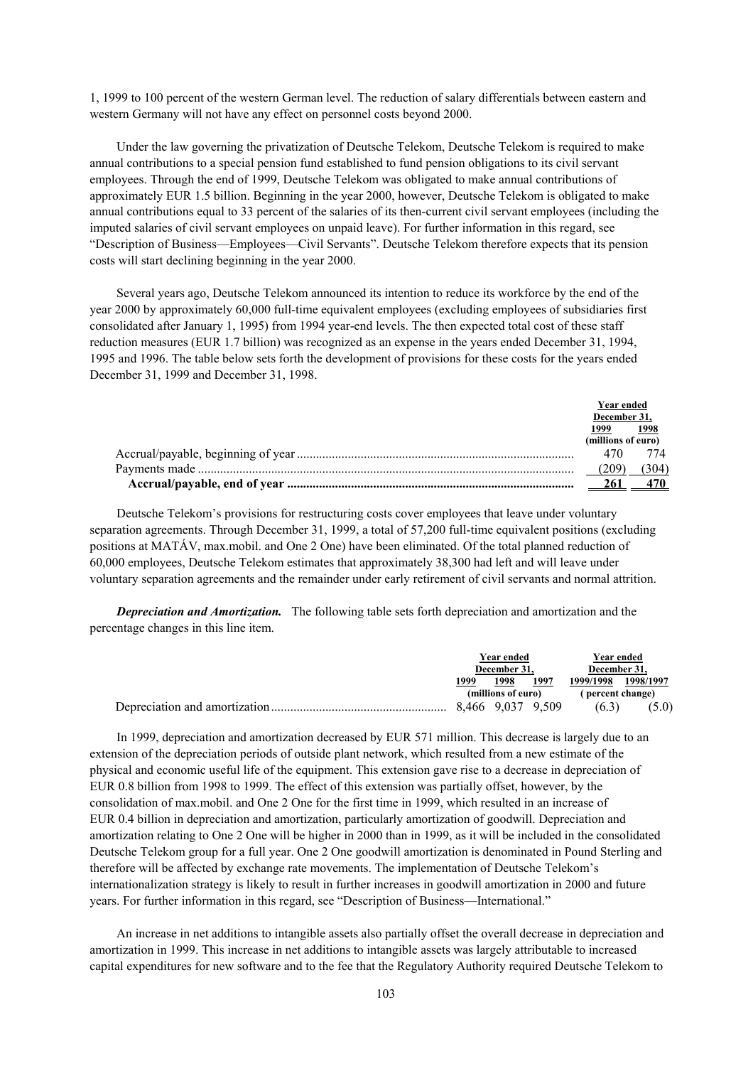1, 1999 to 100 percent of the western German level. The reduction of salary differentials between eastern and western Germany will not have any effect on personnel costs beyond 2000.

Under the law governing the privatization of Deutsche Telekom, Deutsche Telekom is required to make annual contributions to a special pension fund established to fund pension obligations to its civil servant employees. Through the end of 1999, Deutsche Telekom was obligated to make annual contributions of approximately EUR 1.5 billion. Beginning in the year 2000, however, Deutsche Telekom is obligated to make annual contributions equal to 33 percent of the salaries of its then-current civil servant employees (including the imputed salaries of civil servant employees on unpaid leave). For further information in this regard, see "Description of Business—Employees—Civil Servants". Deutsche Telekom therefore expects that its pension costs will start declining beginning in the year 2000.

Several years ago, Deutsche Telekom announced its intention to reduce its workforce by the end of the year 2000 by approximately 60,000 full-time equivalent employees (excluding employees of subsidiaries first consolidated after January 1, 1995) from 1994 year-end levels. The then expected total cost of these staff reduction measures (EUR 1.7 billion) was recognized as an expense in the years ended December 31, 1994, 1995 and 1996. The table below sets forth the development of provisions for these costs for the years ended December 31, 1999 and December 31, 1998.

| | Year ended December 31, | |
|---|---|---|
| | 1999 | 1998 |
| | (millions of euro) | |
| Accrual/payable, beginning of year | 470 | 774 |
| Payments made | (209) | (304) |
| **Accrual/payable, end of year** | **261** | **470** |

Deutsche Telekom's provisions for restructuring costs cover employees that leave under voluntary separation agreements. Through December 31, 1999, a total of 57,200 full-time equivalent positions (excluding positions at MATÁV, max.mobil. and One 2 One) have been eliminated. Of the total planned reduction of 60,000 employees, Deutsche Telekom estimates that approximately 38,300 had left and will leave under voluntary separation agreements and the remainder under early retirement of civil servants and normal attrition.

***Depreciation and Amortization.*** The following table sets forth depreciation and amortization and the percentage changes in this line item.

| | Year ended December 31, | | | Year ended December 31, | |
|---|---|---|---|---|---|
| | 1999 | 1998 | 1997 | 1999/1998 | 1998/1997 |
| | (millions of euro) | | | (percent change) | |
| Depreciation and amortization | 8,466 | 9,037 | 9,509 | (6.3) | (5.0) |

In 1999, depreciation and amortization decreased by EUR 571 million. This decrease is largely due to an extension of the depreciation periods of outside plant network, which resulted from a new estimate of the physical and economic useful life of the equipment. This extension gave rise to a decrease in depreciation of EUR 0.8 billion from 1998 to 1999. The effect of this extension was partially offset, however, by the consolidation of max.mobil. and One 2 One for the first time in 1999, which resulted in an increase of EUR 0.4 billion in depreciation and amortization, particularly amortization of goodwill. Depreciation and amortization relating to One 2 One will be higher in 2000 than in 1999, as it will be included in the consolidated Deutsche Telekom group for a full year. One 2 One goodwill amortization is denominated in Pound Sterling and therefore will be affected by exchange rate movements. The implementation of Deutsche Telekom's internationalization strategy is likely to result in further increases in goodwill amortization in 2000 and future years. For further information in this regard, see "Description of Business—International."

An increase in net additions to intangible assets also partially offset the overall decrease in depreciation and amortization in 1999. This increase in net additions to intangible assets was largely attributable to increased capital expenditures for new software and to the fee that the Regulatory Authority required Deutsche Telekom to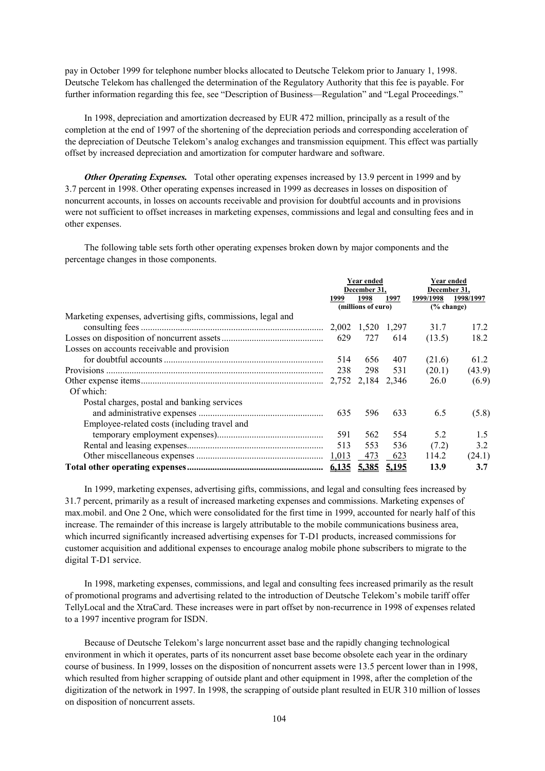pay in October 1999 for telephone number blocks allocated to Deutsche Telekom prior to January 1, 1998. Deutsche Telekom has challenged the determination of the Regulatory Authority that this fee is payable. For further information regarding this fee, see "Description of Business—Regulation" and "Legal Proceedings."

In 1998, depreciation and amortization decreased by EUR 472 million, principally as a result of the completion at the end of 1997 of the shortening of the depreciation periods and corresponding acceleration of the depreciation of Deutsche Telekom's analog exchanges and transmission equipment. This effect was partially offset by increased depreciation and amortization for computer hardware and software.

***Other Operating Expenses.*** Total other operating expenses increased by 13.9 percent in 1999 and by 3.7 percent in 1998. Other operating expenses increased in 1999 as decreases in losses on disposition of noncurrent accounts, in losses on accounts receivable and provision for doubtful accounts and in provisions were not sufficient to offset increases in marketing expenses, commissions and legal and consulting fees and in other expenses.

The following table sets forth other operating expenses broken down by major components and the percentage changes in those components.

| | Year ended December 31, | | | Year ended December 31, | |
|---|---|---|---|---|---|
| | 1999 | 1998 | 1997 | 1999/1998 | 1998/1997 |
| | (millions of euro) | | | (% change) | |
| Marketing expenses, advertising gifts, commissions, legal and consulting fees | 2,002 | 1,520 | 1,297 | 31.7 | 17.2 |
| Losses on disposition of noncurrent assets | 629 | 727 | 614 | (13.5) | 18.2 |
| Losses on accounts receivable and provision for doubtful accounts | 514 | 656 | 407 | (21.6) | 61.2 |
| Provisions | 238 | 298 | 531 | (20.1) | (43.9) |
| Other expense items | 2,752 | 2,184 | 2,346 | 26.0 | (6.9) |
| Of which: | | | | | |
| Postal charges, postal and banking services and administrative expenses | 635 | 596 | 633 | 6.5 | (5.8) |
| Employee-related costs (including travel and temporary employment expenses) | 591 | 562 | 554 | 5.2 | 1.5 |
| Rental and leasing expenses | 513 | 553 | 536 | (7.2) | 3.2 |
| Other miscellaneous expenses | 1,013 | 473 | 623 | 114.2 | (24.1) |
| **Total other operating expenses** | **6,135** | **5,385** | **5,195** | **13.9** | **3.7** |

In 1999, marketing expenses, advertising gifts, commissions, and legal and consulting fees increased by 31.7 percent, primarily as a result of increased marketing expenses and commissions. Marketing expenses of max.mobil. and One 2 One, which were consolidated for the first time in 1999, accounted for nearly half of this increase. The remainder of this increase is largely attributable to the mobile communications business area, which incurred significantly increased advertising expenses for T-D1 products, increased commissions for customer acquisition and additional expenses to encourage analog mobile phone subscribers to migrate to the digital T-D1 service.

In 1998, marketing expenses, commissions, and legal and consulting fees increased primarily as the result of promotional programs and advertising related to the introduction of Deutsche Telekom's mobile tariff offer TellyLocal and the XtraCard. These increases were in part offset by non-recurrence in 1998 of expenses related to a 1997 incentive program for ISDN.

Because of Deutsche Telekom's large noncurrent asset base and the rapidly changing technological environment in which it operates, parts of its noncurrent asset base become obsolete each year in the ordinary course of business. In 1999, losses on the disposition of noncurrent assets were 13.5 percent lower than in 1998, which resulted from higher scrapping of outside plant and other equipment in 1998, after the completion of the digitization of the network in 1997. In 1998, the scrapping of outside plant resulted in EUR 310 million of losses on disposition of noncurrent assets.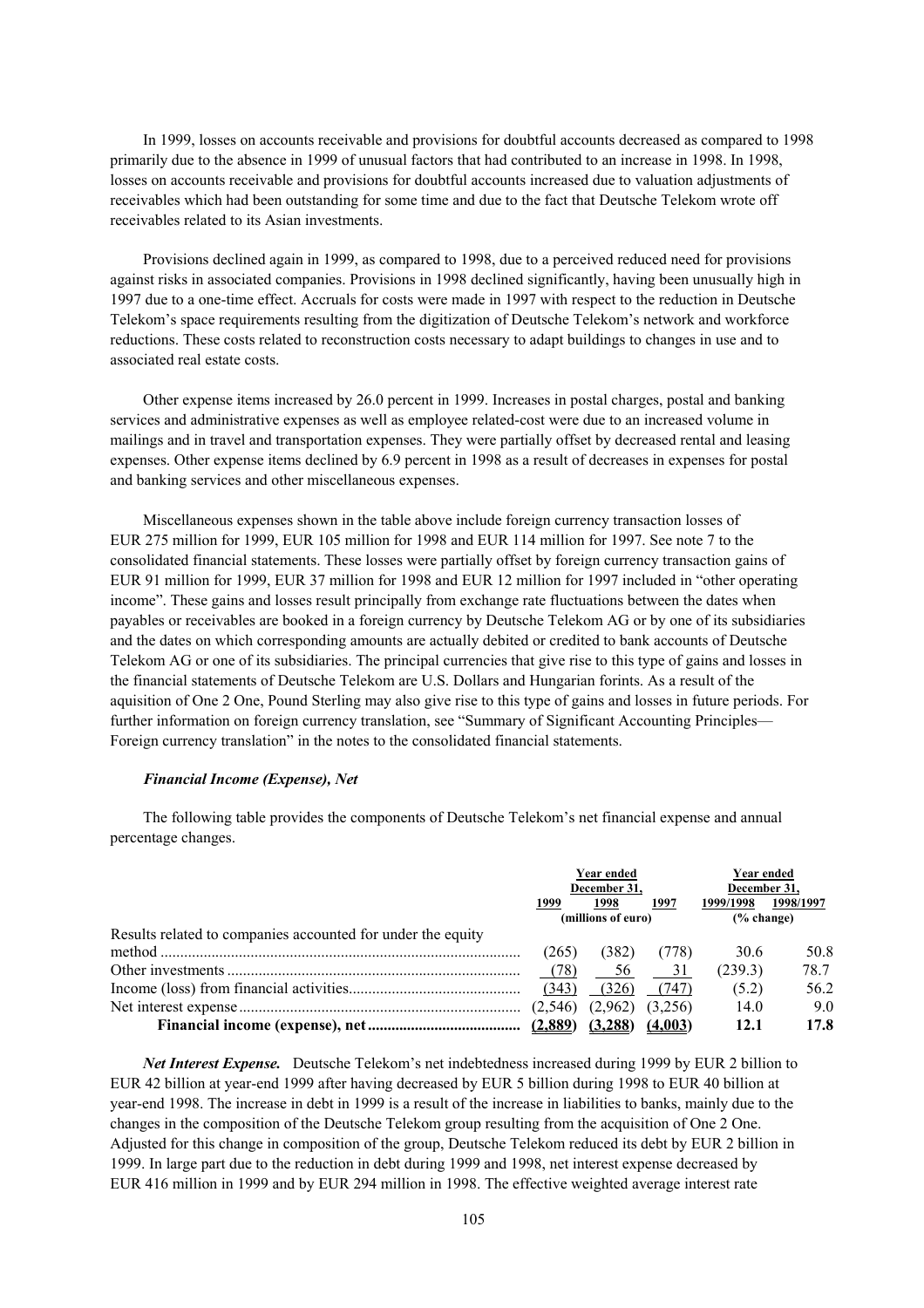In 1999, losses on accounts receivable and provisions for doubtful accounts decreased as compared to 1998 primarily due to the absence in 1999 of unusual factors that had contributed to an increase in 1998. In 1998, losses on accounts receivable and provisions for doubtful accounts increased due to valuation adjustments of receivables which had been outstanding for some time and due to the fact that Deutsche Telekom wrote off receivables related to its Asian investments.

Provisions declined again in 1999, as compared to 1998, due to a perceived reduced need for provisions against risks in associated companies. Provisions in 1998 declined significantly, having been unusually high in 1997 due to a one-time effect. Accruals for costs were made in 1997 with respect to the reduction in Deutsche Telekom's space requirements resulting from the digitization of Deutsche Telekom's network and workforce reductions. These costs related to reconstruction costs necessary to adapt buildings to changes in use and to associated real estate costs.

Other expense items increased by 26.0 percent in 1999. Increases in postal charges, postal and banking services and administrative expenses as well as employee related-cost were due to an increased volume in mailings and in travel and transportation expenses. They were partially offset by decreased rental and leasing expenses. Other expense items declined by 6.9 percent in 1998 as a result of decreases in expenses for postal and banking services and other miscellaneous expenses.

Miscellaneous expenses shown in the table above include foreign currency transaction losses of EUR 275 million for 1999, EUR 105 million for 1998 and EUR 114 million for 1997. See note 7 to the consolidated financial statements. These losses were partially offset by foreign currency transaction gains of EUR 91 million for 1999, EUR 37 million for 1998 and EUR 12 million for 1997 included in "other operating income". These gains and losses result principally from exchange rate fluctuations between the dates when payables or receivables are booked in a foreign currency by Deutsche Telekom AG or by one of its subsidiaries and the dates on which corresponding amounts are actually debited or credited to bank accounts of Deutsche Telekom AG or one of its subsidiaries. The principal currencies that give rise to this type of gains and losses in the financial statements of Deutsche Telekom are U.S. Dollars and Hungarian forints. As a result of the aquisition of One 2 One, Pound Sterling may also give rise to this type of gains and losses in future periods. For further information on foreign currency translation, see "Summary of Significant Accounting Principles—Foreign currency translation" in the notes to the consolidated financial statements.

#### *Financial Income (Expense), Net*

The following table provides the components of Deutsche Telekom's net financial expense and annual percentage changes.

| | Year ended December 31, | | | Year ended December 31, | |
|---|---|---|---|---|---|
| | 1999 | 1998 | 1997 | 1999/1998 | 1998/1997 |
| | (millions of euro) | | | (% change) | |
| Results related to companies accounted for under the equity method | (265) | (382) | (778) | 30.6 | 50.8 |
| Other investments | (78) | 56 | 31 | (239.3) | 78.7 |
| Income (loss) from financial activities | (343) | (326) | (747) | (5.2) | 56.2 |
| Net interest expense | (2,546) | (2,962) | (3,256) | 14.0 | 9.0 |
| **Financial income (expense), net** | **(2,889)** | **(3,288)** | **(4,003)** | **12.1** | **17.8** |

***Net Interest Expense.*** Deutsche Telekom's net indebtedness increased during 1999 by EUR 2 billion to EUR 42 billion at year-end 1999 after having decreased by EUR 5 billion during 1998 to EUR 40 billion at year-end 1998. The increase in debt in 1999 is a result of the increase in liabilities to banks, mainly due to the changes in the composition of the Deutsche Telekom group resulting from the acquisition of One 2 One. Adjusted for this change in composition of the group, Deutsche Telekom reduced its debt by EUR 2 billion in 1999. In large part due to the reduction in debt during 1999 and 1998, net interest expense decreased by EUR 416 million in 1999 and by EUR 294 million in 1998. The effective weighted average interest rate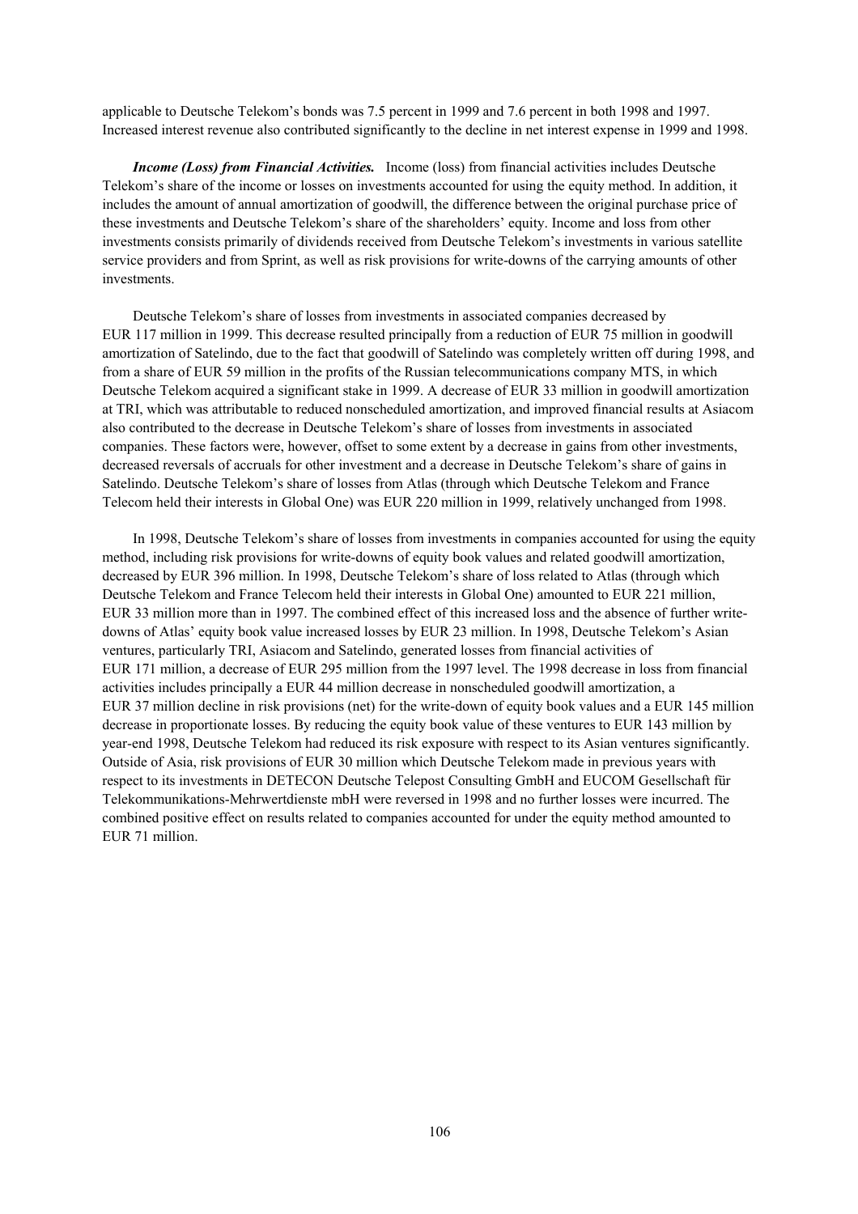applicable to Deutsche Telekom's bonds was 7.5 percent in 1999 and 7.6 percent in both 1998 and 1997. Increased interest revenue also contributed significantly to the decline in net interest expense in 1999 and 1998.

***Income (Loss) from Financial Activities.*** Income (loss) from financial activities includes Deutsche Telekom's share of the income or losses on investments accounted for using the equity method. In addition, it includes the amount of annual amortization of goodwill, the difference between the original purchase price of these investments and Deutsche Telekom's share of the shareholders' equity. Income and loss from other investments consists primarily of dividends received from Deutsche Telekom's investments in various satellite service providers and from Sprint, as well as risk provisions for write-downs of the carrying amounts of other investments.

Deutsche Telekom's share of losses from investments in associated companies decreased by EUR 117 million in 1999. This decrease resulted principally from a reduction of EUR 75 million in goodwill amortization of Satelindo, due to the fact that goodwill of Satelindo was completely written off during 1998, and from a share of EUR 59 million in the profits of the Russian telecommunications company MTS, in which Deutsche Telekom acquired a significant stake in 1999. A decrease of EUR 33 million in goodwill amortization at TRI, which was attributable to reduced nonscheduled amortization, and improved financial results at Asiacom also contributed to the decrease in Deutsche Telekom's share of losses from investments in associated companies. These factors were, however, offset to some extent by a decrease in gains from other investments, decreased reversals of accruals for other investment and a decrease in Deutsche Telekom's share of gains in Satelindo. Deutsche Telekom's share of losses from Atlas (through which Deutsche Telekom and France Telecom held their interests in Global One) was EUR 220 million in 1999, relatively unchanged from 1998.

In 1998, Deutsche Telekom's share of losses from investments in companies accounted for using the equity method, including risk provisions for write-downs of equity book values and related goodwill amortization, decreased by EUR 396 million. In 1998, Deutsche Telekom's share of loss related to Atlas (through which Deutsche Telekom and France Telecom held their interests in Global One) amounted to EUR 221 million, EUR 33 million more than in 1997. The combined effect of this increased loss and the absence of further write-downs of Atlas' equity book value increased losses by EUR 23 million. In 1998, Deutsche Telekom's Asian ventures, particularly TRI, Asiacom and Satelindo, generated losses from financial activities of EUR 171 million, a decrease of EUR 295 million from the 1997 level. The 1998 decrease in loss from financial activities includes principally a EUR 44 million decrease in nonscheduled goodwill amortization, a EUR 37 million decline in risk provisions (net) for the write-down of equity book values and a EUR 145 million decrease in proportionate losses. By reducing the equity book value of these ventures to EUR 143 million by year-end 1998, Deutsche Telekom had reduced its risk exposure with respect to its Asian ventures significantly. Outside of Asia, risk provisions of EUR 30 million which Deutsche Telekom made in previous years with respect to its investments in DETECON Deutsche Telepost Consulting GmbH and EUCOM Gesellschaft für Telekommunikations-Mehrwertdienste mbH were reversed in 1998 and no further losses were incurred. The combined positive effect on results related to companies accounted for under the equity method amounted to EUR 71 million.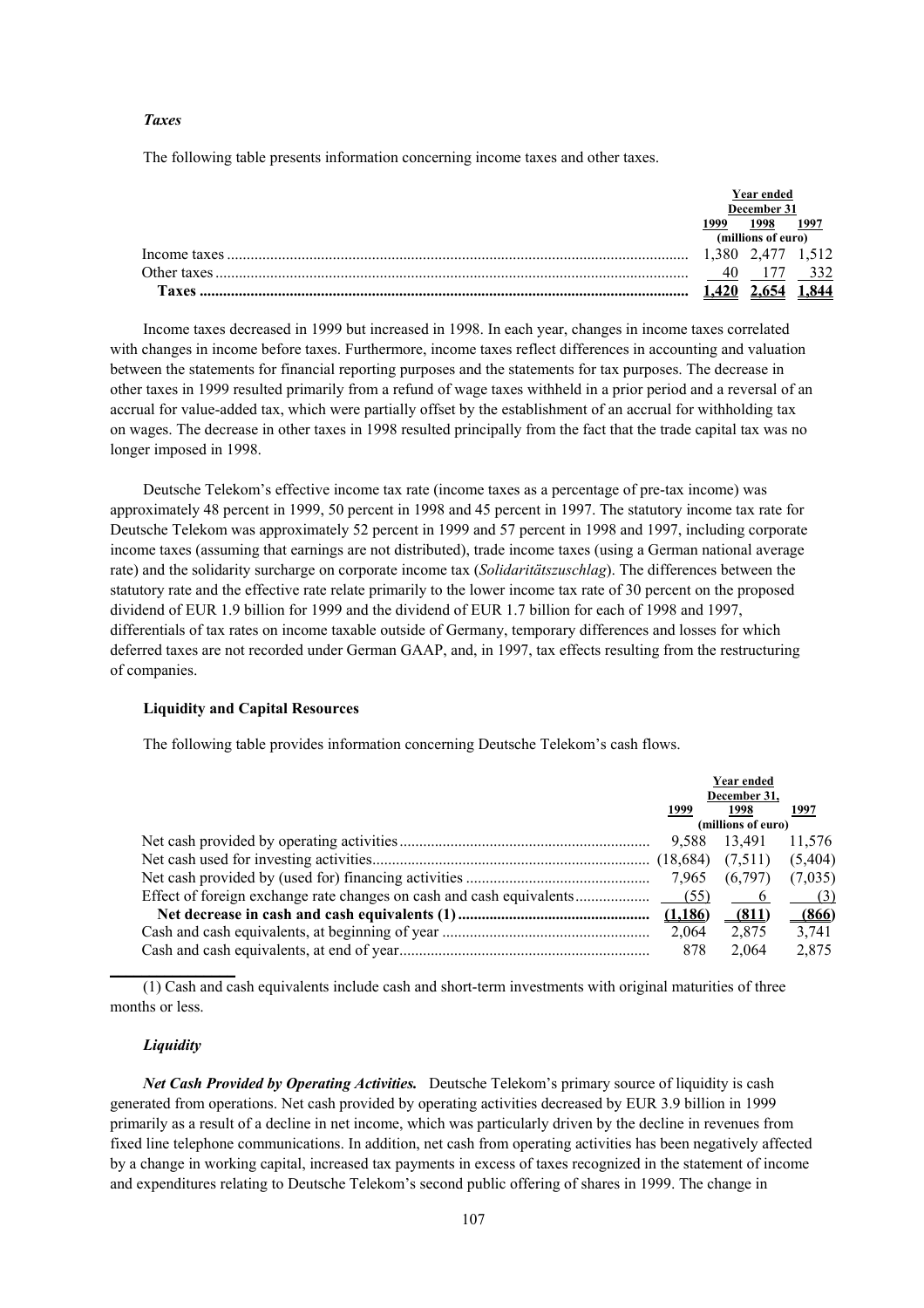*Taxes*

The following table presents information concerning income taxes and other taxes.

| | Year ended December 31 | | |
|---|---|---|---|
| | 1999 | 1998 | 1997 |
| | (millions of euro) | | |
| Income taxes | 1,380 | 2,477 | 1,512 |
| Other taxes | 40 | 177 | 332 |
| **Taxes** | **1,420** | **2,654** | **1,844** |

Income taxes decreased in 1999 but increased in 1998. In each year, changes in income taxes correlated with changes in income before taxes. Furthermore, income taxes reflect differences in accounting and valuation between the statements for financial reporting purposes and the statements for tax purposes. The decrease in other taxes in 1999 resulted primarily from a refund of wage taxes withheld in a prior period and a reversal of an accrual for value-added tax, which were partially offset by the establishment of an accrual for withholding tax on wages. The decrease in other taxes in 1998 resulted principally from the fact that the trade capital tax was no longer imposed in 1998.

Deutsche Telekom's effective income tax rate (income taxes as a percentage of pre-tax income) was approximately 48 percent in 1999, 50 percent in 1998 and 45 percent in 1997. The statutory income tax rate for Deutsche Telekom was approximately 52 percent in 1999 and 57 percent in 1998 and 1997, including corporate income taxes (assuming that earnings are not distributed), trade income taxes (using a German national average rate) and the solidarity surcharge on corporate income tax (*Solidaritätszuschlag*). The differences between the statutory rate and the effective rate relate primarily to the lower income tax rate of 30 percent on the proposed dividend of EUR 1.9 billion for 1999 and the dividend of EUR 1.7 billion for each of 1998 and 1997, differentials of tax rates on income taxable outside of Germany, temporary differences and losses for which deferred taxes are not recorded under German GAAP, and, in 1997, tax effects resulting from the restructuring of companies.

### Liquidity and Capital Resources

The following table provides information concerning Deutsche Telekom's cash flows.

| | Year ended December 31, | | |
|---|---|---|---|
| | 1999 | 1998 | 1997 |
| | (millions of euro) | | |
| Net cash provided by operating activities | 9,588 | 13,491 | 11,576 |
| Net cash used for investing activities | (18,684) | (7,511) | (5,404) |
| Net cash provided by (used for) financing activities | 7,965 | (6,797) | (7,035) |
| Effect of foreign exchange rate changes on cash and cash equivalents | (55) | 6 | (3) |
| **Net decrease in cash and cash equivalents (1)** | **(1,186)** | **(811)** | **(866)** |
| Cash and cash equivalents, at beginning of year | 2,064 | 2,875 | 3,741 |
| Cash and cash equivalents, at end of year | 878 | 2,064 | 2,875 |

(1) Cash and cash equivalents include cash and short-term investments with original maturities of three months or less.

*Liquidity*

***Net Cash Provided by Operating Activities.*** Deutsche Telekom's primary source of liquidity is cash generated from operations. Net cash provided by operating activities decreased by EUR 3.9 billion in 1999 primarily as a result of a decline in net income, which was particularly driven by the decline in revenues from fixed line telephone communications. In addition, net cash from operating activities has been negatively affected by a change in working capital, increased tax payments in excess of taxes recognized in the statement of income and expenditures relating to Deutsche Telekom's second public offering of shares in 1999. The change in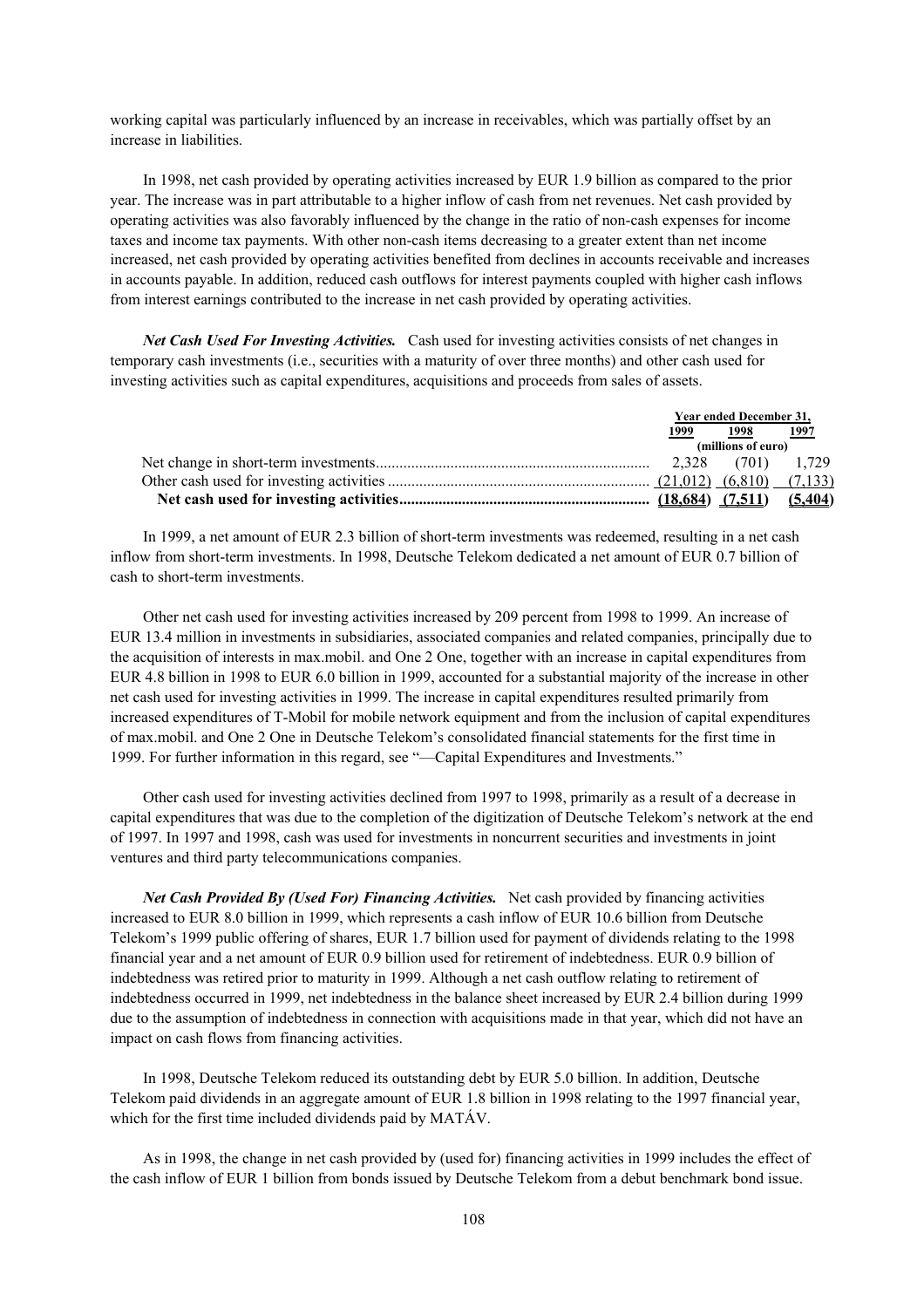working capital was particularly influenced by an increase in receivables, which was partially offset by an increase in liabilities.

In 1998, net cash provided by operating activities increased by EUR 1.9 billion as compared to the prior year. The increase was in part attributable to a higher inflow of cash from net revenues. Net cash provided by operating activities was also favorably influenced by the change in the ratio of non-cash expenses for income taxes and income tax payments. With other non-cash items decreasing to a greater extent than net income increased, net cash provided by operating activities benefited from declines in accounts receivable and increases in accounts payable. In addition, reduced cash outflows for interest payments coupled with higher cash inflows from interest earnings contributed to the increase in net cash provided by operating activities.

***Net Cash Used For Investing Activities.*** Cash used for investing activities consists of net changes in temporary cash investments (i.e., securities with a maturity of over three months) and other cash used for investing activities such as capital expenditures, acquisitions and proceeds from sales of assets.

| | Year ended December 31, | | |
|---|---|---|---|
| | 1999 | 1998 | 1997 |
| | (millions of euro) | | |
| Net change in short-term investments | 2,328 | (701) | 1,729 |
| Other cash used for investing activities | (21,012) | (6,810) | (7,133) |
| **Net cash used for investing activities** | **(18,684)** | **(7,511)** | **(5,404)** |

In 1999, a net amount of EUR 2.3 billion of short-term investments was redeemed, resulting in a net cash inflow from short-term investments. In 1998, Deutsche Telekom dedicated a net amount of EUR 0.7 billion of cash to short-term investments.

Other net cash used for investing activities increased by 209 percent from 1998 to 1999. An increase of EUR 13.4 million in investments in subsidiaries, associated companies and related companies, principally due to the acquisition of interests in max.mobil. and One 2 One, together with an increase in capital expenditures from EUR 4.8 billion in 1998 to EUR 6.0 billion in 1999, accounted for a substantial majority of the increase in other net cash used for investing activities in 1999. The increase in capital expenditures resulted primarily from increased expenditures of T-Mobil for mobile network equipment and from the inclusion of capital expenditures of max.mobil. and One 2 One in Deutsche Telekom's consolidated financial statements for the first time in 1999. For further information in this regard, see "—Capital Expenditures and Investments."

Other cash used for investing activities declined from 1997 to 1998, primarily as a result of a decrease in capital expenditures that was due to the completion of the digitization of Deutsche Telekom's network at the end of 1997. In 1997 and 1998, cash was used for investments in noncurrent securities and investments in joint ventures and third party telecommunications companies.

***Net Cash Provided By (Used For) Financing Activities.*** Net cash provided by financing activities increased to EUR 8.0 billion in 1999, which represents a cash inflow of EUR 10.6 billion from Deutsche Telekom's 1999 public offering of shares, EUR 1.7 billion used for payment of dividends relating to the 1998 financial year and a net amount of EUR 0.9 billion used for retirement of indebtedness. EUR 0.9 billion of indebtedness was retired prior to maturity in 1999. Although a net cash outflow relating to retirement of indebtedness occurred in 1999, net indebtedness in the balance sheet increased by EUR 2.4 billion during 1999 due to the assumption of indebtedness in connection with acquisitions made in that year, which did not have an impact on cash flows from financing activities.

In 1998, Deutsche Telekom reduced its outstanding debt by EUR 5.0 billion. In addition, Deutsche Telekom paid dividends in an aggregate amount of EUR 1.8 billion in 1998 relating to the 1997 financial year, which for the first time included dividends paid by MATÁV.

As in 1998, the change in net cash provided by (used for) financing activities in 1999 includes the effect of the cash inflow of EUR 1 billion from bonds issued by Deutsche Telekom from a debut benchmark bond issue.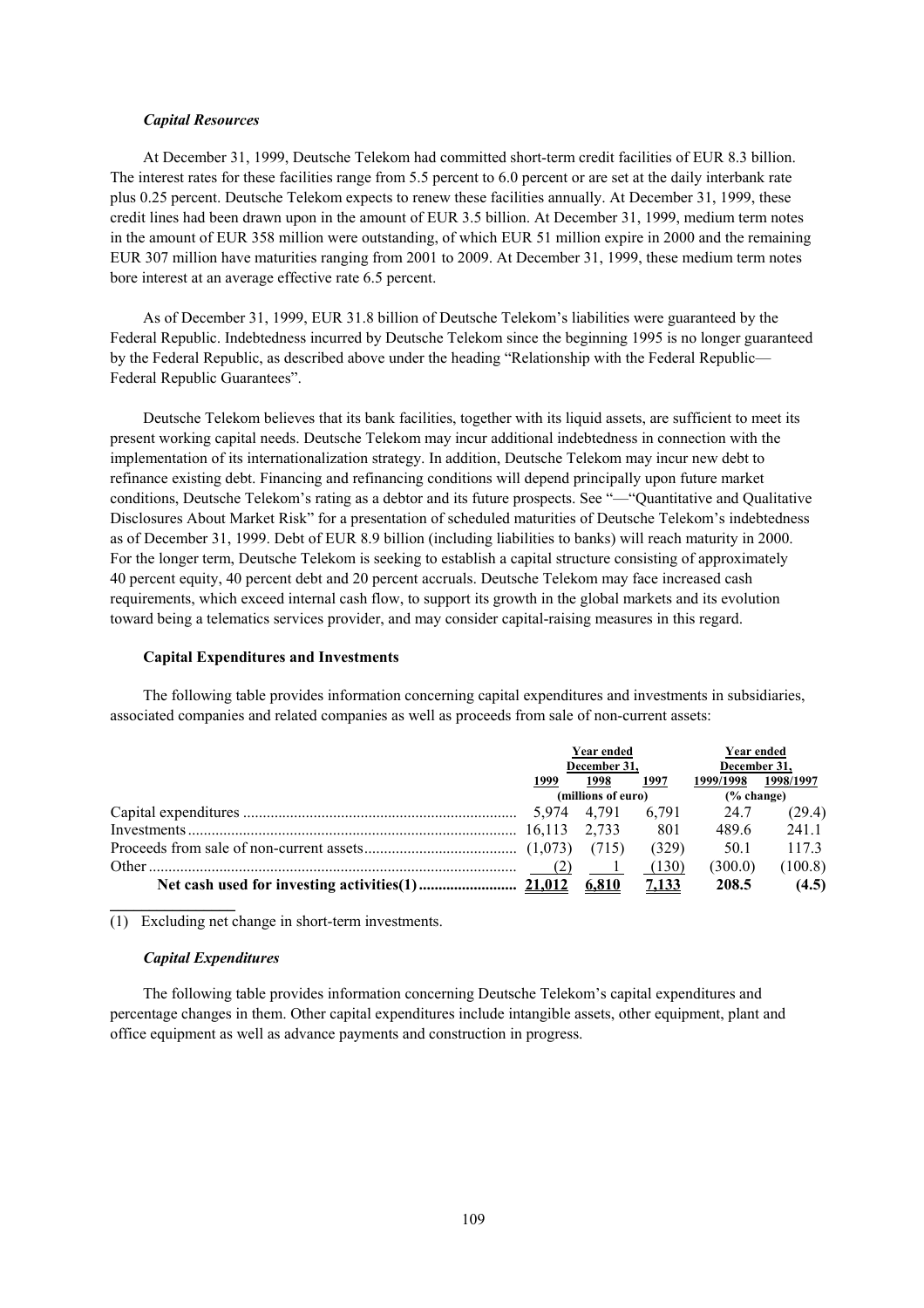### *Capital Resources*

At December 31, 1999, Deutsche Telekom had committed short-term credit facilities of EUR 8.3 billion. The interest rates for these facilities range from 5.5 percent to 6.0 percent or are set at the daily interbank rate plus 0.25 percent. Deutsche Telekom expects to renew these facilities annually. At December 31, 1999, these credit lines had been drawn upon in the amount of EUR 3.5 billion. At December 31, 1999, medium term notes in the amount of EUR 358 million were outstanding, of which EUR 51 million expire in 2000 and the remaining EUR 307 million have maturities ranging from 2001 to 2009. At December 31, 1999, these medium term notes bore interest at an average effective rate 6.5 percent.

As of December 31, 1999, EUR 31.8 billion of Deutsche Telekom's liabilities were guaranteed by the Federal Republic. Indebtedness incurred by Deutsche Telekom since the beginning 1995 is no longer guaranteed by the Federal Republic, as described above under the heading "Relationship with the Federal Republic—Federal Republic Guarantees".

Deutsche Telekom believes that its bank facilities, together with its liquid assets, are sufficient to meet its present working capital needs. Deutsche Telekom may incur additional indebtedness in connection with the implementation of its internationalization strategy. In addition, Deutsche Telekom may incur new debt to refinance existing debt. Financing and refinancing conditions will depend principally upon future market conditions, Deutsche Telekom's rating as a debtor and its future prospects. See "—"Quantitative and Qualitative Disclosures About Market Risk" for a presentation of scheduled maturities of Deutsche Telekom's indebtedness as of December 31, 1999. Debt of EUR 8.9 billion (including liabilities to banks) will reach maturity in 2000. For the longer term, Deutsche Telekom is seeking to establish a capital structure consisting of approximately 40 percent equity, 40 percent debt and 20 percent accruals. Deutsche Telekom may face increased cash requirements, which exceed internal cash flow, to support its growth in the global markets and its evolution toward being a telematics services provider, and may consider capital-raising measures in this regard.

### Capital Expenditures and Investments

The following table provides information concerning capital expenditures and investments in subsidiaries, associated companies and related companies as well as proceeds from sale of non-current assets:

| | Year ended December 31, | | | Year ended December 31, | |
|---|---|---|---|---|---|
| | 1999 | 1998 | 1997 | 1999/1998 | 1998/1997 |
| | (millions of euro) | | | (% change) | |
| Capital expenditures | 5,974 | 4,791 | 6,791 | 24.7 | (29.4) |
| Investments | 16,113 | 2,733 | 801 | 489.6 | 241.1 |
| Proceeds from sale of non-current assets | (1,073) | (715) | (329) | 50.1 | 117.3 |
| Other | (2) | 1 | (130) | (300.0) | (100.8) |
| **Net cash used for investing activities(1)** | **21,012** | **6,810** | **7,133** | **208.5** | **(4.5)** |

(1) Excluding net change in short-term investments.

### *Capital Expenditures*

The following table provides information concerning Deutsche Telekom's capital expenditures and percentage changes in them. Other capital expenditures include intangible assets, other equipment, plant and office equipment as well as advance payments and construction in progress.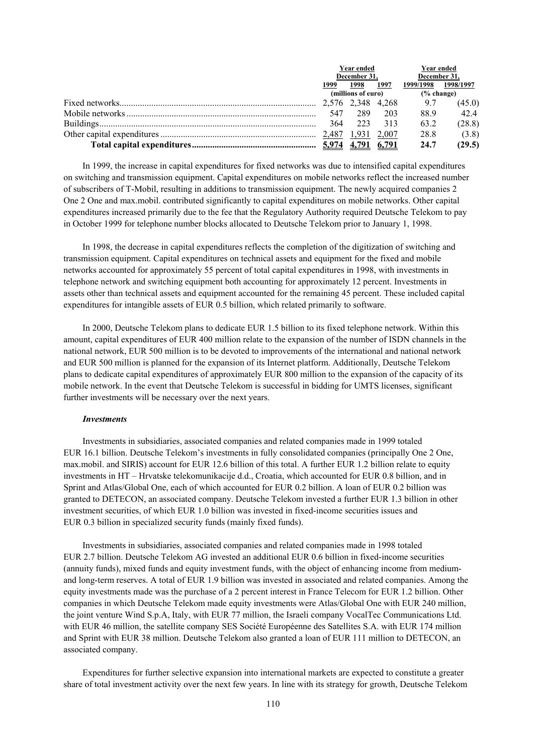| | Year ended December 31, | | | Year ended December 31, | |
|---|---|---|---|---|---|
| | 1999 | 1998 | 1997 | 1999/1998 | 1998/1997 |
| | (millions of euro) | | | (% change) | |
| Fixed networks | 2,576 | 2,348 | 4,268 | 9.7 | (45.0) |
| Mobile networks | 547 | 289 | 203 | 88.9 | 42.4 |
| Buildings | 364 | 223 | 313 | 63.2 | (28.8) |
| Other capital expenditures | 2,487 | 1,931 | 2,007 | 28.8 | (3.8) |
| **Total capital expenditures** | **5,974** | **4,791** | **6,791** | **24.7** | **(29.5)** |

In 1999, the increase in capital expenditures for fixed networks was due to intensified capital expenditures on switching and transmission equipment. Capital expenditures on mobile networks reflect the increased number of subscribers of T-Mobil, resulting in additions to transmission equipment. The newly acquired companies 2 One 2 One and max.mobil. contributed significantly to capital expenditures on mobile networks. Other capital expenditures increased primarily due to the fee that the Regulatory Authority required Deutsche Telekom to pay in October 1999 for telephone number blocks allocated to Deutsche Telekom prior to January 1, 1998.

In 1998, the decrease in capital expenditures reflects the completion of the digitization of switching and transmission equipment. Capital expenditures on technical assets and equipment for the fixed and mobile networks accounted for approximately 55 percent of total capital expenditures in 1998, with investments in telephone network and switching equipment both accounting for approximately 12 percent. Investments in assets other than technical assets and equipment accounted for the remaining 45 percent. These included capital expenditures for intangible assets of EUR 0.5 billion, which related primarily to software.

In 2000, Deutsche Telekom plans to dedicate EUR 1.5 billion to its fixed telephone network. Within this amount, capital expenditures of EUR 400 million relate to the expansion of the number of ISDN channels in the national network, EUR 500 million is to be devoted to improvements of the international and national network and EUR 500 million is planned for the expansion of its Internet platform. Additionally, Deutsche Telekom plans to dedicate capital expenditures of approximately EUR 800 million to the expansion of the capacity of its mobile network. In the event that Deutsche Telekom is successful in bidding for UMTS licenses, significant further investments will be necessary over the next years.

### *Investments*

Investments in subsidiaries, associated companies and related companies made in 1999 totaled EUR 16.1 billion. Deutsche Telekom's investments in fully consolidated companies (principally One 2 One, max.mobil. and SIRIS) account for EUR 12.6 billion of this total. A further EUR 1.2 billion relate to equity investments in HT – Hrvatske telekomunikacije d.d., Croatia, which accounted for EUR 0.8 billion, and in Sprint and Atlas/Global One, each of which accounted for EUR 0.2 billion. A loan of EUR 0.2 billion was granted to DETECON, an associated company. Deutsche Telekom invested a further EUR 1.3 billion in other investment securities, of which EUR 1.0 billion was invested in fixed-income securities issues and EUR 0.3 billion in specialized security funds (mainly fixed funds).

Investments in subsidiaries, associated companies and related companies made in 1998 totaled EUR 2.7 billion. Deutsche Telekom AG invested an additional EUR 0.6 billion in fixed-income securities (annuity funds), mixed funds and equity investment funds, with the object of enhancing income from medium- and long-term reserves. A total of EUR 1.9 billion was invested in associated and related companies. Among the equity investments made was the purchase of a 2 percent interest in France Telecom for EUR 1.2 billion. Other companies in which Deutsche Telekom made equity investments were Atlas/Global One with EUR 240 million, the joint venture Wind S.p.A, Italy, with EUR 77 million, the Israeli company VocalTec Communications Ltd. with EUR 46 million, the satellite company SES Société Européenne des Satellites S.A. with EUR 174 million and Sprint with EUR 38 million. Deutsche Telekom also granted a loan of EUR 111 million to DETECON, an associated company.

Expenditures for further selective expansion into international markets are expected to constitute a greater share of total investment activity over the next few years. In line with its strategy for growth, Deutsche Telekom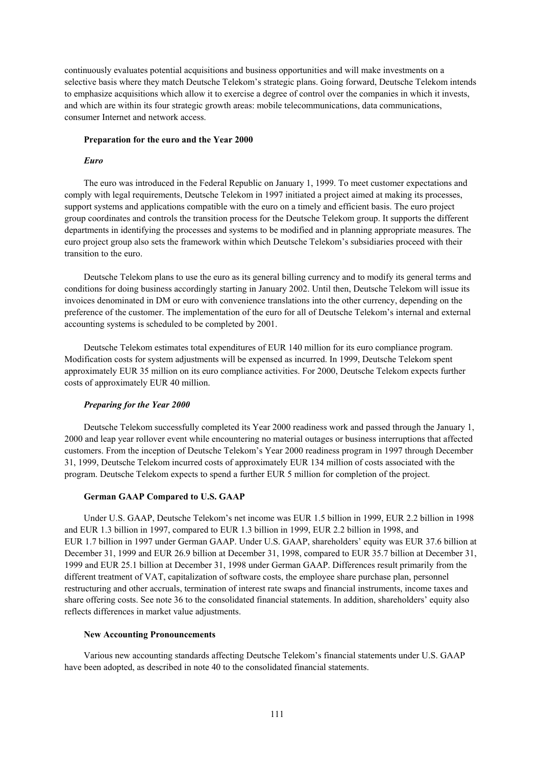continuously evaluates potential acquisitions and business opportunities and will make investments on a selective basis where they match Deutsche Telekom's strategic plans. Going forward, Deutsche Telekom intends to emphasize acquisitions which allow it to exercise a degree of control over the companies in which it invests, and which are within its four strategic growth areas: mobile telecommunications, data communications, consumer Internet and network access.

### Preparation for the euro and the Year 2000

#### *Euro*

The euro was introduced in the Federal Republic on January 1, 1999. To meet customer expectations and comply with legal requirements, Deutsche Telekom in 1997 initiated a project aimed at making its processes, support systems and applications compatible with the euro on a timely and efficient basis. The euro project group coordinates and controls the transition process for the Deutsche Telekom group. It supports the different departments in identifying the processes and systems to be modified and in planning appropriate measures. The euro project group also sets the framework within which Deutsche Telekom's subsidiaries proceed with their transition to the euro.

Deutsche Telekom plans to use the euro as its general billing currency and to modify its general terms and conditions for doing business accordingly starting in January 2002. Until then, Deutsche Telekom will issue its invoices denominated in DM or euro with convenience translations into the other currency, depending on the preference of the customer. The implementation of the euro for all of Deutsche Telekom's internal and external accounting systems is scheduled to be completed by 2001.

Deutsche Telekom estimates total expenditures of EUR 140 million for its euro compliance program. Modification costs for system adjustments will be expensed as incurred. In 1999, Deutsche Telekom spent approximately EUR 35 million on its euro compliance activities. For 2000, Deutsche Telekom expects further costs of approximately EUR 40 million.

#### *Preparing for the Year 2000*

Deutsche Telekom successfully completed its Year 2000 readiness work and passed through the January 1, 2000 and leap year rollover event while encountering no material outages or business interruptions that affected customers. From the inception of Deutsche Telekom's Year 2000 readiness program in 1997 through December 31, 1999, Deutsche Telekom incurred costs of approximately EUR 134 million of costs associated with the program. Deutsche Telekom expects to spend a further EUR 5 million for completion of the project.

### German GAAP Compared to U.S. GAAP

Under U.S. GAAP, Deutsche Telekom's net income was EUR 1.5 billion in 1999, EUR 2.2 billion in 1998 and EUR 1.3 billion in 1997, compared to EUR 1.3 billion in 1999, EUR 2.2 billion in 1998, and EUR 1.7 billion in 1997 under German GAAP. Under U.S. GAAP, shareholders' equity was EUR 37.6 billion at December 31, 1999 and EUR 26.9 billion at December 31, 1998, compared to EUR 35.7 billion at December 31, 1999 and EUR 25.1 billion at December 31, 1998 under German GAAP. Differences result primarily from the different treatment of VAT, capitalization of software costs, the employee share purchase plan, personnel restructuring and other accruals, termination of interest rate swaps and financial instruments, income taxes and share offering costs. See note 36 to the consolidated financial statements. In addition, shareholders' equity also reflects differences in market value adjustments.

### New Accounting Pronouncements

Various new accounting standards affecting Deutsche Telekom's financial statements under U.S. GAAP have been adopted, as described in note 40 to the consolidated financial statements.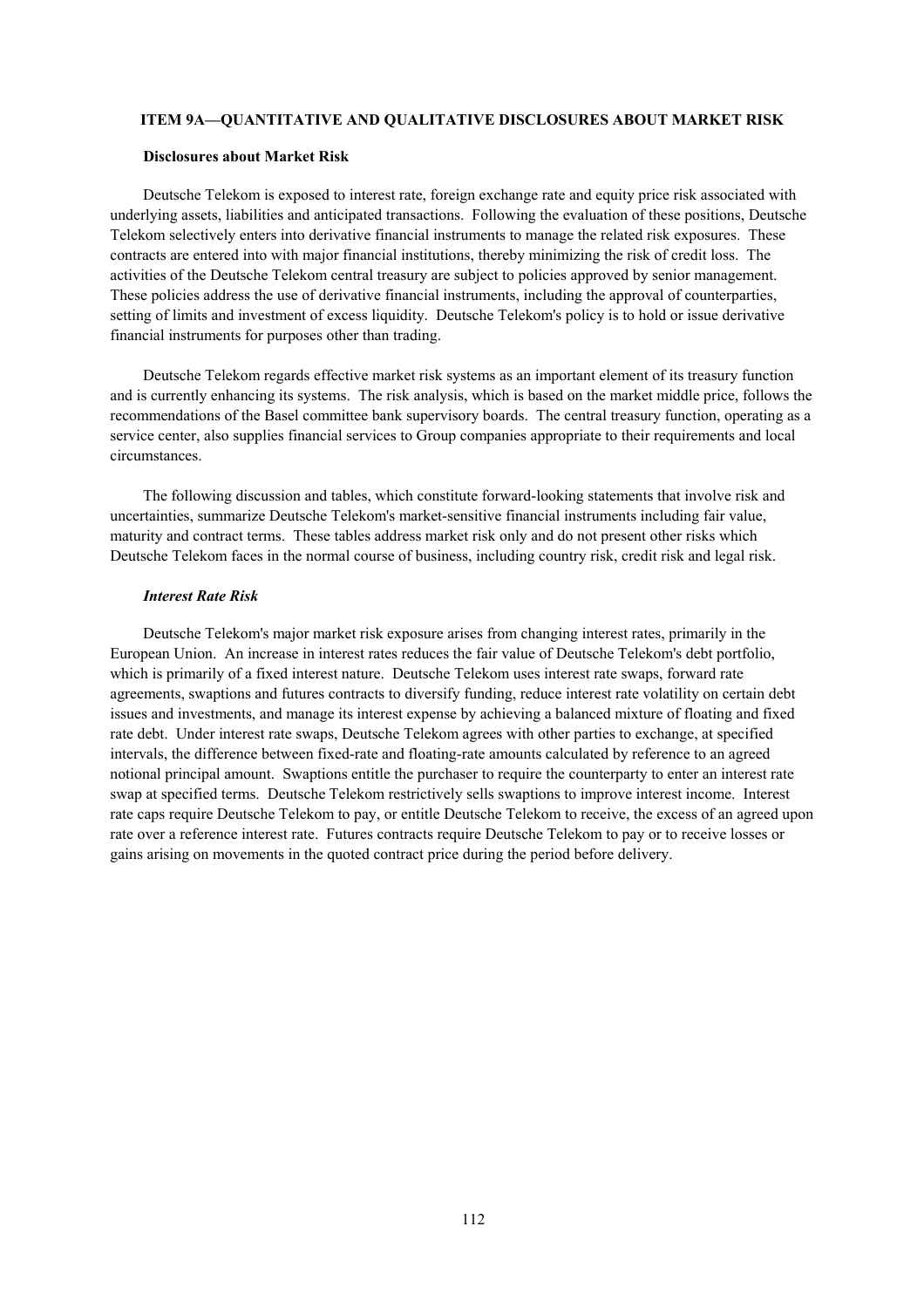## ITEM 9A—QUANTITATIVE AND QUALITATIVE DISCLOSURES ABOUT MARKET RISK

### Disclosures about Market Risk

Deutsche Telekom is exposed to interest rate, foreign exchange rate and equity price risk associated with underlying assets, liabilities and anticipated transactions. Following the evaluation of these positions, Deutsche Telekom selectively enters into derivative financial instruments to manage the related risk exposures. These contracts are entered into with major financial institutions, thereby minimizing the risk of credit loss. The activities of the Deutsche Telekom central treasury are subject to policies approved by senior management. These policies address the use of derivative financial instruments, including the approval of counterparties, setting of limits and investment of excess liquidity. Deutsche Telekom's policy is to hold or issue derivative financial instruments for purposes other than trading.

Deutsche Telekom regards effective market risk systems as an important element of its treasury function and is currently enhancing its systems. The risk analysis, which is based on the market middle price, follows the recommendations of the Basel committee bank supervisory boards. The central treasury function, operating as a service center, also supplies financial services to Group companies appropriate to their requirements and local circumstances.

The following discussion and tables, which constitute forward-looking statements that involve risk and uncertainties, summarize Deutsche Telekom's market-sensitive financial instruments including fair value, maturity and contract terms. These tables address market risk only and do not present other risks which Deutsche Telekom faces in the normal course of business, including country risk, credit risk and legal risk.

#### *Interest Rate Risk*

Deutsche Telekom's major market risk exposure arises from changing interest rates, primarily in the European Union. An increase in interest rates reduces the fair value of Deutsche Telekom's debt portfolio, which is primarily of a fixed interest nature. Deutsche Telekom uses interest rate swaps, forward rate agreements, swaptions and futures contracts to diversify funding, reduce interest rate volatility on certain debt issues and investments, and manage its interest expense by achieving a balanced mixture of floating and fixed rate debt. Under interest rate swaps, Deutsche Telekom agrees with other parties to exchange, at specified intervals, the difference between fixed-rate and floating-rate amounts calculated by reference to an agreed notional principal amount. Swaptions entitle the purchaser to require the counterparty to enter an interest rate swap at specified terms. Deutsche Telekom restrictively sells swaptions to improve interest income. Interest rate caps require Deutsche Telekom to pay, or entitle Deutsche Telekom to receive, the excess of an agreed upon rate over a reference interest rate. Futures contracts require Deutsche Telekom to pay or to receive losses or gains arising on movements in the quoted contract price during the period before delivery.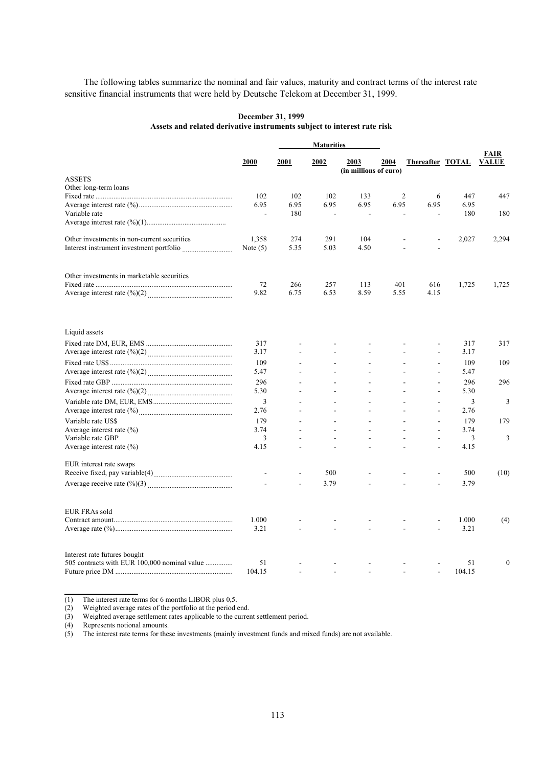The following tables summarize the nominal and fair values, maturity and contract terms of the interest rate sensitive financial instruments that were held by Deutsche Telekom at December 31, 1999.

**December 31, 1999**
**Assets and related derivative instruments subject to interest rate risk**

| | Maturities | | | | | | | |
|---|---|---|---|---|---|---|---|---|
| | 2000 | 2001 | 2002 | 2003 | 2004 | Thereafter | TOTAL | FAIR VALUE |
| | | | | (in millions of euro) | | | | |
| ASSETS | | | | | | | | |
| Other long-term loans | | | | | | | | |
| Fixed rate | 102 | 102 | 102 | 133 | 2 | 6 | 447 | 447 |
| Average interest rate (%) | 6.95 | 6.95 | 6.95 | 6.95 | 6.95 | 6.95 | 6.95 | |
| Variable rate | - | 180 | - | - | - | - | 180 | 180 |
| Average interest rate (%)(1) | | | | | | | | |
| Other investments in non-current securities | 1,358 | 274 | 291 | 104 | - | - | 2,027 | 2,294 |
| Interest instrument investment portfolio | Note (5) | 5.35 | 5.03 | 4.50 | - | - | | |
| Other investments in marketable securities | | | | | | | | |
| Fixed rate | 72 | 266 | 257 | 113 | 401 | 616 | 1,725 | 1,725 |
| Average interest rate (%)(2) | 9.82 | 6.75 | 6.53 | 8.59 | 5.55 | 4.15 | | |
| Liquid assets | | | | | | | | |
| Fixed rate DM, EUR, EMS | 317 | - | - | - | - | - | 317 | 317 |
| Average interest rate (%)(2) | 3.17 | - | - | - | - | - | 3.17 | |
| Fixed rate US$ | 109 | - | - | - | - | - | 109 | 109 |
| Average interest rate (%)(2) | 5.47 | - | - | - | - | - | 5.47 | |
| Fixed rate GBP | 296 | - | - | - | - | - | 296 | 296 |
| Average interest rate (%)(2) | 5.30 | - | - | - | - | - | 5.30 | |
| Variable rate DM, EUR, EMS | 3 | - | - | - | - | - | 3 | 3 |
| Average interest rate (%) | 2.76 | - | - | - | - | - | 2.76 | |
| Variable rate US$ | 179 | - | - | - | - | - | 179 | 179 |
| Average interest rate (%) | 3.74 | - | - | - | - | - | 3.74 | |
| Variable rate GBP | 3 | - | - | - | - | - | 3 | 3 |
| Average interest rate (%) | 4.15 | - | - | - | - | - | 4.15 | |
| EUR interest rate swaps | | | | | | | | |
| Receive fixed, pay variable(4) | - | - | 500 | - | - | - | 500 | (10) |
| Average receive rate (%)(3) | - | - | 3.79 | - | - | - | 3.79 | |
| EUR FRAs sold | | | | | | | | |
| Contract amount | 1.000 | - | - | - | - | - | 1.000 | (4) |
| Average rate (%) | 3.21 | - | - | - | - | - | 3.21 | |
| Interest rate futures bought | | | | | | | | |
| 505 contracts with EUR 100,000 nominal value | 51 | - | - | - | - | - | 51 | 0 |
| Future price DM | 104.15 | - | - | - | - | - | 104.15 | |

(1) The interest rate terms for 6 months LIBOR plus 0,5.
(2) Weighted average rates of the portfolio at the period end.
(3) Weighted average settlement rates applicable to the current settlement period.
(4) Represents notional amounts.
(5) The interest rate terms for these investments (mainly investment funds and mixed funds) are not available.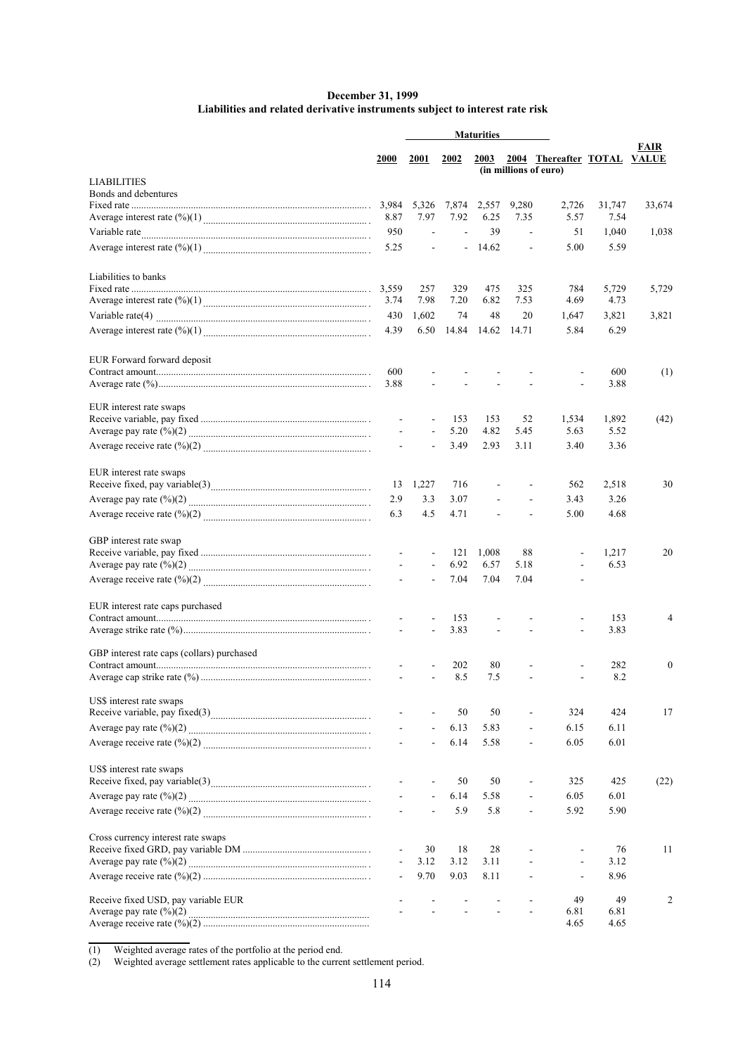**December 31, 1999**
**Liabilities and related derivative instruments subject to interest rate risk**

| | Maturities | | | | | | | |
|---|---|---|---|---|---|---|---|---|
| | 2000 | 2001 | 2002 | 2003 | 2004 | Thereafter | TOTAL | FAIR VALUE |
| | (in millions of euro) | | | | | | | |
| **LIABILITIES** | | | | | | | | |
| Bonds and debentures | | | | | | | | |
| Fixed rate | 3,984 | 5,326 | 7,874 | 2,557 | 9,280 | 2,726 | 31,747 | 33,674 |
| Average interest rate (%)(1) | 8.87 | 7.97 | 7.92 | 6.25 | 7.35 | 5.57 | 7.54 | |
| Variable rate | 950 | - | - | 39 | - | 51 | 1,040 | 1,038 |
| Average interest rate (%)(1) | 5.25 | - | - | 14.62 | - | 5.00 | 5.59 | |
| Liabilities to banks | | | | | | | | |
| Fixed rate | 3,559 | 257 | 329 | 475 | 325 | 784 | 5,729 | 5,729 |
| Average interest rate (%)(1) | 3.74 | 7.98 | 7.20 | 6.82 | 7.53 | 4.69 | 4.73 | |
| Variable rate(4) | 430 | 1,602 | 74 | 48 | 20 | 1,647 | 3,821 | 3,821 |
| Average interest rate (%)(1) | 4.39 | 6.50 | 14.84 | 14.62 | 14.71 | 5.84 | 6.29 | |
| EUR Forward forward deposit | | | | | | | | |
| Contract amount | 600 | - | - | - | - | - | 600 | (1) |
| Average rate (%) | 3.88 | - | - | - | - | - | 3.88 | |
| EUR interest rate swaps | | | | | | | | |
| Receive variable, pay fixed | - | - | 153 | 153 | 52 | 1,534 | 1,892 | (42) |
| Average pay rate (%)(2) | - | - | 5.20 | 4.82 | 5.45 | 5.63 | 5.52 | |
| Average receive rate (%)(2) | - | - | 3.49 | 2.93 | 3.11 | 3.40 | 3.36 | |
| EUR interest rate swaps | | | | | | | | |
| Receive fixed, pay variable(3) | 13 | 1,227 | 716 | - | - | 562 | 2,518 | 30 |
| Average pay rate (%)(2) | 2.9 | 3.3 | 3.07 | - | - | 3.43 | 3.26 | |
| Average receive rate (%)(2) | 6.3 | 4.5 | 4.71 | - | - | 5.00 | 4.68 | |
| GBP interest rate swap | | | | | | | | |
| Receive variable, pay fixed | - | - | 121 | 1,008 | 88 | - | 1,217 | 20 |
| Average pay rate (%)(2) | - | - | 6.92 | 6.57 | 5.18 | - | 6.53 | |
| Average receive rate (%)(2) | - | - | 7.04 | 7.04 | 7.04 | - | | |
| EUR interest rate caps purchased | | | | | | | | |
| Contract amount | - | - | 153 | - | - | - | 153 | 4 |
| Average strike rate (%) | - | - | 3.83 | - | - | - | 3.83 | |
| GBP interest rate caps (collars) purchased | | | | | | | | |
| Contract amount | - | - | 202 | 80 | - | - | 282 | 0 |
| Average cap strike rate (%) | - | - | 8.5 | 7.5 | - | - | 8.2 | |
| US$ interest rate swaps | | | | | | | | |
| Receive variable, pay fixed(3) | - | - | 50 | 50 | - | 324 | 424 | 17 |
| Average pay rate (%)(2) | - | - | 6.13 | 5.83 | - | 6.15 | 6.11 | |
| Average receive rate (%)(2) | - | - | 6.14 | 5.58 | - | 6.05 | 6.01 | |
| US$ interest rate swaps | | | | | | | | |
| Receive fixed, pay variable(3) | - | - | 50 | 50 | - | 325 | 425 | (22) |
| Average pay rate (%)(2) | - | - | 6.14 | 5.58 | - | 6.05 | 6.01 | |
| Average receive rate (%)(2) | - | - | 5.9 | 5.8 | - | 5.92 | 5.90 | |
| Cross currency interest rate swaps | | | | | | | | |
| Receive fixed GRD, pay variable DM | - | 30 | 18 | 28 | - | - | 76 | 11 |
| Average pay rate (%)(2) | - | 3.12 | 3.12 | 3.11 | - | - | 3.12 | |
| Average receive rate (%)(2) | - | 9.70 | 9.03 | 8.11 | - | - | 8.96 | |
| Receive fixed USD, pay variable EUR | - | - | - | - | - | 49 | 49 | 2 |
| Average pay rate (%)(2) | - | - | - | - | - | 6.81 | 6.81 | |
| Average receive rate (%)(2) | | | | | | 4.65 | 4.65 | |

(1) Weighted average rates of the portfolio at the period end.
(2) Weighted average settlement rates applicable to the current settlement period.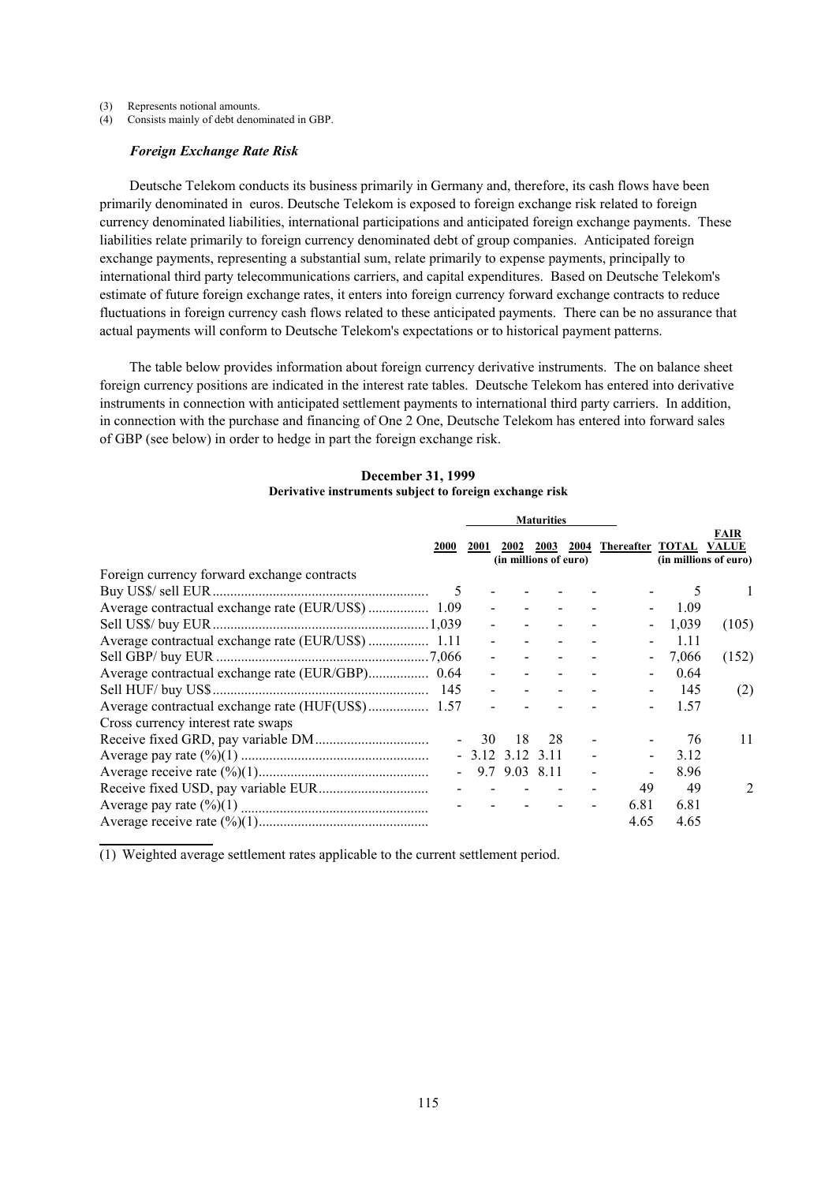(3) Represents notional amounts.
(4) Consists mainly of debt denominated in GBP.

### *Foreign Exchange Rate Risk*

Deutsche Telekom conducts its business primarily in Germany and, therefore, its cash flows have been primarily denominated in euros. Deutsche Telekom is exposed to foreign exchange risk related to foreign currency denominated liabilities, international participations and anticipated foreign exchange payments. These liabilities relate primarily to foreign currency denominated debt of group companies. Anticipated foreign exchange payments, representing a substantial sum, relate primarily to expense payments, principally to international third party telecommunications carriers, and capital expenditures. Based on Deutsche Telekom's estimate of future foreign exchange rates, it enters into foreign currency forward exchange contracts to reduce fluctuations in foreign currency cash flows related to these anticipated payments. There can be no assurance that actual payments will conform to Deutsche Telekom's expectations or to historical payment patterns.

The table below provides information about foreign currency derivative instruments. The on balance sheet foreign currency positions are indicated in the interest rate tables. Deutsche Telekom has entered into derivative instruments in connection with anticipated settlement payments to international third party carriers. In addition, in connection with the purchase and financing of One 2 One, Deutsche Telekom has entered into forward sales of GBP (see below) in order to hedge in part the foreign exchange risk.

**December 31, 1999**
**Derivative instruments subject to foreign exchange risk**

| | Maturities | | | | | | | |
|---|---|---|---|---|---|---|---|---|
| | 2000 | 2001 | 2002 | 2003 | 2004 | Thereafter | TOTAL | FAIR VALUE |
| | (in millions of euro) | | | | | | (in millions of euro) | |
| Foreign currency forward exchange contracts | | | | | | | | |
| Buy US$/ sell EUR | 5 | - | - | - | - | - | 5 | 1 |
| Average contractual exchange rate (EUR/US$) | 1.09 | - | - | - | - | - | 1.09 | |
| Sell US$/ buy EUR | 1,039 | - | - | - | - | - | 1,039 | (105) |
| Average contractual exchange rate (EUR/US$) | 1.11 | - | - | - | - | - | 1.11 | |
| Sell GBP/ buy EUR | 7,066 | - | - | - | - | - | 7,066 | (152) |
| Average contractual exchange rate (EUR/GBP) | 0.64 | - | - | - | - | - | 0.64 | |
| Sell HUF/ buy US$ | 145 | - | - | - | - | - | 145 | (2) |
| Average contractual exchange rate (HUF(US$) | 1.57 | - | - | - | - | - | 1.57 | |
| Cross currency interest rate swaps | | | | | | | | |
| Receive fixed GRD, pay variable DM | - | 30 | 18 | 28 | - | - | 76 | 11 |
| Average pay rate (%)(1) | - | 3.12 | 3.12 | 3.11 | - | - | 3.12 | |
| Average receive rate (%)(1) | - | 9.7 | 9.03 | 8.11 | - | - | 8.96 | |
| Receive fixed USD, pay variable EUR | - | - | - | - | - | 49 | 49 | 2 |
| Average pay rate (%)(1) | - | - | - | - | - | 6.81 | 6.81 | |
| Average receive rate (%)(1) | | | | | | 4.65 | 4.65 | |

(1) Weighted average settlement rates applicable to the current settlement period.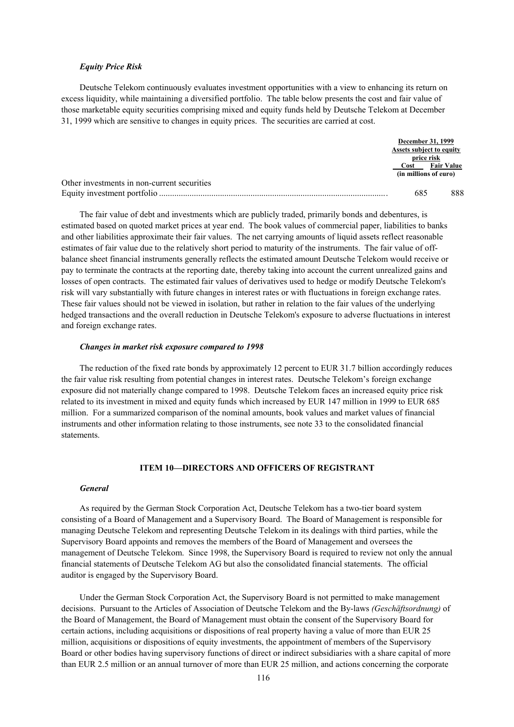### *Equity Price Risk*

Deutsche Telekom continuously evaluates investment opportunities with a view to enhancing its return on excess liquidity, while maintaining a diversified portfolio. The table below presents the cost and fair value of those marketable equity securities comprising mixed and equity funds held by Deutsche Telekom at December 31, 1999 which are sensitive to changes in equity prices. The securities are carried at cost.

| | December 31, 1999 Assets subject to equity price risk | |
|---|---|---|
| | Cost | Fair Value |
| | (in millions of euro) | |
| Other investments in non-current securities | | |
| Equity investment portfolio | 685 | 888 |

The fair value of debt and investments which are publicly traded, primarily bonds and debentures, is estimated based on quoted market prices at year end. The book values of commercial paper, liabilities to banks and other liabilities approximate their fair values. The net carrying amounts of liquid assets reflect reasonable estimates of fair value due to the relatively short period to maturity of the instruments. The fair value of off-balance sheet financial instruments generally reflects the estimated amount Deutsche Telekom would receive or pay to terminate the contracts at the reporting date, thereby taking into account the current unrealized gains and losses of open contracts. The estimated fair values of derivatives used to hedge or modify Deutsche Telekom's risk will vary substantially with future changes in interest rates or with fluctuations in foreign exchange rates. These fair values should not be viewed in isolation, but rather in relation to the fair values of the underlying hedged transactions and the overall reduction in Deutsche Telekom's exposure to adverse fluctuations in interest and foreign exchange rates.

### *Changes in market risk exposure compared to 1998*

The reduction of the fixed rate bonds by approximately 12 percent to EUR 31.7 billion accordingly reduces the fair value risk resulting from potential changes in interest rates. Deutsche Telekom's foreign exchange exposure did not materially change compared to 1998. Deutsche Telekom faces an increased equity price risk related to its investment in mixed and equity funds which increased by EUR 147 million in 1999 to EUR 685 million. For a summarized comparison of the nominal amounts, book values and market values of financial instruments and other information relating to those instruments, see note 33 to the consolidated financial statements.

## ITEM 10—DIRECTORS AND OFFICERS OF REGISTRANT

### *General*

As required by the German Stock Corporation Act, Deutsche Telekom has a two-tier board system consisting of a Board of Management and a Supervisory Board. The Board of Management is responsible for managing Deutsche Telekom and representing Deutsche Telekom in its dealings with third parties, while the Supervisory Board appoints and removes the members of the Board of Management and oversees the management of Deutsche Telekom. Since 1998, the Supervisory Board is required to review not only the annual financial statements of Deutsche Telekom AG but also the consolidated financial statements. The official auditor is engaged by the Supervisory Board.

Under the German Stock Corporation Act, the Supervisory Board is not permitted to make management decisions. Pursuant to the Articles of Association of Deutsche Telekom and the By-laws *(Geschäftsordnung)* of the Board of Management, the Board of Management must obtain the consent of the Supervisory Board for certain actions, including acquisitions or dispositions of real property having a value of more than EUR 25 million, acquisitions or dispositions of equity investments, the appointment of members of the Supervisory Board or other bodies having supervisory functions of direct or indirect subsidiaries with a share capital of more than EUR 2.5 million or an annual turnover of more than EUR 25 million, and actions concerning the corporate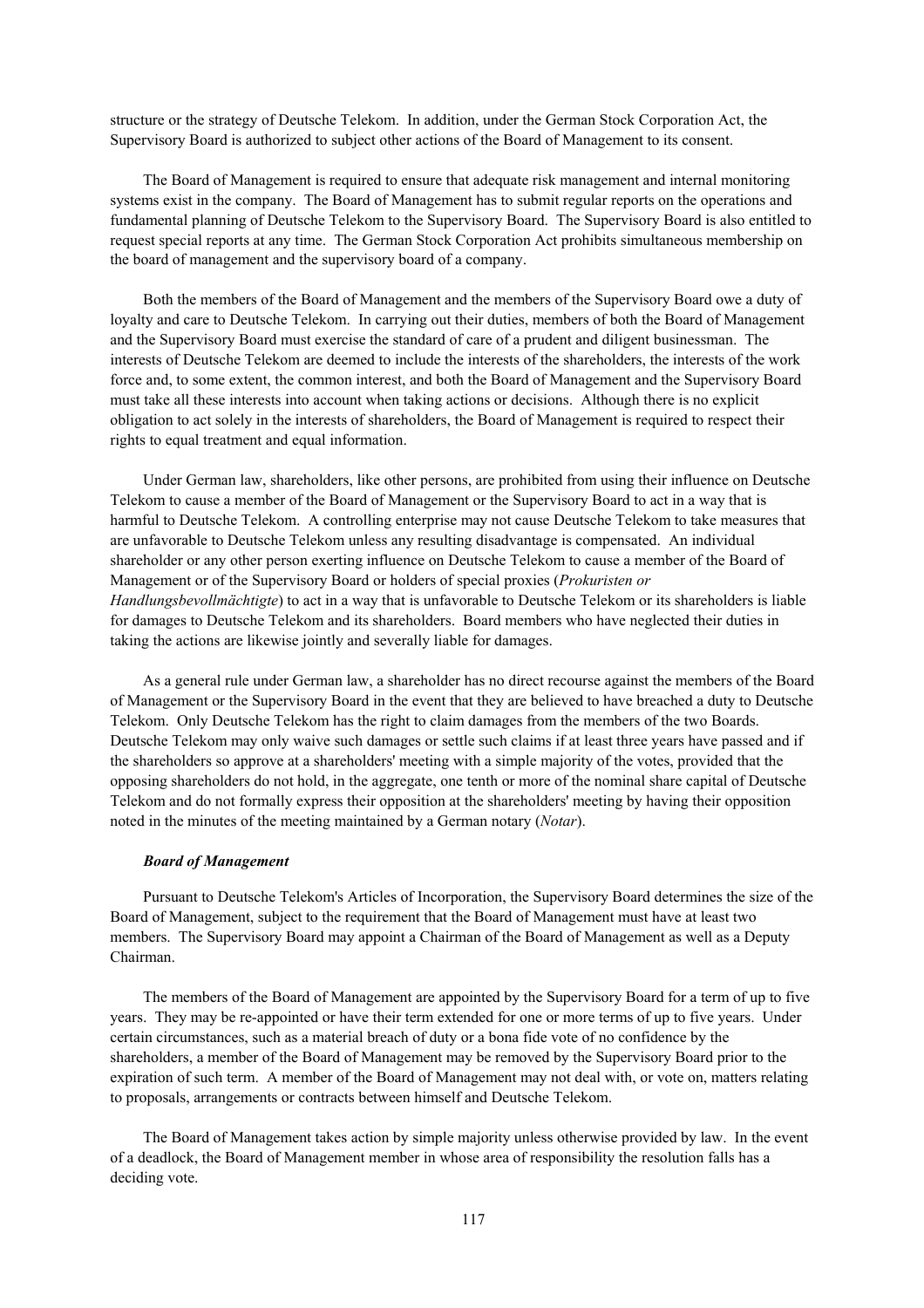structure or the strategy of Deutsche Telekom. In addition, under the German Stock Corporation Act, the Supervisory Board is authorized to subject other actions of the Board of Management to its consent.

The Board of Management is required to ensure that adequate risk management and internal monitoring systems exist in the company. The Board of Management has to submit regular reports on the operations and fundamental planning of Deutsche Telekom to the Supervisory Board. The Supervisory Board is also entitled to request special reports at any time. The German Stock Corporation Act prohibits simultaneous membership on the board of management and the supervisory board of a company.

Both the members of the Board of Management and the members of the Supervisory Board owe a duty of loyalty and care to Deutsche Telekom. In carrying out their duties, members of both the Board of Management and the Supervisory Board must exercise the standard of care of a prudent and diligent businessman. The interests of Deutsche Telekom are deemed to include the interests of the shareholders, the interests of the work force and, to some extent, the common interest, and both the Board of Management and the Supervisory Board must take all these interests into account when taking actions or decisions. Although there is no explicit obligation to act solely in the interests of shareholders, the Board of Management is required to respect their rights to equal treatment and equal information.

Under German law, shareholders, like other persons, are prohibited from using their influence on Deutsche Telekom to cause a member of the Board of Management or the Supervisory Board to act in a way that is harmful to Deutsche Telekom. A controlling enterprise may not cause Deutsche Telekom to take measures that are unfavorable to Deutsche Telekom unless any resulting disadvantage is compensated. An individual shareholder or any other person exerting influence on Deutsche Telekom to cause a member of the Board of Management or of the Supervisory Board or holders of special proxies (*Prokuristen or Handlungsbevollmächtigte*) to act in a way that is unfavorable to Deutsche Telekom or its shareholders is liable for damages to Deutsche Telekom and its shareholders. Board members who have neglected their duties in taking the actions are likewise jointly and severally liable for damages.

As a general rule under German law, a shareholder has no direct recourse against the members of the Board of Management or the Supervisory Board in the event that they are believed to have breached a duty to Deutsche Telekom. Only Deutsche Telekom has the right to claim damages from the members of the two Boards. Deutsche Telekom may only waive such damages or settle such claims if at least three years have passed and if the shareholders so approve at a shareholders' meeting with a simple majority of the votes, provided that the opposing shareholders do not hold, in the aggregate, one tenth or more of the nominal share capital of Deutsche Telekom and do not formally express their opposition at the shareholders' meeting by having their opposition noted in the minutes of the meeting maintained by a German notary (*Notar*).

***Board of Management***

Pursuant to Deutsche Telekom's Articles of Incorporation, the Supervisory Board determines the size of the Board of Management, subject to the requirement that the Board of Management must have at least two members. The Supervisory Board may appoint a Chairman of the Board of Management as well as a Deputy Chairman.

The members of the Board of Management are appointed by the Supervisory Board for a term of up to five years. They may be re-appointed or have their term extended for one or more terms of up to five years. Under certain circumstances, such as a material breach of duty or a bona fide vote of no confidence by the shareholders, a member of the Board of Management may be removed by the Supervisory Board prior to the expiration of such term. A member of the Board of Management may not deal with, or vote on, matters relating to proposals, arrangements or contracts between himself and Deutsche Telekom.

The Board of Management takes action by simple majority unless otherwise provided by law. In the event of a deadlock, the Board of Management member in whose area of responsibility the resolution falls has a deciding vote.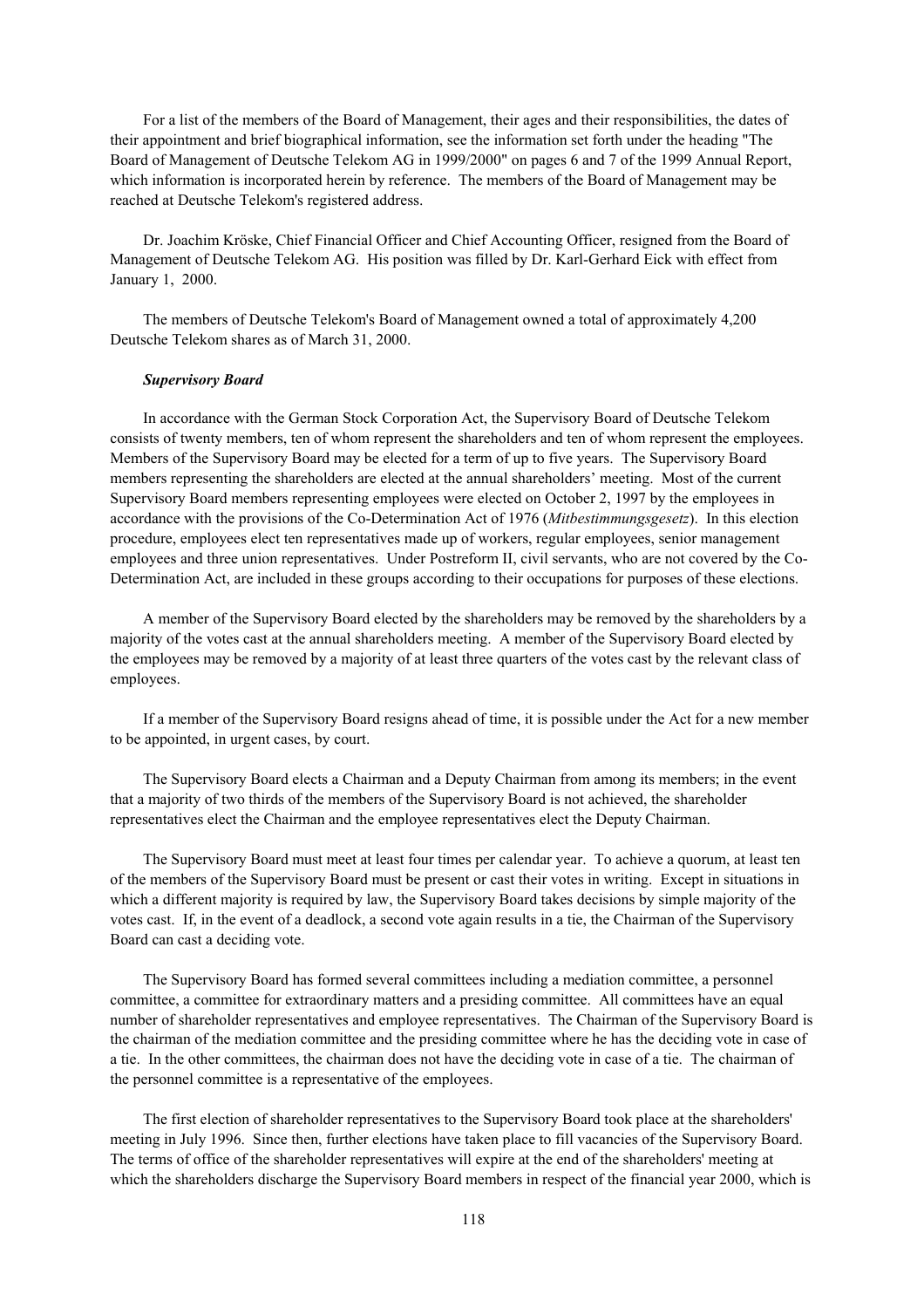For a list of the members of the Board of Management, their ages and their responsibilities, the dates of their appointment and brief biographical information, see the information set forth under the heading "The Board of Management of Deutsche Telekom AG in 1999/2000" on pages 6 and 7 of the 1999 Annual Report, which information is incorporated herein by reference. The members of the Board of Management may be reached at Deutsche Telekom's registered address.

Dr. Joachim Kröske, Chief Financial Officer and Chief Accounting Officer, resigned from the Board of Management of Deutsche Telekom AG. His position was filled by Dr. Karl-Gerhard Eick with effect from January 1, 2000.

The members of Deutsche Telekom's Board of Management owned a total of approximately 4,200 Deutsche Telekom shares as of March 31, 2000.

***Supervisory Board***

In accordance with the German Stock Corporation Act, the Supervisory Board of Deutsche Telekom consists of twenty members, ten of whom represent the shareholders and ten of whom represent the employees. Members of the Supervisory Board may be elected for a term of up to five years. The Supervisory Board members representing the shareholders are elected at the annual shareholders' meeting. Most of the current Supervisory Board members representing employees were elected on October 2, 1997 by the employees in accordance with the provisions of the Co-Determination Act of 1976 (*Mitbestimmungsgesetz*). In this election procedure, employees elect ten representatives made up of workers, regular employees, senior management employees and three union representatives. Under Postreform II, civil servants, who are not covered by the Co-Determination Act, are included in these groups according to their occupations for purposes of these elections.

A member of the Supervisory Board elected by the shareholders may be removed by the shareholders by a majority of the votes cast at the annual shareholders meeting. A member of the Supervisory Board elected by the employees may be removed by a majority of at least three quarters of the votes cast by the relevant class of employees.

If a member of the Supervisory Board resigns ahead of time, it is possible under the Act for a new member to be appointed, in urgent cases, by court.

The Supervisory Board elects a Chairman and a Deputy Chairman from among its members; in the event that a majority of two thirds of the members of the Supervisory Board is not achieved, the shareholder representatives elect the Chairman and the employee representatives elect the Deputy Chairman.

The Supervisory Board must meet at least four times per calendar year. To achieve a quorum, at least ten of the members of the Supervisory Board must be present or cast their votes in writing. Except in situations in which a different majority is required by law, the Supervisory Board takes decisions by simple majority of the votes cast. If, in the event of a deadlock, a second vote again results in a tie, the Chairman of the Supervisory Board can cast a deciding vote.

The Supervisory Board has formed several committees including a mediation committee, a personnel committee, a committee for extraordinary matters and a presiding committee. All committees have an equal number of shareholder representatives and employee representatives. The Chairman of the Supervisory Board is the chairman of the mediation committee and the presiding committee where he has the deciding vote in case of a tie. In the other committees, the chairman does not have the deciding vote in case of a tie. The chairman of the personnel committee is a representative of the employees.

The first election of shareholder representatives to the Supervisory Board took place at the shareholders' meeting in July 1996. Since then, further elections have taken place to fill vacancies of the Supervisory Board. The terms of office of the shareholder representatives will expire at the end of the shareholders' meeting at which the shareholders discharge the Supervisory Board members in respect of the financial year 2000, which is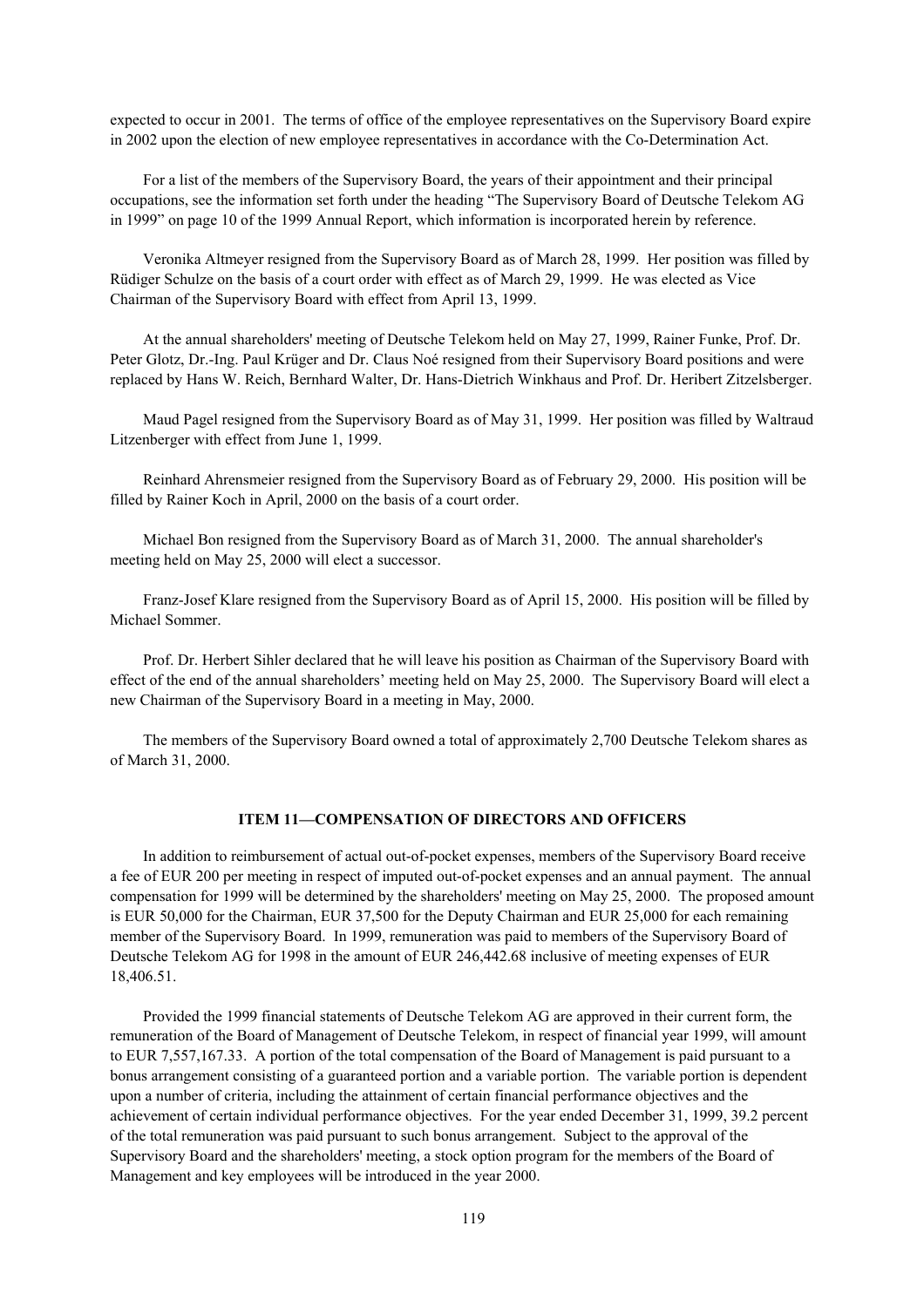expected to occur in 2001. The terms of office of the employee representatives on the Supervisory Board expire in 2002 upon the election of new employee representatives in accordance with the Co-Determination Act.

For a list of the members of the Supervisory Board, the years of their appointment and their principal occupations, see the information set forth under the heading "The Supervisory Board of Deutsche Telekom AG in 1999" on page 10 of the 1999 Annual Report, which information is incorporated herein by reference.

Veronika Altmeyer resigned from the Supervisory Board as of March 28, 1999. Her position was filled by Rüdiger Schulze on the basis of a court order with effect as of March 29, 1999. He was elected as Vice Chairman of the Supervisory Board with effect from April 13, 1999.

At the annual shareholders' meeting of Deutsche Telekom held on May 27, 1999, Rainer Funke, Prof. Dr. Peter Glotz, Dr.-Ing. Paul Krüger and Dr. Claus Noé resigned from their Supervisory Board positions and were replaced by Hans W. Reich, Bernhard Walter, Dr. Hans-Dietrich Winkhaus and Prof. Dr. Heribert Zitzelsberger.

Maud Pagel resigned from the Supervisory Board as of May 31, 1999. Her position was filled by Waltraud Litzenberger with effect from June 1, 1999.

Reinhard Ahrensmeier resigned from the Supervisory Board as of February 29, 2000. His position will be filled by Rainer Koch in April, 2000 on the basis of a court order.

Michael Bon resigned from the Supervisory Board as of March 31, 2000. The annual shareholder's meeting held on May 25, 2000 will elect a successor.

Franz-Josef Klare resigned from the Supervisory Board as of April 15, 2000. His position will be filled by Michael Sommer.

Prof. Dr. Herbert Sihler declared that he will leave his position as Chairman of the Supervisory Board with effect of the end of the annual shareholders' meeting held on May 25, 2000. The Supervisory Board will elect a new Chairman of the Supervisory Board in a meeting in May, 2000.

The members of the Supervisory Board owned a total of approximately 2,700 Deutsche Telekom shares as of March 31, 2000.

## ITEM 11—COMPENSATION OF DIRECTORS AND OFFICERS

In addition to reimbursement of actual out-of-pocket expenses, members of the Supervisory Board receive a fee of EUR 200 per meeting in respect of imputed out-of-pocket expenses and an annual payment. The annual compensation for 1999 will be determined by the shareholders' meeting on May 25, 2000. The proposed amount is EUR 50,000 for the Chairman, EUR 37,500 for the Deputy Chairman and EUR 25,000 for each remaining member of the Supervisory Board. In 1999, remuneration was paid to members of the Supervisory Board of Deutsche Telekom AG for 1998 in the amount of EUR 246,442.68 inclusive of meeting expenses of EUR 18,406.51.

Provided the 1999 financial statements of Deutsche Telekom AG are approved in their current form, the remuneration of the Board of Management of Deutsche Telekom, in respect of financial year 1999, will amount to EUR 7,557,167.33. A portion of the total compensation of the Board of Management is paid pursuant to a bonus arrangement consisting of a guaranteed portion and a variable portion. The variable portion is dependent upon a number of criteria, including the attainment of certain financial performance objectives and the achievement of certain individual performance objectives. For the year ended December 31, 1999, 39.2 percent of the total remuneration was paid pursuant to such bonus arrangement. Subject to the approval of the Supervisory Board and the shareholders' meeting, a stock option program for the members of the Board of Management and key employees will be introduced in the year 2000.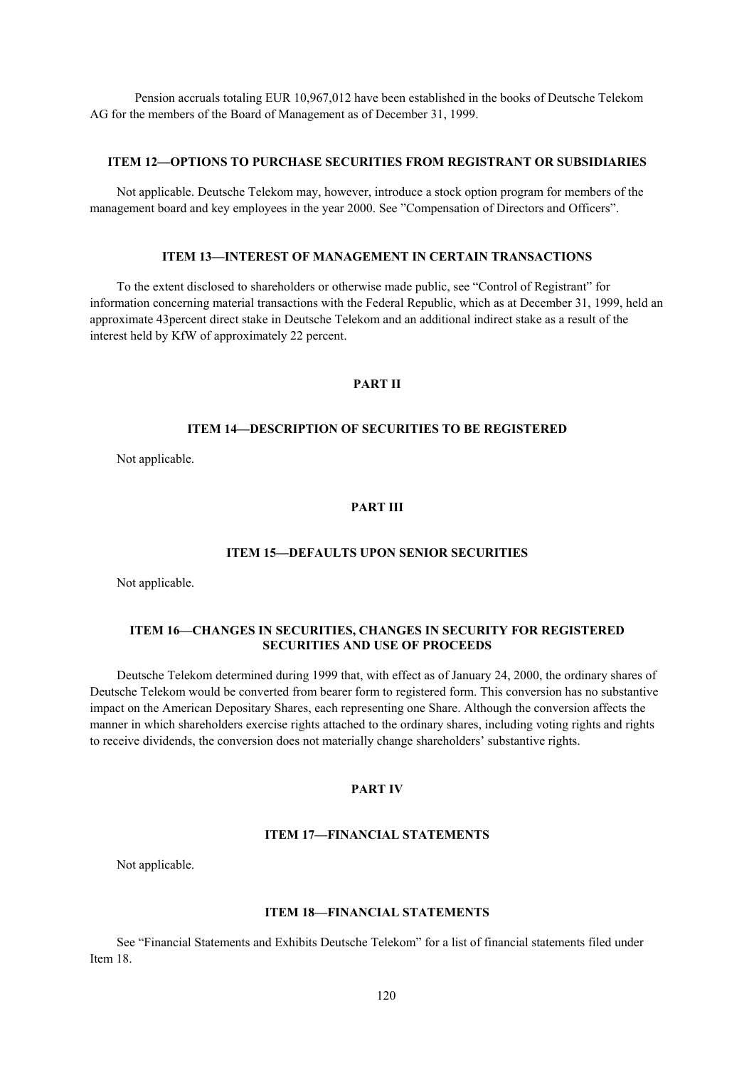Pension accruals totaling EUR 10,967,012 have been established in the books of Deutsche Telekom AG for the members of the Board of Management as of December 31, 1999.

### ITEM 12—OPTIONS TO PURCHASE SECURITIES FROM REGISTRANT OR SUBSIDIARIES

Not applicable. Deutsche Telekom may, however, introduce a stock option program for members of the management board and key employees in the year 2000. See ”Compensation of Directors and Officers”.

### ITEM 13—INTEREST OF MANAGEMENT IN CERTAIN TRANSACTIONS

To the extent disclosed to shareholders or otherwise made public, see “Control of Registrant” for information concerning material transactions with the Federal Republic, which as at December 31, 1999, held an approximate 43percent direct stake in Deutsche Telekom and an additional indirect stake as a result of the interest held by KfW of approximately 22 percent.

## PART II

### ITEM 14—DESCRIPTION OF SECURITIES TO BE REGISTERED

Not applicable.

## PART III

### ITEM 15—DEFAULTS UPON SENIOR SECURITIES

Not applicable.

### ITEM 16—CHANGES IN SECURITIES, CHANGES IN SECURITY FOR REGISTERED SECURITIES AND USE OF PROCEEDS

Deutsche Telekom determined during 1999 that, with effect as of January 24, 2000, the ordinary shares of Deutsche Telekom would be converted from bearer form to registered form. This conversion has no substantive impact on the American Depositary Shares, each representing one Share. Although the conversion affects the manner in which shareholders exercise rights attached to the ordinary shares, including voting rights and rights to receive dividends, the conversion does not materially change shareholders’ substantive rights.

## PART IV

### ITEM 17—FINANCIAL STATEMENTS

Not applicable.

### ITEM 18—FINANCIAL STATEMENTS

See “Financial Statements and Exhibits Deutsche Telekom” for a list of financial statements filed under Item 18.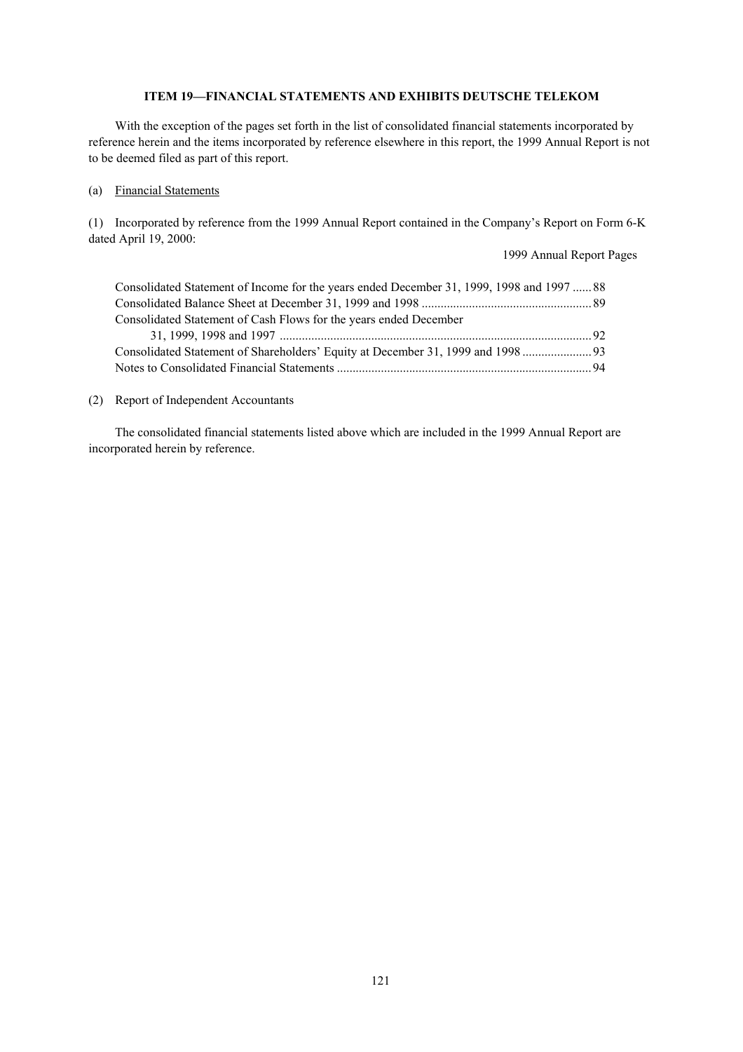## ITEM 19—FINANCIAL STATEMENTS AND EXHIBITS DEUTSCHE TELEKOM

With the exception of the pages set forth in the list of consolidated financial statements incorporated by reference herein and the items incorporated by reference elsewhere in this report, the 1999 Annual Report is not to be deemed filed as part of this report.

(a) Financial Statements

(1) Incorporated by reference from the 1999 Annual Report contained in the Company's Report on Form 6-K dated April 19, 2000:

| | 1999 Annual Report Pages |
|---|---|
| Consolidated Statement of Income for the years ended December 31, 1999, 1998 and 1997 | 88 |
| Consolidated Balance Sheet at December 31, 1999 and 1998 | 89 |
| Consolidated Statement of Cash Flows for the years ended December 31, 1999, 1998 and 1997 | 92 |
| Consolidated Statement of Shareholders' Equity at December 31, 1999 and 1998 | 93 |
| Notes to Consolidated Financial Statements | 94 |

(2) Report of Independent Accountants

The consolidated financial statements listed above which are included in the 1999 Annual Report are incorporated herein by reference.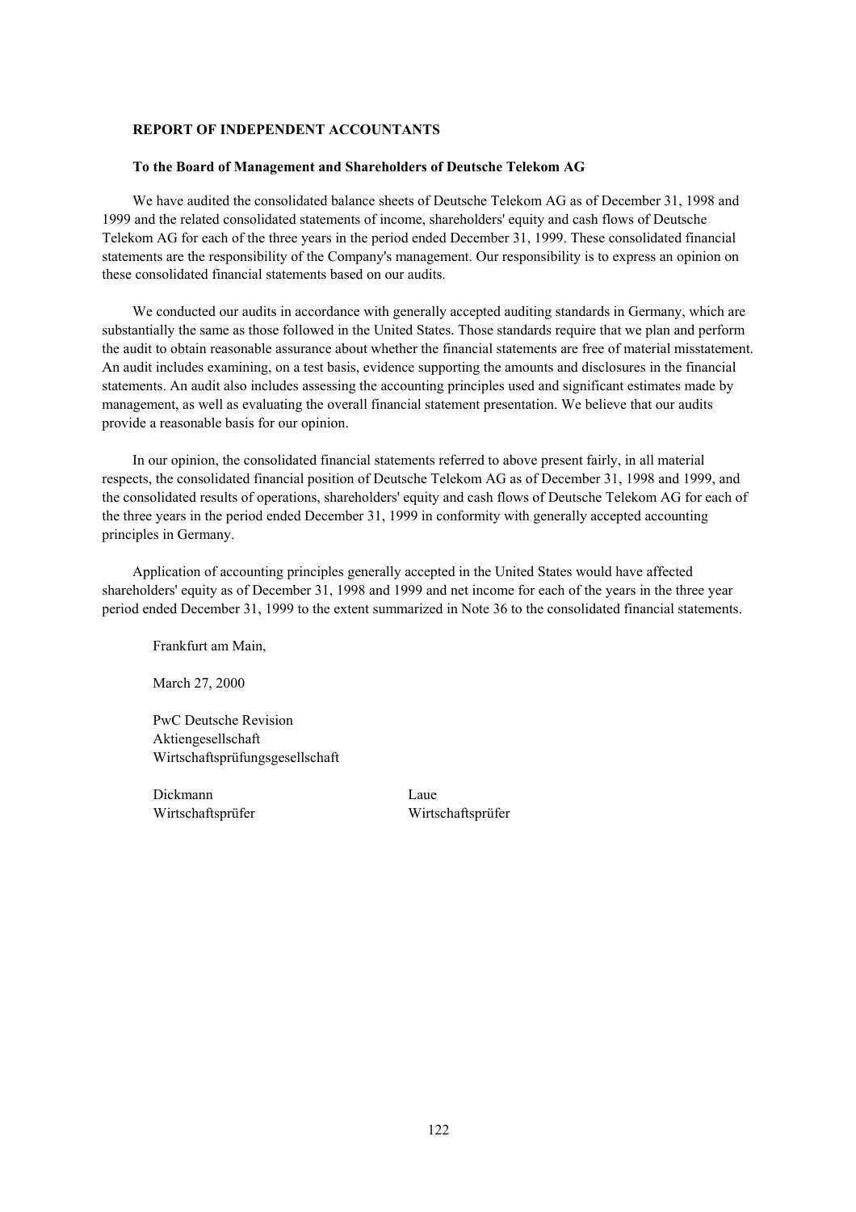**REPORT OF INDEPENDENT ACCOUNTANTS**

**To the Board of Management and Shareholders of Deutsche Telekom AG**

We have audited the consolidated balance sheets of Deutsche Telekom AG as of December 31, 1998 and 1999 and the related consolidated statements of income, shareholders' equity and cash flows of Deutsche Telekom AG for each of the three years in the period ended December 31, 1999. These consolidated financial statements are the responsibility of the Company's management. Our responsibility is to express an opinion on these consolidated financial statements based on our audits.

We conducted our audits in accordance with generally accepted auditing standards in Germany, which are substantially the same as those followed in the United States. Those standards require that we plan and perform the audit to obtain reasonable assurance about whether the financial statements are free of material misstatement. An audit includes examining, on a test basis, evidence supporting the amounts and disclosures in the financial statements. An audit also includes assessing the accounting principles used and significant estimates made by management, as well as evaluating the overall financial statement presentation. We believe that our audits provide a reasonable basis for our opinion.

In our opinion, the consolidated financial statements referred to above present fairly, in all material respects, the consolidated financial position of Deutsche Telekom AG as of December 31, 1998 and 1999, and the consolidated results of operations, shareholders' equity and cash flows of Deutsche Telekom AG for each of the three years in the period ended December 31, 1999 in conformity with generally accepted accounting principles in Germany.

Application of accounting principles generally accepted in the United States would have affected shareholders' equity as of December 31, 1998 and 1999 and net income for each of the years in the three year period ended December 31, 1999 to the extent summarized in Note 36 to the consolidated financial statements.

Frankfurt am Main,

March 27, 2000

PwC Deutsche Revision
Aktiengesellschaft
Wirtschaftsprüfungsgesellschaft

Dickmann
Wirtschaftsprüfer

Laue
Wirtschaftsprüfer